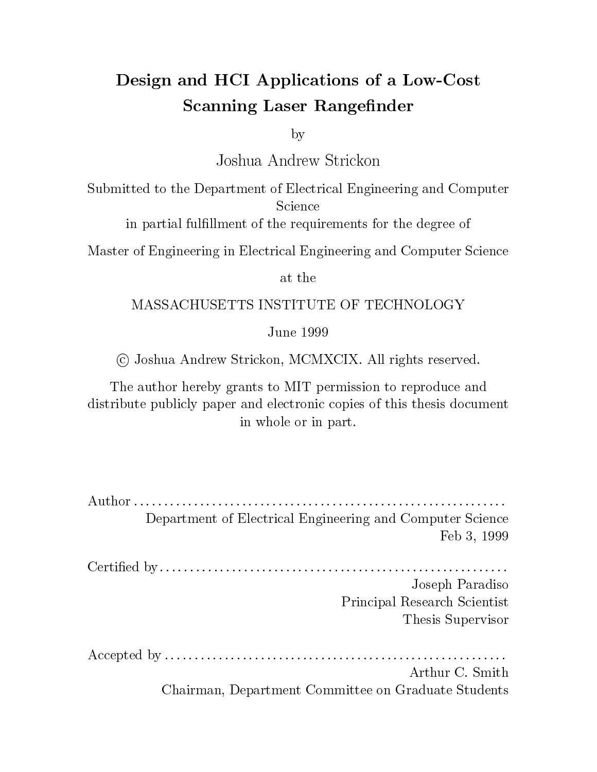# Design and HCI Applications of a Low-Cost Scanning Laser Rangefinder

by

Joshua Andrew Strickon

Submitted to the Department of Electrical Engineering and Computer Science

in partial fulfillment of the requirements for the degree of

Master of Engineering in Electrical Engineering and Computer Science

at the

MASSACHUSETTS INSTITUTE OF TECHNOLOGY

June 1999

© Joshua Andrew Strickon, MCMXCIX. All rights reserved.

The author hereby grants to MIT permission to reproduce and distribute publicly paper and electronic copies of this thesis document in whole or in part.

Author ..............................................................
Department of Electrical Engineering and Computer Science
Feb 3, 1999

Certified by..........................................................
Joseph Paradiso
Principal Research Scientist
Thesis Supervisor

Accepted by ..........................................................
Arthur C. Smith
Chairman, Department Committee on Graduate Students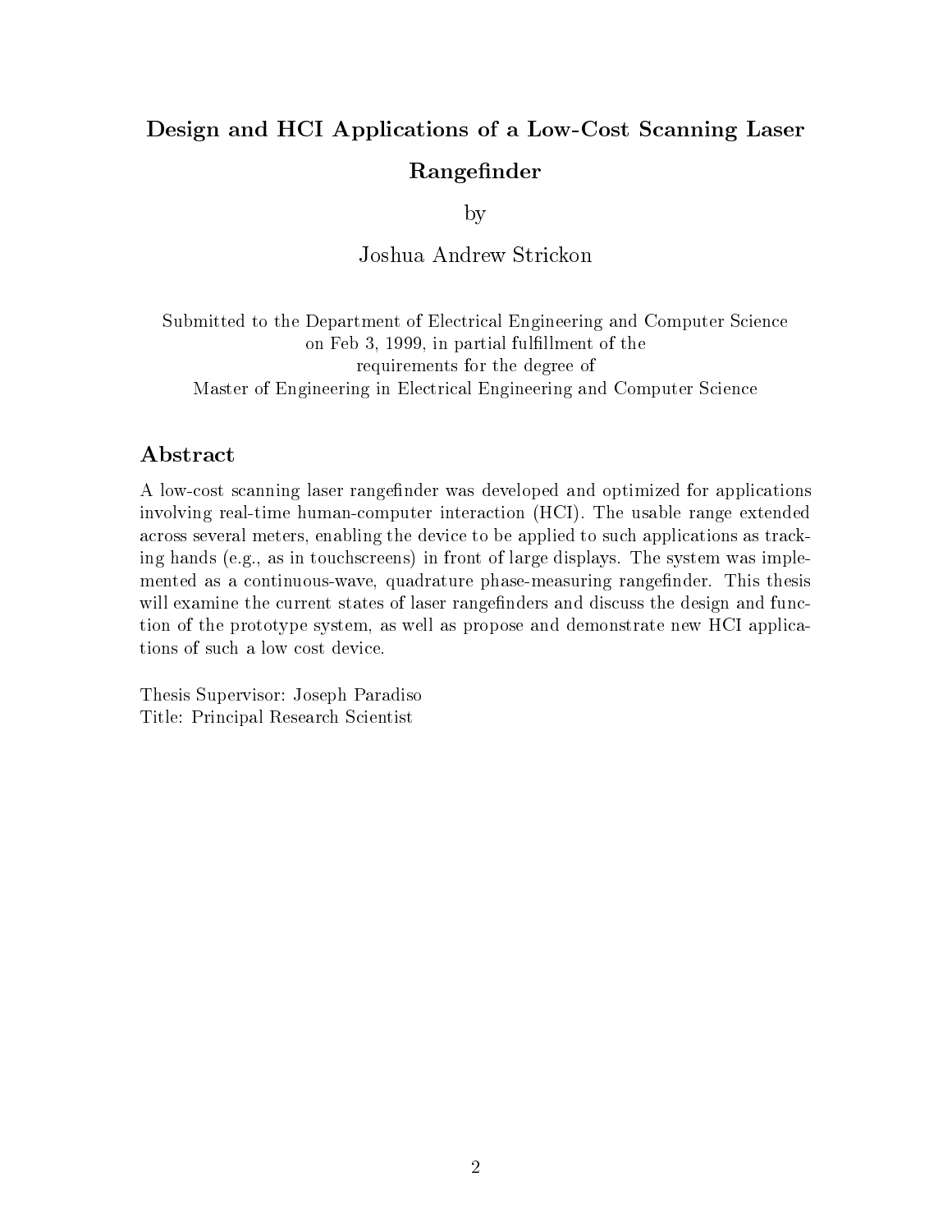# Design and HCI Applications of a Low-Cost Scanning Laser Rangefinder

by

Joshua Andrew Strickon

Submitted to the Department of Electrical Engineering and Computer Science
on Feb 3, 1999, in partial fulfillment of the
requirements for the degree of
Master of Engineering in Electrical Engineering and Computer Science

## Abstract

A low-cost scanning laser rangefinder was developed and optimized for applications involving real-time human-computer interaction (HCI). The usable range extended across several meters, enabling the device to be applied to such applications as tracking hands (e.g., as in touchscreens) in front of large displays. The system was implemented as a continuous-wave, quadrature phase-measuring rangefinder. This thesis will examine the current states of laser rangefinders and discuss the design and function of the prototype system, as well as propose and demonstrate new HCI applications of such a low cost device.

Thesis Supervisor: Joseph Paradiso
Title: Principal Research Scientist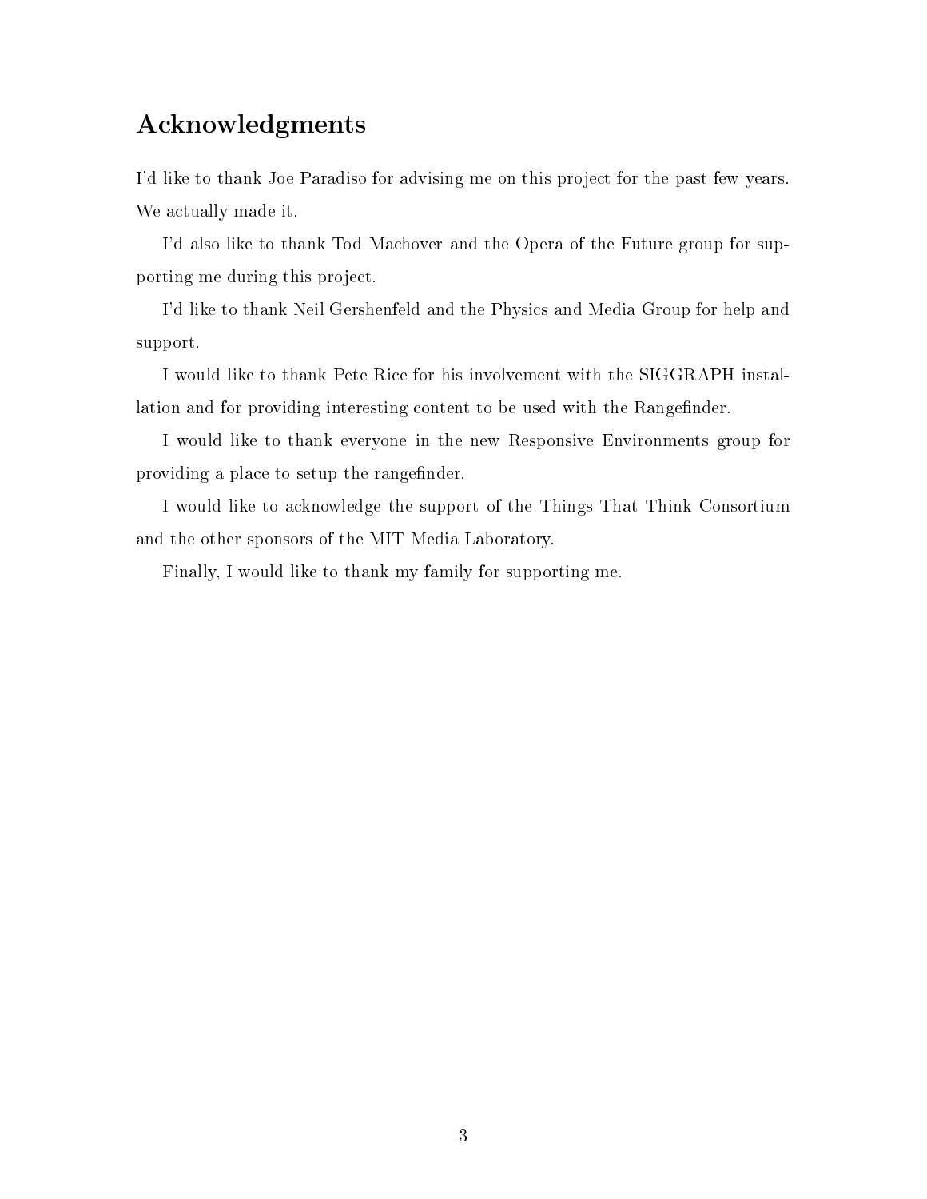# Acknowledgments

I'd like to thank Joe Paradiso for advising me on this project for the past few years. We actually made it.

I'd also like to thank Tod Machover and the Opera of the Future group for supporting me during this project.

I'd like to thank Neil Gershenfeld and the Physics and Media Group for help and support.

I would like to thank Pete Rice for his involvement with the SIGGRAPH installation and for providing interesting content to be used with the Rangefinder.

I would like to thank everyone in the new Responsive Environments group for providing a place to setup the rangefinder.

I would like to acknowledge the support of the Things That Think Consortium and the other sponsors of the MIT Media Laboratory.

Finally, I would like to thank my family for supporting me.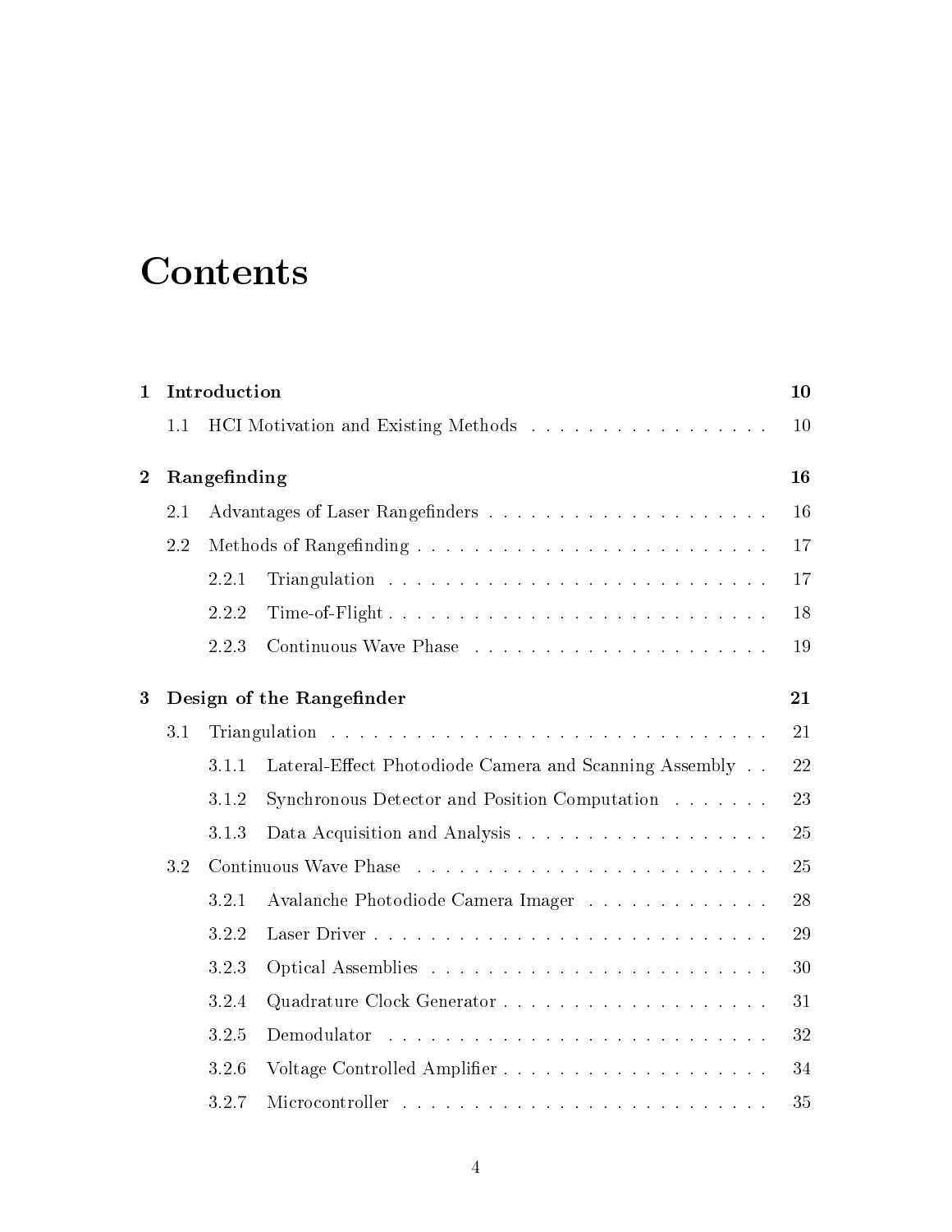# Contents

- **1 Introduction** — **10**
  - 1.1 HCI Motivation and Existing Methods — 10
- **2 Rangefinding** — **16**
  - 2.1 Advantages of Laser Rangefinders — 16
  - 2.2 Methods of Rangefinding — 17
    - 2.2.1 Triangulation — 17
    - 2.2.2 Time-of-Flight — 18
    - 2.2.3 Continuous Wave Phase — 19
- **3 Design of the Rangefinder** — **21**
  - 3.1 Triangulation — 21
    - 3.1.1 Lateral-Effect Photodiode Camera and Scanning Assembly — 22
    - 3.1.2 Synchronous Detector and Position Computation — 23
    - 3.1.3 Data Acquisition and Analysis — 25
  - 3.2 Continuous Wave Phase — 25
    - 3.2.1 Avalanche Photodiode Camera Imager — 28
    - 3.2.2 Laser Driver — 29
    - 3.2.3 Optical Assemblies — 30
    - 3.2.4 Quadrature Clock Generator — 31
    - 3.2.5 Demodulator — 32
    - 3.2.6 Voltage Controlled Amplifier — 34
    - 3.2.7 Microcontroller — 35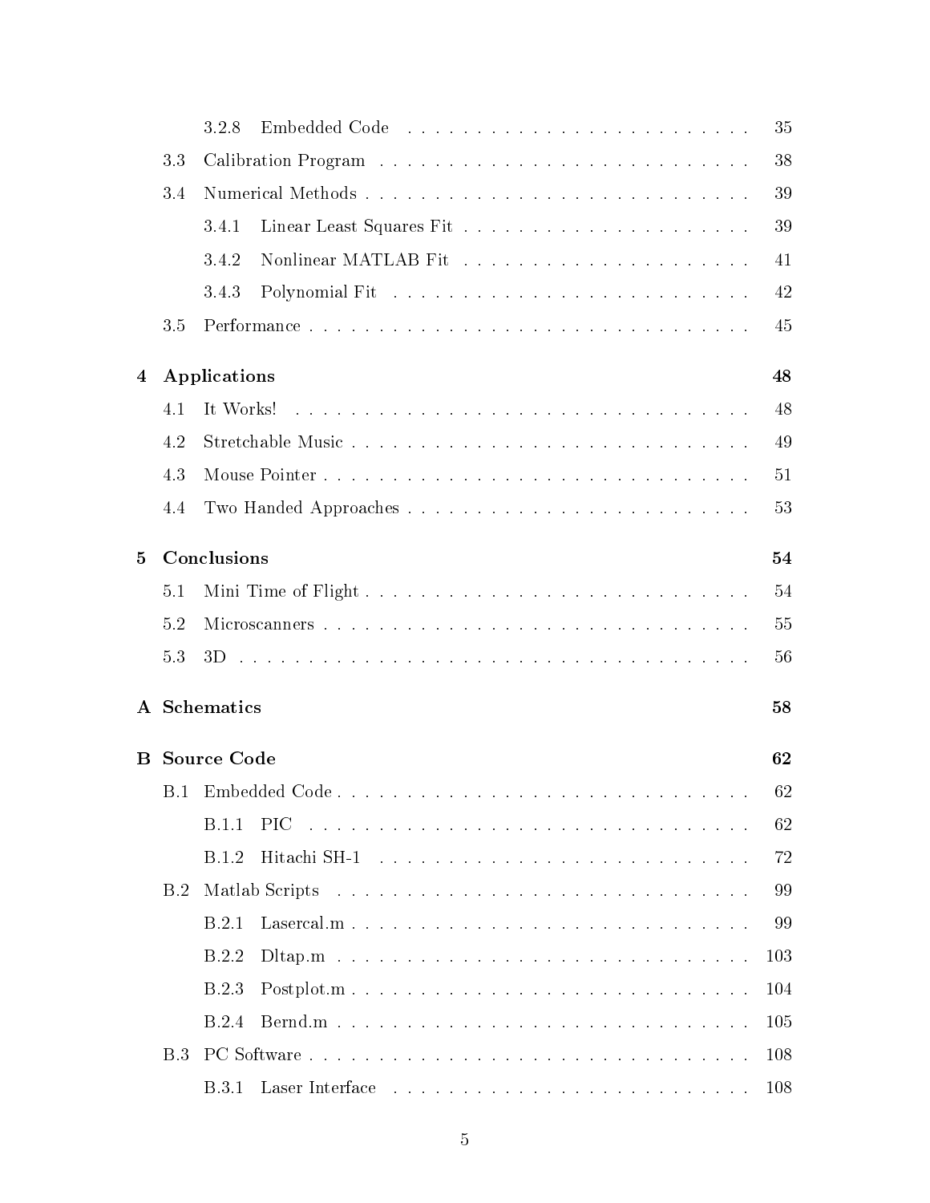- 3.2.8 Embedded Code . . . . . . . . . . . . . . . . . . . . . . . . 35
- 3.3 Calibration Program . . . . . . . . . . . . . . . . . . . . . . . . 38
- 3.4 Numerical Methods . . . . . . . . . . . . . . . . . . . . . . . . 39
  - 3.4.1 Linear Least Squares Fit . . . . . . . . . . . . . . . . . . . . 39
  - 3.4.2 Nonlinear MATLAB Fit . . . . . . . . . . . . . . . . . . . . 41
  - 3.4.3 Polynomial Fit . . . . . . . . . . . . . . . . . . . . . . . . 42
- 3.5 Performance . . . . . . . . . . . . . . . . . . . . . . . . . . . . 45

**4 Applications** **48**

- 4.1 It Works! . . . . . . . . . . . . . . . . . . . . . . . . . . . . . 48
- 4.2 Stretchable Music . . . . . . . . . . . . . . . . . . . . . . . . . 49
- 4.3 Mouse Pointer . . . . . . . . . . . . . . . . . . . . . . . . . . . 51
- 4.4 Two Handed Approaches . . . . . . . . . . . . . . . . . . . . . . 53

**5 Conclusions** **54**

- 5.1 Mini Time of Flight . . . . . . . . . . . . . . . . . . . . . . . . 54
- 5.2 Microscanners . . . . . . . . . . . . . . . . . . . . . . . . . . . 55
- 5.3 3D . . . . . . . . . . . . . . . . . . . . . . . . . . . . . . . . . 56

**A Schematics** **58**

**B Source Code** **62**

- B.1 Embedded Code . . . . . . . . . . . . . . . . . . . . . . . . . . 62
  - B.1.1 PIC . . . . . . . . . . . . . . . . . . . . . . . . . . . . . . 62
  - B.1.2 Hitachi SH-1 . . . . . . . . . . . . . . . . . . . . . . . . . 72
- B.2 Matlab Scripts . . . . . . . . . . . . . . . . . . . . . . . . . . 99
  - B.2.1 Lasercal.m . . . . . . . . . . . . . . . . . . . . . . . . . . . 99
  - B.2.2 Dltap.m . . . . . . . . . . . . . . . . . . . . . . . . . . . . 103
  - B.2.3 Postplot.m . . . . . . . . . . . . . . . . . . . . . . . . . . . 104
  - B.2.4 Bernd.m . . . . . . . . . . . . . . . . . . . . . . . . . . . . 105
- B.3 PC Software . . . . . . . . . . . . . . . . . . . . . . . . . . . . 108
  - B.3.1 Laser Interface . . . . . . . . . . . . . . . . . . . . . . . . 108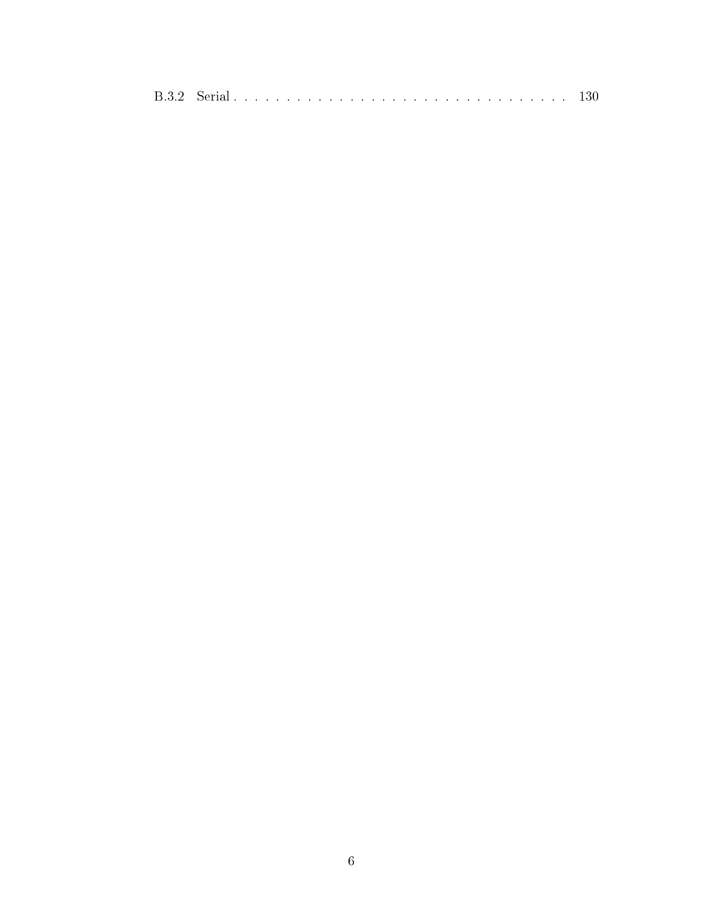B.3.2 Serial . . . . . . . . . . . . . . . . . . . . . . . . . . . . . . . . . 130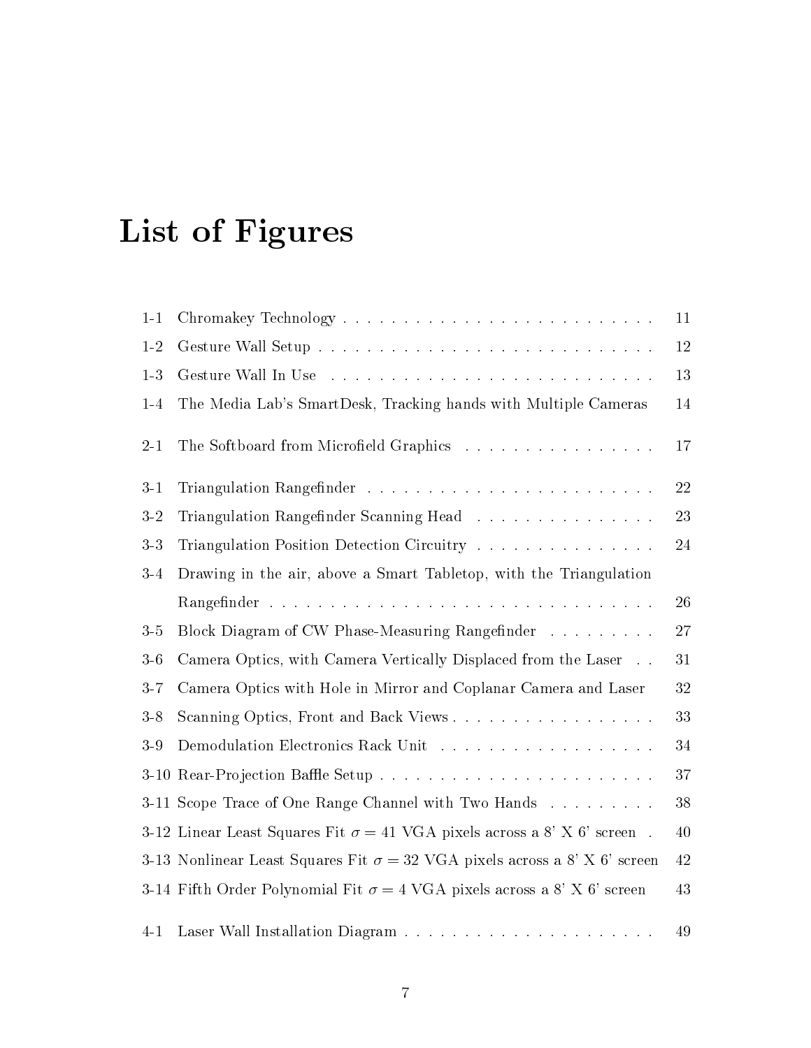# List of Figures

| | | |
|---|---|---|
| 1-1 | Chromakey Technology | 11 |
| 1-2 | Gesture Wall Setup | 12 |
| 1-3 | Gesture Wall In Use | 13 |
| 1-4 | The Media Lab's SmartDesk, Tracking hands with Multiple Cameras | 14 |
| 2-1 | The Softboard from Microfield Graphics | 17 |
| 3-1 | Triangulation Rangefinder | 22 |
| 3-2 | Triangulation Rangefinder Scanning Head | 23 |
| 3-3 | Triangulation Position Detection Circuitry | 24 |
| 3-4 | Drawing in the air, above a Smart Tabletop, with the Triangulation Rangefinder | 26 |
| 3-5 | Block Diagram of CW Phase-Measuring Rangefinder | 27 |
| 3-6 | Camera Optics, with Camera Vertically Displaced from the Laser | 31 |
| 3-7 | Camera Optics with Hole in Mirror and Coplanar Camera and Laser | 32 |
| 3-8 | Scanning Optics, Front and Back Views | 33 |
| 3-9 | Demodulation Electronics Rack Unit | 34 |
| 3-10 | Rear-Projection Baffle Setup | 37 |
| 3-11 | Scope Trace of One Range Channel with Two Hands | 38 |
| 3-12 | Linear Least Squares Fit $\sigma = 41$ VGA pixels across a 8' X 6' screen | 40 |
| 3-13 | Nonlinear Least Squares Fit $\sigma = 32$ VGA pixels across a 8' X 6' screen | 42 |
| 3-14 | Fifth Order Polynomial Fit $\sigma = 4$ VGA pixels across a 8' X 6' screen | 43 |
| 4-1 | Laser Wall Installation Diagram | 49 |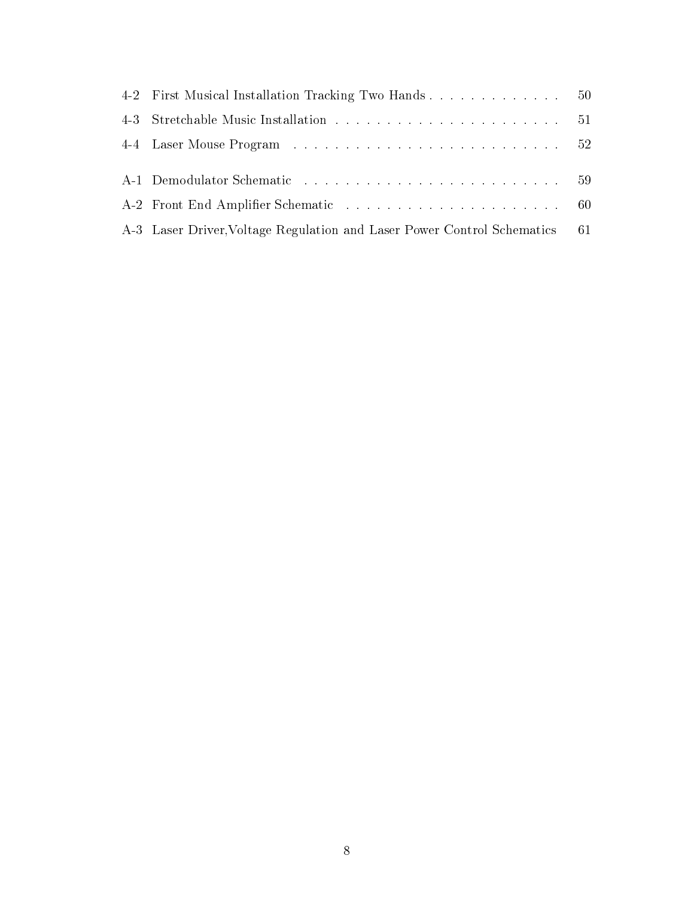4-2 First Musical Installation Tracking Two Hands . . . . . . . . . . . . . . 50

4-3 Stretchable Music Installation . . . . . . . . . . . . . . . . . . . . . . . 51

4-4 Laser Mouse Program . . . . . . . . . . . . . . . . . . . . . . . . . . 52

A-1 Demodulator Schematic . . . . . . . . . . . . . . . . . . . . . . . . . 59

A-2 Front End Amplifier Schematic . . . . . . . . . . . . . . . . . . . . . 60

A-3 Laser Driver,Voltage Regulation and Laser Power Control Schematics 61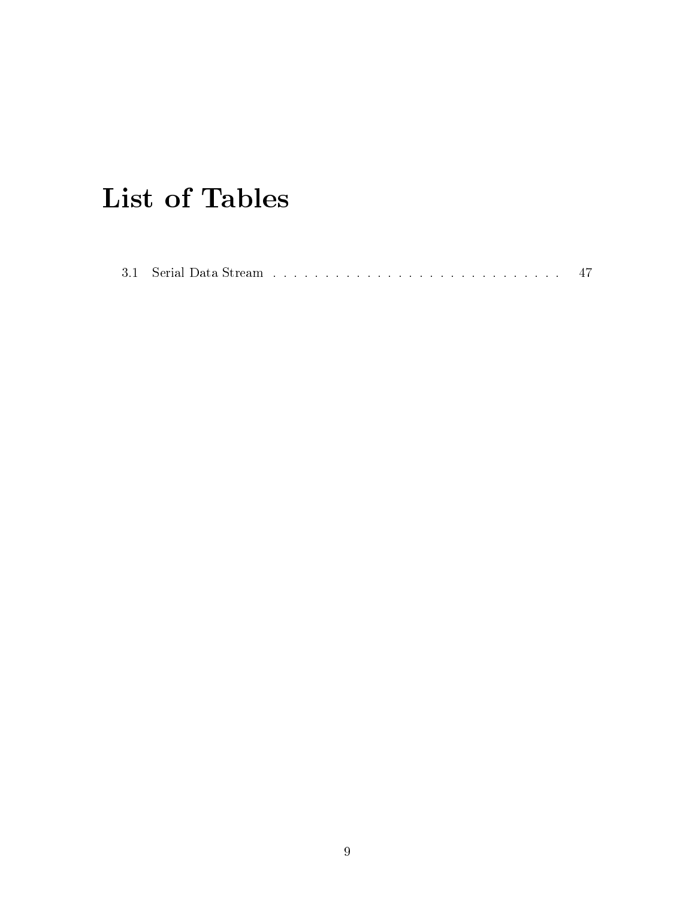# List of Tables

3.1 Serial Data Stream . . . . . . . . . . . . . . . . . . . . . . . . . . . . . 47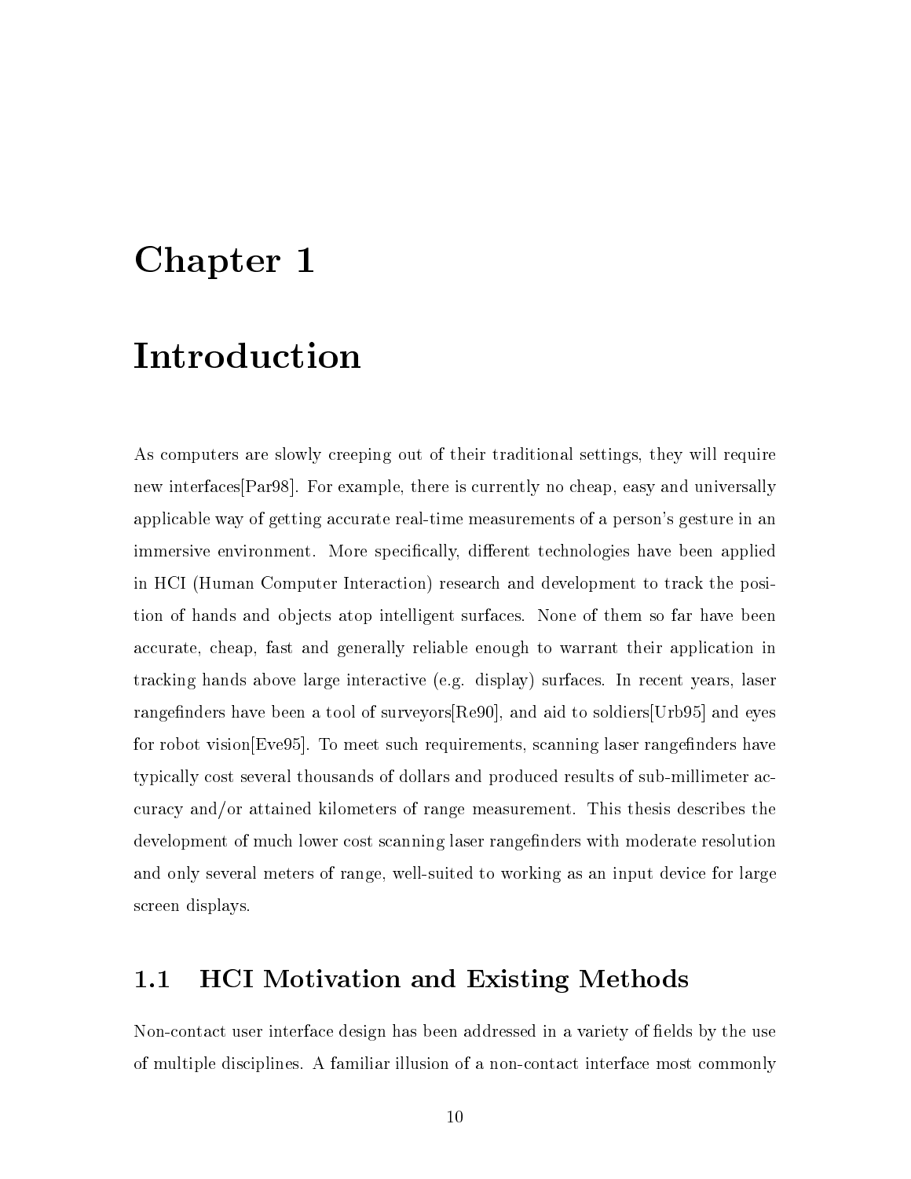# Chapter 1

# Introduction

As computers are slowly creeping out of their traditional settings, they will require new interfaces[Par98]. For example, there is currently no cheap, easy and universally applicable way of getting accurate real-time measurements of a person's gesture in an immersive environment. More specifically, different technologies have been applied in HCI (Human Computer Interaction) research and development to track the position of hands and objects atop intelligent surfaces. None of them so far have been accurate, cheap, fast and generally reliable enough to warrant their application in tracking hands above large interactive (e.g. display) surfaces. In recent years, laser rangefinders have been a tool of surveyors[Re90], and aid to soldiers[Urb95] and eyes for robot vision[Eve95]. To meet such requirements, scanning laser rangefinders have typically cost several thousands of dollars and produced results of sub-millimeter accuracy and/or attained kilometers of range measurement. This thesis describes the development of much lower cost scanning laser rangefinders with moderate resolution and only several meters of range, well-suited to working as an input device for large screen displays.

## 1.1 HCI Motivation and Existing Methods

Non-contact user interface design has been addressed in a variety of fields by the use of multiple disciplines. A familiar illusion of a non-contact interface most commonly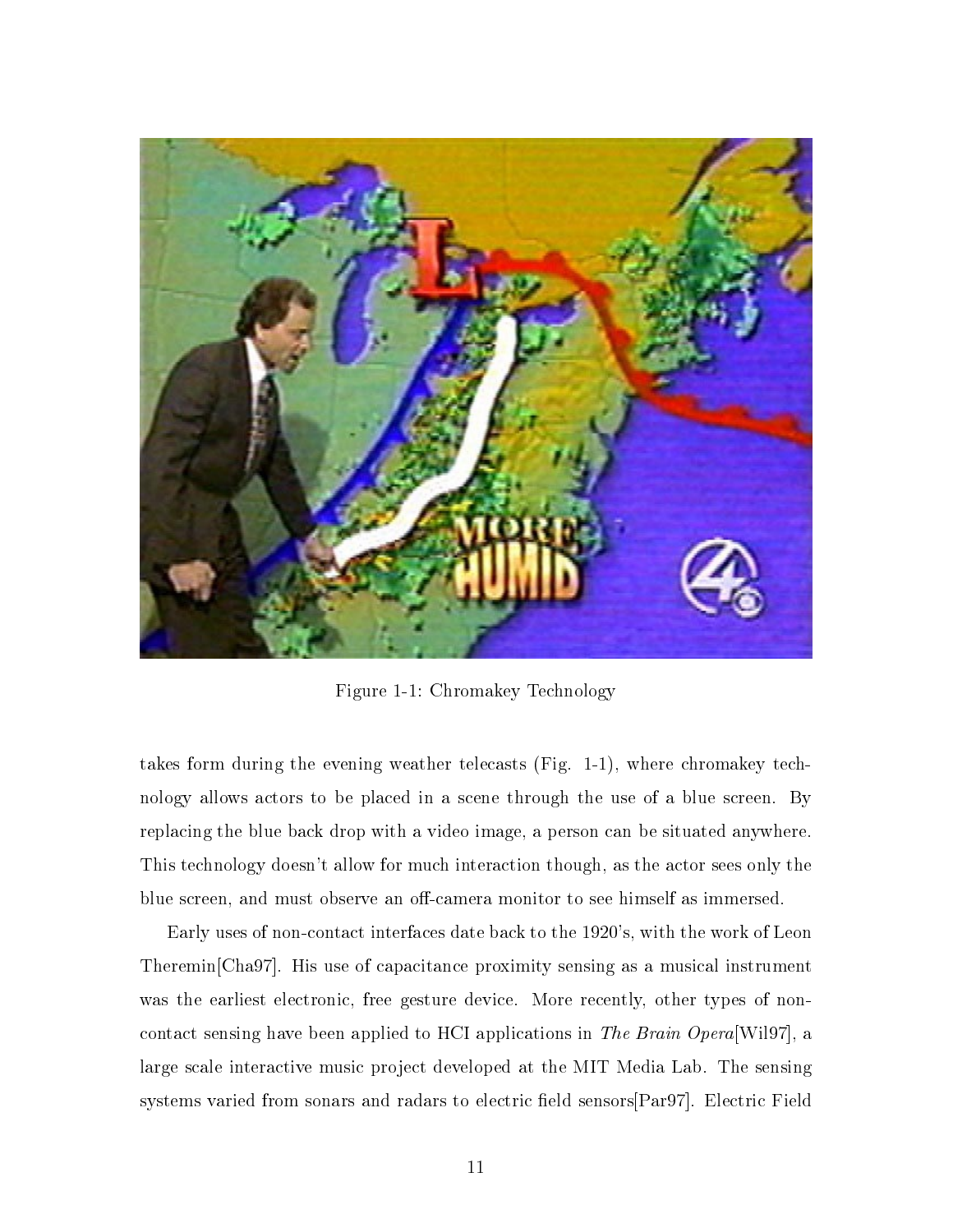Figure 1-1: Chromakey Technology

takes form during the evening weather telecasts (Fig. 1-1), where chromakey technology allows actors to be placed in a scene through the use of a blue screen. By replacing the blue back drop with a video image, a person can be situated anywhere. This technology doesn't allow for much interaction though, as the actor sees only the blue screen, and must observe an off-camera monitor to see himself as immersed.

Early uses of non-contact interfaces date back to the 1920's, with the work of Leon Theremin[Cha97]. His use of capacitance proximity sensing as a musical instrument was the earliest electronic, free gesture device. More recently, other types of non-contact sensing have been applied to HCI applications in *The Brain Opera*[Wil97], a large scale interactive music project developed at the MIT Media Lab. The sensing systems varied from sonars and radars to electric field sensors[Par97]. Electric Field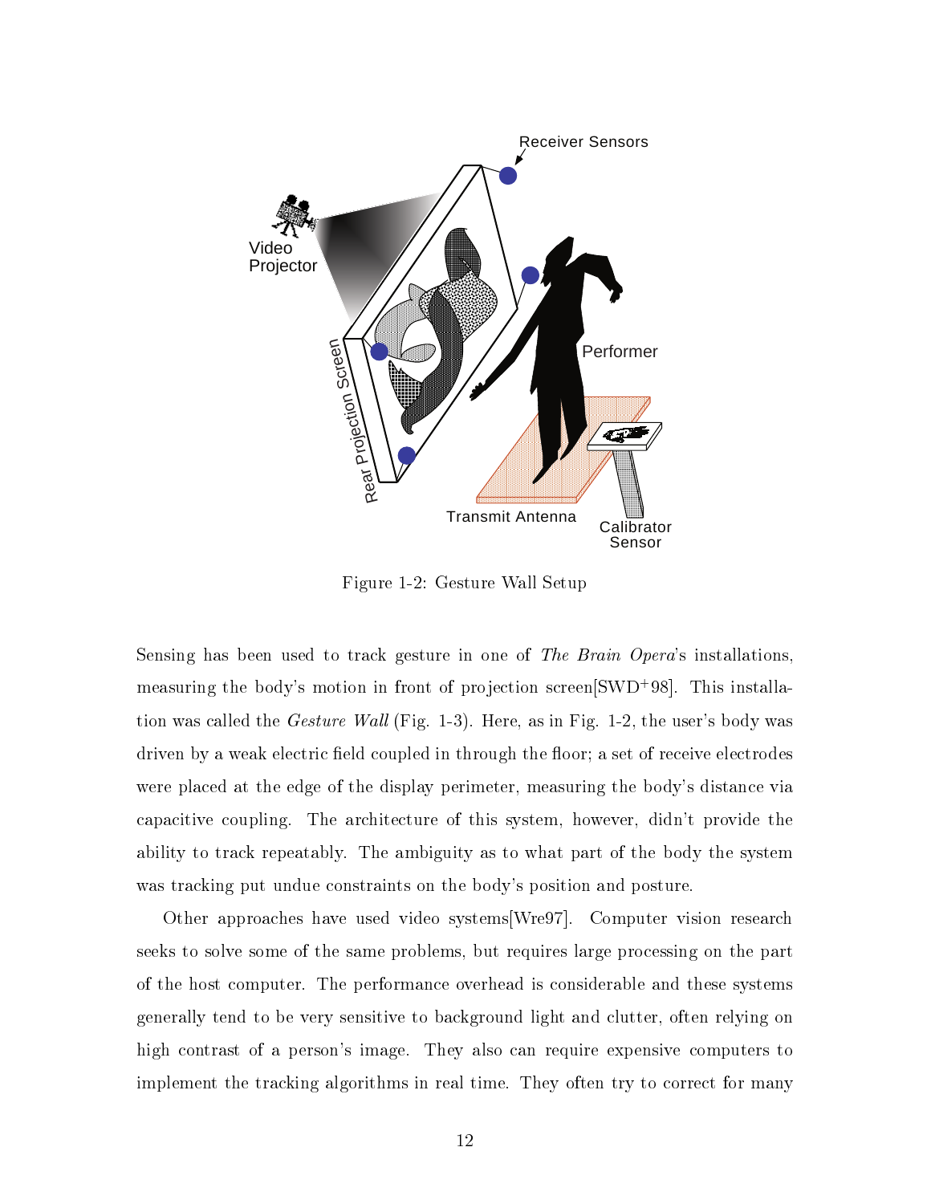Figure 1-2: Gesture Wall Setup

Sensing has been used to track gesture in one of *The Brain Opera*'s installations, measuring the body's motion in front of projection screen[SWD+98]. This installation was called the *Gesture Wall* (Fig. 1-3). Here, as in Fig. 1-2, the user's body was driven by a weak electric field coupled in through the floor; a set of receive electrodes were placed at the edge of the display perimeter, measuring the body's distance via capacitive coupling. The architecture of this system, however, didn't provide the ability to track repeatably. The ambiguity as to what part of the body the system was tracking put undue constraints on the body's position and posture.

Other approaches have used video systems[Wre97]. Computer vision research seeks to solve some of the same problems, but requires large processing on the part of the host computer. The performance overhead is considerable and these systems generally tend to be very sensitive to background light and clutter, often relying on high contrast of a person's image. They also can require expensive computers to implement the tracking algorithms in real time. They often try to correct for many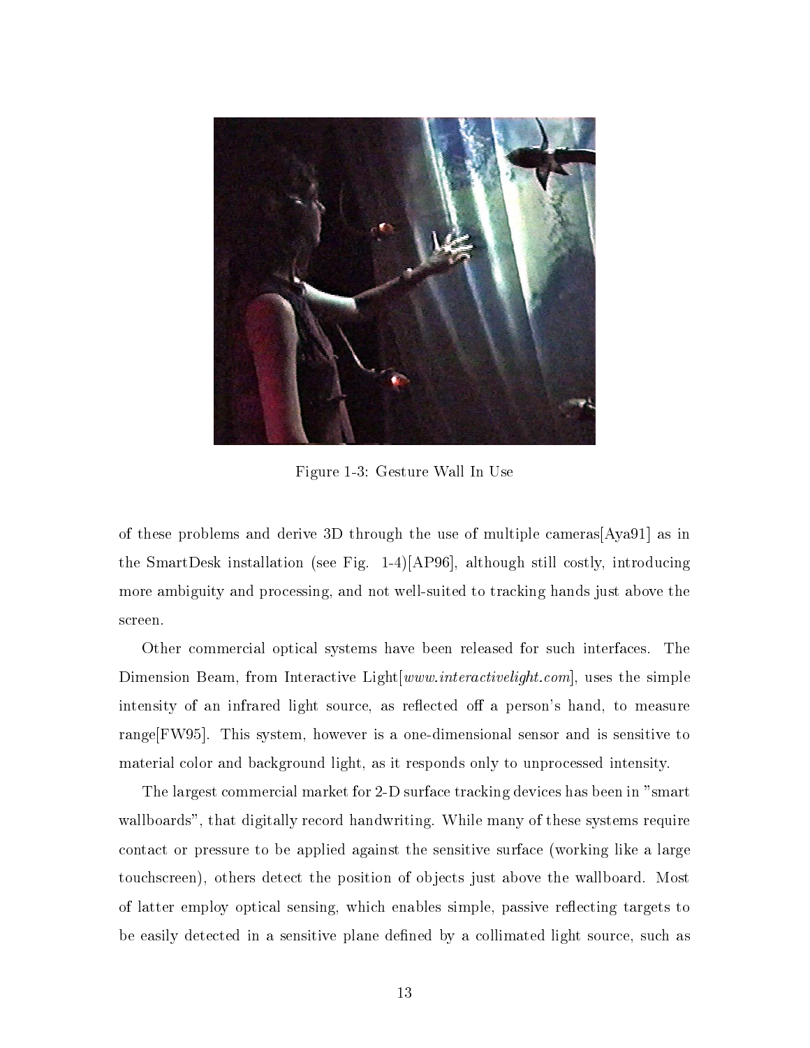Figure 1-3: Gesture Wall In Use

of these problems and derive 3D through the use of multiple cameras[Aya91] as in the SmartDesk installation (see Fig. 1-4)[AP96], although still costly, introducing more ambiguity and processing, and not well-suited to tracking hands just above the screen.

Other commercial optical systems have been released for such interfaces. The Dimension Beam, from Interactive Light[*www.interactivelight.com*], uses the simple intensity of an infrared light source, as reflected off a person's hand, to measure range[FW95]. This system, however is a one-dimensional sensor and is sensitive to material color and background light, as it responds only to unprocessed intensity.

The largest commercial market for 2-D surface tracking devices has been in "smart wallboards", that digitally record handwriting. While many of these systems require contact or pressure to be applied against the sensitive surface (working like a large touchscreen), others detect the position of objects just above the wallboard. Most of latter employ optical sensing, which enables simple, passive reflecting targets to be easily detected in a sensitive plane defined by a collimated light source, such as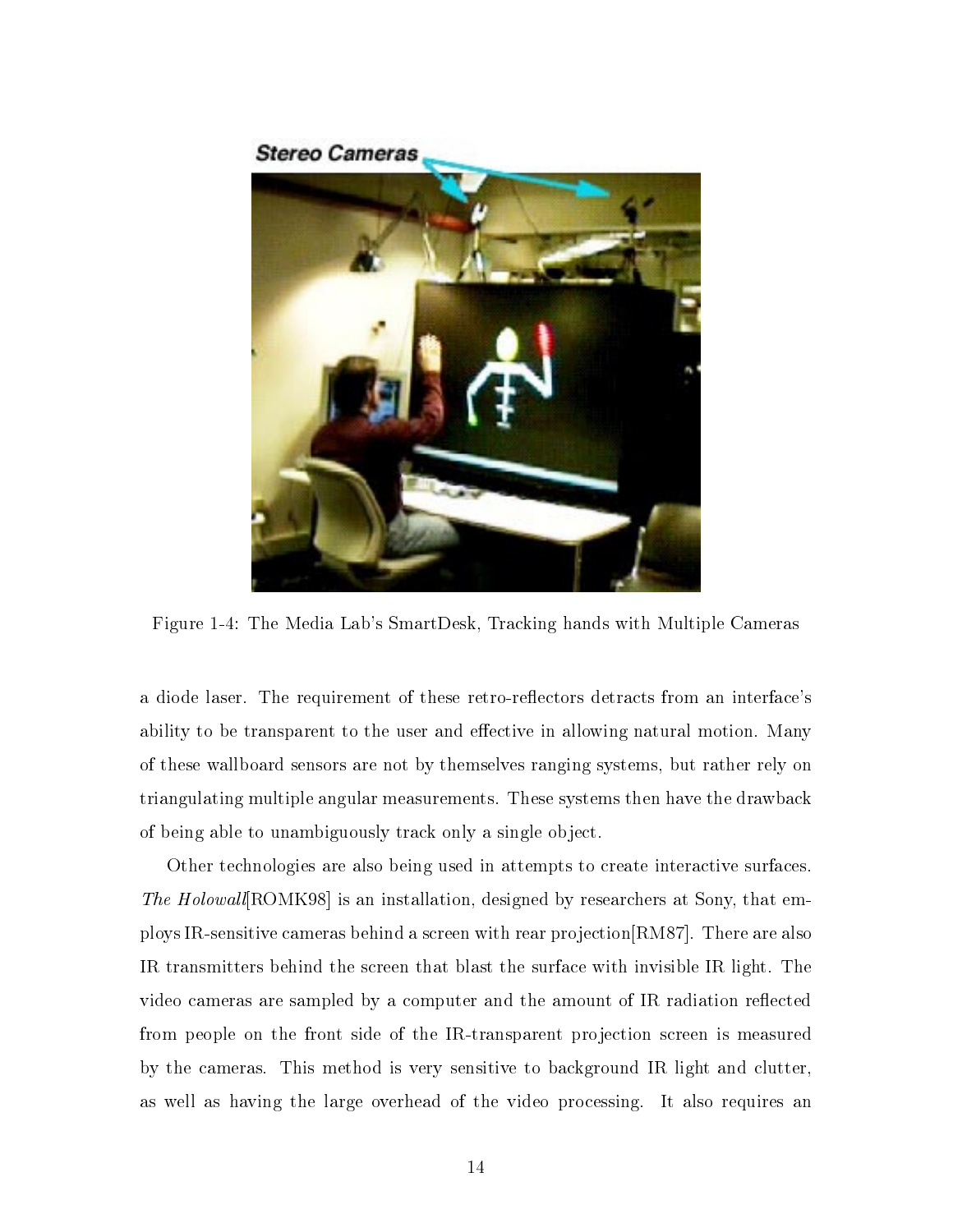Figure 1-4: The Media Lab's SmartDesk, Tracking hands with Multiple Cameras

a diode laser. The requirement of these retro-reflectors detracts from an interface's ability to be transparent to the user and effective in allowing natural motion. Many of these wallboard sensors are not by themselves ranging systems, but rather rely on triangulating multiple angular measurements. These systems then have the drawback of being able to unambiguously track only a single object.

Other technologies are also being used in attempts to create interactive surfaces. *The Holowall*[ROMK98] is an installation, designed by researchers at Sony, that employs IR-sensitive cameras behind a screen with rear projection[RM87]. There are also IR transmitters behind the screen that blast the surface with invisible IR light. The video cameras are sampled by a computer and the amount of IR radiation reflected from people on the front side of the IR-transparent projection screen is measured by the cameras. This method is very sensitive to background IR light and clutter, as well as having the large overhead of the video processing. It also requires an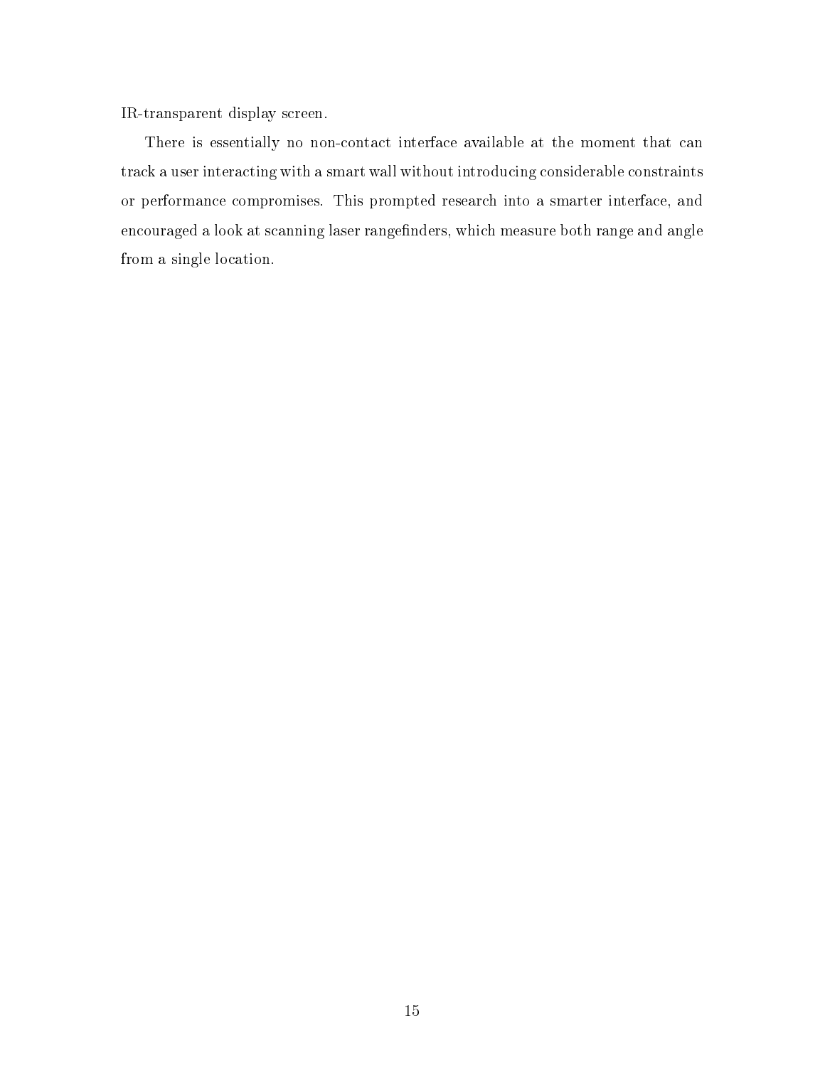IR-transparent display screen.

There is essentially no non-contact interface available at the moment that can track a user interacting with a smart wall without introducing considerable constraints or performance compromises. This prompted research into a smarter interface, and encouraged a look at scanning laser rangefinders, which measure both range and angle from a single location.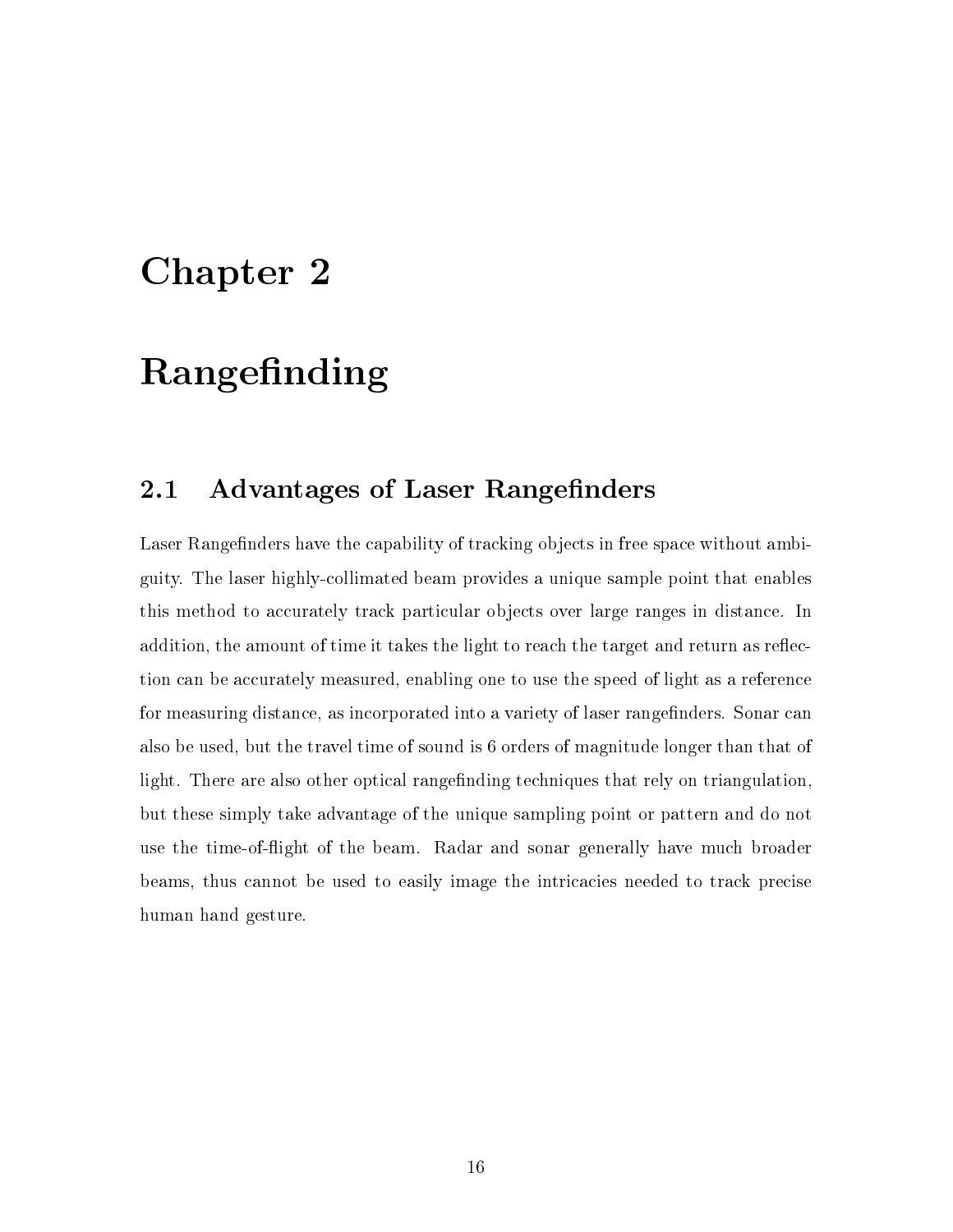# Chapter 2

# Rangefinding

## 2.1 Advantages of Laser Rangefinders

Laser Rangefinders have the capability of tracking objects in free space without ambiguity. The laser highly-collimated beam provides a unique sample point that enables this method to accurately track particular objects over large ranges in distance. In addition, the amount of time it takes the light to reach the target and return as reflection can be accurately measured, enabling one to use the speed of light as a reference for measuring distance, as incorporated into a variety of laser rangefinders. Sonar can also be used, but the travel time of sound is 6 orders of magnitude longer than that of light. There are also other optical rangefinding techniques that rely on triangulation, but these simply take advantage of the unique sampling point or pattern and do not use the time-of-flight of the beam. Radar and sonar generally have much broader beams, thus cannot be used to easily image the intricacies needed to track precise human hand gesture.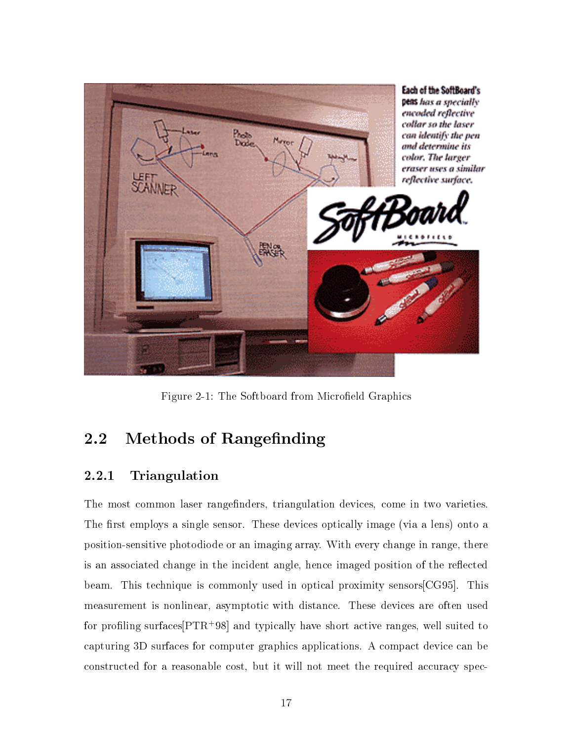Figure 2-1: The Softboard from Microfield Graphics

## 2.2 Methods of Rangefinding

### 2.2.1 Triangulation

The most common laser rangefinders, triangulation devices, come in two varieties. The first employs a single sensor. These devices optically image (via a lens) onto a position-sensitive photodiode or an imaging array. With every change in range, there is an associated change in the incident angle, hence imaged position of the reflected beam. This technique is commonly used in optical proximity sensors[CG95]. This measurement is nonlinear, asymptotic with distance. These devices are often used for profiling surfaces[PTR+98] and typically have short active ranges, well suited to capturing 3D surfaces for computer graphics applications. A compact device can be constructed for a reasonable cost, but it will not meet the required accuracy spec-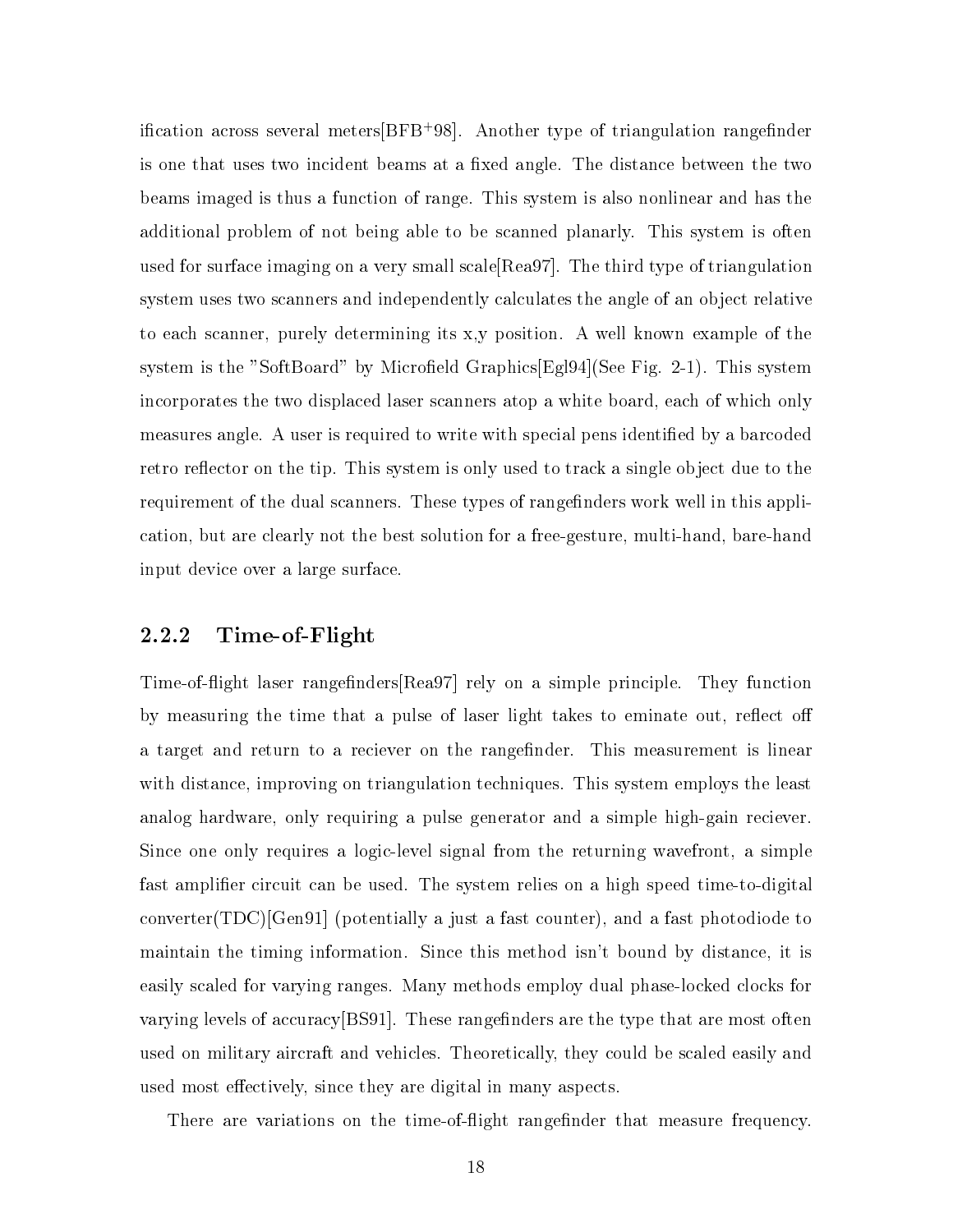ification across several meters[BFB+98]. Another type of triangulation rangefinder is one that uses two incident beams at a fixed angle. The distance between the two beams imaged is thus a function of range. This system is also nonlinear and has the additional problem of not being able to be scanned planarly. This system is often used for surface imaging on a very small scale[Rea97]. The third type of triangulation system uses two scanners and independently calculates the angle of an object relative to each scanner, purely determining its x,y position. A well known example of the system is the "SoftBoard" by Microfield Graphics[Egl94](See Fig. 2-1). This system incorporates the two displaced laser scanners atop a white board, each of which only measures angle. A user is required to write with special pens identified by a barcoded retro reflector on the tip. This system is only used to track a single object due to the requirement of the dual scanners. These types of rangefinders work well in this application, but are clearly not the best solution for a free-gesture, multi-hand, bare-hand input device over a large surface.

### 2.2.2 Time-of-Flight

Time-of-flight laser rangefinders[Rea97] rely on a simple principle. They function by measuring the time that a pulse of laser light takes to eminate out, reflect off a target and return to a reciever on the rangefinder. This measurement is linear with distance, improving on triangulation techniques. This system employs the least analog hardware, only requiring a pulse generator and a simple high-gain reciever. Since one only requires a logic-level signal from the returning wavefront, a simple fast amplifier circuit can be used. The system relies on a high speed time-to-digital converter(TDC)[Gen91] (potentially a just a fast counter), and a fast photodiode to maintain the timing information. Since this method isn't bound by distance, it is easily scaled for varying ranges. Many methods employ dual phase-locked clocks for varying levels of accuracy[BS91]. These rangefinders are the type that are most often used on military aircraft and vehicles. Theoretically, they could be scaled easily and used most effectively, since they are digital in many aspects.

There are variations on the time-of-flight rangefinder that measure frequency.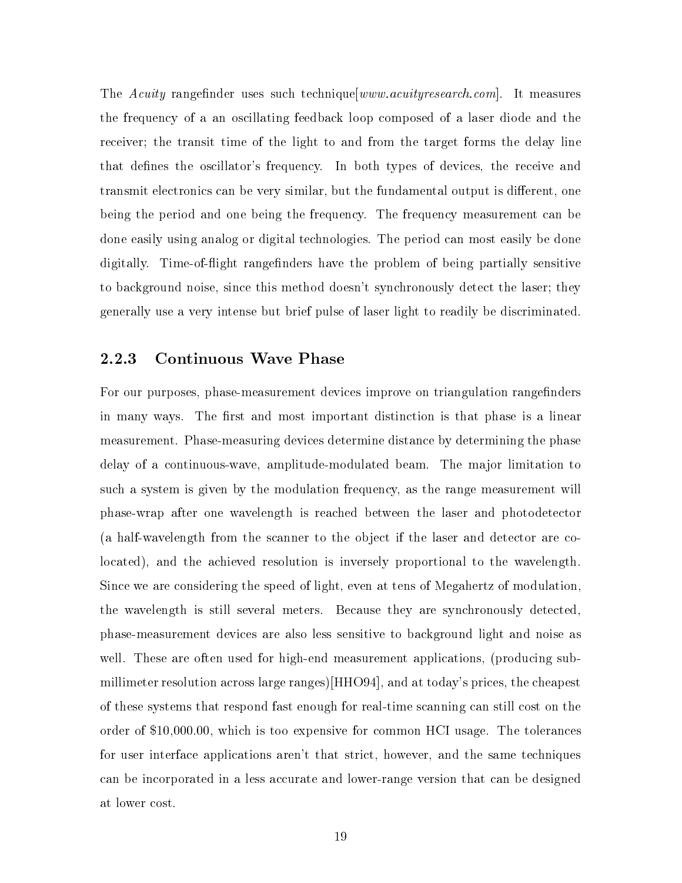The *Acuity* rangefinder uses such technique[*www.acuityresearch.com*]. It measures the frequency of a an oscillating feedback loop composed of a laser diode and the receiver; the transit time of the light to and from the target forms the delay line that defines the oscillator's frequency. In both types of devices, the receive and transmit electronics can be very similar, but the fundamental output is different, one being the period and one being the frequency. The frequency measurement can be done easily using analog or digital technologies. The period can most easily be done digitally. Time-of-flight rangefinders have the problem of being partially sensitive to background noise, since this method doesn't synchronously detect the laser; they generally use a very intense but brief pulse of laser light to readily be discriminated.

### 2.2.3 Continuous Wave Phase

For our purposes, phase-measurement devices improve on triangulation rangefinders in many ways. The first and most important distinction is that phase is a linear measurement. Phase-measuring devices determine distance by determining the phase delay of a continuous-wave, amplitude-modulated beam. The major limitation to such a system is given by the modulation frequency, as the range measurement will phase-wrap after one wavelength is reached between the laser and photodetector (a half-wavelength from the scanner to the object if the laser and detector are co-located), and the achieved resolution is inversely proportional to the wavelength. Since we are considering the speed of light, even at tens of Megahertz of modulation, the wavelength is still several meters. Because they are synchronously detected, phase-measurement devices are also less sensitive to background light and noise as well. These are often used for high-end measurement applications, (producing sub-millimeter resolution across large ranges)[HHO94], and at today's prices, the cheapest of these systems that respond fast enough for real-time scanning can still cost on the order of $10,000.00, which is too expensive for common HCI usage. The tolerances for user interface applications aren't that strict, however, and the same techniques can be incorporated in a less accurate and lower-range version that can be designed at lower cost.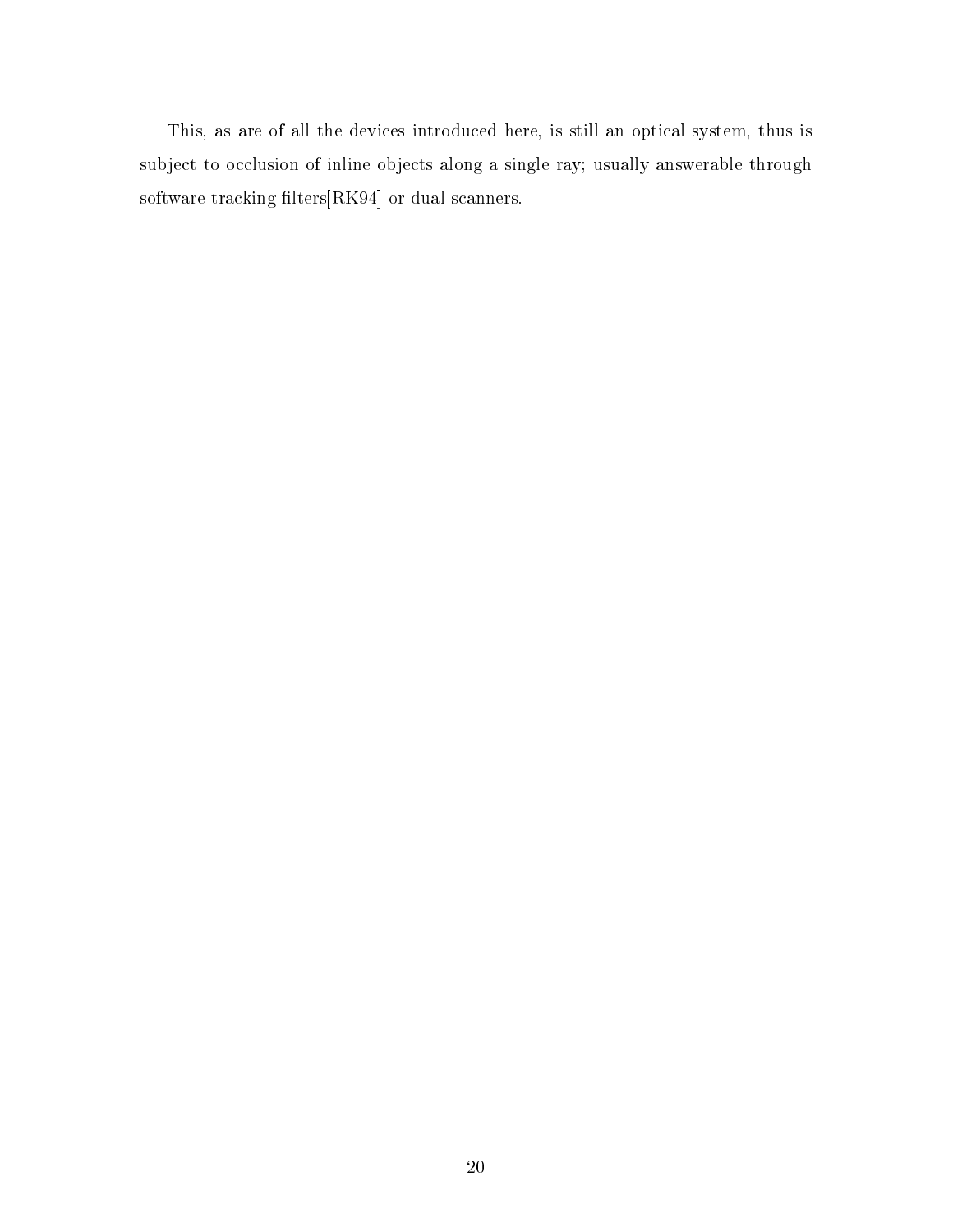This, as are of all the devices introduced here, is still an optical system, thus is subject to occlusion of inline objects along a single ray; usually answerable through software tracking filters[RK94] or dual scanners.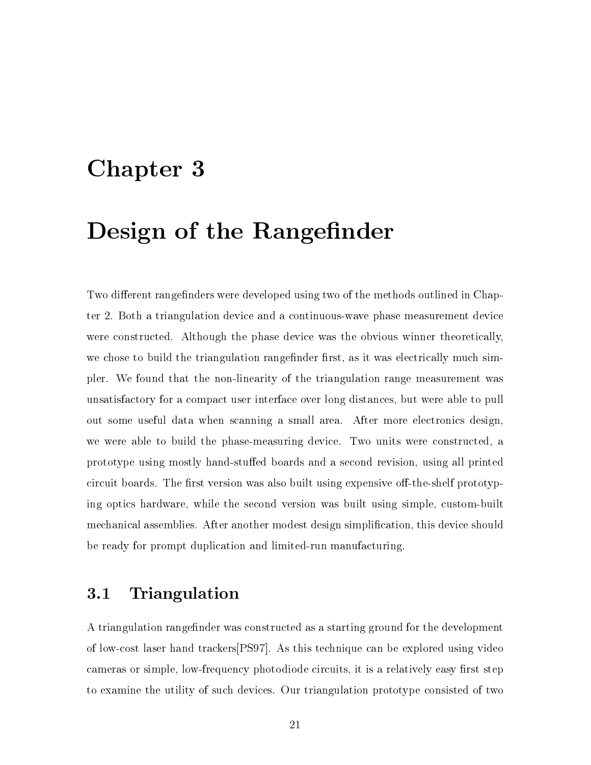# Chapter 3

# Design of the Rangefinder

Two different rangefinders were developed using two of the methods outlined in Chapter 2. Both a triangulation device and a continuous-wave phase measurement device were constructed. Although the phase device was the obvious winner theoretically, we chose to build the triangulation rangefinder first, as it was electrically much simpler. We found that the non-linearity of the triangulation range measurement was unsatisfactory for a compact user interface over long distances, but were able to pull out some useful data when scanning a small area. After more electronics design, we were able to build the phase-measuring device. Two units were constructed, a prototype using mostly hand-stuffed boards and a second revision, using all printed circuit boards. The first version was also built using expensive off-the-shelf prototyping optics hardware, while the second version was built using simple, custom-built mechanical assemblies. After another modest design simplification, this device should be ready for prompt duplication and limited-run manufacturing.

## 3.1 Triangulation

A triangulation rangefinder was constructed as a starting ground for the development of low-cost laser hand trackers[PS97]. As this technique can be explored using video cameras or simple, low-frequency photodiode circuits, it is a relatively easy first step to examine the utility of such devices. Our triangulation prototype consisted of two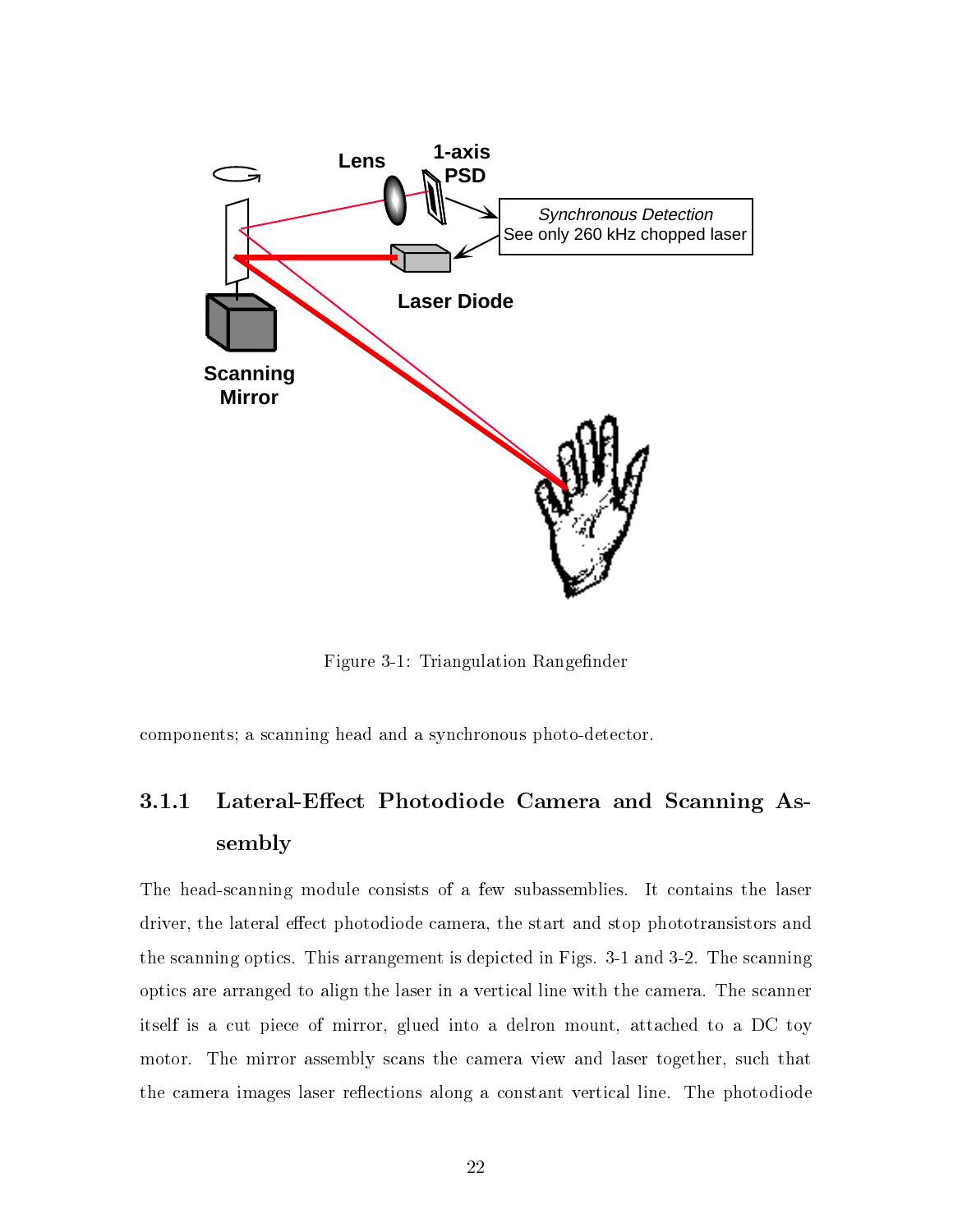Figure 3-1: Triangulation Rangefinder

components; a scanning head and a synchronous photo-detector.

### 3.1.1 Lateral-Effect Photodiode Camera and Scanning Assembly

The head-scanning module consists of a few subassemblies. It contains the laser driver, the lateral effect photodiode camera, the start and stop phototransistors and the scanning optics. This arrangement is depicted in Figs. 3-1 and 3-2. The scanning optics are arranged to align the laser in a vertical line with the camera. The scanner itself is a cut piece of mirror, glued into a delron mount, attached to a DC toy motor. The mirror assembly scans the camera view and laser together, such that the camera images laser reflections along a constant vertical line. The photodiode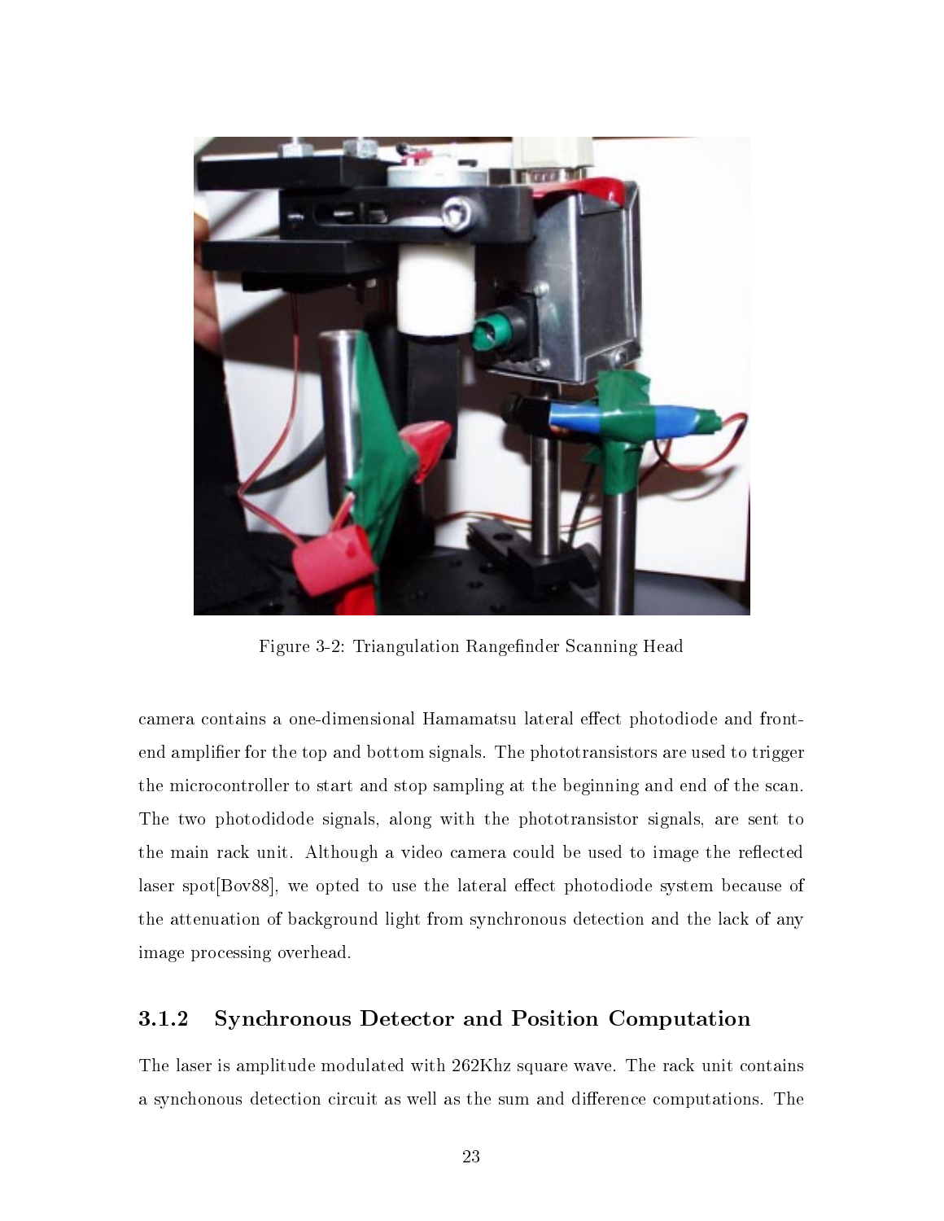Figure 3-2: Triangulation Rangefinder Scanning Head

camera contains a one-dimensional Hamamatsu lateral effect photodiode and front-end amplifier for the top and bottom signals. The phototransistors are used to trigger the microcontroller to start and stop sampling at the beginning and end of the scan. The two photodidode signals, along with the phototransistor signals, are sent to the main rack unit. Although a video camera could be used to image the reflected laser spot[Bov88], we opted to use the lateral effect photodiode system because of the attenuation of background light from synchronous detection and the lack of any image processing overhead.

### 3.1.2 Synchronous Detector and Position Computation

The laser is amplitude modulated with 262Khz square wave. The rack unit contains a synchonous detection circuit as well as the sum and difference computations. The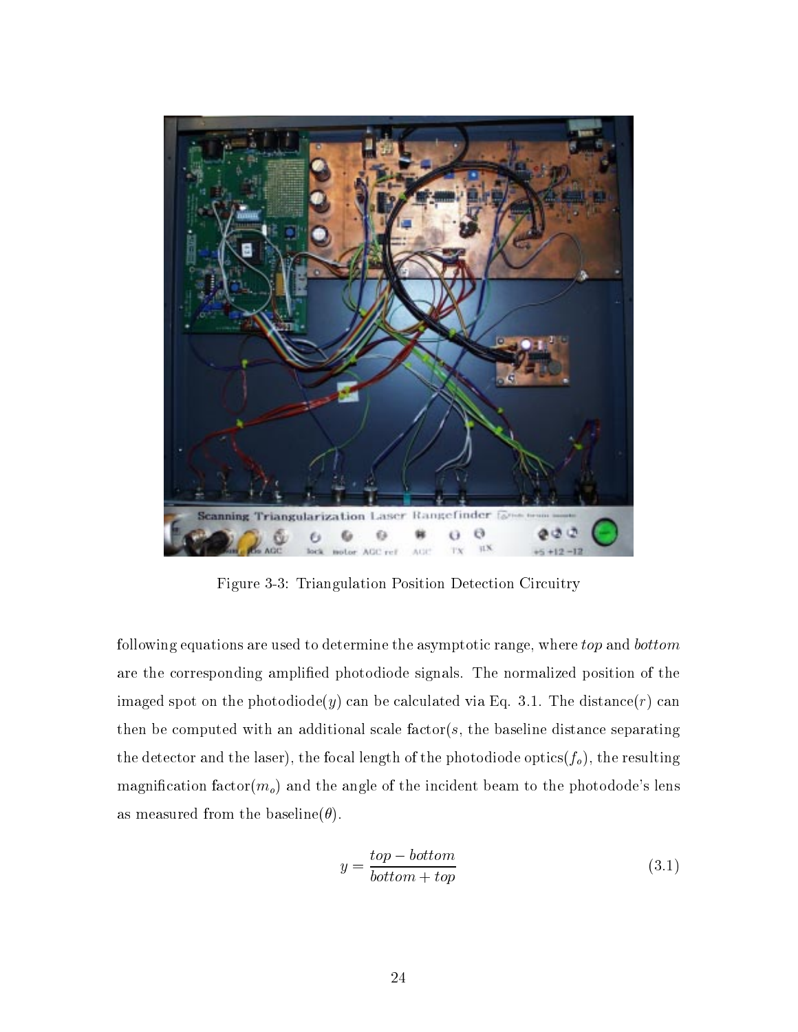Figure 3-3: Triangulation Position Detection Circuitry

following equations are used to determine the asymptotic range, where *top* and *bottom* are the corresponding amplified photodiode signals. The normalized position of the imaged spot on the photodiode($y$) can be calculated via Eq. 3.1. The distance($r$) can then be computed with an additional scale factor($s$, the baseline distance separating the detector and the laser), the focal length of the photodiode optics($f_o$), the resulting magnification factor($m_o$) and the angle of the incident beam to the photodode's lens as measured from the baseline($\theta$).

$$y = \frac{top - bottom}{bottom + top} \tag{3.1}$$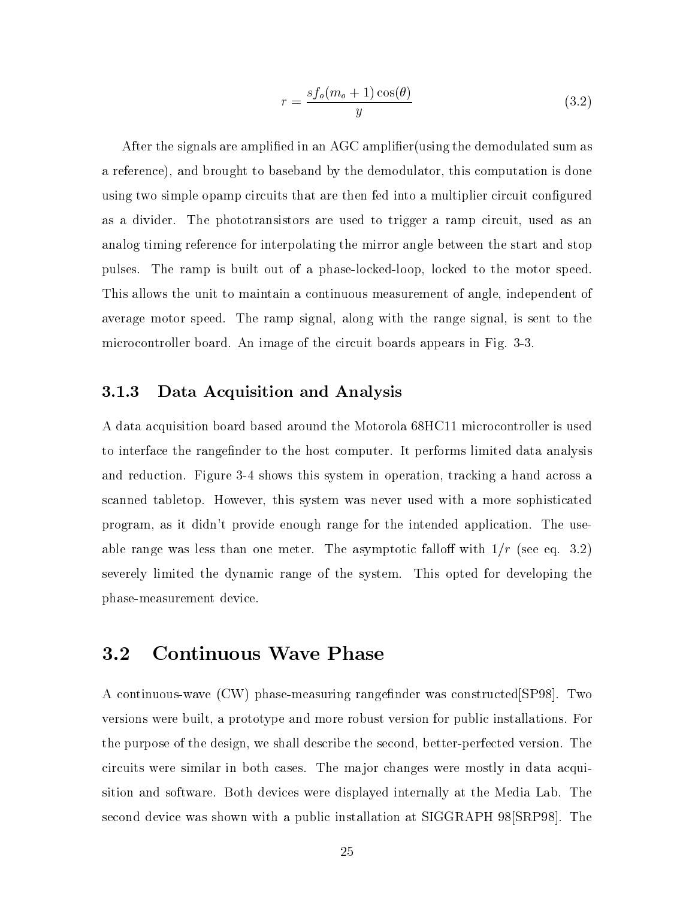$$r = \frac{sf_o(m_o + 1)\cos(\theta)}{y} \tag{3.2}$$

After the signals are amplified in an AGC amplifier(using the demodulated sum as a reference), and brought to baseband by the demodulator, this computation is done using two simple opamp circuits that are then fed into a multiplier circuit configured as a divider. The phototransistors are used to trigger a ramp circuit, used as an analog timing reference for interpolating the mirror angle between the start and stop pulses. The ramp is built out of a phase-locked-loop, locked to the motor speed. This allows the unit to maintain a continuous measurement of angle, independent of average motor speed. The ramp signal, along with the range signal, is sent to the microcontroller board. An image of the circuit boards appears in Fig. 3-3.

### 3.1.3 Data Acquisition and Analysis

A data acquisition board based around the Motorola 68HC11 microcontroller is used to interface the rangefinder to the host computer. It performs limited data analysis and reduction. Figure 3-4 shows this system in operation, tracking a hand across a scanned tabletop. However, this system was never used with a more sophisticated program, as it didn't provide enough range for the intended application. The useable range was less than one meter. The asymptotic falloff with $1/r$ (see eq. 3.2) severely limited the dynamic range of the system. This opted for developing the phase-measurement device.

## 3.2 Continuous Wave Phase

A continuous-wave (CW) phase-measuring rangefinder was constructed[SP98]. Two versions were built, a prototype and more robust version for public installations. For the purpose of the design, we shall describe the second, better-perfected version. The circuits were similar in both cases. The major changes were mostly in data acquisition and software. Both devices were displayed internally at the Media Lab. The second device was shown with a public installation at SIGGRAPH 98[SRP98]. The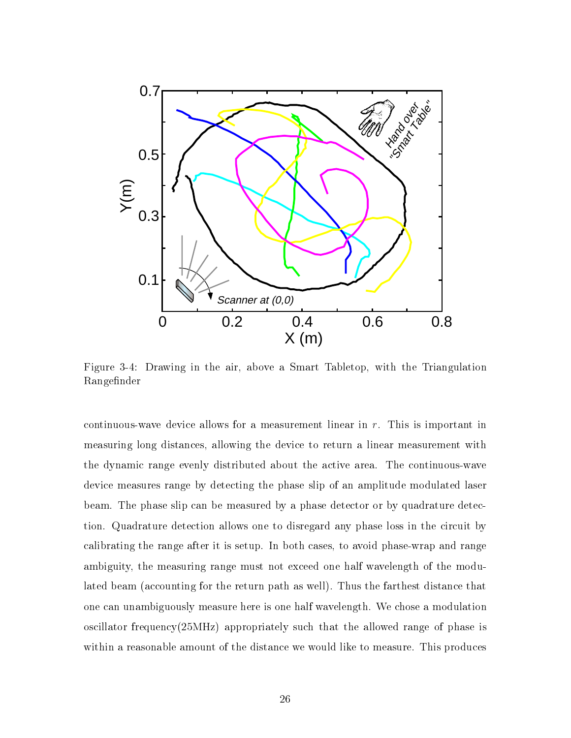Figure 3-4: Drawing in the air, above a Smart Tabletop, with the Triangulation Rangefinder

continuous-wave device allows for a measurement linear in $r$. This is important in measuring long distances, allowing the device to return a linear measurement with the dynamic range evenly distributed about the active area. The continuous-wave device measures range by detecting the phase slip of an amplitude modulated laser beam. The phase slip can be measured by a phase detector or by quadrature detection. Quadrature detection allows one to disregard any phase loss in the circuit by calibrating the range after it is setup. In both cases, to avoid phase-wrap and range ambiguity, the measuring range must not exceed one half wavelength of the modulated beam (accounting for the return path as well). Thus the farthest distance that one can unambiguously measure here is one half wavelength. We chose a modulation oscillator frequency(25MHz) appropriately such that the allowed range of phase is within a reasonable amount of the distance we would like to measure. This produces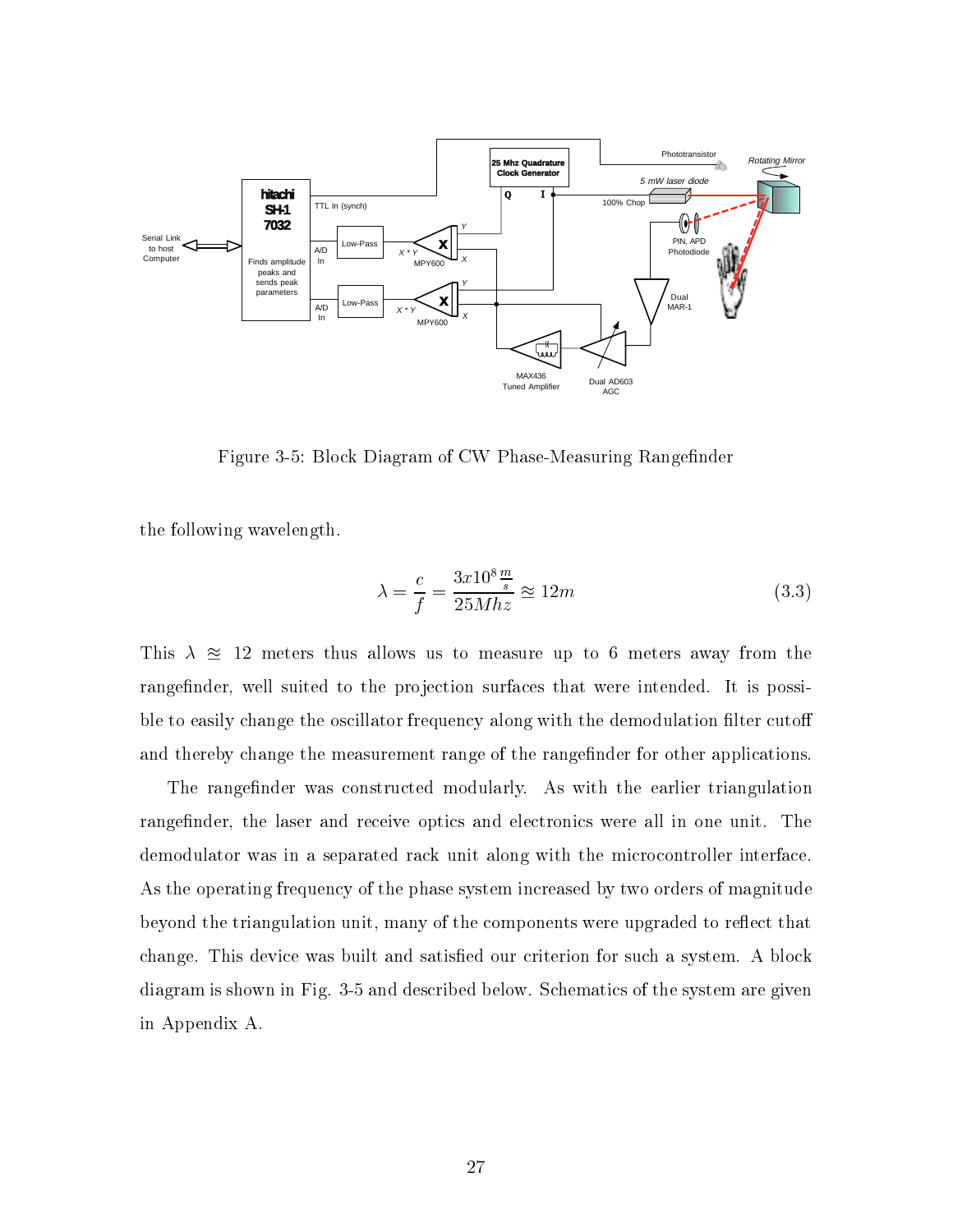Figure 3-5: Block Diagram of CW Phase-Measuring Rangefinder

the following wavelength.

$$\lambda = \frac{c}{f} = \frac{3x10^8 \frac{m}{s}}{25Mhz} \approx 12m \tag{3.3}$$

This $\lambda \approx 12$ meters thus allows us to measure up to 6 meters away from the rangefinder, well suited to the projection surfaces that were intended. It is possible to easily change the oscillator frequency along with the demodulation filter cutoff and thereby change the measurement range of the rangefinder for other applications.

The rangefinder was constructed modularly. As with the earlier triangulation rangefinder, the laser and receive optics and electronics were all in one unit. The demodulator was in a separated rack unit along with the microcontroller interface. As the operating frequency of the phase system increased by two orders of magnitude beyond the triangulation unit, many of the components were upgraded to reflect that change. This device was built and satisfied our criterion for such a system. A block diagram is shown in Fig. 3-5 and described below. Schematics of the system are given in Appendix A.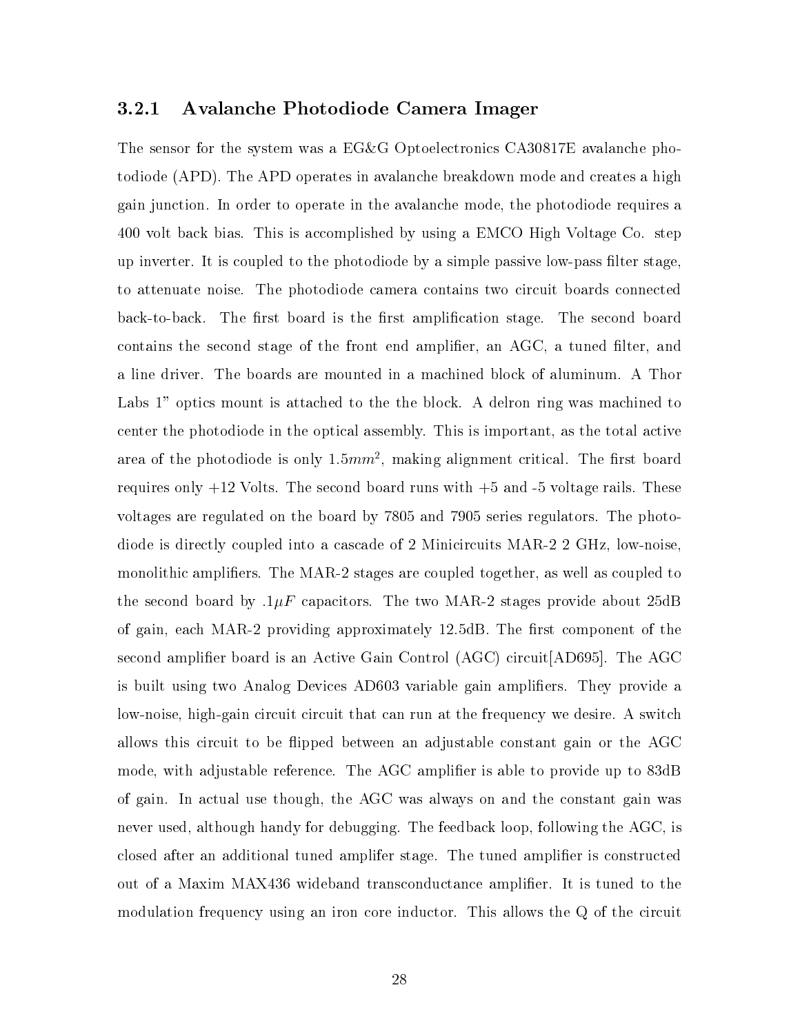### 3.2.1 Avalanche Photodiode Camera Imager

The sensor for the system was a EG&G Optoelectronics CA30817E avalanche photodiode (APD). The APD operates in avalanche breakdown mode and creates a high gain junction. In order to operate in the avalanche mode, the photodiode requires a 400 volt back bias. This is accomplished by using a EMCO High Voltage Co. step up inverter. It is coupled to the photodiode by a simple passive low-pass filter stage, to attenuate noise. The photodiode camera contains two circuit boards connected back-to-back. The first board is the first amplification stage. The second board contains the second stage of the front end amplifier, an AGC, a tuned filter, and a line driver. The boards are mounted in a machined block of aluminum. A Thor Labs 1" optics mount is attached to the the block. A delron ring was machined to center the photodiode in the optical assembly. This is important, as the total active area of the photodiode is only $1.5mm^2$, making alignment critical. The first board requires only +12 Volts. The second board runs with +5 and -5 voltage rails. These voltages are regulated on the board by 7805 and 7905 series regulators. The photodiode is directly coupled into a cascade of 2 Minicircuits MAR-2 2 GHz, low-noise, monolithic amplifiers. The MAR-2 stages are coupled together, as well as coupled to the second board by $.1\mu F$ capacitors. The two MAR-2 stages provide about 25dB of gain, each MAR-2 providing approximately 12.5dB. The first component of the second amplifier board is an Active Gain Control (AGC) circuit[AD695]. The AGC is built using two Analog Devices AD603 variable gain amplifiers. They provide a low-noise, high-gain circuit circuit that can run at the frequency we desire. A switch allows this circuit to be flipped between an adjustable constant gain or the AGC mode, with adjustable reference. The AGC amplifier is able to provide up to 83dB of gain. In actual use though, the AGC was always on and the constant gain was never used, although handy for debugging. The feedback loop, following the AGC, is closed after an additional tuned amplifer stage. The tuned amplifier is constructed out of a Maxim MAX436 wideband transconductance amplifier. It is tuned to the modulation frequency using an iron core inductor. This allows the Q of the circuit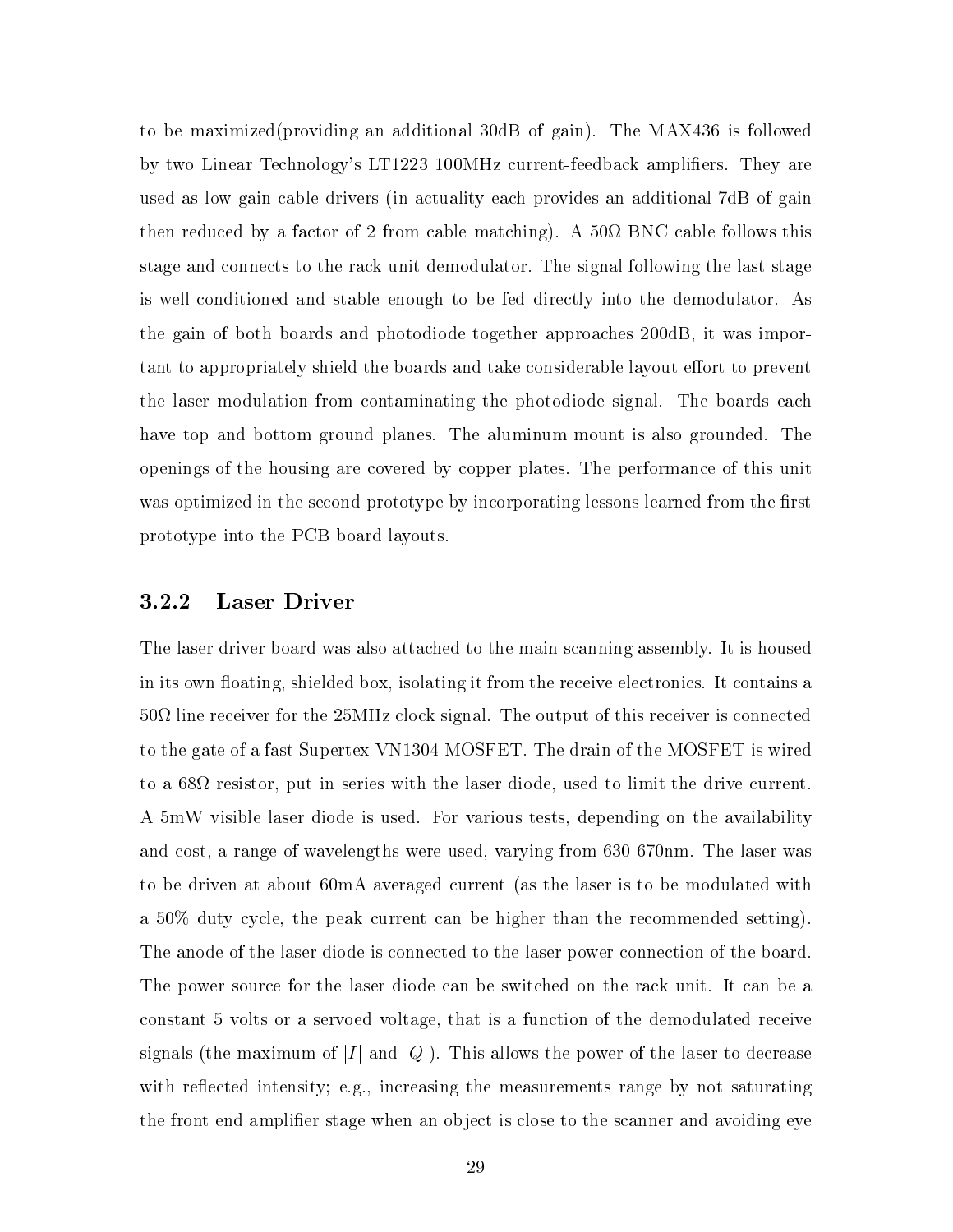to be maximized(providing an additional 30dB of gain). The MAX436 is followed by two Linear Technology's LT1223 100MHz current-feedback amplifiers. They are used as low-gain cable drivers (in actuality each provides an additional 7dB of gain then reduced by a factor of 2 from cable matching). A 50Ω BNC cable follows this stage and connects to the rack unit demodulator. The signal following the last stage is well-conditioned and stable enough to be fed directly into the demodulator. As the gain of both boards and photodiode together approaches 200dB, it was important to appropriately shield the boards and take considerable layout effort to prevent the laser modulation from contaminating the photodiode signal. The boards each have top and bottom ground planes. The aluminum mount is also grounded. The openings of the housing are covered by copper plates. The performance of this unit was optimized in the second prototype by incorporating lessons learned from the first prototype into the PCB board layouts.

### 3.2.2 Laser Driver

The laser driver board was also attached to the main scanning assembly. It is housed in its own floating, shielded box, isolating it from the receive electronics. It contains a 50Ω line receiver for the 25MHz clock signal. The output of this receiver is connected to the gate of a fast Supertex VN1304 MOSFET. The drain of the MOSFET is wired to a 68Ω resistor, put in series with the laser diode, used to limit the drive current. A 5mW visible laser diode is used. For various tests, depending on the availability and cost, a range of wavelengths were used, varying from 630-670nm. The laser was to be driven at about 60mA averaged current (as the laser is to be modulated with a 50% duty cycle, the peak current can be higher than the recommended setting). The anode of the laser diode is connected to the laser power connection of the board. The power source for the laser diode can be switched on the rack unit. It can be a constant 5 volts or a servoed voltage, that is a function of the demodulated receive signals (the maximum of $|I|$ and $|Q|$). This allows the power of the laser to decrease with reflected intensity; e.g., increasing the measurements range by not saturating the front end amplifier stage when an object is close to the scanner and avoiding eye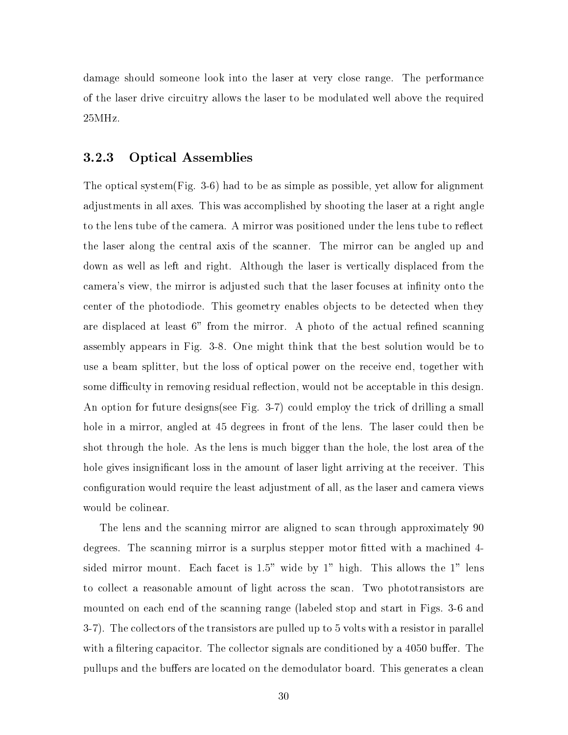damage should someone look into the laser at very close range. The performance of the laser drive circuitry allows the laser to be modulated well above the required 25MHz.

### 3.2.3 Optical Assemblies

The optical system(Fig. 3-6) had to be as simple as possible, yet allow for alignment adjustments in all axes. This was accomplished by shooting the laser at a right angle to the lens tube of the camera. A mirror was positioned under the lens tube to reflect the laser along the central axis of the scanner. The mirror can be angled up and down as well as left and right. Although the laser is vertically displaced from the camera's view, the mirror is adjusted such that the laser focuses at infinity onto the center of the photodiode. This geometry enables objects to be detected when they are displaced at least 6" from the mirror. A photo of the actual refined scanning assembly appears in Fig. 3-8. One might think that the best solution would be to use a beam splitter, but the loss of optical power on the receive end, together with some difficulty in removing residual reflection, would not be acceptable in this design. An option for future designs(see Fig. 3-7) could employ the trick of drilling a small hole in a mirror, angled at 45 degrees in front of the lens. The laser could then be shot through the hole. As the lens is much bigger than the hole, the lost area of the hole gives insignificant loss in the amount of laser light arriving at the receiver. This configuration would require the least adjustment of all, as the laser and camera views would be colinear.

The lens and the scanning mirror are aligned to scan through approximately 90 degrees. The scanning mirror is a surplus stepper motor fitted with a machined 4-sided mirror mount. Each facet is 1.5" wide by 1" high. This allows the 1" lens to collect a reasonable amount of light across the scan. Two phototransistors are mounted on each end of the scanning range (labeled stop and start in Figs. 3-6 and 3-7). The collectors of the transistors are pulled up to 5 volts with a resistor in parallel with a filtering capacitor. The collector signals are conditioned by a 4050 buffer. The pullups and the buffers are located on the demodulator board. This generates a clean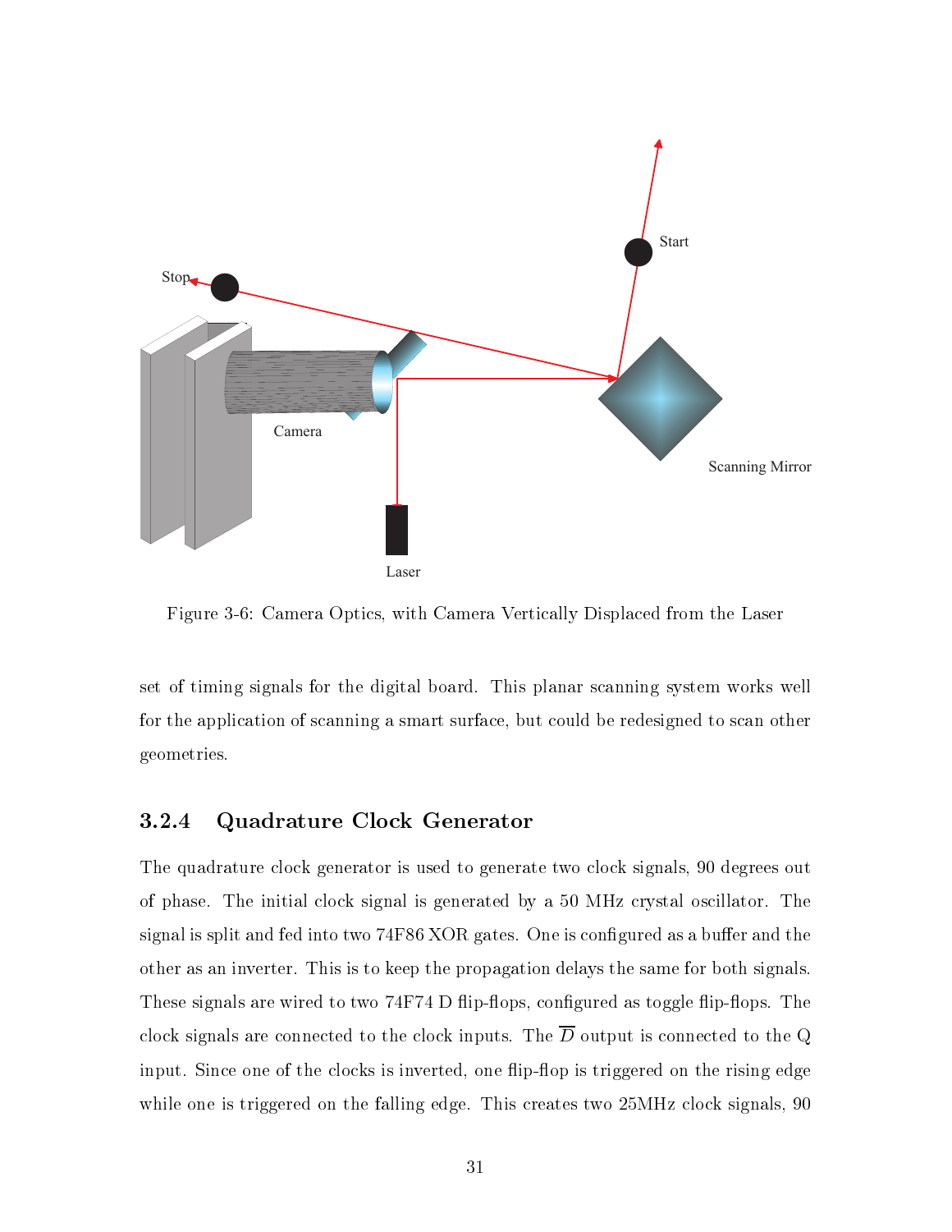Figure 3-6: Camera Optics, with Camera Vertically Displaced from the Laser

set of timing signals for the digital board. This planar scanning system works well for the application of scanning a smart surface, but could be redesigned to scan other geometries.

### 3.2.4 Quadrature Clock Generator

The quadrature clock generator is used to generate two clock signals, 90 degrees out of phase. The initial clock signal is generated by a 50 MHz crystal oscillator. The signal is split and fed into two 74F86 XOR gates. One is configured as a buffer and the other as an inverter. This is to keep the propagation delays the same for both signals. These signals are wired to two 74F74 D flip-flops, configured as toggle flip-flops. The clock signals are connected to the clock inputs. The $\overline{D}$ output is connected to the Q input. Since one of the clocks is inverted, one flip-flop is triggered on the rising edge while one is triggered on the falling edge. This creates two 25MHz clock signals, 90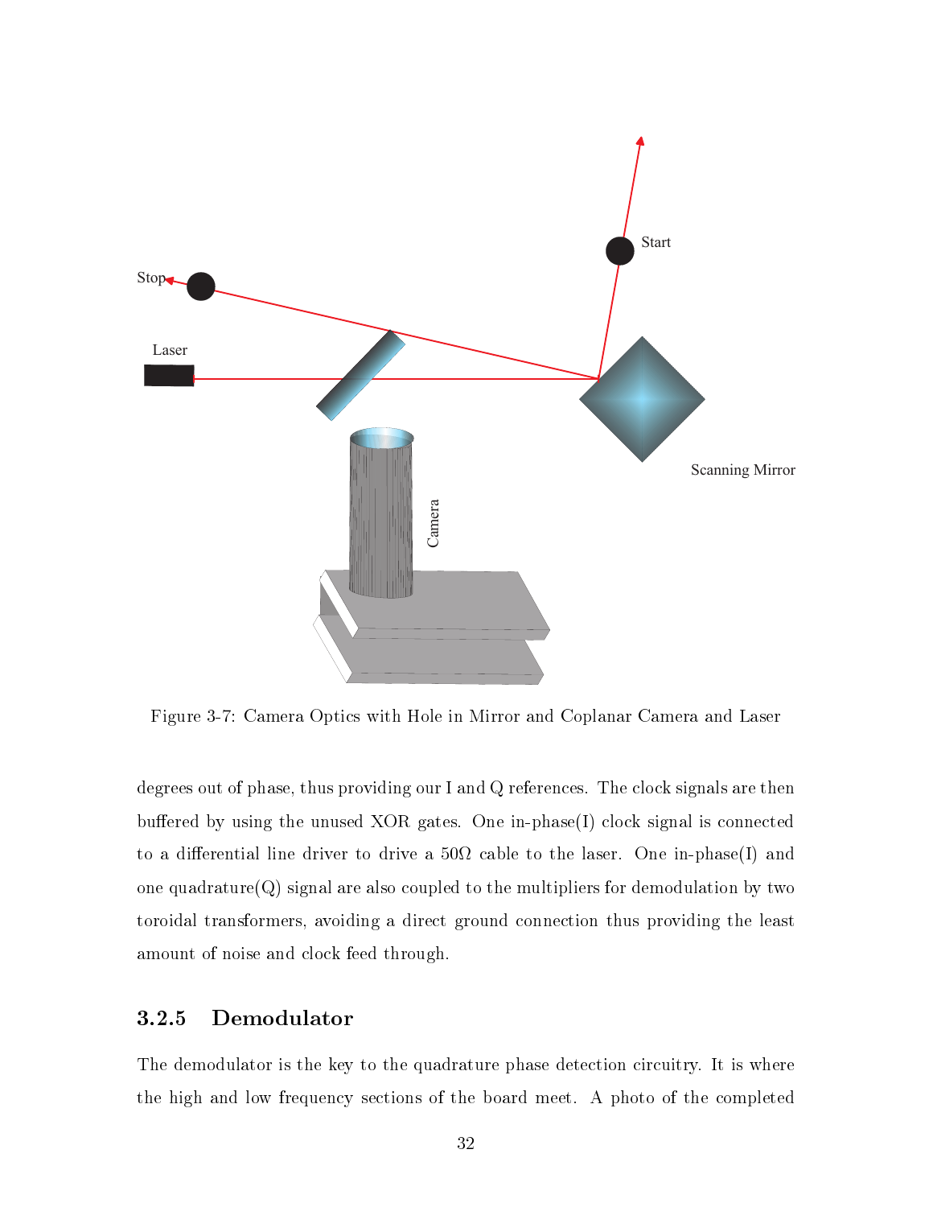Figure 3-7: Camera Optics with Hole in Mirror and Coplanar Camera and Laser

degrees out of phase, thus providing our I and Q references. The clock signals are then buffered by using the unused XOR gates. One in-phase(I) clock signal is connected to a differential line driver to drive a 50Ω cable to the laser. One in-phase(I) and one quadrature(Q) signal are also coupled to the multipliers for demodulation by two toroidal transformers, avoiding a direct ground connection thus providing the least amount of noise and clock feed through.

### 3.2.5 Demodulator

The demodulator is the key to the quadrature phase detection circuitry. It is where the high and low frequency sections of the board meet. A photo of the completed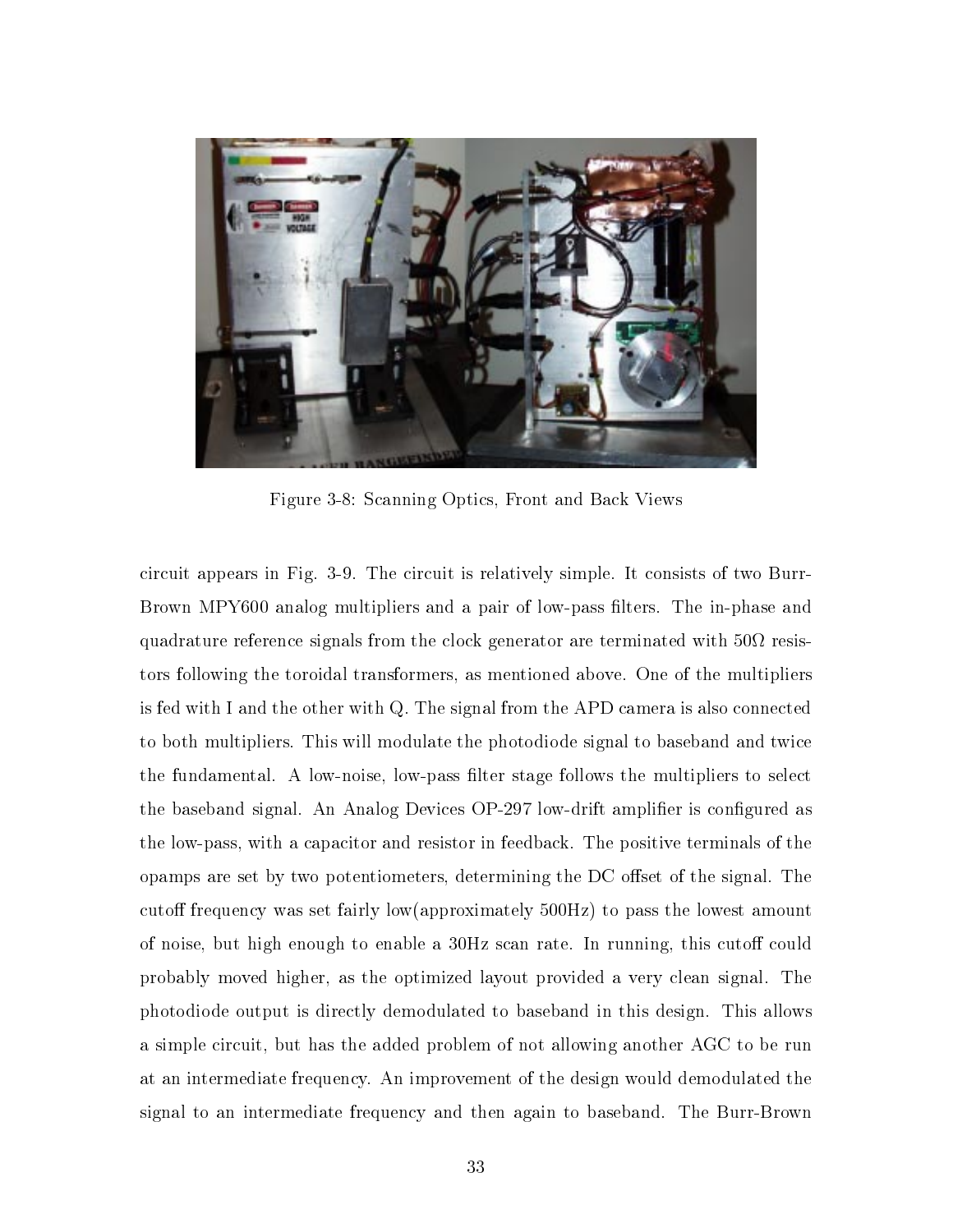Figure 3-8: Scanning Optics, Front and Back Views

circuit appears in Fig. 3-9. The circuit is relatively simple. It consists of two Burr-Brown MPY600 analog multipliers and a pair of low-pass filters. The in-phase and quadrature reference signals from the clock generator are terminated with 50Ω resistors following the toroidal transformers, as mentioned above. One of the multipliers is fed with I and the other with Q. The signal from the APD camera is also connected to both multipliers. This will modulate the photodiode signal to baseband and twice the fundamental. A low-noise, low-pass filter stage follows the multipliers to select the baseband signal. An Analog Devices OP-297 low-drift amplifier is configured as the low-pass, with a capacitor and resistor in feedback. The positive terminals of the opamps are set by two potentiometers, determining the DC offset of the signal. The cutoff frequency was set fairly low(approximately 500Hz) to pass the lowest amount of noise, but high enough to enable a 30Hz scan rate. In running, this cutoff could probably moved higher, as the optimized layout provided a very clean signal. The photodiode output is directly demodulated to baseband in this design. This allows a simple circuit, but has the added problem of not allowing another AGC to be run at an intermediate frequency. An improvement of the design would demodulated the signal to an intermediate frequency and then again to baseband. The Burr-Brown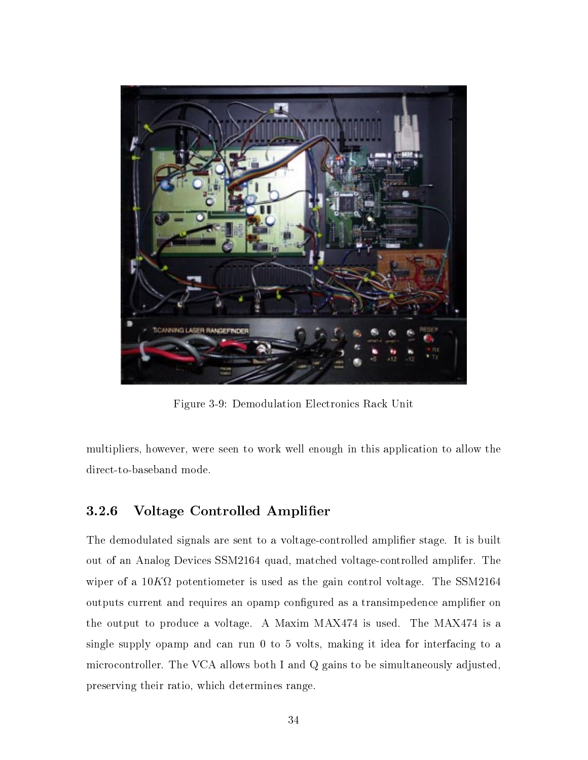Figure 3-9: Demodulation Electronics Rack Unit

multipliers, however, were seen to work well enough in this application to allow the direct-to-baseband mode.

### 3.2.6 Voltage Controlled Amplifier

The demodulated signals are sent to a voltage-controlled amplifier stage. It is built out of an Analog Devices SSM2164 quad, matched voltage-controlled amplifer. The wiper of a $10K\Omega$ potentiometer is used as the gain control voltage. The SSM2164 outputs current and requires an opamp configured as a transimpedence amplifier on the output to produce a voltage. A Maxim MAX474 is used. The MAX474 is a single supply opamp and can run 0 to 5 volts, making it idea for interfacing to a microcontroller. The VCA allows both I and Q gains to be simultaneously adjusted, preserving their ratio, which determines range.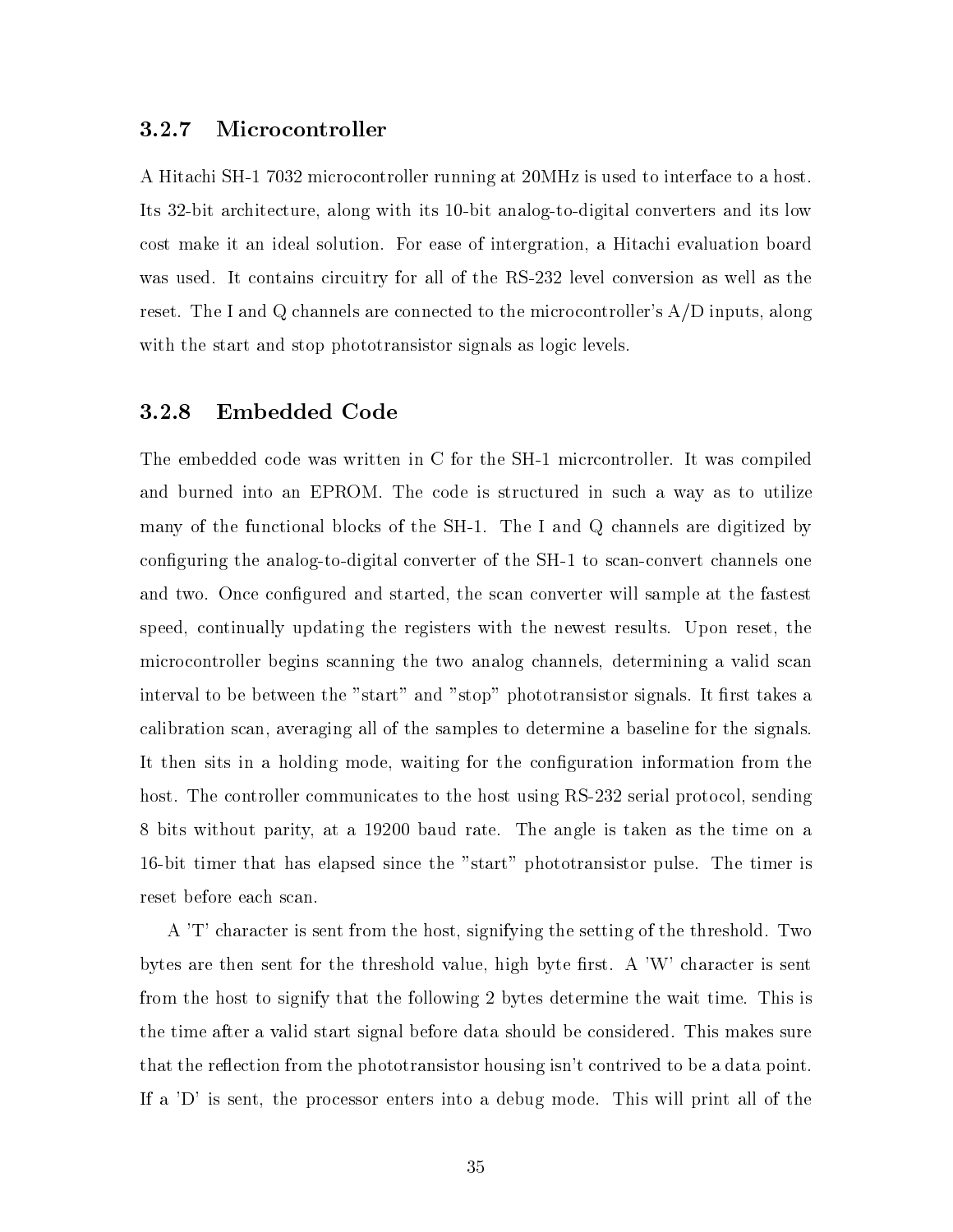### 3.2.7 Microcontroller

A Hitachi SH-1 7032 microcontroller running at 20MHz is used to interface to a host. Its 32-bit architecture, along with its 10-bit analog-to-digital converters and its low cost make it an ideal solution. For ease of intergration, a Hitachi evaluation board was used. It contains circuitry for all of the RS-232 level conversion as well as the reset. The I and Q channels are connected to the microcontroller's A/D inputs, along with the start and stop phototransistor signals as logic levels.

### 3.2.8 Embedded Code

The embedded code was written in C for the SH-1 micrcontroller. It was compiled and burned into an EPROM. The code is structured in such a way as to utilize many of the functional blocks of the SH-1. The I and Q channels are digitized by configuring the analog-to-digital converter of the SH-1 to scan-convert channels one and two. Once configured and started, the scan converter will sample at the fastest speed, continually updating the registers with the newest results. Upon reset, the microcontroller begins scanning the two analog channels, determining a valid scan interval to be between the "start" and "stop" phototransistor signals. It first takes a calibration scan, averaging all of the samples to determine a baseline for the signals. It then sits in a holding mode, waiting for the configuration information from the host. The controller communicates to the host using RS-232 serial protocol, sending 8 bits without parity, at a 19200 baud rate. The angle is taken as the time on a 16-bit timer that has elapsed since the "start" phototransistor pulse. The timer is reset before each scan.

A 'T' character is sent from the host, signifying the setting of the threshold. Two bytes are then sent for the threshold value, high byte first. A 'W' character is sent from the host to signify that the following 2 bytes determine the wait time. This is the time after a valid start signal before data should be considered. This makes sure that the reflection from the phototransistor housing isn't contrived to be a data point. If a 'D' is sent, the processor enters into a debug mode. This will print all of the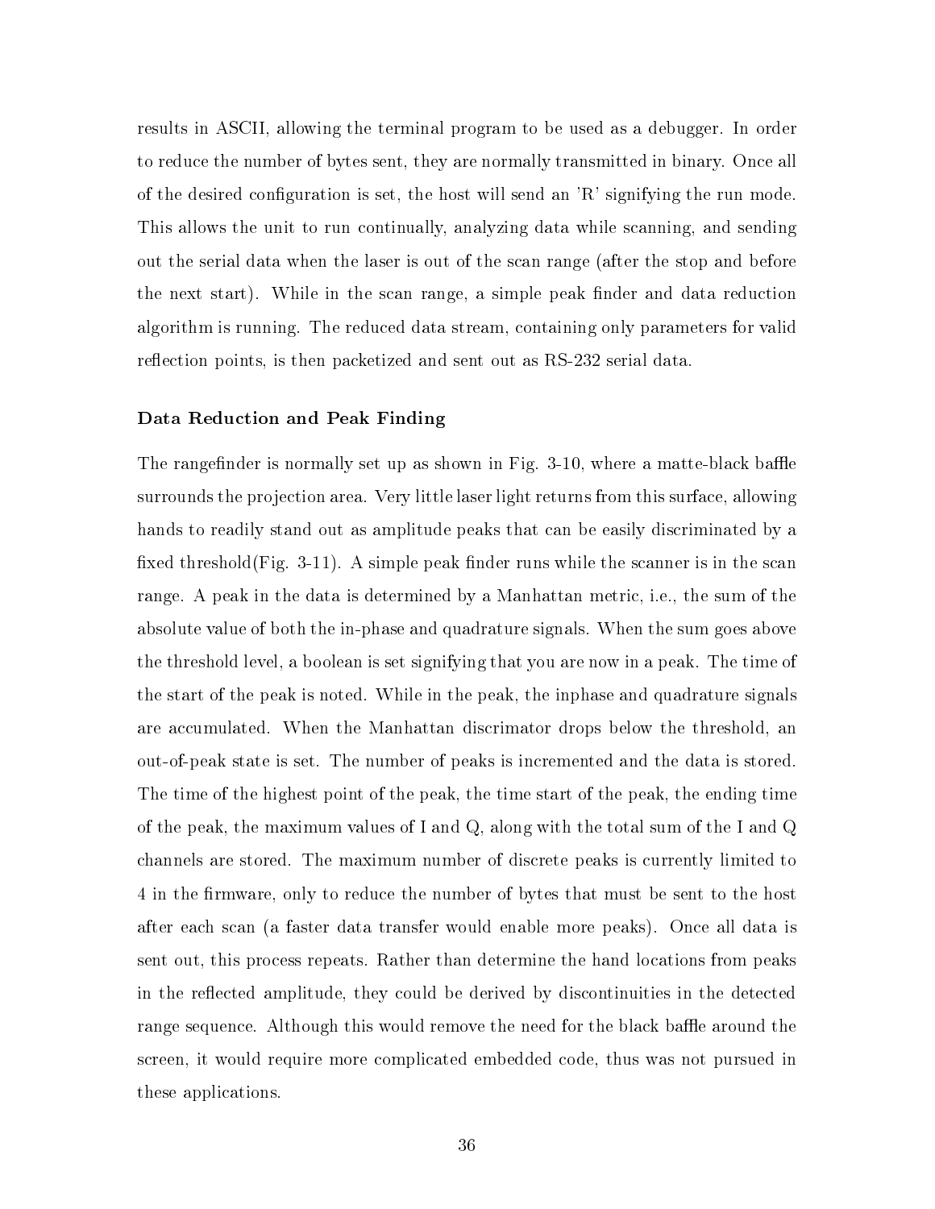results in ASCII, allowing the terminal program to be used as a debugger. In order to reduce the number of bytes sent, they are normally transmitted in binary. Once all of the desired configuration is set, the host will send an 'R' signifying the run mode. This allows the unit to run continually, analyzing data while scanning, and sending out the serial data when the laser is out of the scan range (after the stop and before the next start). While in the scan range, a simple peak finder and data reduction algorithm is running. The reduced data stream, containing only parameters for valid reflection points, is then packetized and sent out as RS-232 serial data.

### Data Reduction and Peak Finding

The rangefinder is normally set up as shown in Fig. 3-10, where a matte-black baffle surrounds the projection area. Very little laser light returns from this surface, allowing hands to readily stand out as amplitude peaks that can be easily discriminated by a fixed threshold(Fig. 3-11). A simple peak finder runs while the scanner is in the scan range. A peak in the data is determined by a Manhattan metric, i.e., the sum of the absolute value of both the in-phase and quadrature signals. When the sum goes above the threshold level, a boolean is set signifying that you are now in a peak. The time of the start of the peak is noted. While in the peak, the inphase and quadrature signals are accumulated. When the Manhattan discriminator drops below the threshold, an out-of-peak state is set. The number of peaks is incremented and the data is stored. The time of the highest point of the peak, the time start of the peak, the ending time of the peak, the maximum values of I and Q, along with the total sum of the I and Q channels are stored. The maximum number of discrete peaks is currently limited to 4 in the firmware, only to reduce the number of bytes that must be sent to the host after each scan (a faster data transfer would enable more peaks). Once all data is sent out, this process repeats. Rather than determine the hand locations from peaks in the reflected amplitude, they could be derived by discontinuities in the detected range sequence. Although this would remove the need for the black baffle around the screen, it would require more complicated embedded code, thus was not pursued in these applications.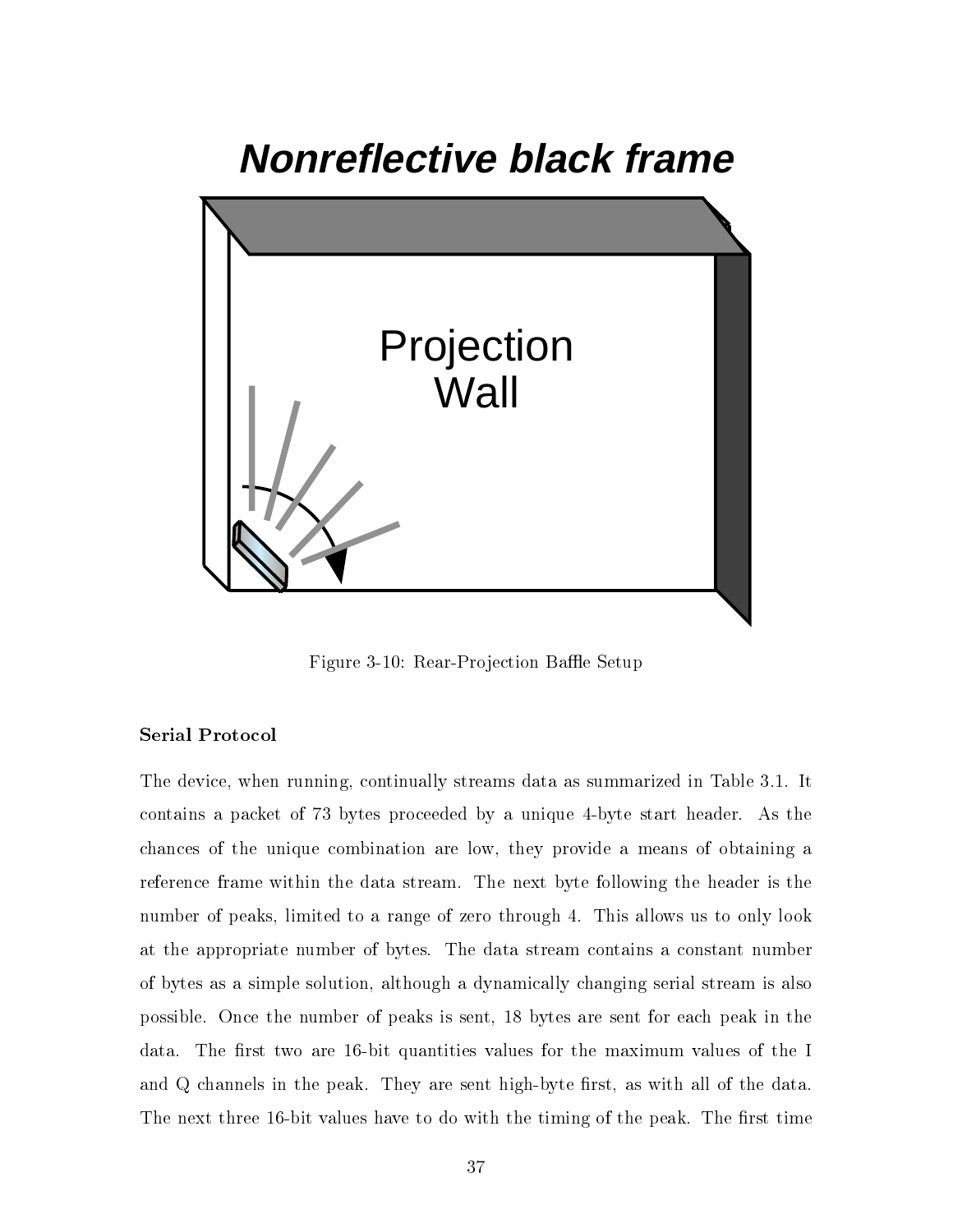Nonreflective black frame

Projection Wall

Figure 3-10: Rear-Projection Baffle Setup

**Serial Protocol**

The device, when running, continually streams data as summarized in Table 3.1. It contains a packet of 73 bytes proceeded by a unique 4-byte start header. As the chances of the unique combination are low, they provide a means of obtaining a reference frame within the data stream. The next byte following the header is the number of peaks, limited to a range of zero through 4. This allows us to only look at the appropriate number of bytes. The data stream contains a constant number of bytes as a simple solution, although a dynamically changing serial stream is also possible. Once the number of peaks is sent, 18 bytes are sent for each peak in the data. The first two are 16-bit quantities values for the maximum values of the I and Q channels in the peak. They are sent high-byte first, as with all of the data. The next three 16-bit values have to do with the timing of the peak. The first time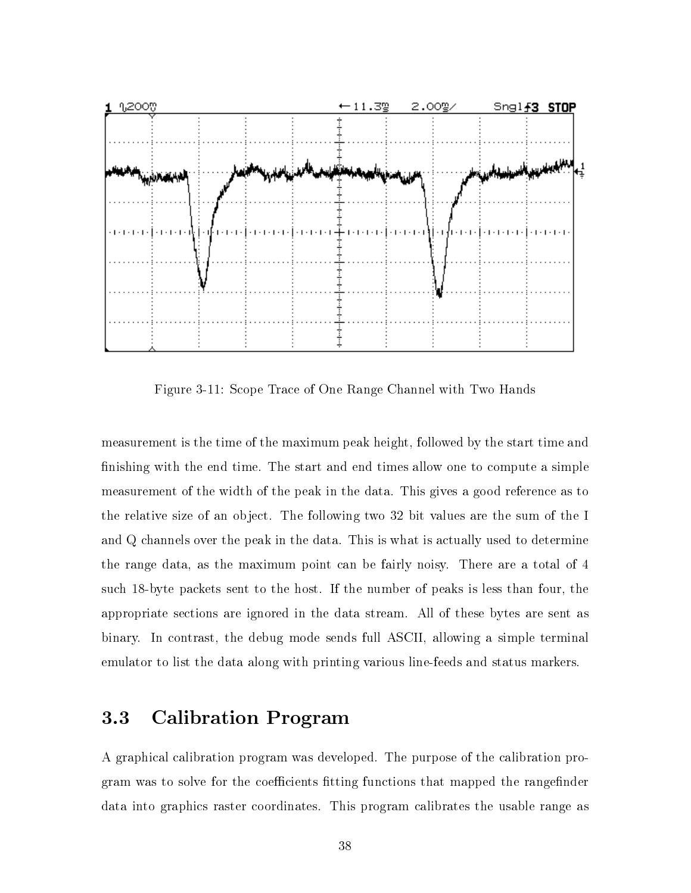Figure 3-11: Scope Trace of One Range Channel with Two Hands

measurement is the time of the maximum peak height, followed by the start time and finishing with the end time. The start and end times allow one to compute a simple measurement of the width of the peak in the data. This gives a good reference as to the relative size of an object. The following two 32 bit values are the sum of the I and Q channels over the peak in the data. This is what is actually used to determine the range data, as the maximum point can be fairly noisy. There are a total of 4 such 18-byte packets sent to the host. If the number of peaks is less than four, the appropriate sections are ignored in the data stream. All of these bytes are sent as binary. In contrast, the debug mode sends full ASCII, allowing a simple terminal emulator to list the data along with printing various line-feeds and status markers.

## 3.3 Calibration Program

A graphical calibration program was developed. The purpose of the calibration program was to solve for the coefficients fitting functions that mapped the rangefinder data into graphics raster coordinates. This program calibrates the usable range as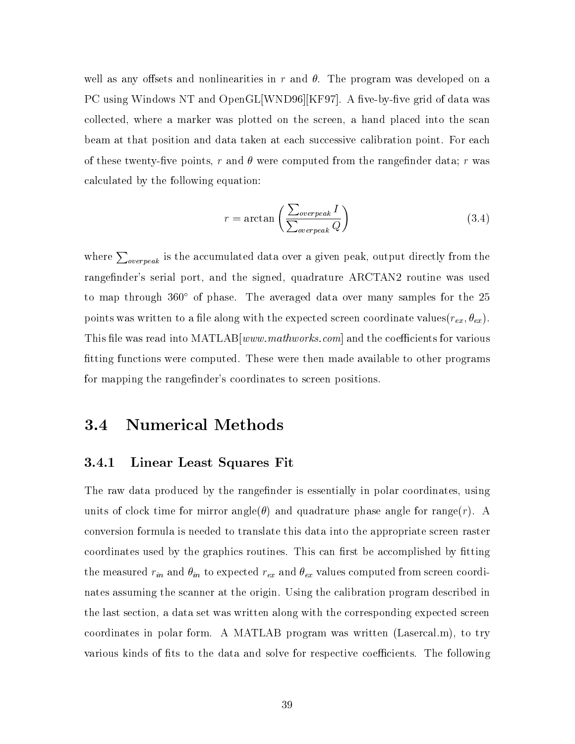well as any offsets and nonlinearities in $r$ and $\theta$. The program was developed on a PC using Windows NT and OpenGL[WND96][KF97]. A five-by-five grid of data was collected, where a marker was plotted on the screen, a hand placed into the scan beam at that position and data taken at each successive calibration point. For each of these twenty-five points, $r$ and $\theta$ were computed from the rangefinder data; $r$ was calculated by the following equation:

$$r = \arctan\left(\frac{\sum_{overpeak} I}{\sum_{overpeak} Q}\right) \tag{3.4}$$

where $\sum_{overpeak}$ is the accumulated data over a given peak, output directly from the rangefinder's serial port, and the signed, quadrature ARCTAN2 routine was used to map through 360° of phase. The averaged data over many samples for the 25 points was written to a file along with the expected screen coordinate values$(r_{ex}, \theta_{ex})$. This file was read into MATLAB[*www.mathworks.com*] and the coefficients for various fitting functions were computed. These were then made available to other programs for mapping the rangefinder's coordinates to screen positions.

## 3.4 Numerical Methods

### 3.4.1 Linear Least Squares Fit

The raw data produced by the rangefinder is essentially in polar coordinates, using units of clock time for mirror angle($\theta$) and quadrature phase angle for range($r$). A conversion formula is needed to translate this data into the appropriate screen raster coordinates used by the graphics routines. This can first be accomplished by fitting the measured $r_{in}$ and $\theta_{in}$ to expected $r_{ex}$ and $\theta_{ex}$ values computed from screen coordinates assuming the scanner at the origin. Using the calibration program described in the last section, a data set was written along with the corresponding expected screen coordinates in polar form. A MATLAB program was written (Lasercal.m), to try various kinds of fits to the data and solve for respective coefficients. The following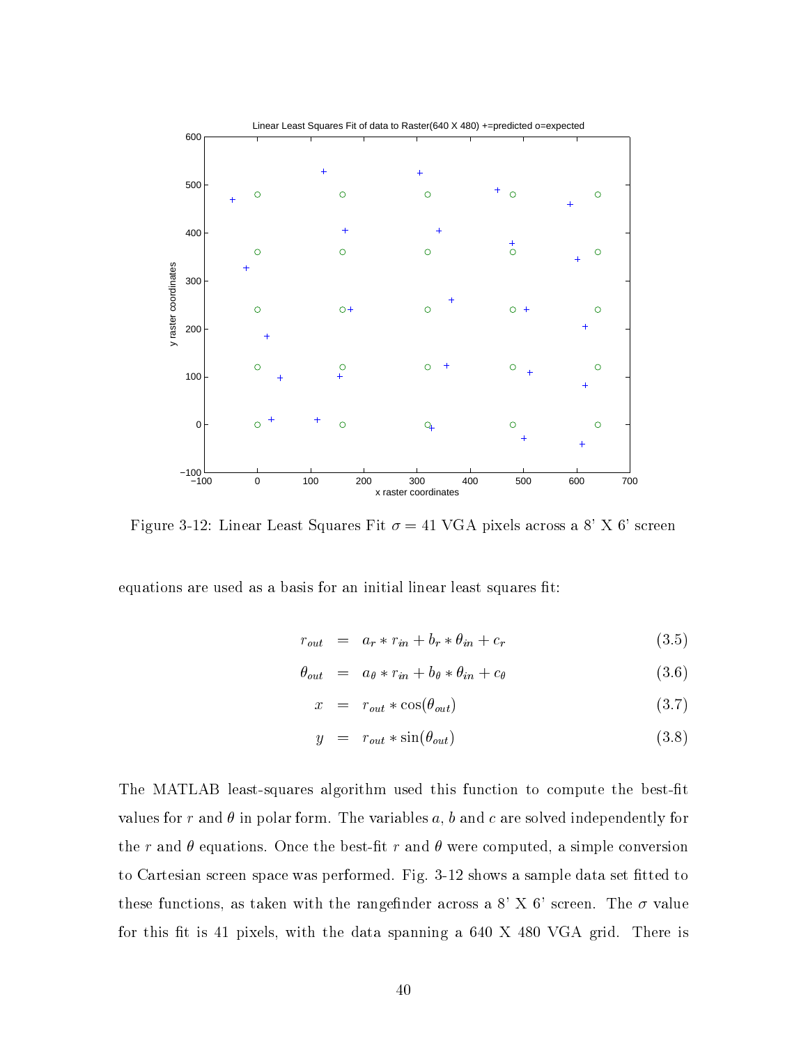Figure 3-12: Linear Least Squares Fit $\sigma = 41$ VGA pixels across a 8' X 6' screen

equations are used as a basis for an initial linear least squares fit:

$$r_{out} = a_r * r_{in} + b_r * \theta_{in} + c_r \tag{3.5}$$

$$\theta_{out} = a_\theta * r_{in} + b_\theta * \theta_{in} + c_\theta \tag{3.6}$$

$$x = r_{out} * \cos(\theta_{out}) \tag{3.7}$$

$$y = r_{out} * \sin(\theta_{out}) \tag{3.8}$$

The MATLAB least-squares algorithm used this function to compute the best-fit values for $r$ and $\theta$ in polar form. The variables $a$, $b$ and $c$ are solved independently for the $r$ and $\theta$ equations. Once the best-fit $r$ and $\theta$ were computed, a simple conversion to Cartesian screen space was performed. Fig. 3-12 shows a sample data set fitted to these functions, as taken with the rangefinder across a 8' X 6' screen. The $\sigma$ value for this fit is 41 pixels, with the data spanning a 640 X 480 VGA grid. There is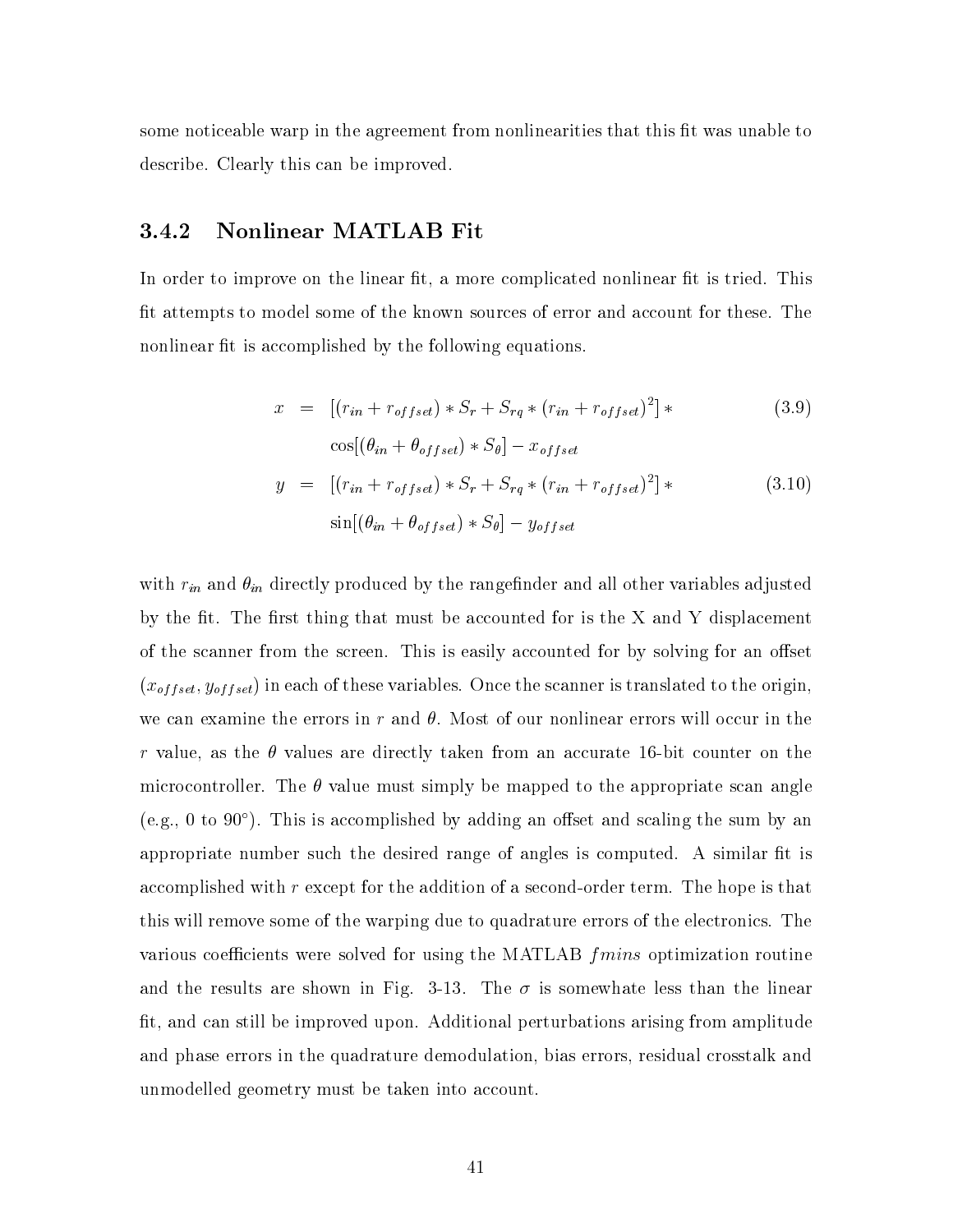some noticeable warp in the agreement from nonlinearities that this fit was unable to describe. Clearly this can be improved.

### 3.4.2 Nonlinear MATLAB Fit

In order to improve on the linear fit, a more complicated nonlinear fit is tried. This fit attempts to model some of the known sources of error and account for these. The nonlinear fit is accomplished by the following equations.

$$
\begin{aligned}
x &= [(r_{in} + r_{offset}) * S_r + S_{rq} * (r_{in} + r_{offset})^2] * \\
&\quad \cos[(\theta_{in} + \theta_{offset}) * S_\theta] - x_{offset} \qquad (3.9) \\
y &= [(r_{in} + r_{offset}) * S_r + S_{rq} * (r_{in} + r_{offset})^2] * \\
&\quad \sin[(\theta_{in} + \theta_{offset}) * S_\theta] - y_{offset} \qquad (3.10)
\end{aligned}
$$

with $r_{in}$ and $\theta_{in}$ directly produced by the rangefinder and all other variables adjusted by the fit. The first thing that must be accounted for is the X and Y displacement of the scanner from the screen. This is easily accounted for by solving for an offset $(x_{offset}, y_{offset})$ in each of these variables. Once the scanner is translated to the origin, we can examine the errors in $r$ and $\theta$. Most of our nonlinear errors will occur in the $r$ value, as the $\theta$ values are directly taken from an accurate 16-bit counter on the microcontroller. The $\theta$ value must simply be mapped to the appropriate scan angle (e.g., 0 to 90°). This is accomplished by adding an offset and scaling the sum by an appropriate number such the desired range of angles is computed. A similar fit is accomplished with $r$ except for the addition of a second-order term. The hope is that this will remove some of the warping due to quadrature errors of the electronics. The various coefficients were solved for using the MATLAB *fmins* optimization routine and the results are shown in Fig. 3-13. The $\sigma$ is somewhate less than the linear fit, and can still be improved upon. Additional perturbations arising from amplitude and phase errors in the quadrature demodulation, bias errors, residual crosstalk and unmodelled geometry must be taken into account.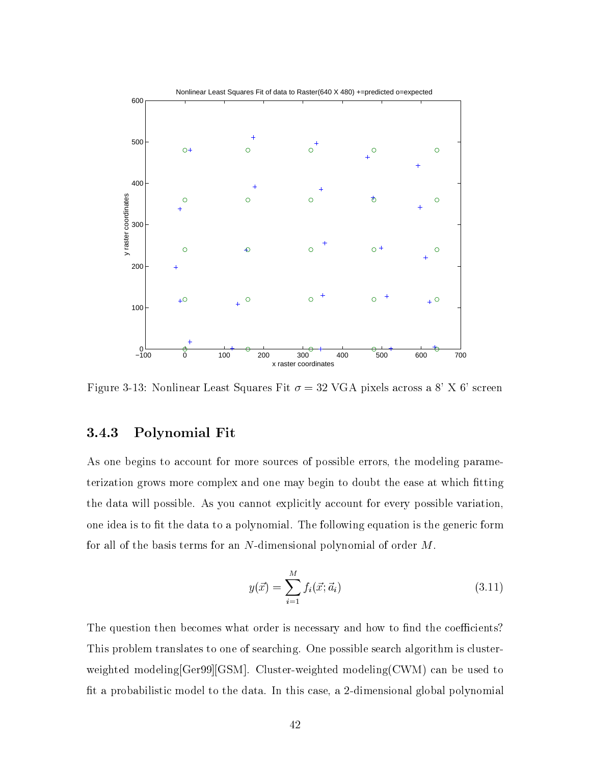Figure 3-13: Nonlinear Least Squares Fit $\sigma = 32$ VGA pixels across a 8' X 6' screen

### 3.4.3 Polynomial Fit

As one begins to account for more sources of possible errors, the modeling parameterization grows more complex and one may begin to doubt the ease at which fitting the data will possible. As you cannot explicitly account for every possible variation, one idea is to fit the data to a polynomial. The following equation is the generic form for all of the basis terms for an $N$-dimensional polynomial of order $M$.

$$y(\vec{x}) = \sum_{i=1}^{M} f_i(\vec{x}; \vec{a}_i) \tag{3.11}$$

The question then becomes what order is necessary and how to find the coefficients? This problem translates to one of searching. One possible search algorithm is cluster-weighted modeling[Ger99][GSM]. Cluster-weighted modeling(CWM) can be used to fit a probabilistic model to the data. In this case, a 2-dimensional global polynomial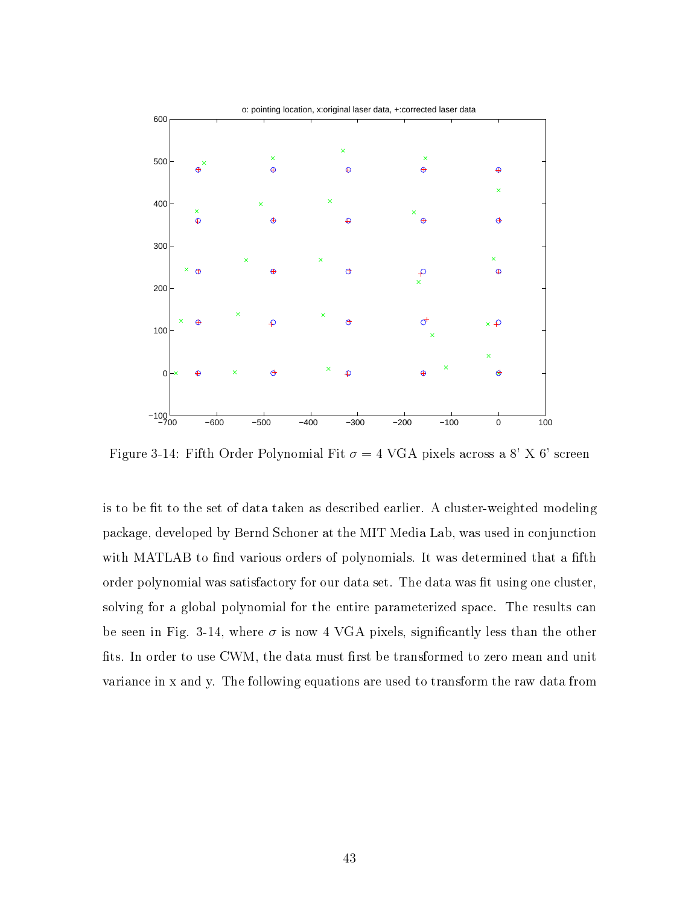Figure 3-14: Fifth Order Polynomial Fit $\sigma = 4$ VGA pixels across a 8' X 6' screen

is to be fit to the set of data taken as described earlier. A cluster-weighted modeling package, developed by Bernd Schoner at the MIT Media Lab, was used in conjunction with MATLAB to find various orders of polynomials. It was determined that a fifth order polynomial was satisfactory for our data set. The data was fit using one cluster, solving for a global polynomial for the entire parameterized space. The results can be seen in Fig. 3-14, where $\sigma$ is now 4 VGA pixels, significantly less than the other fits. In order to use CWM, the data must first be transformed to zero mean and unit variance in x and y. The following equations are used to transform the raw data from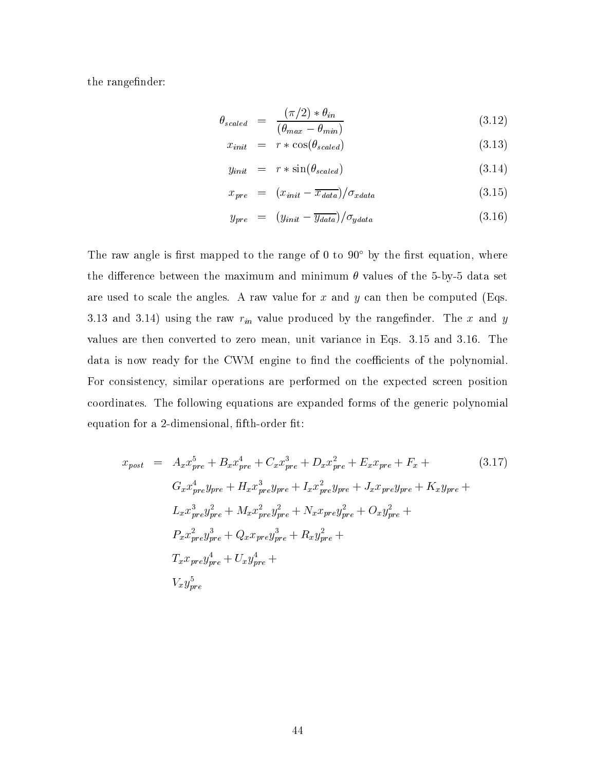the rangefinder:

$$
\begin{aligned}
\theta_{scaled} &= \frac{(\pi/2) * \theta_{in}}{(\theta_{max} - \theta_{min})} && (3.12)\\
x_{init} &= r * \cos(\theta_{scaled}) && (3.13)\\
y_{init} &= r * \sin(\theta_{scaled}) && (3.14)\\
x_{pre} &= (x_{init} - \overline{x_{data}})/\sigma_{xdata} && (3.15)\\
y_{pre} &= (y_{init} - \overline{y_{data}})/\sigma_{ydata} && (3.16)
\end{aligned}
$$

The raw angle is first mapped to the range of 0 to 90° by the first equation, where the difference between the maximum and minimum $\theta$ values of the 5-by-5 data set are used to scale the angles. A raw value for $x$ and $y$ can then be computed (Eqs. 3.13 and 3.14) using the raw $r_{in}$ value produced by the rangefinder. The $x$ and $y$ values are then converted to zero mean, unit variance in Eqs. 3.15 and 3.16. The data is now ready for the CWM engine to find the coefficients of the polynomial. For consistency, similar operations are performed on the expected screen position coordinates. The following equations are expanded forms of the generic polynomial equation for a 2-dimensional, fifth-order fit:

$$
\begin{aligned}
x_{post} = \; & A_x x_{pre}^5 + B_x x_{pre}^4 + C_x x_{pre}^3 + D_x x_{pre}^2 + E_x x_{pre} + F_x + \qquad (3.17)\\
& G_x x_{pre}^4 y_{pre} + H_x x_{pre}^3 y_{pre} + I_x x_{pre}^2 y_{pre} + J_x x_{pre} y_{pre} + K_x y_{pre} + \\
& L_x x_{pre}^3 y_{pre}^2 + M_x x_{pre}^2 y_{pre}^2 + N_x x_{pre} y_{pre}^2 + O_x y_{pre}^2 + \\
& P_x x_{pre}^2 y_{pre}^3 + Q_x x_{pre} y_{pre}^3 + R_x y_{pre}^2 + \\
& T_x x_{pre} y_{pre}^4 + U_x y_{pre}^4 + \\
& V_x y_{pre}^5
\end{aligned}
$$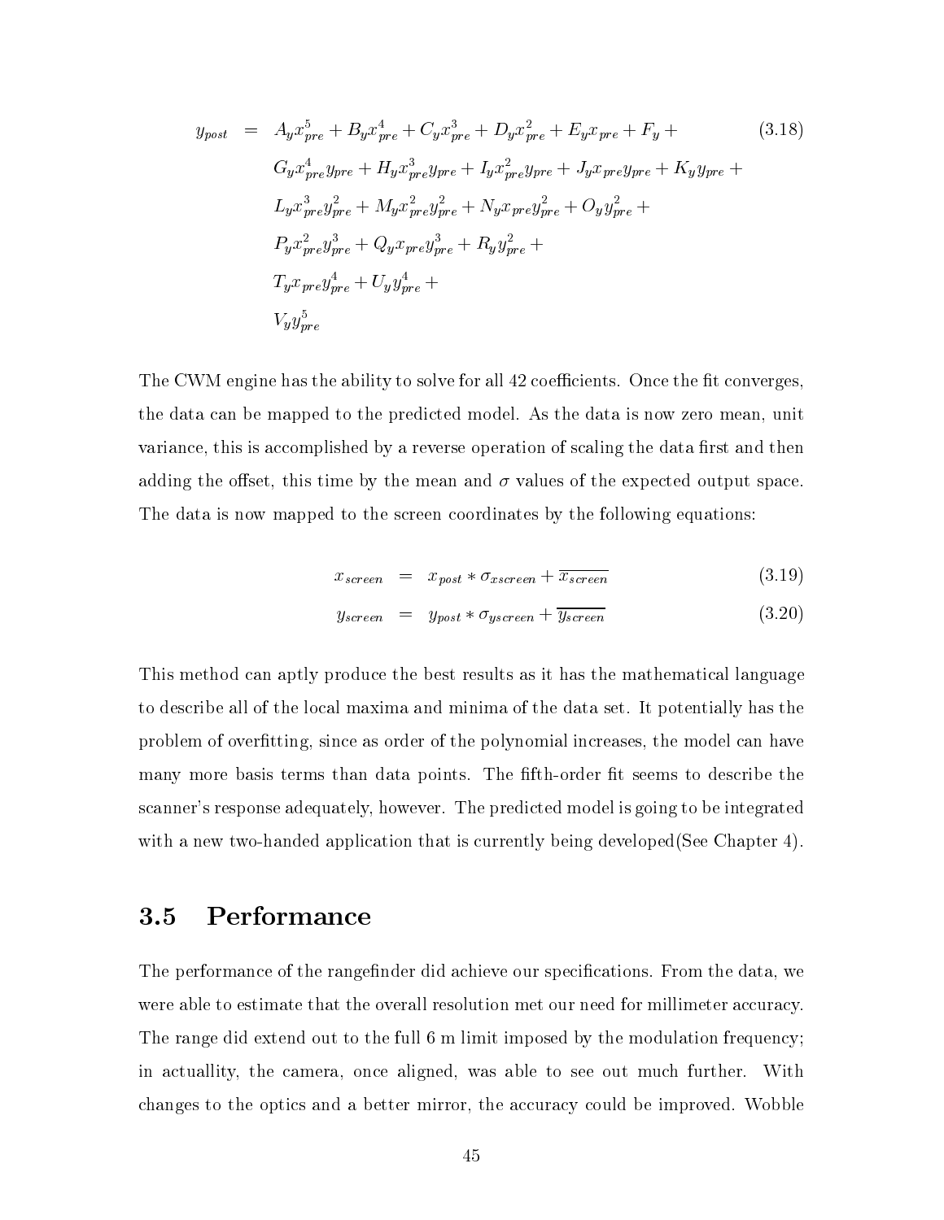$$
\begin{aligned}
y_{post} = \; & A_y x_{pre}^5 + B_y x_{pre}^4 + C_y x_{pre}^3 + D_y x_{pre}^2 + E_y x_{pre} + F_y + \\
& G_y x_{pre}^4 y_{pre} + H_y x_{pre}^3 y_{pre} + I_y x_{pre}^2 y_{pre} + J_y x_{pre} y_{pre} + K_y y_{pre} + \\
& L_y x_{pre}^3 y_{pre}^2 + M_y x_{pre}^2 y_{pre}^2 + N_y x_{pre} y_{pre}^2 + O_y y_{pre}^2 + \\
& P_y x_{pre}^2 y_{pre}^3 + Q_y x_{pre} y_{pre}^3 + R_y y_{pre}^2 + \\
& T_y x_{pre} y_{pre}^4 + U_y y_{pre}^4 + \\
& V_y y_{pre}^5
\end{aligned} \tag{3.18}
$$

The CWM engine has the ability to solve for all 42 coefficients. Once the fit converges, the data can be mapped to the predicted model. As the data is now zero mean, unit variance, this is accomplished by a reverse operation of scaling the data first and then adding the offset, this time by the mean and $\sigma$ values of the expected output space. The data is now mapped to the screen coordinates by the following equations:

$$
x_{screen} = x_{post} * \sigma_{xscreen} + \overline{x_{screen}} \tag{3.19}
$$

$$
y_{screen} = y_{post} * \sigma_{yscreen} + \overline{y_{screen}} \tag{3.20}
$$

This method can aptly produce the best results as it has the mathematical language to describe all of the local maxima and minima of the data set. It potentially has the problem of overfitting, since as order of the polynomial increases, the model can have many more basis terms than data points. The fifth-order fit seems to describe the scanner's response adequately, however. The predicted model is going to be integrated with a new two-handed application that is currently being developed(See Chapter 4).

## 3.5 Performance

The performance of the rangefinder did achieve our specifications. From the data, we were able to estimate that the overall resolution met our need for millimeter accuracy. The range did extend out to the full 6 m limit imposed by the modulation frequency; in actuallity, the camera, once aligned, was able to see out much further. With changes to the optics and a better mirror, the accuracy could be improved. Wobble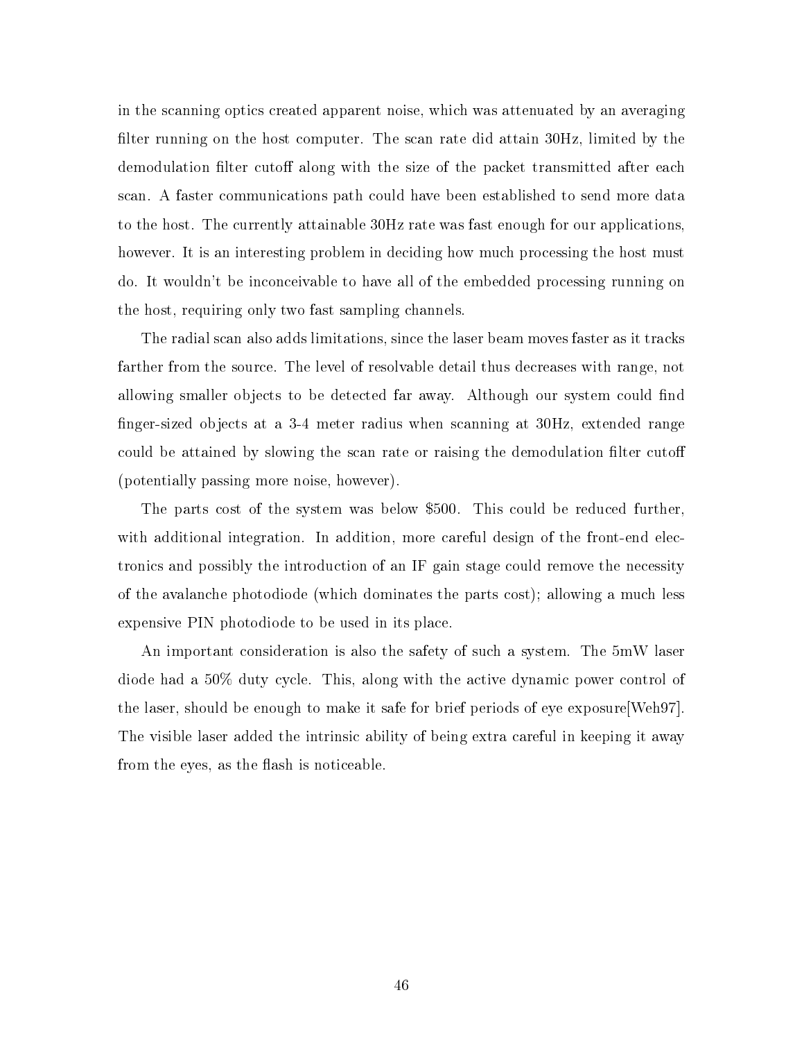in the scanning optics created apparent noise, which was attenuated by an averaging filter running on the host computer. The scan rate did attain 30Hz, limited by the demodulation filter cutoff along with the size of the packet transmitted after each scan. A faster communications path could have been established to send more data to the host. The currently attainable 30Hz rate was fast enough for our applications, however. It is an interesting problem in deciding how much processing the host must do. It wouldn't be inconceivable to have all of the embedded processing running on the host, requiring only two fast sampling channels.

The radial scan also adds limitations, since the laser beam moves faster as it tracks farther from the source. The level of resolvable detail thus decreases with range, not allowing smaller objects to be detected far away. Although our system could find finger-sized objects at a 3-4 meter radius when scanning at 30Hz, extended range could be attained by slowing the scan rate or raising the demodulation filter cutoff (potentially passing more noise, however).

The parts cost of the system was below $500. This could be reduced further, with additional integration. In addition, more careful design of the front-end electronics and possibly the introduction of an IF gain stage could remove the necessity of the avalanche photodiode (which dominates the parts cost); allowing a much less expensive PIN photodiode to be used in its place.

An important consideration is also the safety of such a system. The 5mW laser diode had a 50% duty cycle. This, along with the active dynamic power control of the laser, should be enough to make it safe for brief periods of eye exposure[Weh97]. The visible laser added the intrinsic ability of being extra careful in keeping it away from the eyes, as the flash is noticeable.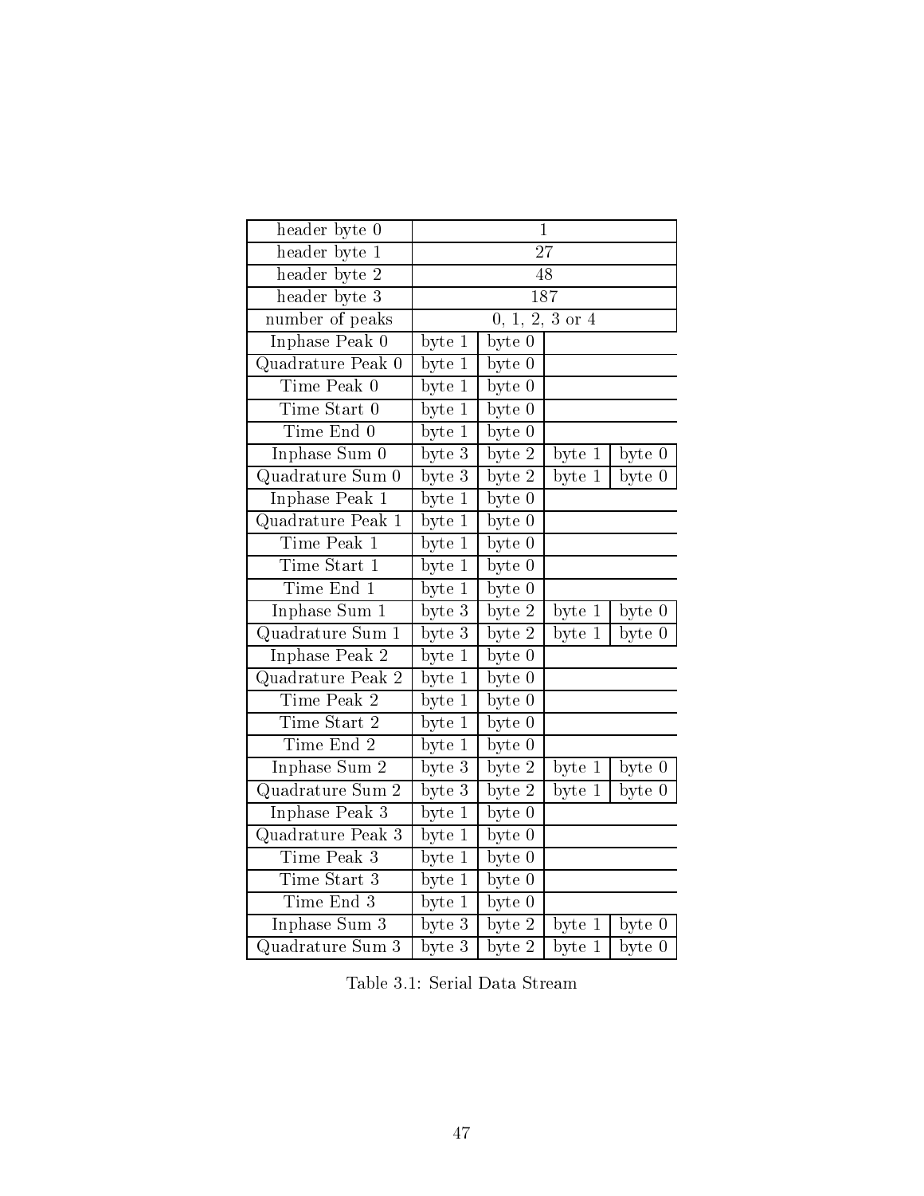| Field | | | | |
|---|---|---|---|---|
| header byte 0 | 1 | | | |
| header byte 1 | 27 | | | |
| header byte 2 | 48 | | | |
| header byte 3 | 187 | | | |
| number of peaks | 0, 1, 2, 3 or 4 | | | |
| Inphase Peak 0 | byte 1 | byte 0 | | |
| Quadrature Peak 0 | byte 1 | byte 0 | | |
| Time Peak 0 | byte 1 | byte 0 | | |
| Time Start 0 | byte 1 | byte 0 | | |
| Time End 0 | byte 1 | byte 0 | | |
| Inphase Sum 0 | byte 3 | byte 2 | byte 1 | byte 0 |
| Quadrature Sum 0 | byte 3 | byte 2 | byte 1 | byte 0 |
| Inphase Peak 1 | byte 1 | byte 0 | | |
| Quadrature Peak 1 | byte 1 | byte 0 | | |
| Time Peak 1 | byte 1 | byte 0 | | |
| Time Start 1 | byte 1 | byte 0 | | |
| Time End 1 | byte 1 | byte 0 | | |
| Inphase Sum 1 | byte 3 | byte 2 | byte 1 | byte 0 |
| Quadrature Sum 1 | byte 3 | byte 2 | byte 1 | byte 0 |
| Inphase Peak 2 | byte 1 | byte 0 | | |
| Quadrature Peak 2 | byte 1 | byte 0 | | |
| Time Peak 2 | byte 1 | byte 0 | | |
| Time Start 2 | byte 1 | byte 0 | | |
| Time End 2 | byte 1 | byte 0 | | |
| Inphase Sum 2 | byte 3 | byte 2 | byte 1 | byte 0 |
| Quadrature Sum 2 | byte 3 | byte 2 | byte 1 | byte 0 |
| Inphase Peak 3 | byte 1 | byte 0 | | |
| Quadrature Peak 3 | byte 1 | byte 0 | | |
| Time Peak 3 | byte 1 | byte 0 | | |
| Time Start 3 | byte 1 | byte 0 | | |
| Time End 3 | byte 1 | byte 0 | | |
| Inphase Sum 3 | byte 3 | byte 2 | byte 1 | byte 0 |
| Quadrature Sum 3 | byte 3 | byte 2 | byte 1 | byte 0 |

Table 3.1: Serial Data Stream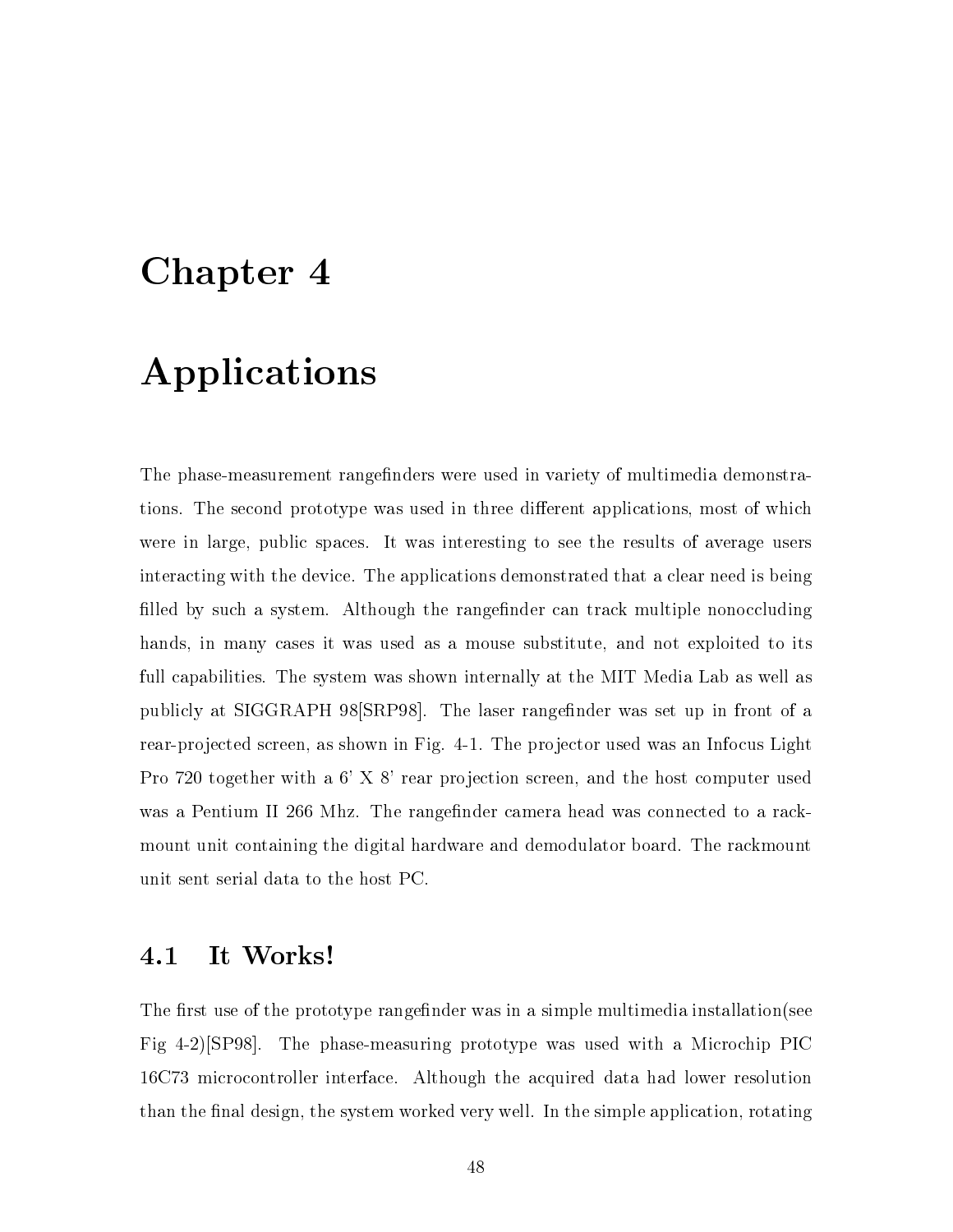# Chapter 4

# Applications

The phase-measurement rangefinders were used in variety of multimedia demonstrations. The second prototype was used in three different applications, most of which were in large, public spaces. It was interesting to see the results of average users interacting with the device. The applications demonstrated that a clear need is being filled by such a system. Although the rangefinder can track multiple nonoccluding hands, in many cases it was used as a mouse substitute, and not exploited to its full capabilities. The system was shown internally at the MIT Media Lab as well as publicly at SIGGRAPH 98[SRP98]. The laser rangefinder was set up in front of a rear-projected screen, as shown in Fig. 4-1. The projector used was an Infocus Light Pro 720 together with a 6' X 8' rear projection screen, and the host computer used was a Pentium II 266 Mhz. The rangefinder camera head was connected to a rackmount unit containing the digital hardware and demodulator board. The rackmount unit sent serial data to the host PC.

## 4.1 It Works!

The first use of the prototype rangefinder was in a simple multimedia installation(see Fig 4-2)[SP98]. The phase-measuring prototype was used with a Microchip PIC 16C73 microcontroller interface. Although the acquired data had lower resolution than the final design, the system worked very well. In the simple application, rotating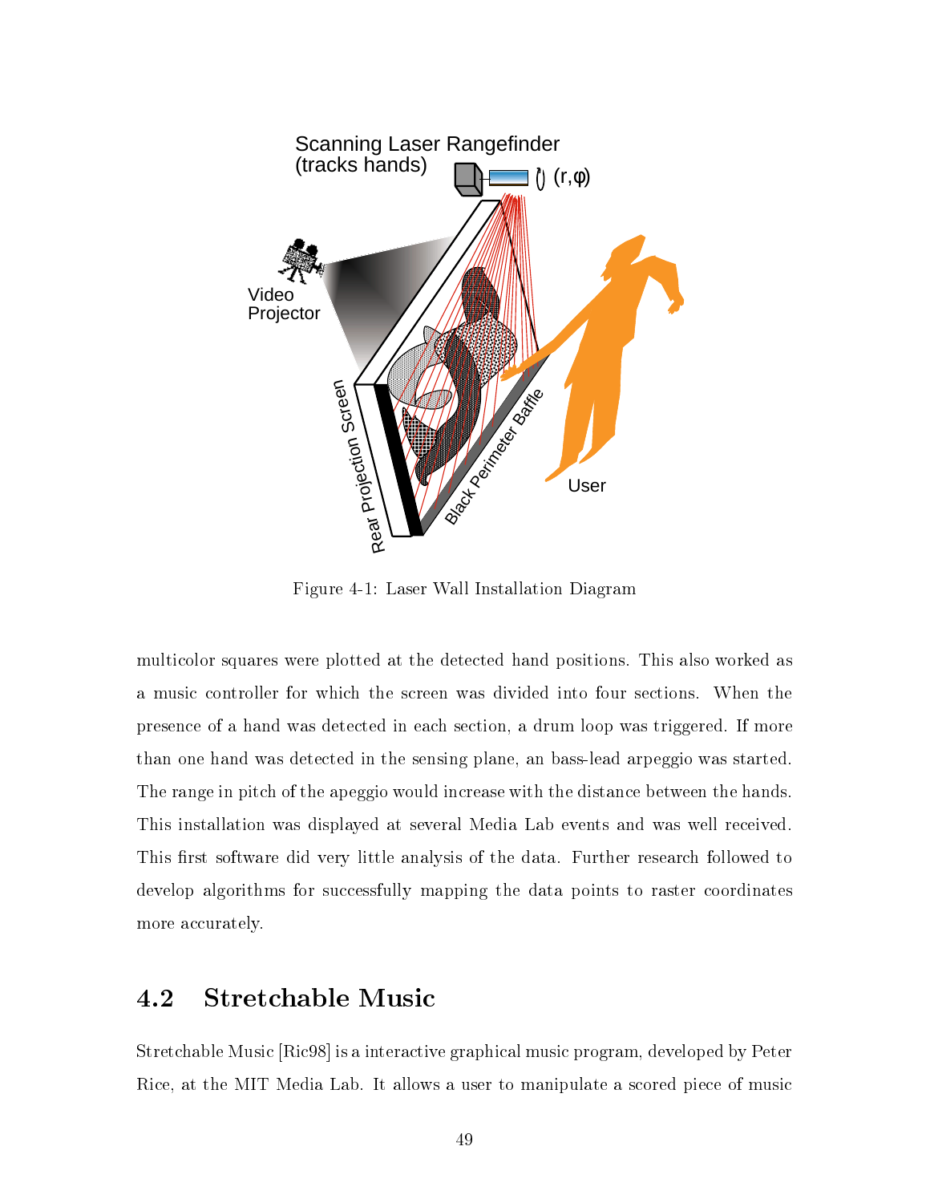Figure 4-1: Laser Wall Installation Diagram

multicolor squares were plotted at the detected hand positions. This also worked as a music controller for which the screen was divided into four sections. When the presence of a hand was detected in each section, a drum loop was triggered. If more than one hand was detected in the sensing plane, an bass-lead arpeggio was started. The range in pitch of the apeggio would increase with the distance between the hands. This installation was displayed at several Media Lab events and was well received. This first software did very little analysis of the data. Further research followed to develop algorithms for successfully mapping the data points to raster coordinates more accurately.

## 4.2 Stretchable Music

Stretchable Music [Ric98] is a interactive graphical music program, developed by Peter Rice, at the MIT Media Lab. It allows a user to manipulate a scored piece of music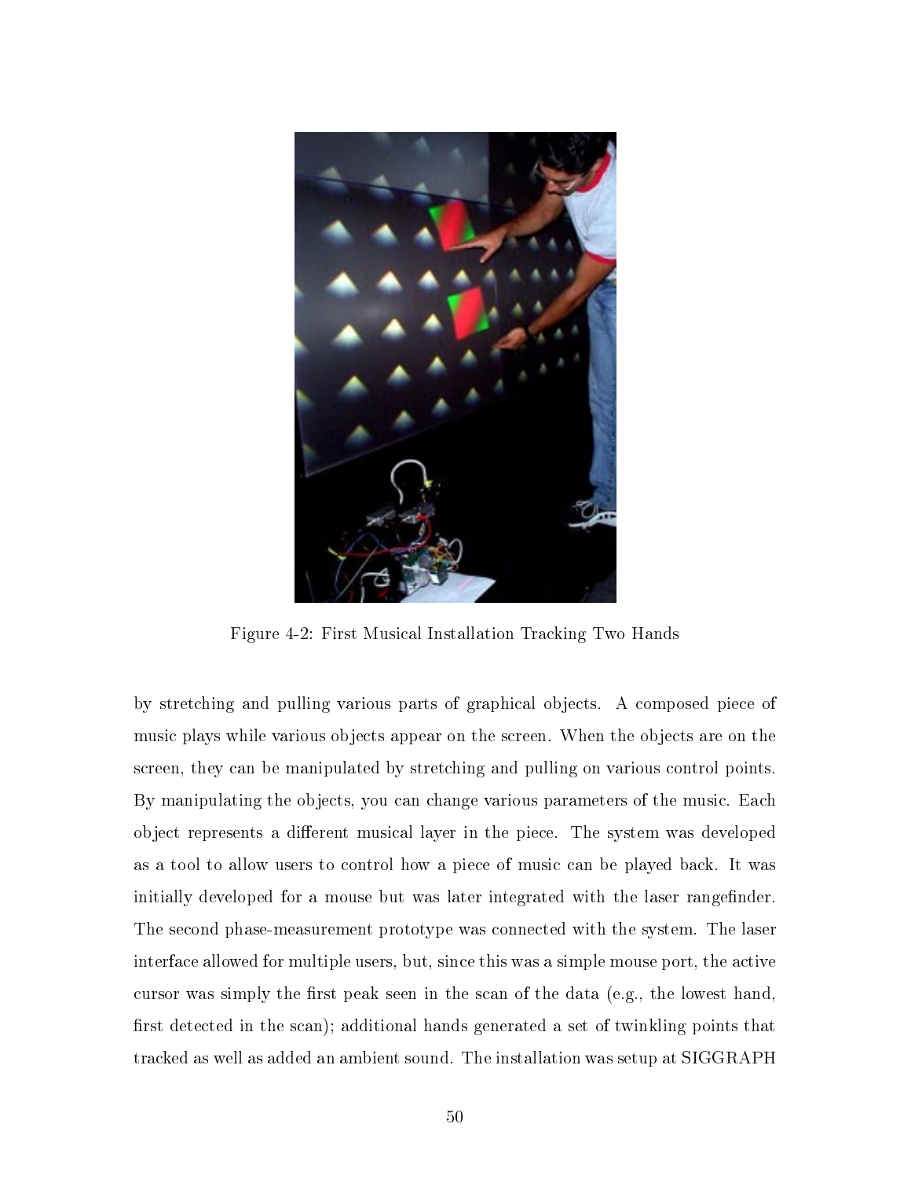Figure 4-2: First Musical Installation Tracking Two Hands

by stretching and pulling various parts of graphical objects. A composed piece of music plays while various objects appear on the screen. When the objects are on the screen, they can be manipulated by stretching and pulling on various control points. By manipulating the objects, you can change various parameters of the music. Each object represents a different musical layer in the piece. The system was developed as a tool to allow users to control how a piece of music can be played back. It was initially developed for a mouse but was later integrated with the laser rangefinder. The second phase-measurement prototype was connected with the system. The laser interface allowed for multiple users, but, since this was a simple mouse port, the active cursor was simply the first peak seen in the scan of the data (e.g., the lowest hand, first detected in the scan); additional hands generated a set of twinkling points that tracked as well as added an ambient sound. The installation was setup at SIGGRAPH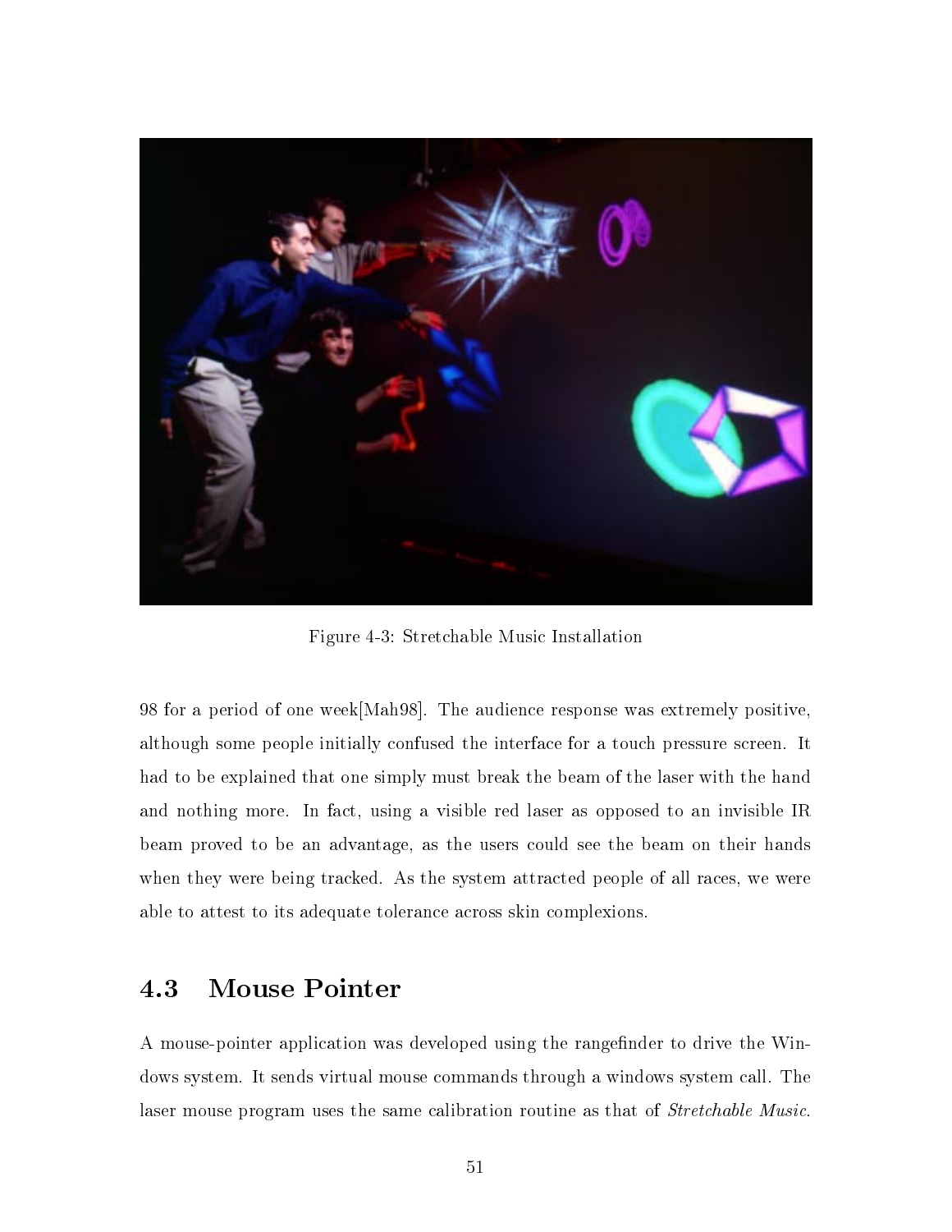Figure 4-3: Stretchable Music Installation

98 for a period of one week[Mah98]. The audience response was extremely positive, although some people initially confused the interface for a touch pressure screen. It had to be explained that one simply must break the beam of the laser with the hand and nothing more. In fact, using a visible red laser as opposed to an invisible IR beam proved to be an advantage, as the users could see the beam on their hands when they were being tracked. As the system attracted people of all races, we were able to attest to its adequate tolerance across skin complexions.

## 4.3 Mouse Pointer

A mouse-pointer application was developed using the rangefinder to drive the Windows system. It sends virtual mouse commands through a windows system call. The laser mouse program uses the same calibration routine as that of *Stretchable Music*.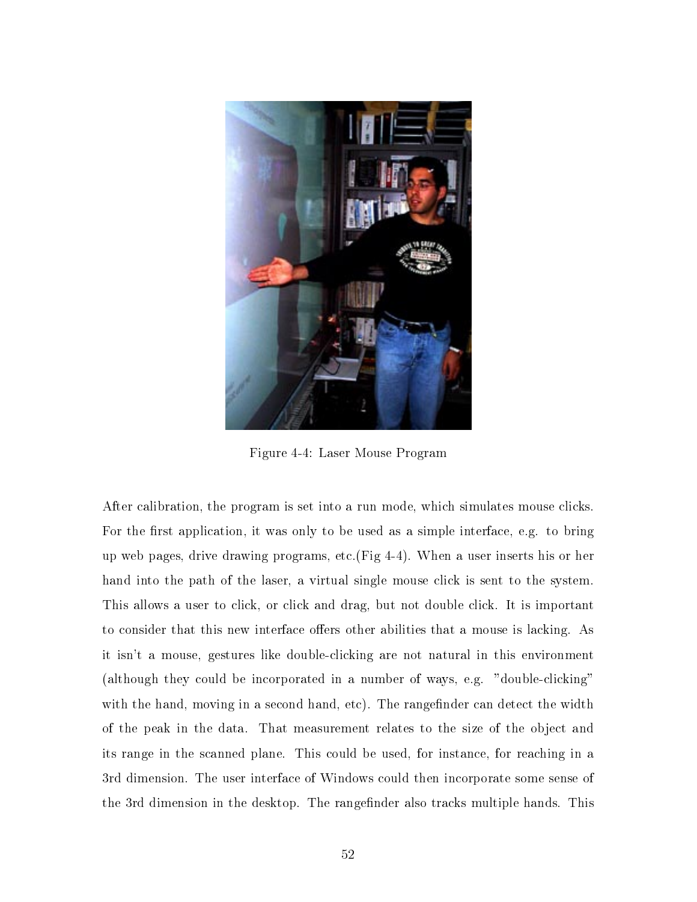Figure 4-4: Laser Mouse Program

After calibration, the program is set into a run mode, which simulates mouse clicks. For the first application, it was only to be used as a simple interface, e.g. to bring up web pages, drive drawing programs, etc.(Fig 4-4). When a user inserts his or her hand into the path of the laser, a virtual single mouse click is sent to the system. This allows a user to click, or click and drag, but not double click. It is important to consider that this new interface offers other abilities that a mouse is lacking. As it isn't a mouse, gestures like double-clicking are not natural in this environment (although they could be incorporated in a number of ways, e.g. "double-clicking" with the hand, moving in a second hand, etc). The rangefinder can detect the width of the peak in the data. That measurement relates to the size of the object and its range in the scanned plane. This could be used, for instance, for reaching in a 3rd dimension. The user interface of Windows could then incorporate some sense of the 3rd dimension in the desktop. The rangefinder also tracks multiple hands. This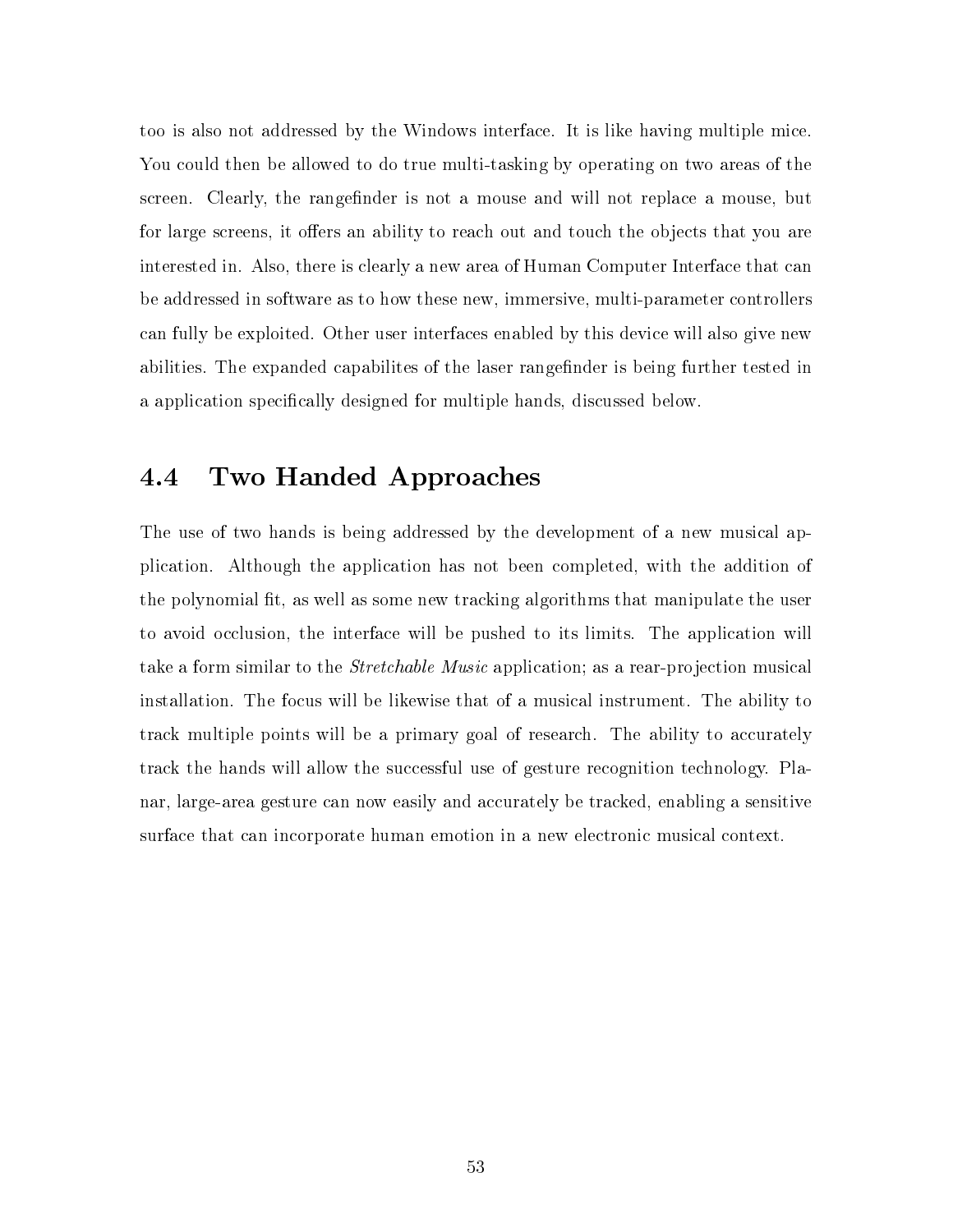too is also not addressed by the Windows interface. It is like having multiple mice. You could then be allowed to do true multi-tasking by operating on two areas of the screen. Clearly, the rangefinder is not a mouse and will not replace a mouse, but for large screens, it offers an ability to reach out and touch the objects that you are interested in. Also, there is clearly a new area of Human Computer Interface that can be addressed in software as to how these new, immersive, multi-parameter controllers can fully be exploited. Other user interfaces enabled by this device will also give new abilities. The expanded capabilites of the laser rangefinder is being further tested in a application specifically designed for multiple hands, discussed below.

## 4.4 Two Handed Approaches

The use of two hands is being addressed by the development of a new musical application. Although the application has not been completed, with the addition of the polynomial fit, as well as some new tracking algorithms that manipulate the user to avoid occlusion, the interface will be pushed to its limits. The application will take a form similar to the *Stretchable Music* application; as a rear-projection musical installation. The focus will be likewise that of a musical instrument. The ability to track multiple points will be a primary goal of research. The ability to accurately track the hands will allow the successful use of gesture recognition technology. Planar, large-area gesture can now easily and accurately be tracked, enabling a sensitive surface that can incorporate human emotion in a new electronic musical context.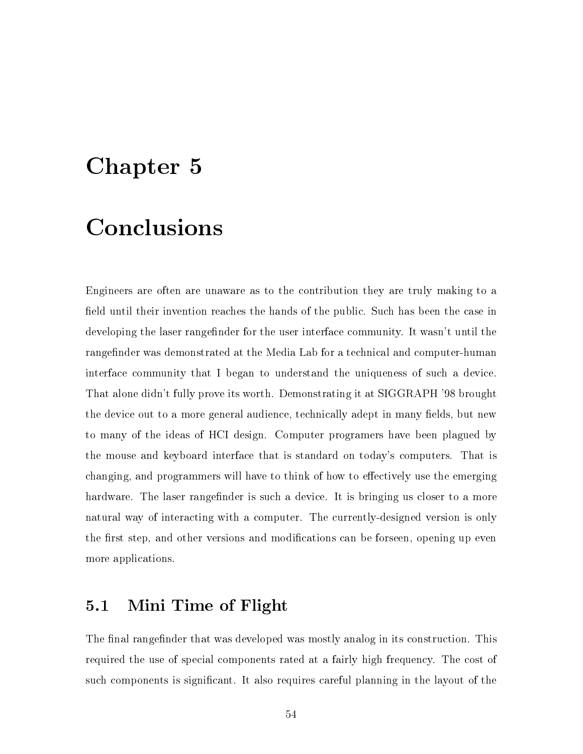# Chapter 5

# Conclusions

Engineers are often are unaware as to the contribution they are truly making to a field until their invention reaches the hands of the public. Such has been the case in developing the laser rangefinder for the user interface community. It wasn't until the rangefinder was demonstrated at the Media Lab for a technical and computer-human interface community that I began to understand the uniqueness of such a device. That alone didn't fully prove its worth. Demonstrating it at SIGGRAPH '98 brought the device out to a more general audience, technically adept in many fields, but new to many of the ideas of HCI design. Computer programers have been plagued by the mouse and keyboard interface that is standard on today's computers. That is changing, and programmers will have to think of how to effectively use the emerging hardware. The laser rangefinder is such a device. It is bringing us closer to a more natural way of interacting with a computer. The currently-designed version is only the first step, and other versions and modifications can be forseen, opening up even more applications.

## 5.1 Mini Time of Flight

The final rangefinder that was developed was mostly analog in its construction. This required the use of special components rated at a fairly high frequency. The cost of such components is significant. It also requires careful planning in the layout of the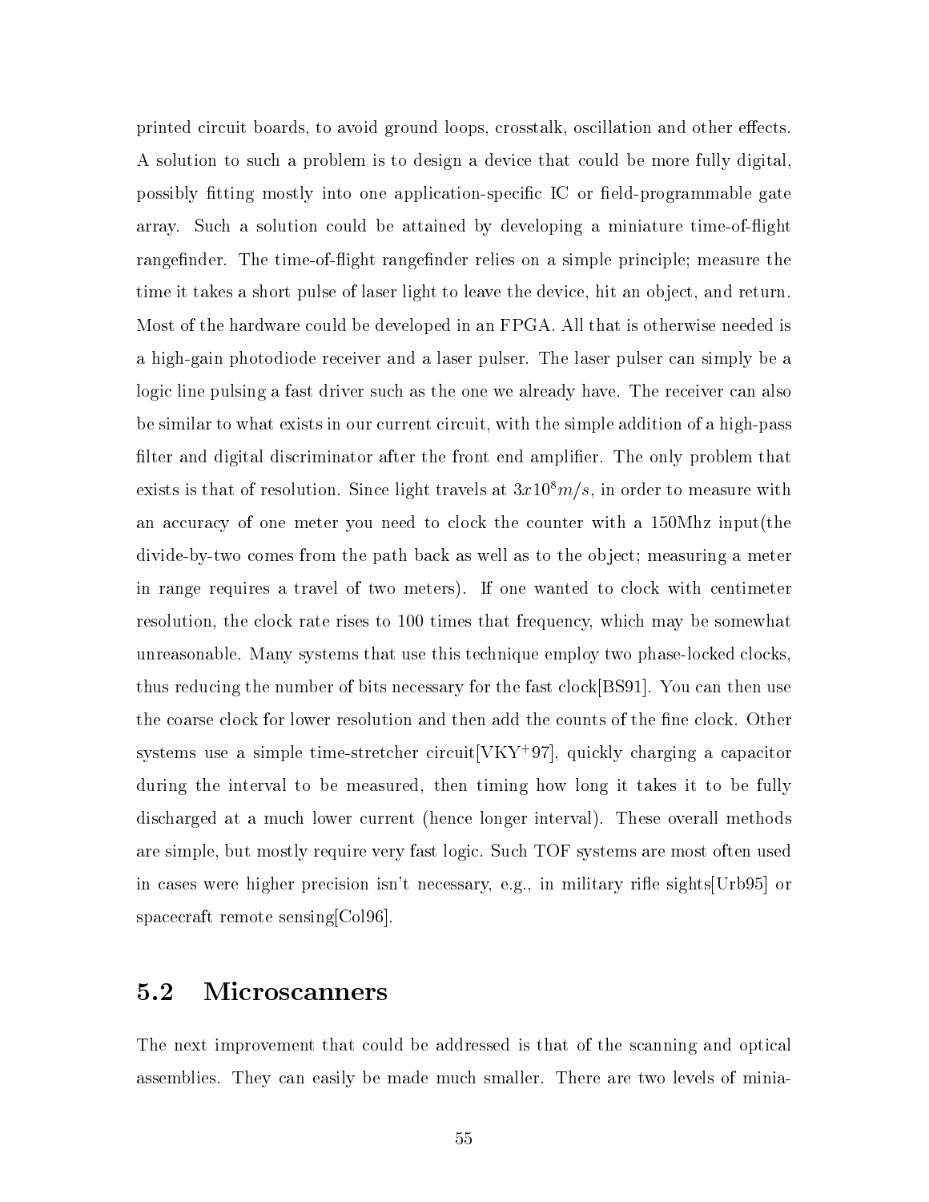printed circuit boards, to avoid ground loops, crosstalk, oscillation and other effects. A solution to such a problem is to design a device that could be more fully digital, possibly fitting mostly into one application-specific IC or field-programmable gate array. Such a solution could be attained by developing a miniature time-of-flight rangefinder. The time-of-flight rangefinder relies on a simple principle; measure the time it takes a short pulse of laser light to leave the device, hit an object, and return. Most of the hardware could be developed in an FPGA. All that is otherwise needed is a high-gain photodiode receiver and a laser pulser. The laser pulser can simply be a logic line pulsing a fast driver such as the one we already have. The receiver can also be similar to what exists in our current circuit, with the simple addition of a high-pass filter and digital discriminator after the front end amplifier. The only problem that exists is that of resolution. Since light travels at $3x10^8 m/s$, in order to measure with an accuracy of one meter you need to clock the counter with a 150Mhz input(the divide-by-two comes from the path back as well as to the object; measuring a meter in range requires a travel of two meters). If one wanted to clock with centimeter resolution, the clock rate rises to 100 times that frequency, which may be somewhat unreasonable. Many systems that use this technique employ two phase-locked clocks, thus reducing the number of bits necessary for the fast clock[BS91]. You can then use the coarse clock for lower resolution and then add the counts of the fine clock. Other systems use a simple time-stretcher circuit[VKY+97], quickly charging a capacitor during the interval to be measured, then timing how long it takes it to be fully discharged at a much lower current (hence longer interval). These overall methods are simple, but mostly require very fast logic. Such TOF systems are most often used in cases were higher precision isn't necessary, e.g., in military rifle sights[Urb95] or spacecraft remote sensing[Col96].

## 5.2 Microscanners

The next improvement that could be addressed is that of the scanning and optical assemblies. They can easily be made much smaller. There are two levels of minia-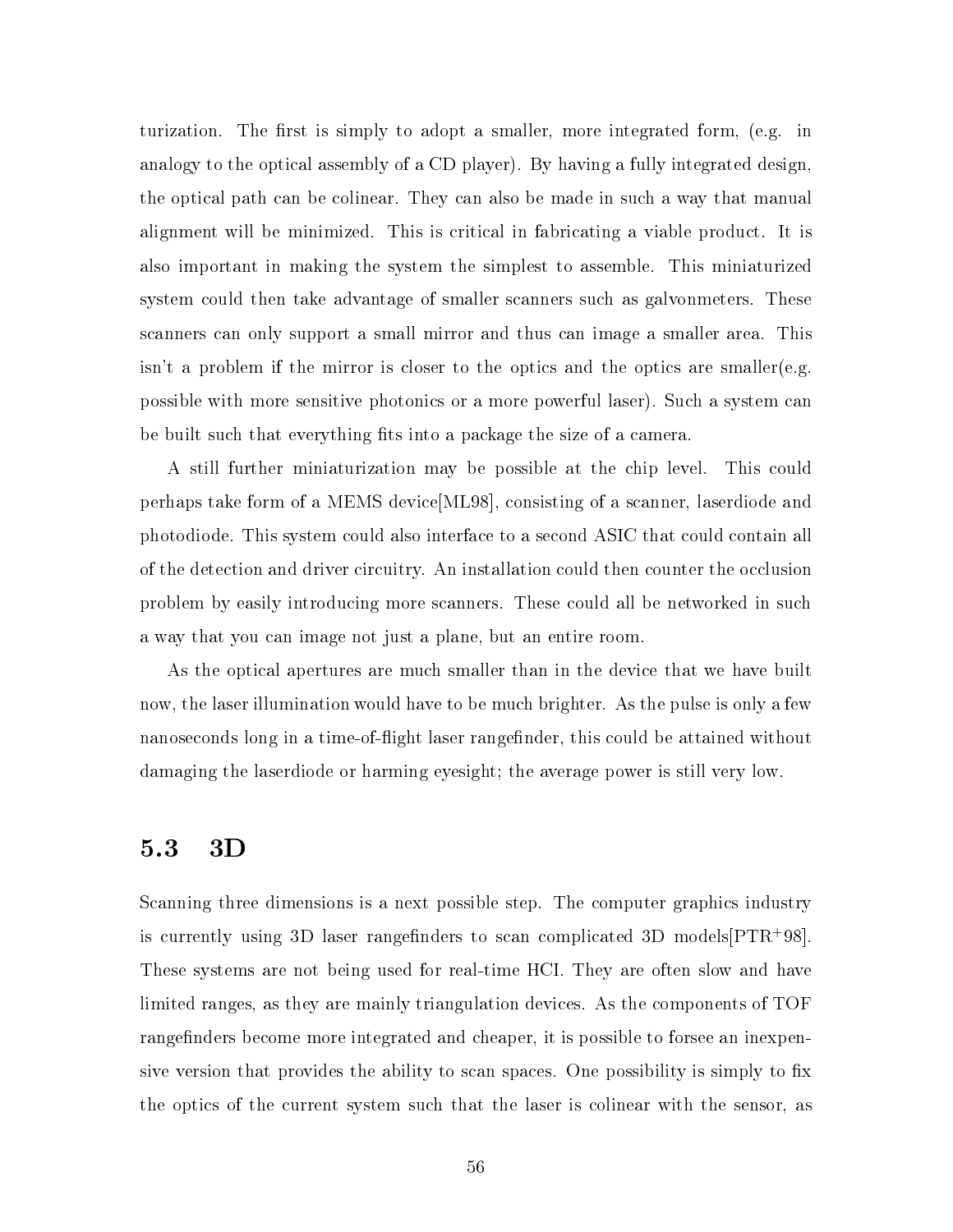turization. The first is simply to adopt a smaller, more integrated form, (e.g. in analogy to the optical assembly of a CD player). By having a fully integrated design, the optical path can be colinear. They can also be made in such a way that manual alignment will be minimized. This is critical in fabricating a viable product. It is also important in making the system the simplest to assemble. This miniaturized system could then take advantage of smaller scanners such as galvonmeters. These scanners can only support a small mirror and thus can image a smaller area. This isn't a problem if the mirror is closer to the optics and the optics are smaller(e.g. possible with more sensitive photonics or a more powerful laser). Such a system can be built such that everything fits into a package the size of a camera.

A still further miniaturization may be possible at the chip level. This could perhaps take form of a MEMS device[ML98], consisting of a scanner, laserdiode and photodiode. This system could also interface to a second ASIC that could contain all of the detection and driver circuitry. An installation could then counter the occlusion problem by easily introducing more scanners. These could all be networked in such a way that you can image not just a plane, but an entire room.

As the optical apertures are much smaller than in the device that we have built now, the laser illumination would have to be much brighter. As the pulse is only a few nanoseconds long in a time-of-flight laser rangefinder, this could be attained without damaging the laserdiode or harming eyesight; the average power is still very low.

## 5.3 3D

Scanning three dimensions is a next possible step. The computer graphics industry is currently using 3D laser rangefinders to scan complicated 3D models[PTR+98]. These systems are not being used for real-time HCI. They are often slow and have limited ranges, as they are mainly triangulation devices. As the components of TOF rangefinders become more integrated and cheaper, it is possible to forsee an inexpensive version that provides the ability to scan spaces. One possibility is simply to fix the optics of the current system such that the laser is colinear with the sensor, as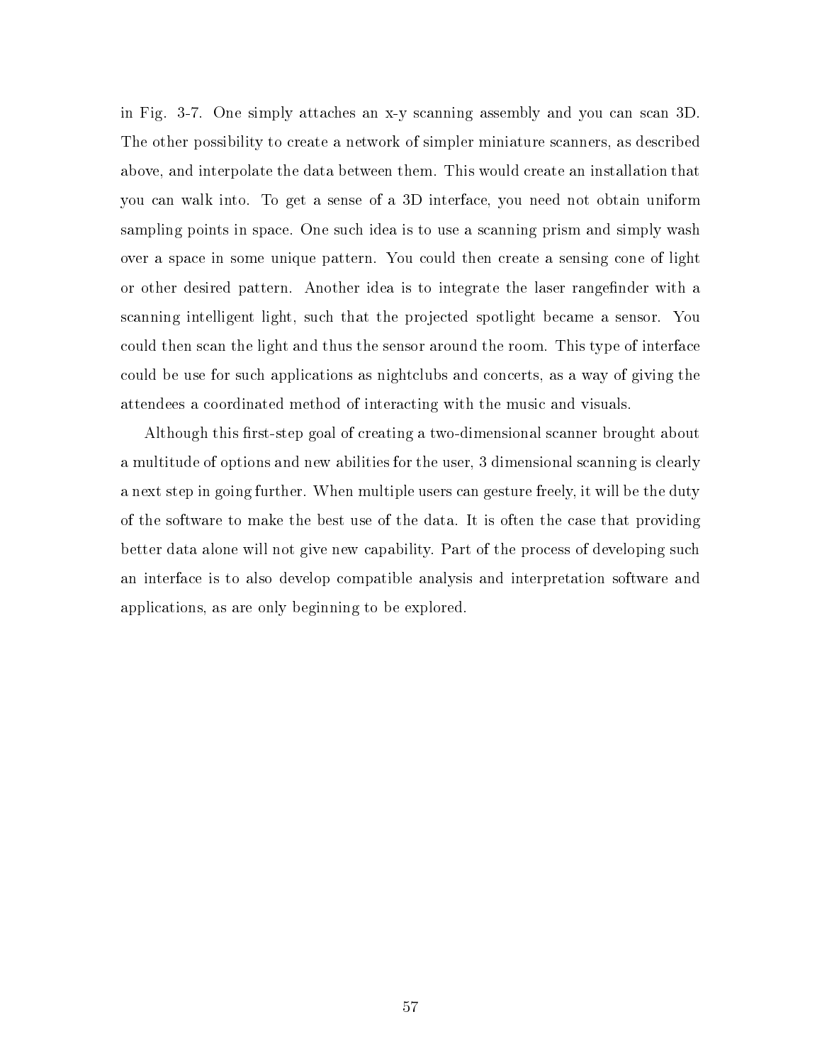in Fig. 3-7. One simply attaches an x-y scanning assembly and you can scan 3D. The other possibility to create a network of simpler miniature scanners, as described above, and interpolate the data between them. This would create an installation that you can walk into. To get a sense of a 3D interface, you need not obtain uniform sampling points in space. One such idea is to use a scanning prism and simply wash over a space in some unique pattern. You could then create a sensing cone of light or other desired pattern. Another idea is to integrate the laser rangefinder with a scanning intelligent light, such that the projected spotlight became a sensor. You could then scan the light and thus the sensor around the room. This type of interface could be use for such applications as nightclubs and concerts, as a way of giving the attendees a coordinated method of interacting with the music and visuals.

Although this first-step goal of creating a two-dimensional scanner brought about a multitude of options and new abilities for the user, 3 dimensional scanning is clearly a next step in going further. When multiple users can gesture freely, it will be the duty of the software to make the best use of the data. It is often the case that providing better data alone will not give new capability. Part of the process of developing such an interface is to also develop compatible analysis and interpretation software and applications, as are only beginning to be explored.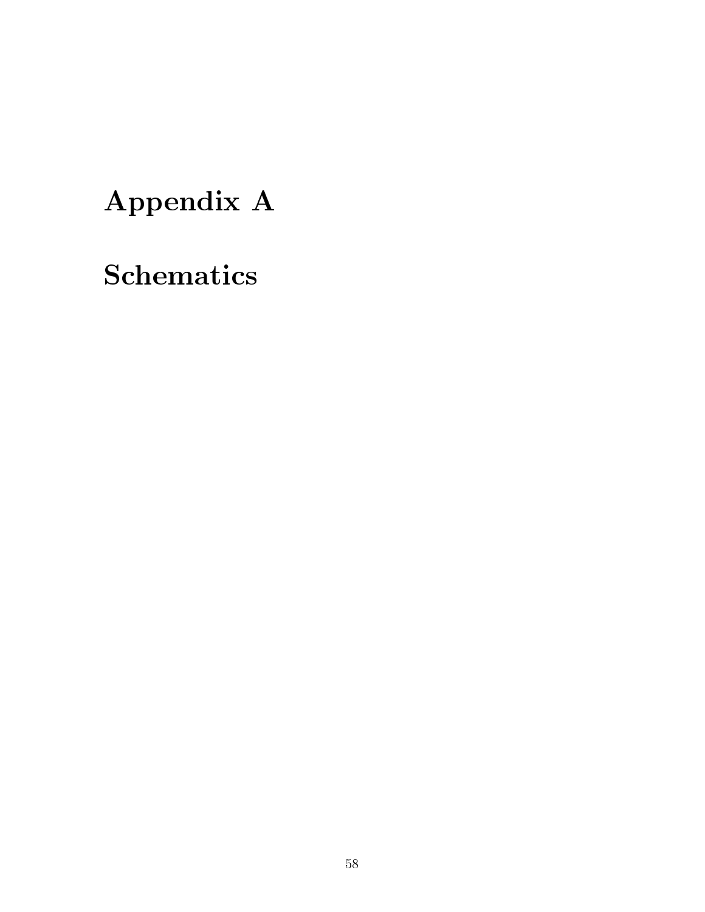# Appendix A

# Schematics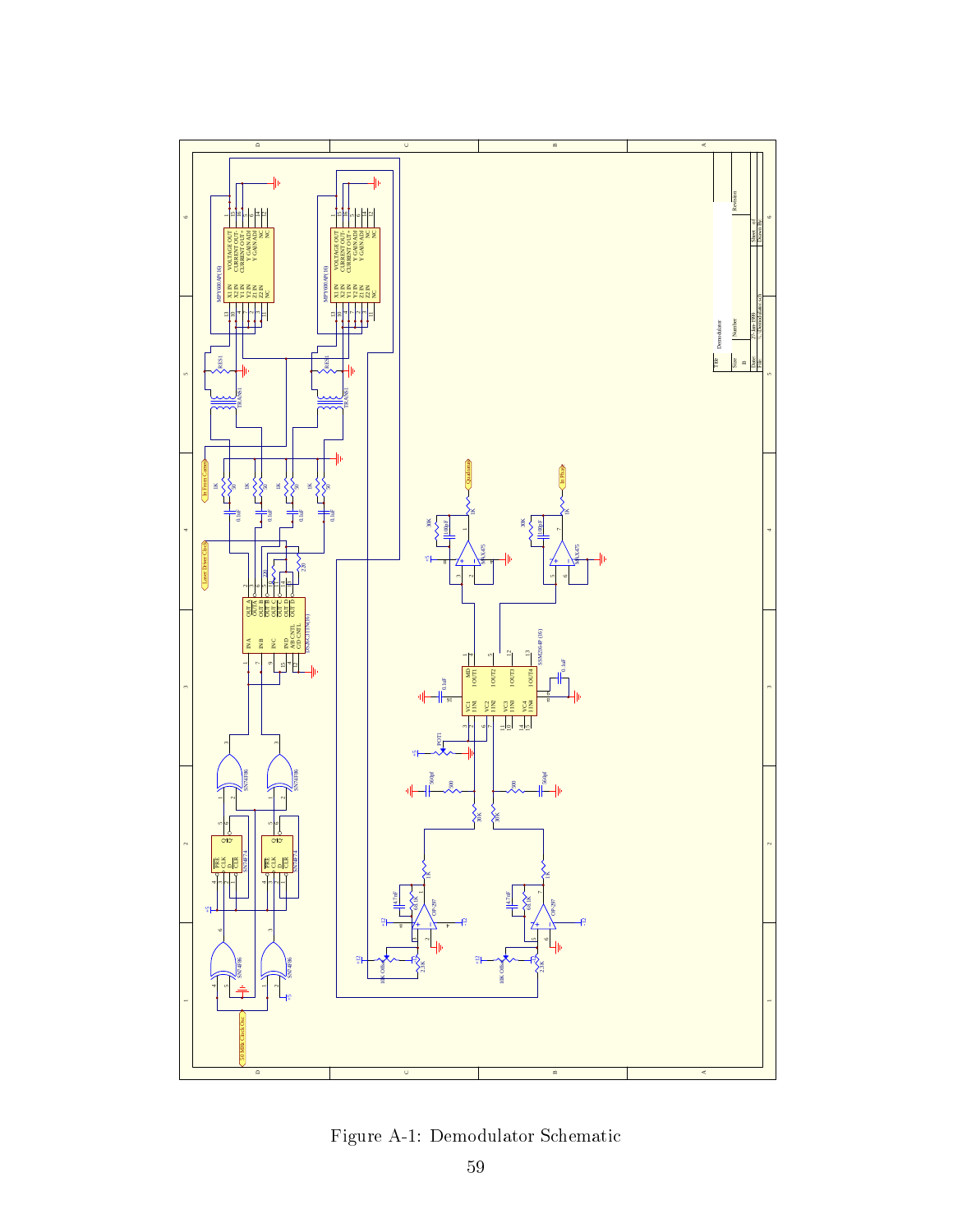Figure A-1: Demodulator Schematic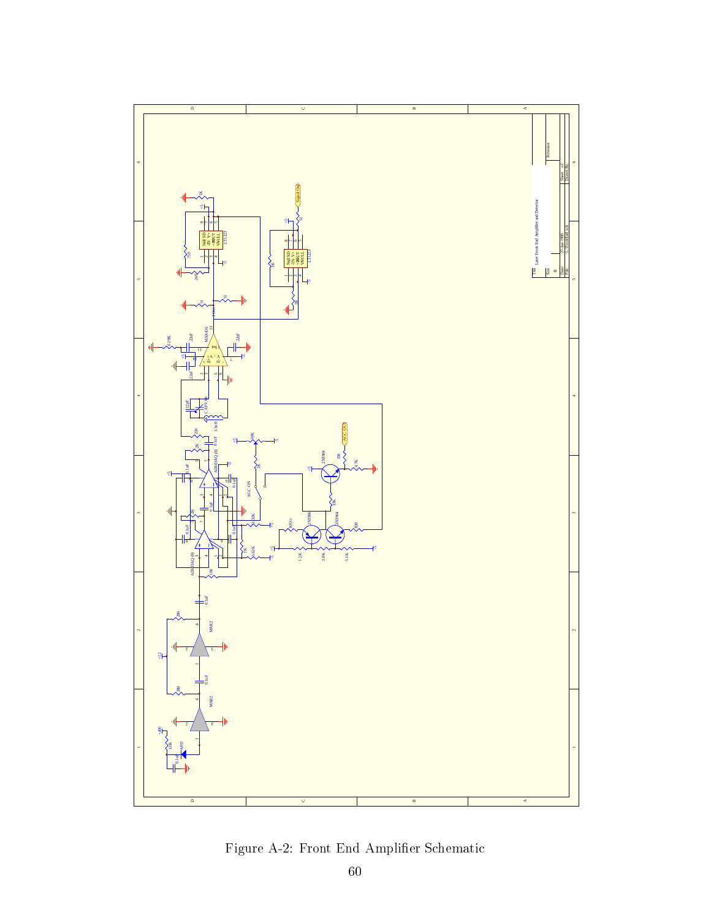Figure A-2: Front End Amplifier Schematic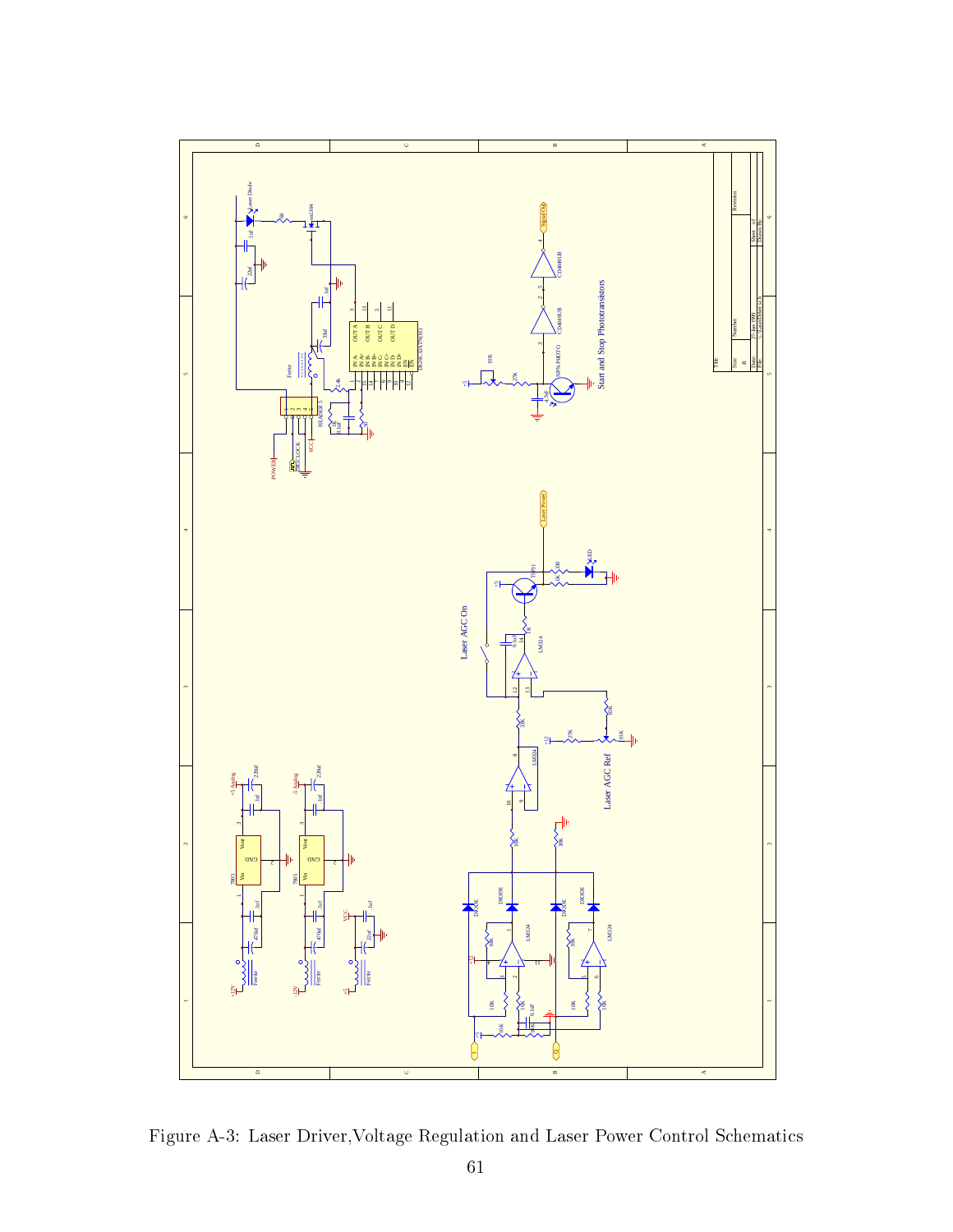Figure A-3: Laser Driver,Voltage Regulation and Laser Power Control Schematics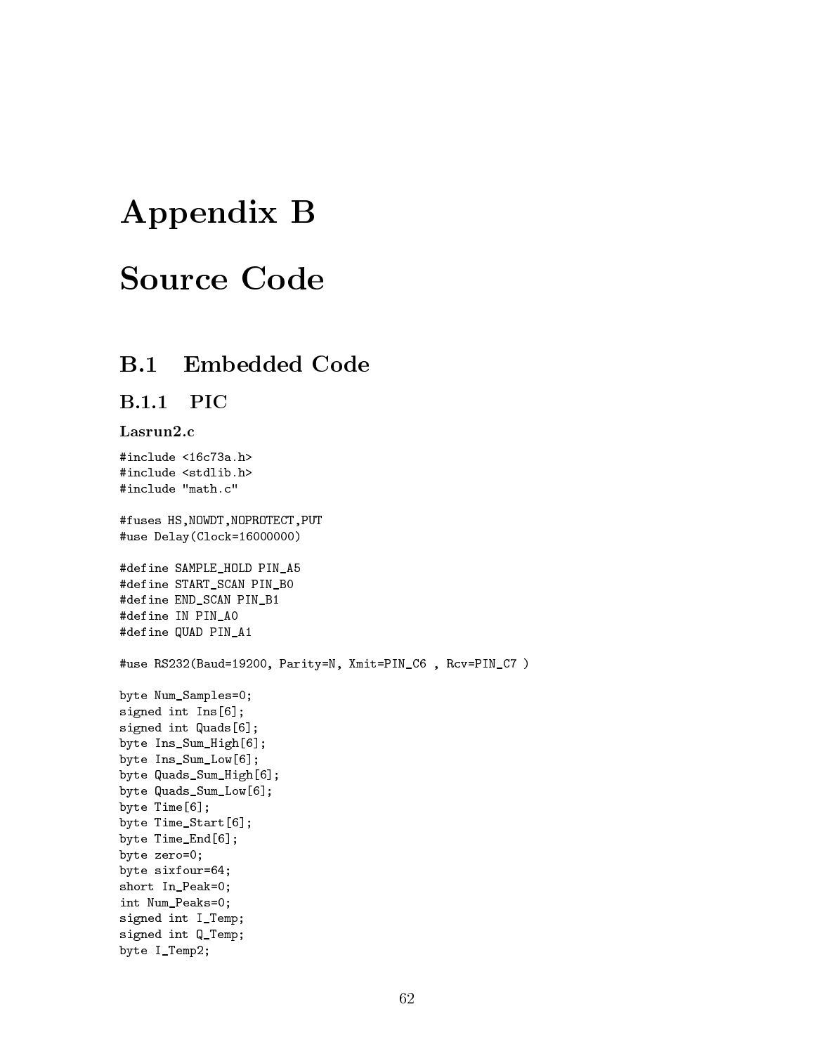# Appendix B

# Source Code

## B.1 Embedded Code

### B.1.1 PIC

**Lasrun2.c**

```
#include <16c73a.h>
#include <stdlib.h>
#include "math.c"

#fuses HS,NOWDT,NOPROTECT,PUT
#use Delay(Clock=16000000)

#define SAMPLE_HOLD PIN_A5
#define START_SCAN PIN_B0
#define END_SCAN PIN_B1
#define IN PIN_A0
#define QUAD PIN_A1

#use RS232(Baud=19200, Parity=N, Xmit=PIN_C6 , Rcv=PIN_C7 )

byte Num_Samples=0;
signed int Ins[6];
signed int Quads[6];
byte Ins_Sum_High[6];
byte Ins_Sum_Low[6];
byte Quads_Sum_High[6];
byte Quads_Sum_Low[6];
byte Time[6];
byte Time_Start[6];
byte Time_End[6];
byte zero=0;
byte sixfour=64;
short In_Peak=0;
int Num_Peaks=0;
signed int I_Temp;
signed int Q_Temp;
byte I_Temp2;
```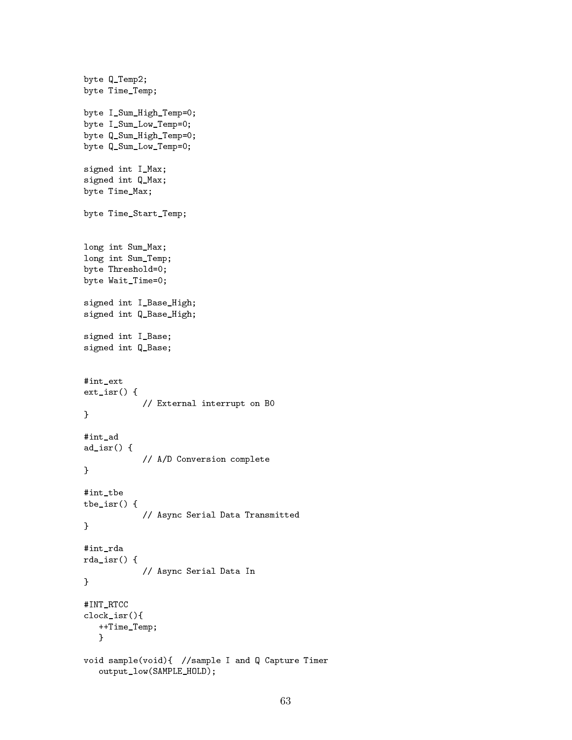```
byte Q_Temp2;
byte Time_Temp;

byte I_Sum_High_Temp=0;
byte I_Sum_Low_Temp=0;
byte Q_Sum_High_Temp=0;
byte Q_Sum_Low_Temp=0;

signed int I_Max;
signed int Q_Max;
byte Time_Max;

byte Time_Start_Temp;


long int Sum_Max;
long int Sum_Temp;
byte Threshold=0;
byte Wait_Time=0;

signed int I_Base_High;
signed int Q_Base_High;

signed int I_Base;
signed int Q_Base;


#int_ext
ext_isr() {
            // External interrupt on B0
}

#int_ad
ad_isr() {
            // A/D Conversion complete
}

#int_tbe
tbe_isr() {
            // Async Serial Data Transmitted
}

#int_rda
rda_isr() {
            // Async Serial Data In
}

#INT_RTCC
clock_isr(){
   ++Time_Temp;
   }

void sample(void){  //sample I and Q Capture Timer
   output_low(SAMPLE_HOLD);
```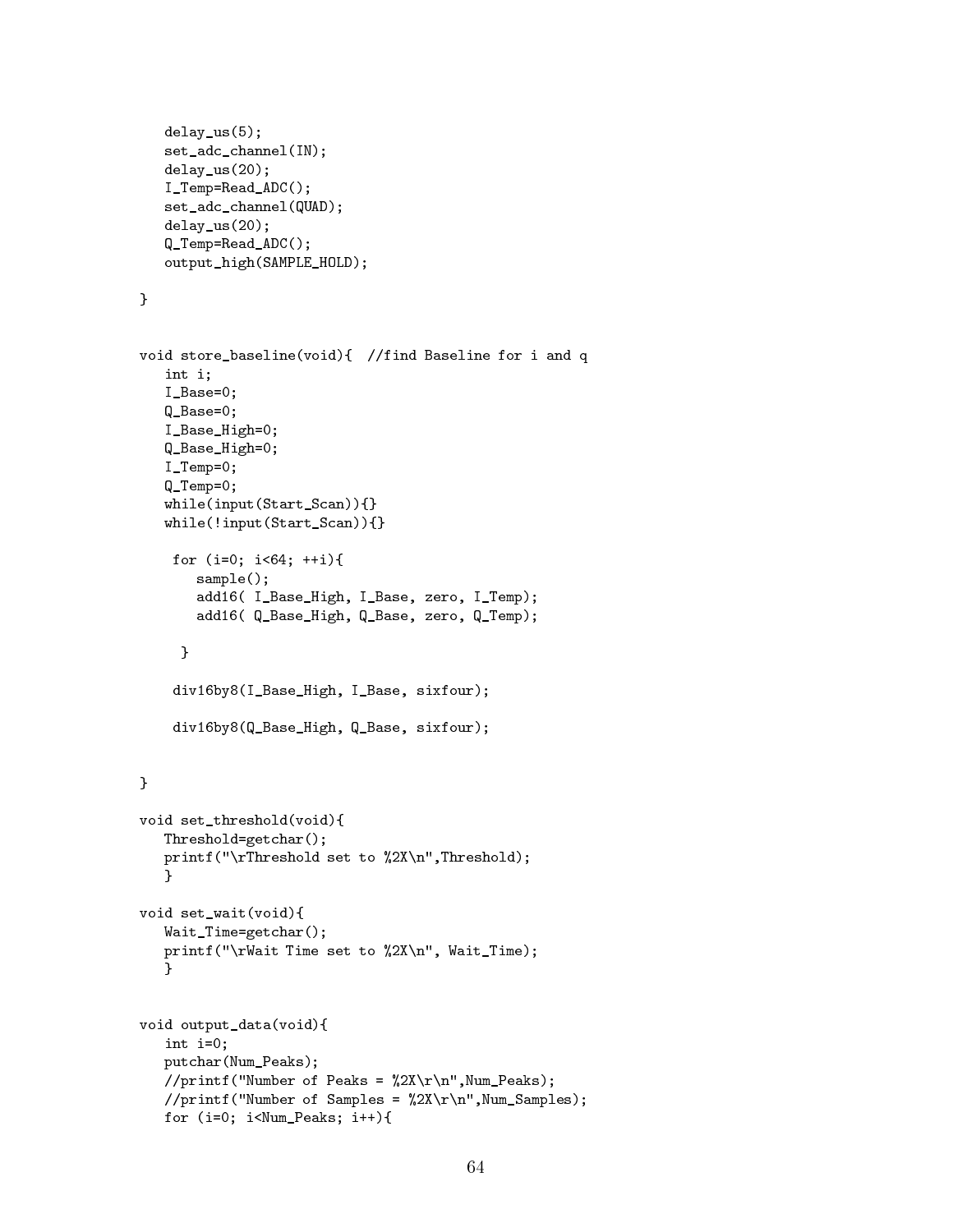```
   delay_us(5);
   set_adc_channel(IN);
   delay_us(20);
   I_Temp=Read_ADC();
   set_adc_channel(QUAD);
   delay_us(20);
   Q_Temp=Read_ADC();
   output_high(SAMPLE_HOLD);

}


void store_baseline(void){  //find Baseline for i and q
   int i;
   I_Base=0;
   Q_Base=0;
   I_Base_High=0;
   Q_Base_High=0;
   I_Temp=0;
   Q_Temp=0;
   while(input(Start_Scan)){}
   while(!input(Start_Scan)){}

    for (i=0; i<64; ++i){
       sample();
       add16( I_Base_High, I_Base, zero, I_Temp);
       add16( Q_Base_High, Q_Base, zero, Q_Temp);

     }

    div16by8(I_Base_High, I_Base, sixfour);

    div16by8(Q_Base_High, Q_Base, sixfour);


}

void set_threshold(void){
   Threshold=getchar();
   printf("\rThreshold set to %2X\n",Threshold);
   }

void set_wait(void){
   Wait_Time=getchar();
   printf("\rWait Time set to %2X\n", Wait_Time);
   }


void output_data(void){
   int i=0;
   putchar(Num_Peaks);
   //printf("Number of Peaks = %2X\r\n",Num_Peaks);
   //printf("Number of Samples = %2X\r\n",Num_Samples);
   for (i=0; i<Num_Peaks; i++){
```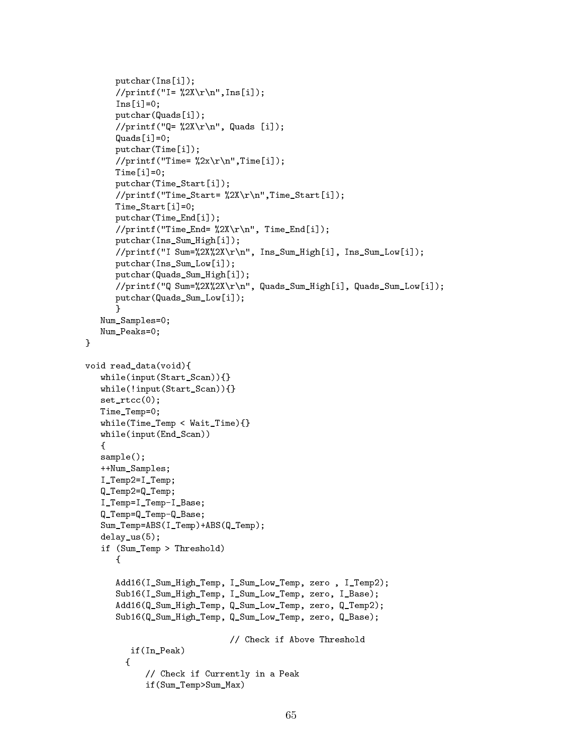```
      putchar(Ins[i]);
      //printf("I= %2X\r\n",Ins[i]);
      Ins[i]=0;
      putchar(Quads[i]);
      //printf("Q= %2X\r\n", Quads [i]);
      Quads[i]=0;
      putchar(Time[i]);
      //printf("Time= %2x\r\n",Time[i]);
      Time[i]=0;
      putchar(Time_Start[i]);
      //printf("Time_Start= %2X\r\n",Time_Start[i]);
      Time_Start[i]=0;
      putchar(Time_End[i]);
      //printf("Time_End= %2X\r\n", Time_End[i]);
      putchar(Ins_Sum_High[i]);
      //printf("I Sum=%2X%2X\r\n", Ins_Sum_High[i], Ins_Sum_Low[i]);
      putchar(Ins_Sum_Low[i]);
      putchar(Quads_Sum_High[i]);
      //printf("Q Sum=%2X%2X\r\n", Quads_Sum_High[i], Quads_Sum_Low[i]);
      putchar(Quads_Sum_Low[i]);
      }
   Num_Samples=0;
   Num_Peaks=0;
}

void read_data(void){
   while(input(Start_Scan)){}
   while(!input(Start_Scan)){}
   set_rtcc(0);
   Time_Temp=0;
   while(Time_Temp < Wait_Time){}
   while(input(End_Scan))
   {
   sample();
   ++Num_Samples;
   I_Temp2=I_Temp;
   Q_Temp2=Q_Temp;
   I_Temp=I_Temp-I_Base;
   Q_Temp=Q_Temp-Q_Base;
   Sum_Temp=ABS(I_Temp)+ABS(Q_Temp);
   delay_us(5);
   if (Sum_Temp > Threshold)
      {

      Add16(I_Sum_High_Temp, I_Sum_Low_Temp, zero , I_Temp2);
      Sub16(I_Sum_High_Temp, I_Sum_Low_Temp, zero, I_Base);
      Add16(Q_Sum_High_Temp, Q_Sum_Low_Temp, zero, Q_Temp2);
      Sub16(Q_Sum_High_Temp, Q_Sum_Low_Temp, zero, Q_Base);

                              // Check if Above Threshold
         if(In_Peak)
        {
            // Check if Currently in a Peak
            if(Sum_Temp>Sum_Max)
```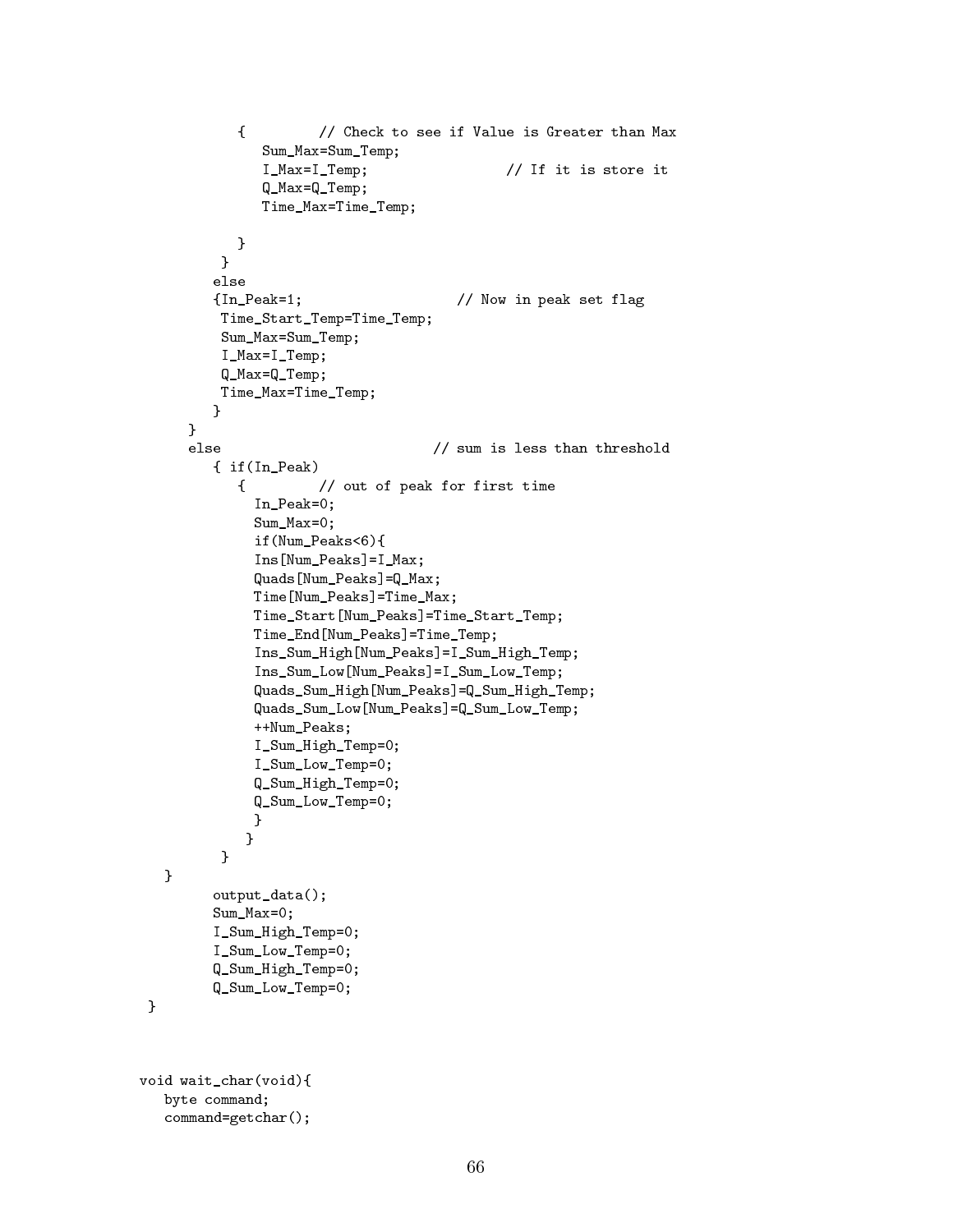```
            {         // Check to see if Value is Greater than Max
               Sum_Max=Sum_Temp;
               I_Max=I_Temp;                  // If it is store it
               Q_Max=Q_Temp;
               Time_Max=Time_Temp;

            }
          }
         else
         {In_Peak=1;                   // Now in peak set flag
          Time_Start_Temp=Time_Temp;
          Sum_Max=Sum_Temp;
          I_Max=I_Temp;
          Q_Max=Q_Temp;
          Time_Max=Time_Temp;
         }
      }
      else                           // sum is less than threshold
         { if(In_Peak)
            {         // out of peak for first time
              In_Peak=0;
              Sum_Max=0;
              if(Num_Peaks<6){
              Ins[Num_Peaks]=I_Max;
              Quads[Num_Peaks]=Q_Max;
              Time[Num_Peaks]=Time_Max;
              Time_Start[Num_Peaks]=Time_Start_Temp;
              Time_End[Num_Peaks]=Time_Temp;
              Ins_Sum_High[Num_Peaks]=I_Sum_High_Temp;
              Ins_Sum_Low[Num_Peaks]=I_Sum_Low_Temp;
              Quads_Sum_High[Num_Peaks]=Q_Sum_High_Temp;
              Quads_Sum_Low[Num_Peaks]=Q_Sum_Low_Temp;
              ++Num_Peaks;
              I_Sum_High_Temp=0;
              I_Sum_Low_Temp=0;
              Q_Sum_High_Temp=0;
              Q_Sum_Low_Temp=0;
              }
             }
          }
   }
         output_data();
         Sum_Max=0;
         I_Sum_High_Temp=0;
         I_Sum_Low_Temp=0;
         Q_Sum_High_Temp=0;
         Q_Sum_Low_Temp=0;
 }



void wait_char(void){
   byte command;
   command=getchar();
```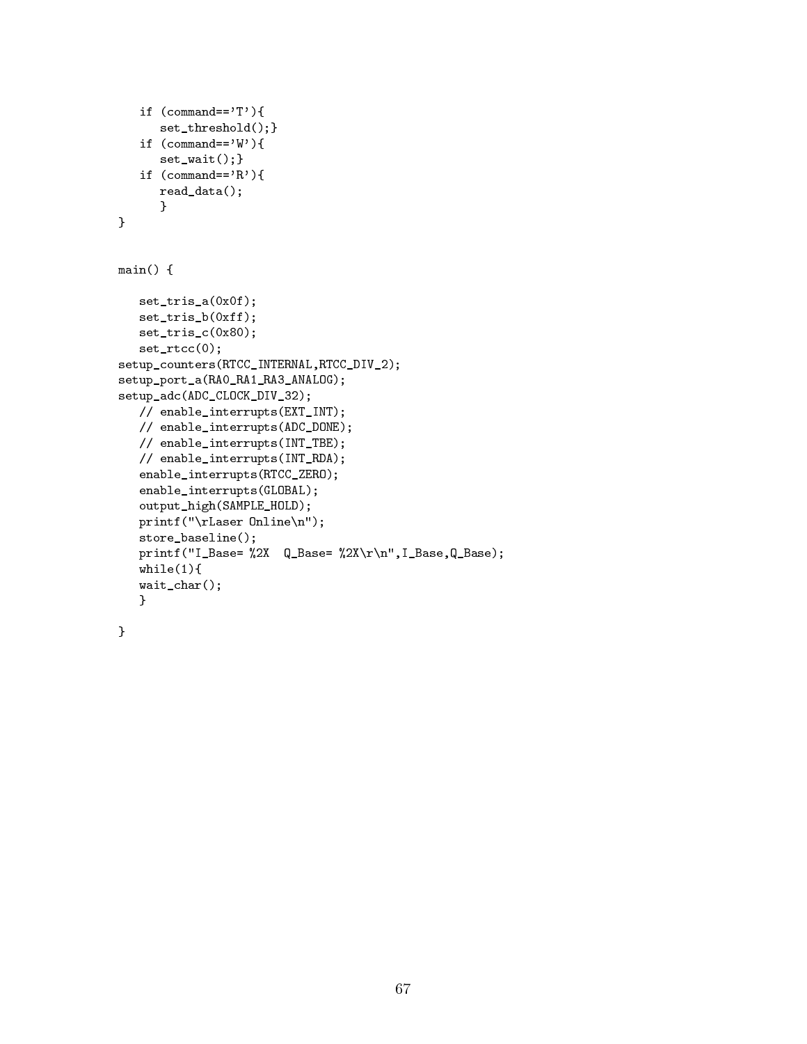```
   if (command=='T'){
      set_threshold();}
   if (command=='W'){
      set_wait();}
   if (command=='R'){
      read_data();
      }
}


main() {

   set_tris_a(0x0f);
   set_tris_b(0xff);
   set_tris_c(0x80);
   set_rtcc(0);
setup_counters(RTCC_INTERNAL,RTCC_DIV_2);
setup_port_a(RA0_RA1_RA3_ANALOG);
setup_adc(ADC_CLOCK_DIV_32);
   // enable_interrupts(EXT_INT);
   // enable_interrupts(ADC_DONE);
   // enable_interrupts(INT_TBE);
   // enable_interrupts(INT_RDA);
   enable_interrupts(RTCC_ZERO);
   enable_interrupts(GLOBAL);
   output_high(SAMPLE_HOLD);
   printf("\rLaser Online\n");
   store_baseline();
   printf("I_Base= %2X  Q_Base= %2X\r\n",I_Base,Q_Base);
   while(1){
   wait_char();
   }

}
```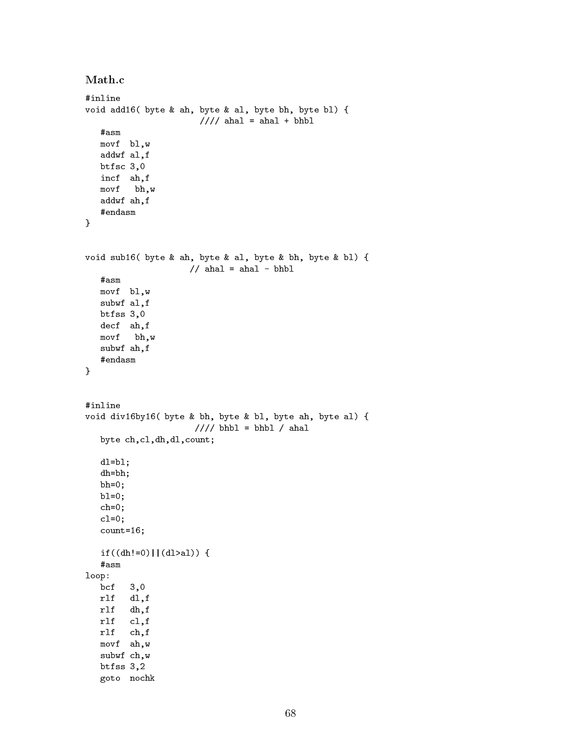### Math.c

```
#inline
void add16( byte & ah, byte & al, byte bh, byte bl) {
                      //// ahal = ahal + bhbl
   #asm
   movf  bl,w
   addwf al,f
   btfsc 3,0
   incf  ah,f
   movf   bh,w
   addwf ah,f
   #endasm
}


void sub16( byte & ah, byte & al, byte & bh, byte & bl) {
                    // ahal = ahal - bhbl
   #asm
   movf  bl,w
   subwf al,f
   btfss 3,0
   decf  ah,f
   movf   bh,w
   subwf ah,f
   #endasm
}


#inline
void div16by16( byte & bh, byte & bl, byte ah, byte al) {
                     //// bhbl = bhbl / ahal
   byte ch,cl,dh,dl,count;

   dl=bl;
   dh=bh;
   bh=0;
   bl=0;
   ch=0;
   cl=0;
   count=16;

   if((dh!=0)||(dl>al)) {
   #asm
loop:
   bcf   3,0
   rlf   dl,f
   rlf   dh,f
   rlf   cl,f
   rlf   ch,f
   movf  ah,w
   subwf ch,w
   btfss 3,2
   goto  nochk
```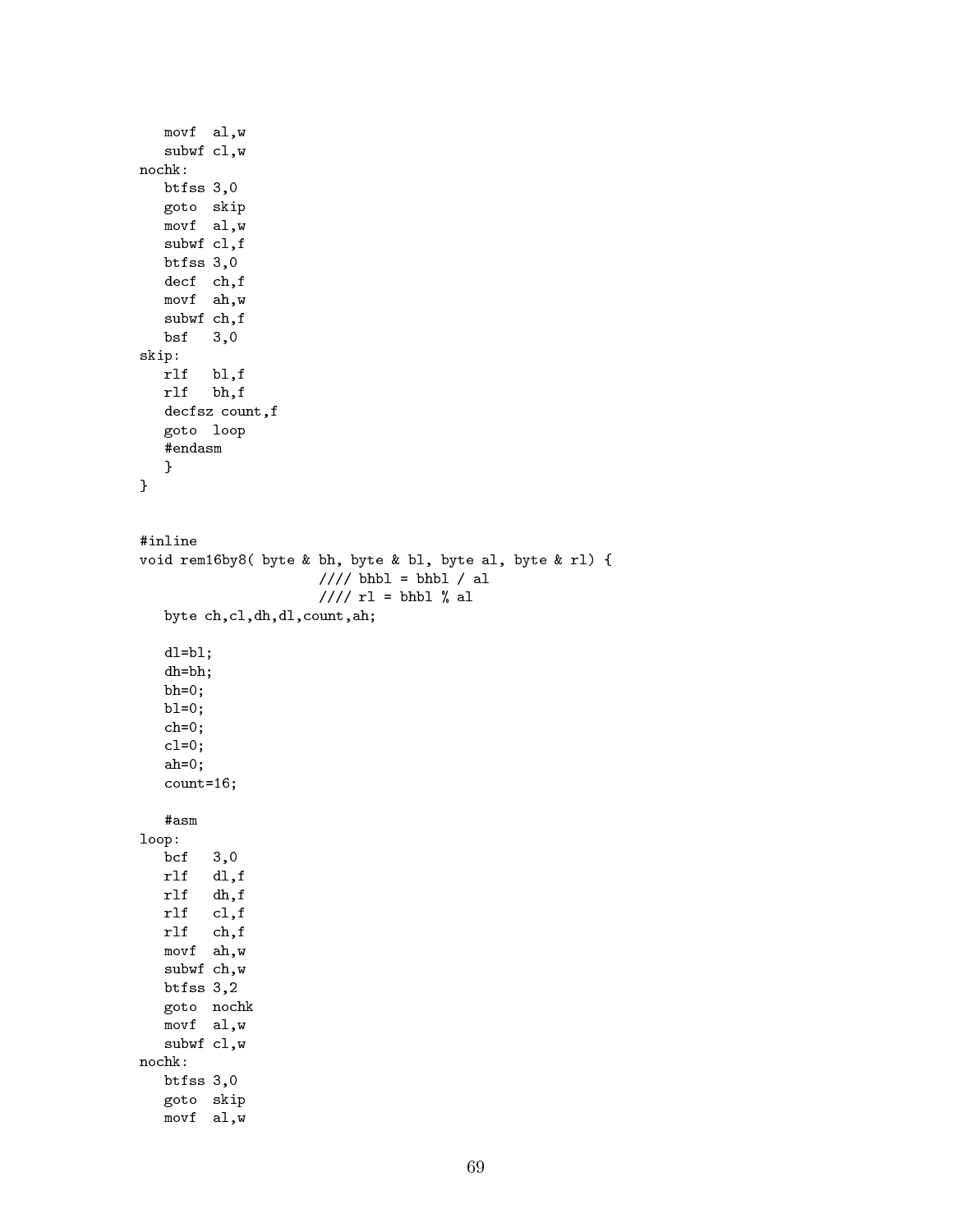```
   movf  al,w
   subwf cl,w
nochk:
   btfss 3,0
   goto  skip
   movf  al,w
   subwf cl,f
   btfss 3,0
   decf  ch,f
   movf  ah,w
   subwf ch,f
   bsf   3,0
skip:
   rlf   bl,f
   rlf   bh,f
   decfsz count,f
   goto  loop
   #endasm
   }
}


#inline
void rem16by8( byte & bh, byte & bl, byte al, byte & rl) {
                     //// bhbl = bhbl / al
                     //// rl = bhbl % al
   byte ch,cl,dh,dl,count,ah;

   dl=bl;
   dh=bh;
   bh=0;
   bl=0;
   ch=0;
   cl=0;
   ah=0;
   count=16;

   #asm
loop:
   bcf   3,0
   rlf   dl,f
   rlf   dh,f
   rlf   cl,f
   rlf   ch,f
   movf  ah,w
   subwf ch,w
   btfss 3,2
   goto  nochk
   movf  al,w
   subwf cl,w
nochk:
   btfss 3,0
   goto  skip
   movf  al,w
```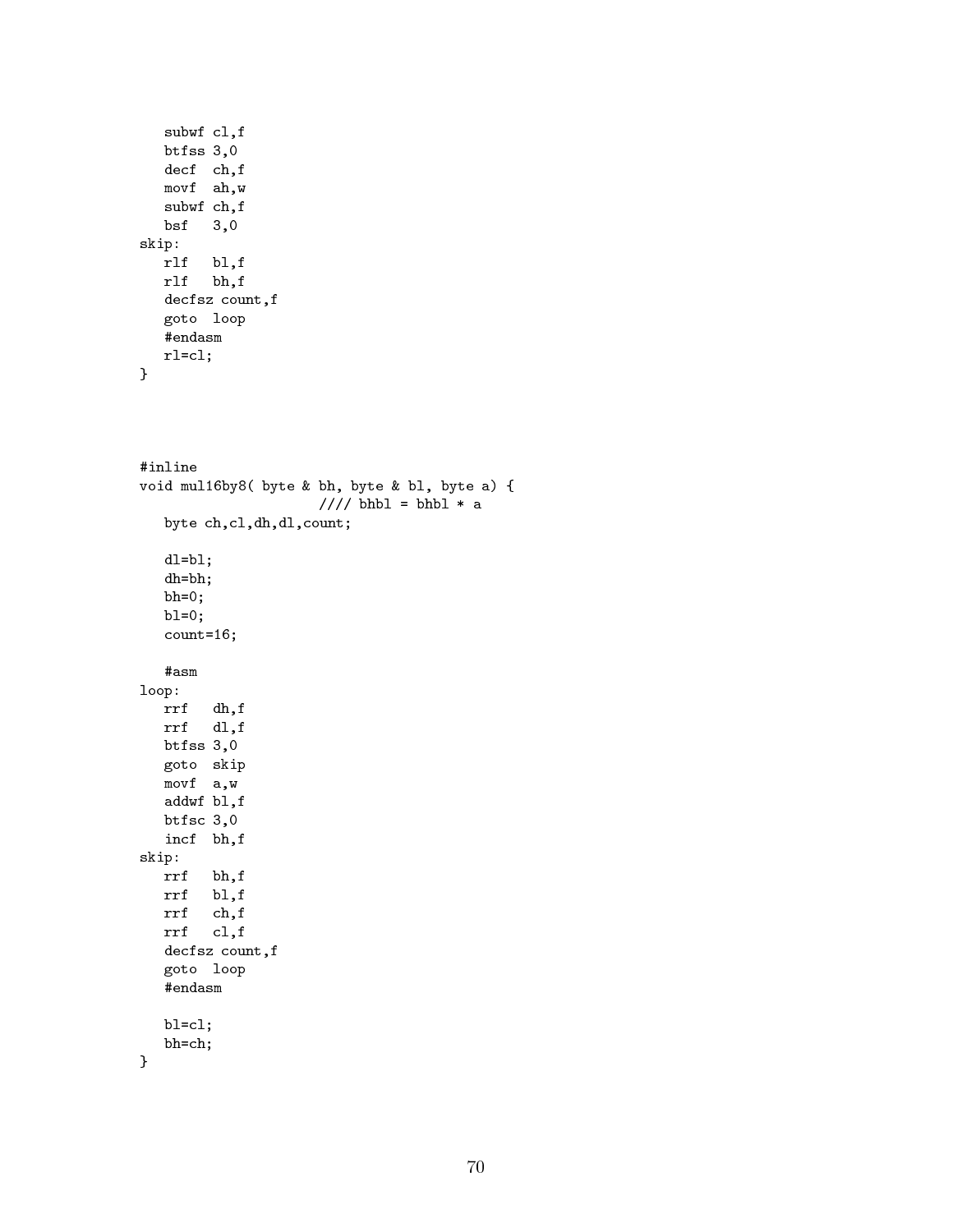```
   subwf cl,f
   btfss 3,0
   decf  ch,f
   movf  ah,w
   subwf ch,f
   bsf   3,0
skip:
   rlf   bl,f
   rlf   bh,f
   decfsz count,f
   goto  loop
   #endasm
   rl=cl;
}
```

```
#inline
void mul16by8( byte & bh, byte & bl, byte a) {
                      //// bhbl = bhbl * a
   byte ch,cl,dh,dl,count;

   dl=bl;
   dh=bh;
   bh=0;
   bl=0;
   count=16;

   #asm
loop:
   rrf   dh,f
   rrf   dl,f
   btfss 3,0
   goto  skip
   movf  a,w
   addwf bl,f
   btfsc 3,0
   incf  bh,f
skip:
   rrf   bh,f
   rrf   bl,f
   rrf   ch,f
   rrf   cl,f
   decfsz count,f
   goto  loop
   #endasm

   bl=cl;
   bh=ch;
}
```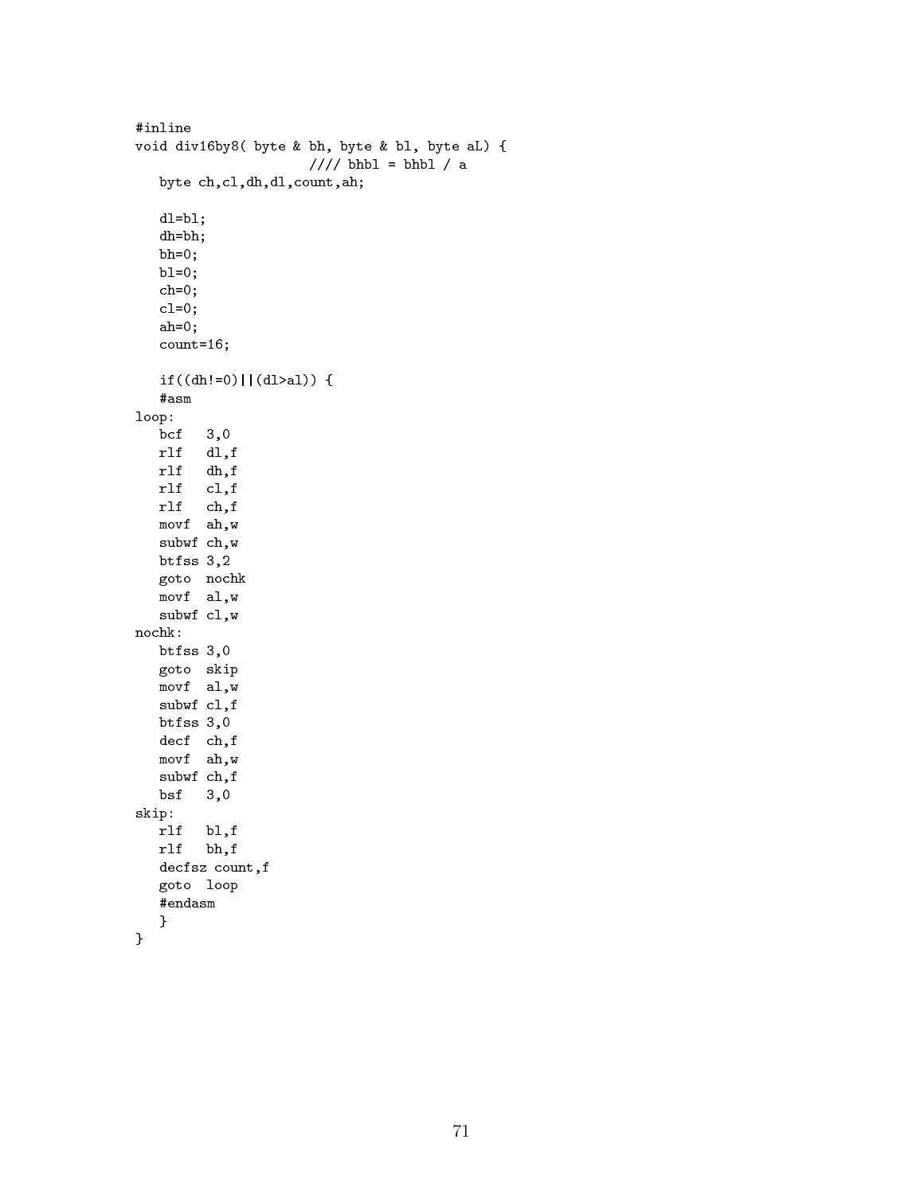```
#inline
void div16by8( byte & bh, byte & bl, byte aL) {
                    //// bhbl = bhbl / a
   byte ch,cl,dh,dl,count,ah;

   dl=bl;
   dh=bh;
   bh=0;
   bl=0;
   ch=0;
   cl=0;
   ah=0;
   count=16;

   if((dh!=0)||(dl>al)) {
   #asm
loop:
   bcf   3,0
   rlf   dl,f
   rlf   dh,f
   rlf   cl,f
   rlf   ch,f
   movf  ah,w
   subwf ch,w
   btfss 3,2
   goto  nochk
   movf  al,w
   subwf cl,w
nochk:
   btfss 3,0
   goto  skip
   movf  al,w
   subwf cl,f
   btfss 3,0
   decf  ch,f
   movf  ah,w
   subwf ch,f
   bsf   3,0
skip:
   rlf   bl,f
   rlf   bh,f
   decfsz count,f
   goto  loop
   #endasm
   }
}
```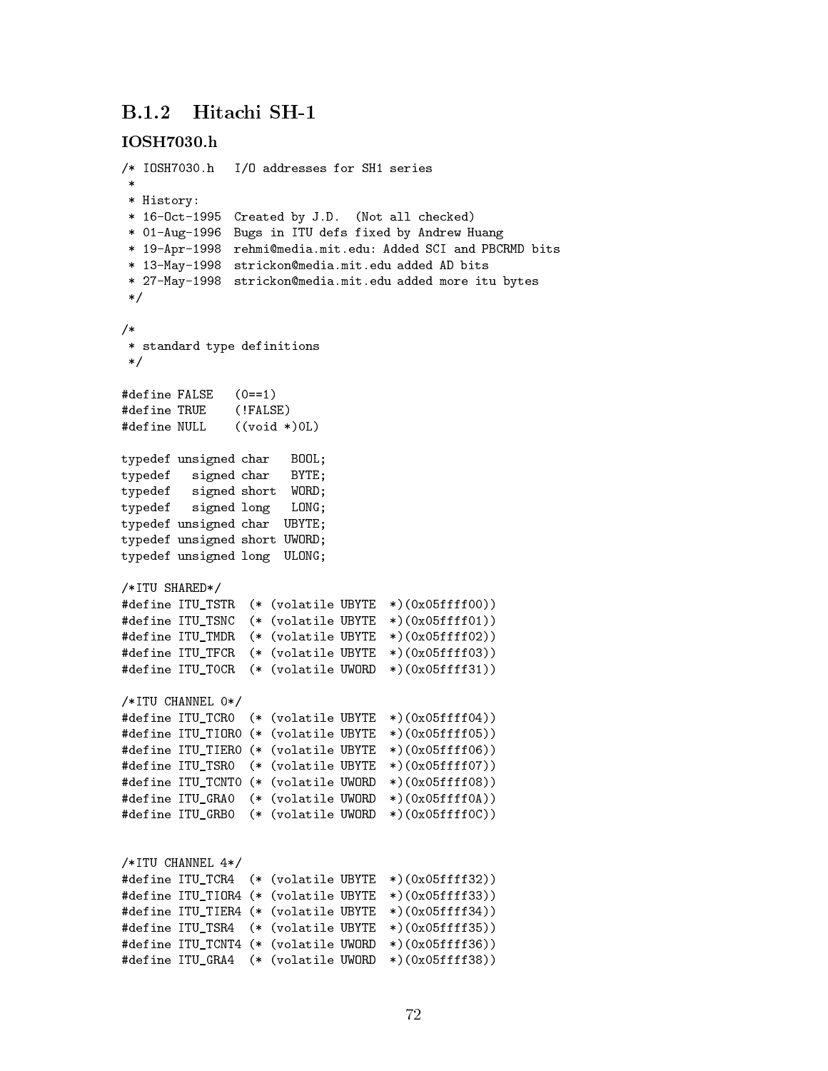### B.1.2 Hitachi SH-1

#### IOSH7030.h

```
/* IOSH7030.h   I/O addresses for SH1 series
 *
 * History:
 * 16-Oct-1995  Created by J.D.  (Not all checked)
 * 01-Aug-1996  Bugs in ITU defs fixed by Andrew Huang
 * 19-Apr-1998  rehmi@media.mit.edu: Added SCI and PBCRMD bits
 * 13-May-1998  strickon@media.mit.edu added AD bits
 * 27-May-1998  strickon@media.mit.edu added more itu bytes
 */

/*
 * standard type definitions
 */

#define FALSE   (0==1)
#define TRUE    (!FALSE)
#define NULL    ((void *)0L)

typedef unsigned char   BOOL;
typedef   signed char   BYTE;
typedef   signed short  WORD;
typedef   signed long   LONG;
typedef unsigned char  UBYTE;
typedef unsigned short UWORD;
typedef unsigned long  ULONG;

/*ITU SHARED*/
#define ITU_TSTR  (* (volatile UBYTE  *)(0x05ffff00))
#define ITU_TSNC  (* (volatile UBYTE  *)(0x05ffff01))
#define ITU_TMDR  (* (volatile UBYTE  *)(0x05ffff02))
#define ITU_TFCR  (* (volatile UBYTE  *)(0x05ffff03))
#define ITU_TOCR  (* (volatile UWORD  *)(0x05ffff31))

/*ITU CHANNEL 0*/
#define ITU_TCR0  (* (volatile UBYTE  *)(0x05ffff04))
#define ITU_TIOR0 (* (volatile UBYTE  *)(0x05ffff05))
#define ITU_TIER0 (* (volatile UBYTE  *)(0x05ffff06))
#define ITU_TSR0  (* (volatile UBYTE  *)(0x05ffff07))
#define ITU_TCNT0 (* (volatile UWORD  *)(0x05ffff08))
#define ITU_GRA0  (* (volatile UWORD  *)(0x05ffff0A))
#define ITU_GRB0  (* (volatile UWORD  *)(0x05ffff0C))


/*ITU CHANNEL 4*/
#define ITU_TCR4  (* (volatile UBYTE  *)(0x05ffff32))
#define ITU_TIOR4 (* (volatile UBYTE  *)(0x05ffff33))
#define ITU_TIER4 (* (volatile UBYTE  *)(0x05ffff34))
#define ITU_TSR4  (* (volatile UBYTE  *)(0x05ffff35))
#define ITU_TCNT4 (* (volatile UWORD  *)(0x05ffff36))
#define ITU_GRA4  (* (volatile UWORD  *)(0x05ffff38))
```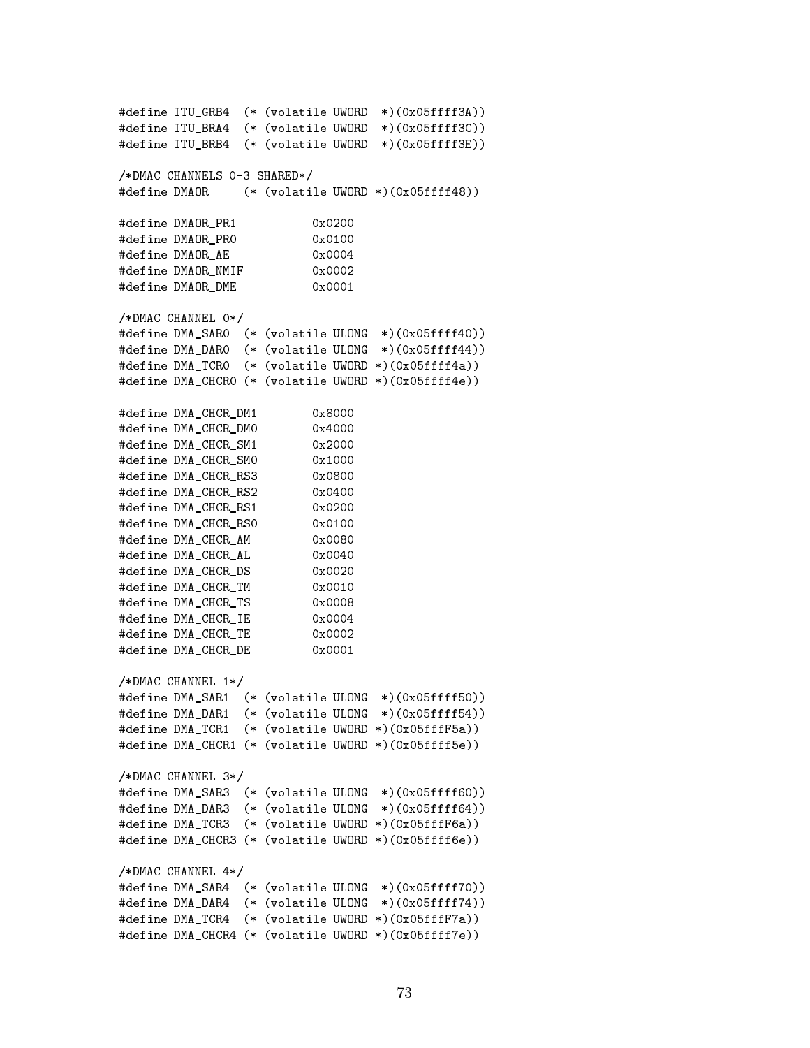```
#define ITU_GRB4  (* (volatile UWORD  *)(0x05ffff3A))
#define ITU_BRA4  (* (volatile UWORD  *)(0x05ffff3C))
#define ITU_BRB4  (* (volatile UWORD  *)(0x05ffff3E))

/*DMAC CHANNELS 0-3 SHARED*/
#define DMAOR     (* (volatile UWORD *)(0x05ffff48))

#define DMAOR_PR1           0x0200
#define DMAOR_PR0           0x0100
#define DMAOR_AE            0x0004
#define DMAOR_NMIF          0x0002
#define DMAOR_DME           0x0001

/*DMAC CHANNEL 0*/
#define DMA_SAR0  (* (volatile ULONG  *)(0x05ffff40))
#define DMA_DAR0  (* (volatile ULONG  *)(0x05ffff44))
#define DMA_TCR0  (* (volatile UWORD *)(0x05ffff4a))
#define DMA_CHCR0 (* (volatile UWORD *)(0x05ffff4e))

#define DMA_CHCR_DM1        0x8000
#define DMA_CHCR_DM0        0x4000
#define DMA_CHCR_SM1        0x2000
#define DMA_CHCR_SM0        0x1000
#define DMA_CHCR_RS3        0x0800
#define DMA_CHCR_RS2        0x0400
#define DMA_CHCR_RS1        0x0200
#define DMA_CHCR_RS0        0x0100
#define DMA_CHCR_AM         0x0080
#define DMA_CHCR_AL         0x0040
#define DMA_CHCR_DS         0x0020
#define DMA_CHCR_TM         0x0010
#define DMA_CHCR_TS         0x0008
#define DMA_CHCR_IE         0x0004
#define DMA_CHCR_TE         0x0002
#define DMA_CHCR_DE         0x0001

/*DMAC CHANNEL 1*/
#define DMA_SAR1  (* (volatile ULONG  *)(0x05ffff50))
#define DMA_DAR1  (* (volatile ULONG  *)(0x05ffff54))
#define DMA_TCR1  (* (volatile UWORD *)(0x05fffF5a))
#define DMA_CHCR1 (* (volatile UWORD *)(0x05ffff5e))

/*DMAC CHANNEL 3*/
#define DMA_SAR3  (* (volatile ULONG  *)(0x05ffff60))
#define DMA_DAR3  (* (volatile ULONG  *)(0x05ffff64))
#define DMA_TCR3  (* (volatile UWORD *)(0x05fffF6a))
#define DMA_CHCR3 (* (volatile UWORD *)(0x05ffff6e))

/*DMAC CHANNEL 4*/
#define DMA_SAR4  (* (volatile ULONG  *)(0x05ffff70))
#define DMA_DAR4  (* (volatile ULONG  *)(0x05ffff74))
#define DMA_TCR4  (* (volatile UWORD *)(0x05fffF7a))
#define DMA_CHCR4 (* (volatile UWORD *)(0x05ffff7e))
```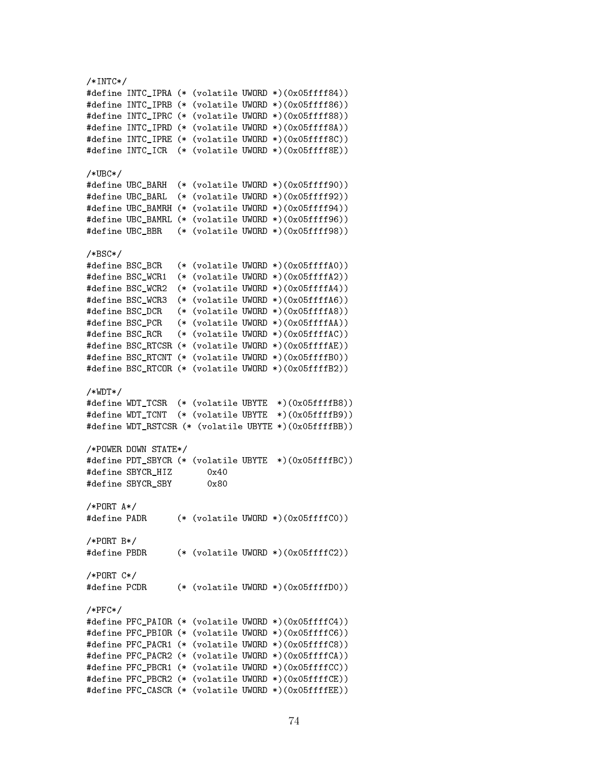```
/*INTC*/
#define INTC_IPRA (* (volatile UWORD *)(0x05ffff84))
#define INTC_IPRB (* (volatile UWORD *)(0x05ffff86))
#define INTC_IPRC (* (volatile UWORD *)(0x05ffff88))
#define INTC_IPRD (* (volatile UWORD *)(0x05ffff8A))
#define INTC_IPRE (* (volatile UWORD *)(0x05ffff8C))
#define INTC_ICR  (* (volatile UWORD *)(0x05ffff8E))

/*UBC*/
#define UBC_BARH  (* (volatile UWORD *)(0x05ffff90))
#define UBC_BARL  (* (volatile UWORD *)(0x05ffff92))
#define UBC_BAMRH (* (volatile UWORD *)(0x05ffff94))
#define UBC_BAMRL (* (volatile UWORD *)(0x05ffff96))
#define UBC_BBR   (* (volatile UWORD *)(0x05ffff98))

/*BSC*/
#define BSC_BCR   (* (volatile UWORD *)(0x05ffffA0))
#define BSC_WCR1  (* (volatile UWORD *)(0x05ffffA2))
#define BSC_WCR2  (* (volatile UWORD *)(0x05ffffA4))
#define BSC_WCR3  (* (volatile UWORD *)(0x05ffffA6))
#define BSC_DCR   (* (volatile UWORD *)(0x05ffffA8))
#define BSC_PCR   (* (volatile UWORD *)(0x05ffffAA))
#define BSC_RCR   (* (volatile UWORD *)(0x05ffffAC))
#define BSC_RTCSR (* (volatile UWORD *)(0x05ffffAE))
#define BSC_RTCNT (* (volatile UWORD *)(0x05ffffB0))
#define BSC_RTCOR (* (volatile UWORD *)(0x05ffffB2))

/*WDT*/
#define WDT_TCSR  (* (volatile UBYTE  *)(0x05ffffB8))
#define WDT_TCNT  (* (volatile UBYTE  *)(0x05ffffB9))
#define WDT_RSTCSR (* (volatile UBYTE *)(0x05ffffBB))

/*POWER DOWN STATE*/
#define PDT_SBYCR (* (volatile UBYTE  *)(0x05ffffBC))
#define SBYCR_HIZ       0x40
#define SBYCR_SBY       0x80

/*PORT A*/
#define PADR      (* (volatile UWORD *)(0x05ffffC0))

/*PORT B*/
#define PBDR      (* (volatile UWORD *)(0x05ffffC2))

/*PORT C*/
#define PCDR      (* (volatile UWORD *)(0x05ffffD0))

/*PFC*/
#define PFC_PAIOR (* (volatile UWORD *)(0x05ffffC4))
#define PFC_PBIOR (* (volatile UWORD *)(0x05ffffC6))
#define PFC_PACR1 (* (volatile UWORD *)(0x05ffffC8))
#define PFC_PACR2 (* (volatile UWORD *)(0x05ffffCA))
#define PFC_PBCR1 (* (volatile UWORD *)(0x05ffffCC))
#define PFC_PBCR2 (* (volatile UWORD *)(0x05ffffCE))
#define PFC_CASCR (* (volatile UWORD *)(0x05ffffEE))
```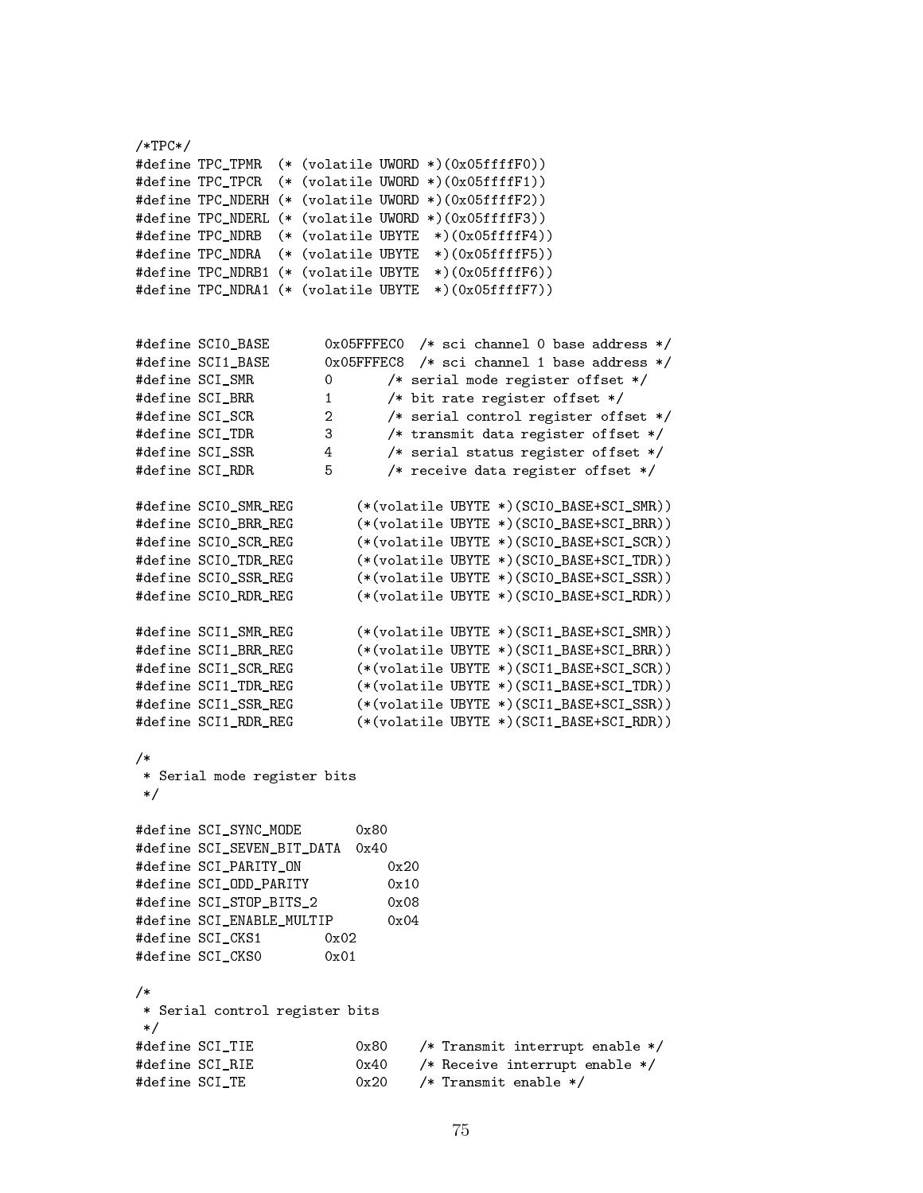```
/*TPC*/
#define TPC_TPMR  (* (volatile UWORD *)(0x05ffffF0))
#define TPC_TPCR  (* (volatile UWORD *)(0x05ffffF1))
#define TPC_NDERH (* (volatile UWORD *)(0x05ffffF2))
#define TPC_NDERL (* (volatile UWORD *)(0x05ffffF3))
#define TPC_NDRB  (* (volatile UBYTE  *)(0x05ffffF4))
#define TPC_NDRA  (* (volatile UBYTE  *)(0x05ffffF5))
#define TPC_NDRB1 (* (volatile UBYTE  *)(0x05ffffF6))
#define TPC_NDRA1 (* (volatile UBYTE  *)(0x05ffffF7))


#define SCI0_BASE       0x05FFFEC0  /* sci channel 0 base address */
#define SCI1_BASE       0x05FFFEC8  /* sci channel 1 base address */
#define SCI_SMR         0       /* serial mode register offset */
#define SCI_BRR         1       /* bit rate register offset */
#define SCI_SCR         2       /* serial control register offset */
#define SCI_TDR         3       /* transmit data register offset */
#define SCI_SSR         4       /* serial status register offset */
#define SCI_RDR         5       /* receive data register offset */

#define SCI0_SMR_REG        (*(volatile UBYTE *)(SCI0_BASE+SCI_SMR))
#define SCI0_BRR_REG        (*(volatile UBYTE *)(SCI0_BASE+SCI_BRR))
#define SCI0_SCR_REG        (*(volatile UBYTE *)(SCI0_BASE+SCI_SCR))
#define SCI0_TDR_REG        (*(volatile UBYTE *)(SCI0_BASE+SCI_TDR))
#define SCI0_SSR_REG        (*(volatile UBYTE *)(SCI0_BASE+SCI_SSR))
#define SCI0_RDR_REG        (*(volatile UBYTE *)(SCI0_BASE+SCI_RDR))

#define SCI1_SMR_REG        (*(volatile UBYTE *)(SCI1_BASE+SCI_SMR))
#define SCI1_BRR_REG        (*(volatile UBYTE *)(SCI1_BASE+SCI_BRR))
#define SCI1_SCR_REG        (*(volatile UBYTE *)(SCI1_BASE+SCI_SCR))
#define SCI1_TDR_REG        (*(volatile UBYTE *)(SCI1_BASE+SCI_TDR))
#define SCI1_SSR_REG        (*(volatile UBYTE *)(SCI1_BASE+SCI_SSR))
#define SCI1_RDR_REG        (*(volatile UBYTE *)(SCI1_BASE+SCI_RDR))

/*
 * Serial mode register bits
 */

#define SCI_SYNC_MODE       0x80
#define SCI_SEVEN_BIT_DATA  0x40
#define SCI_PARITY_ON           0x20
#define SCI_ODD_PARITY          0x10
#define SCI_STOP_BITS_2         0x08
#define SCI_ENABLE_MULTIP       0x04
#define SCI_CKS1        0x02
#define SCI_CKS0        0x01

/*
 * Serial control register bits
 */
#define SCI_TIE             0x80    /* Transmit interrupt enable */
#define SCI_RIE             0x40    /* Receive interrupt enable */
#define SCI_TE              0x20    /* Transmit enable */
```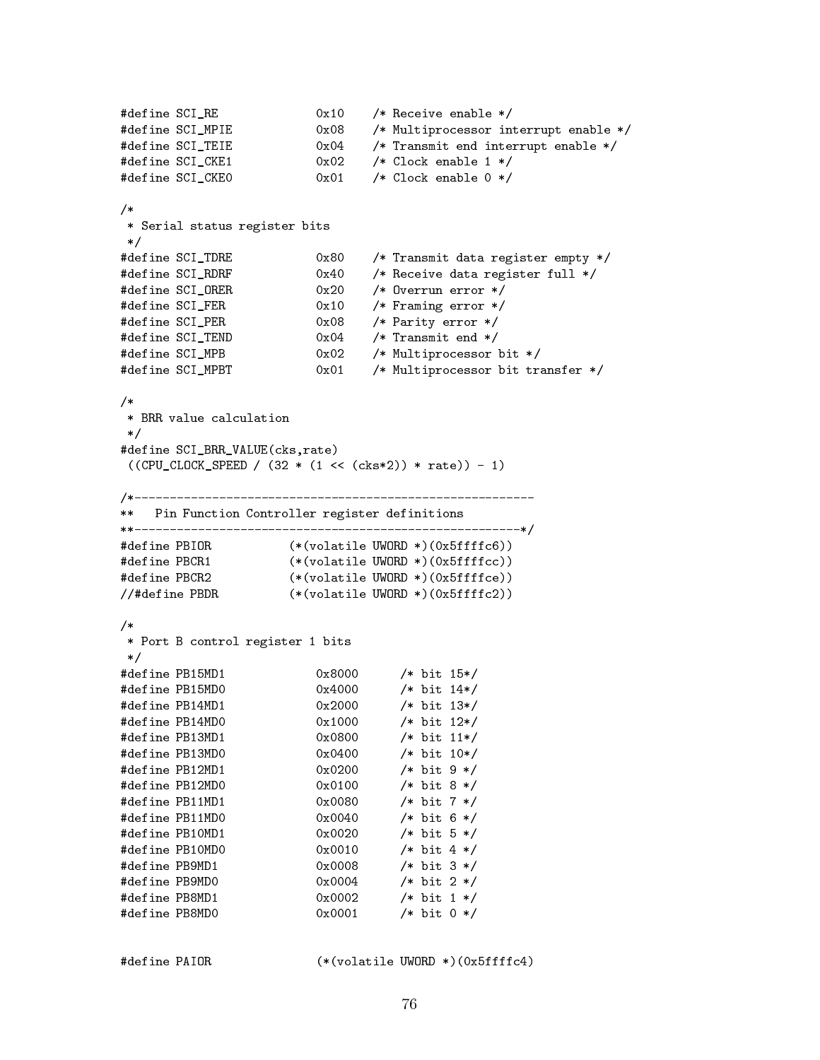```
#define SCI_RE              0x10    /* Receive enable */
#define SCI_MPIE            0x08    /* Multiprocessor interrupt enable */
#define SCI_TEIE            0x04    /* Transmit end interrupt enable */
#define SCI_CKE1            0x02    /* Clock enable 1 */
#define SCI_CKE0            0x01    /* Clock enable 0 */

/*
 * Serial status register bits
 */
#define SCI_TDRE            0x80    /* Transmit data register empty */
#define SCI_RDRF            0x40    /* Receive data register full */
#define SCI_ORER            0x20    /* Overrun error */
#define SCI_FER             0x10    /* Framing error */
#define SCI_PER             0x08    /* Parity error */
#define SCI_TEND            0x04    /* Transmit end */
#define SCI_MPB             0x02    /* Multiprocessor bit */
#define SCI_MPBT            0x01    /* Multiprocessor bit transfer */

/*
 * BRR value calculation
 */
#define SCI_BRR_VALUE(cks,rate)
 ((CPU_CLOCK_SPEED / (32 * (1 << (cks*2)) * rate)) - 1)

/*-------------------------------------------------------
**   Pin Function Controller register definitions
**-----------------------------------------------------*/
#define PBIOR          (*(volatile UWORD *)(0x5ffffc6))
#define PBCR1          (*(volatile UWORD *)(0x5ffffcc))
#define PBCR2          (*(volatile UWORD *)(0x5ffffce))
//#define PBDR         (*(volatile UWORD *)(0x5ffffc2))

/*
 * Port B control register 1 bits
 */
#define PB15MD1             0x8000      /* bit 15*/
#define PB15MD0             0x4000      /* bit 14*/
#define PB14MD1             0x2000      /* bit 13*/
#define PB14MD0             0x1000      /* bit 12*/
#define PB13MD1             0x0800      /* bit 11*/
#define PB13MD0             0x0400      /* bit 10*/
#define PB12MD1             0x0200      /* bit 9 */
#define PB12MD0             0x0100      /* bit 8 */
#define PB11MD1             0x0080      /* bit 7 */
#define PB11MD0             0x0040      /* bit 6 */
#define PB10MD1             0x0020      /* bit 5 */
#define PB10MD0             0x0010      /* bit 4 */
#define PB9MD1              0x0008      /* bit 3 */
#define PB9MD0              0x0004      /* bit 2 */
#define PB8MD1              0x0002      /* bit 1 */
#define PB8MD0              0x0001      /* bit 0 */


#define PAIOR               (*(volatile UWORD *)(0x5ffffc4)
```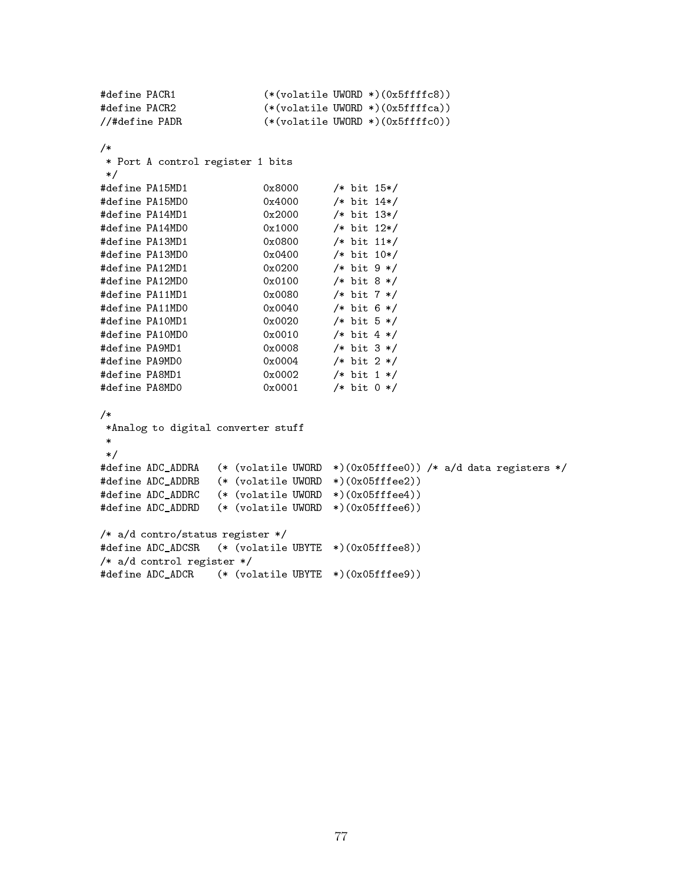```
#define PACR1               (*(volatile UWORD *)(0x5ffffc8))
#define PACR2               (*(volatile UWORD *)(0x5ffffca))
//#define PADR              (*(volatile UWORD *)(0x5ffffc0))

/*
 * Port A control register 1 bits
 */
#define PA15MD1             0x8000      /* bit 15*/
#define PA15MD0             0x4000      /* bit 14*/
#define PA14MD1             0x2000      /* bit 13*/
#define PA14MD0             0x1000      /* bit 12*/
#define PA13MD1             0x0800      /* bit 11*/
#define PA13MD0             0x0400      /* bit 10*/
#define PA12MD1             0x0200      /* bit 9 */
#define PA12MD0             0x0100      /* bit 8 */
#define PA11MD1             0x0080      /* bit 7 */
#define PA11MD0             0x0040      /* bit 6 */
#define PA10MD1             0x0020      /* bit 5 */
#define PA10MD0             0x0010      /* bit 4 */
#define PA9MD1              0x0008      /* bit 3 */
#define PA9MD0              0x0004      /* bit 2 */
#define PA8MD1              0x0002      /* bit 1 */
#define PA8MD0              0x0001      /* bit 0 */

/*
 *Analog to digital converter stuff
 *
 */
#define ADC_ADDRA   (* (volatile UWORD  *)(0x05fffee0)) /* a/d data registers */
#define ADC_ADDRB   (* (volatile UWORD  *)(0x05fffee2))
#define ADC_ADDRC   (* (volatile UWORD  *)(0x05fffee4))
#define ADC_ADDRD   (* (volatile UWORD  *)(0x05fffee6))

/* a/d contro/status register */
#define ADC_ADCSR   (* (volatile UBYTE  *)(0x05fffee8))
/* a/d control register */
#define ADC_ADCR    (* (volatile UBYTE  *)(0x05fffee9))
```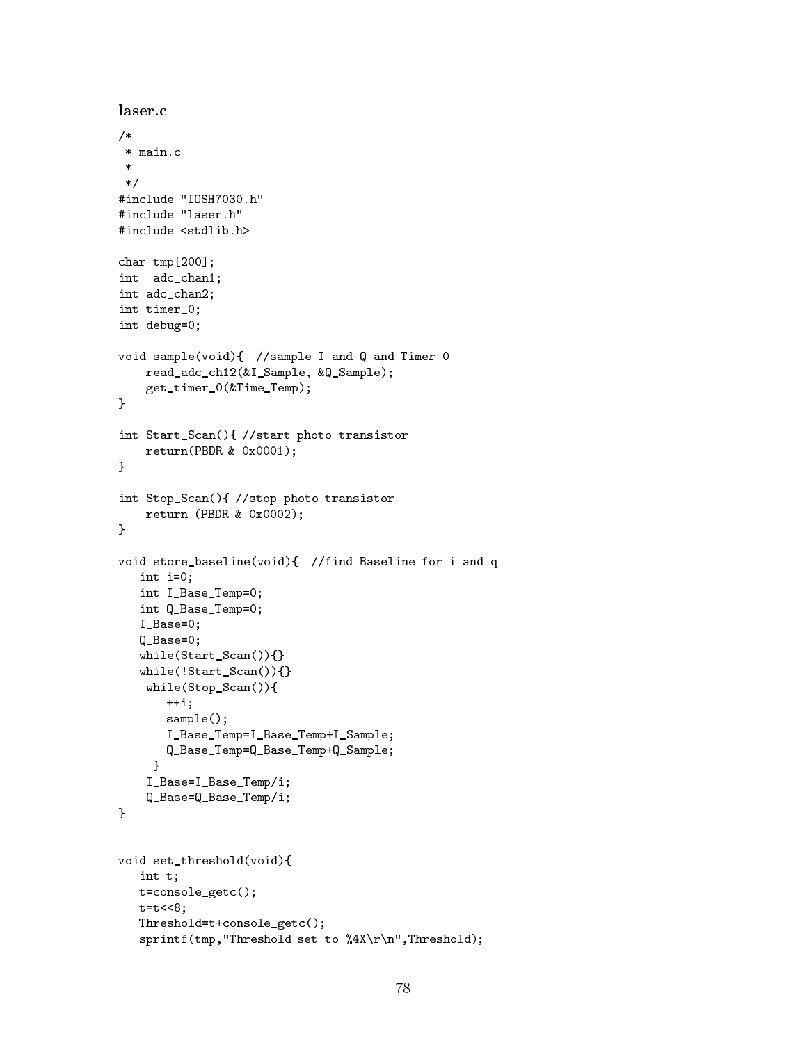### laser.c

```
/*
 * main.c
 *
 */
#include "IOSH7030.h"
#include "laser.h"
#include <stdlib.h>

char tmp[200];
int  adc_chan1;
int adc_chan2;
int timer_0;
int debug=0;

void sample(void){  //sample I and Q and Timer 0
    read_adc_ch12(&I_Sample, &Q_Sample);
    get_timer_0(&Time_Temp);
}

int Start_Scan(){ //start photo transistor
    return(PBDR & 0x0001);
}

int Stop_Scan(){ //stop photo transistor
    return (PBDR & 0x0002);
}

void store_baseline(void){  //find Baseline for i and q
   int i=0;
   int I_Base_Temp=0;
   int Q_Base_Temp=0;
   I_Base=0;
   Q_Base=0;
   while(Start_Scan()){}
   while(!Start_Scan()){}
    while(Stop_Scan()){
       ++i;
       sample();
       I_Base_Temp=I_Base_Temp+I_Sample;
       Q_Base_Temp=Q_Base_Temp+Q_Sample;
     }
    I_Base=I_Base_Temp/i;
    Q_Base=Q_Base_Temp/i;
}


void set_threshold(void){
   int t;
   t=console_getc();
   t=t<<8;
   Threshold=t+console_getc();
   sprintf(tmp,"Threshold set to %4X\r\n",Threshold);
```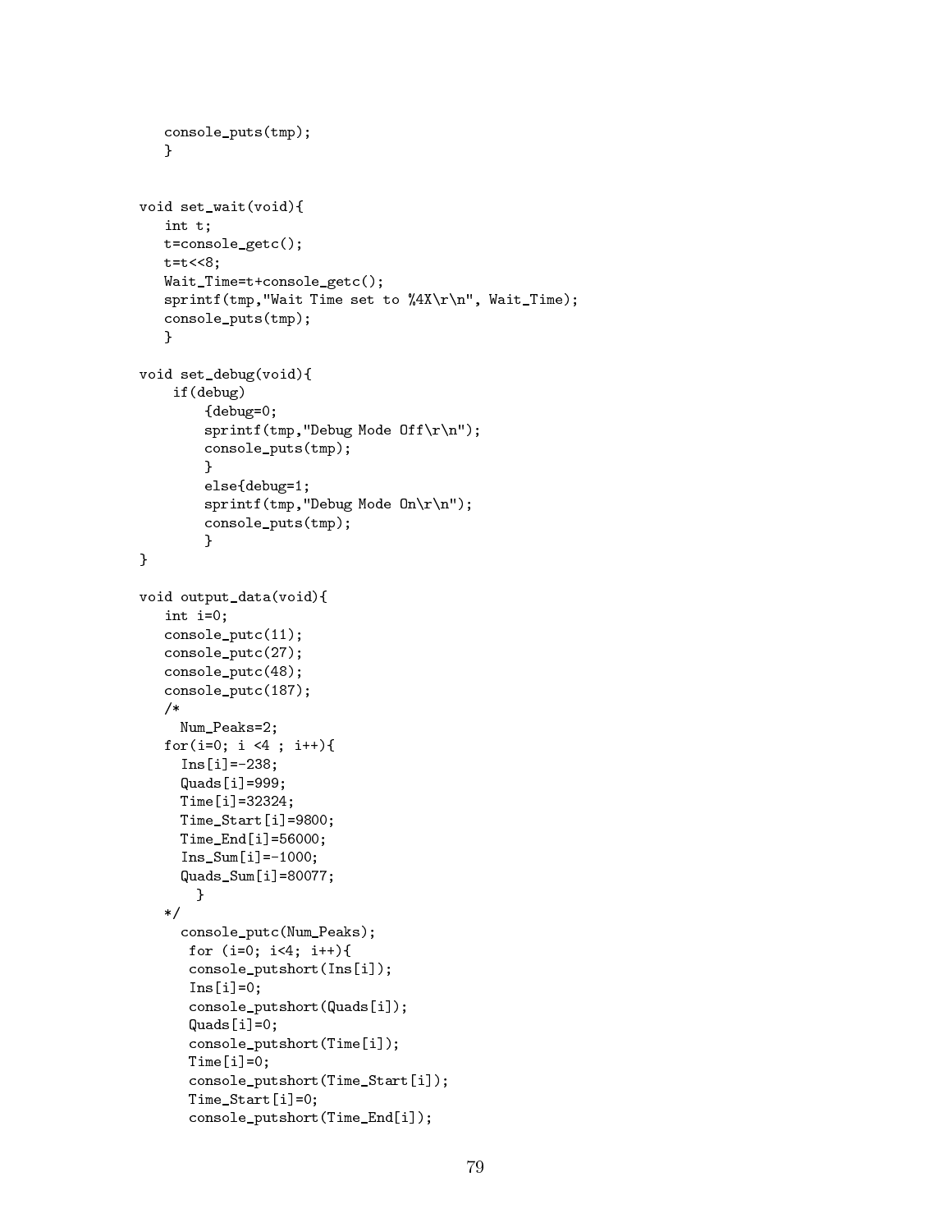```
   console_puts(tmp);
   }


void set_wait(void){
   int t;
   t=console_getc();
   t=t<<8;
   Wait_Time=t+console_getc();
   sprintf(tmp,"Wait Time set to %4X\r\n", Wait_Time);
   console_puts(tmp);
   }

void set_debug(void){
    if(debug)
        {debug=0;
        sprintf(tmp,"Debug Mode Off\r\n");
        console_puts(tmp);
        }
        else{debug=1;
        sprintf(tmp,"Debug Mode On\r\n");
        console_puts(tmp);
        }
}

void output_data(void){
   int i=0;
   console_putc(11);
   console_putc(27);
   console_putc(48);
   console_putc(187);
   /*
     Num_Peaks=2;
   for(i=0; i <4 ; i++){
     Ins[i]=-238;
     Quads[i]=999;
     Time[i]=32324;
     Time_Start[i]=9800;
     Time_End[i]=56000;
     Ins_Sum[i]=-1000;
     Quads_Sum[i]=80077;
       }
   */
     console_putc(Num_Peaks);
      for (i=0; i<4; i++){
      console_putshort(Ins[i]);
      Ins[i]=0;
      console_putshort(Quads[i]);
      Quads[i]=0;
      console_putshort(Time[i]);
      Time[i]=0;
      console_putshort(Time_Start[i]);
      Time_Start[i]=0;
      console_putshort(Time_End[i]);
```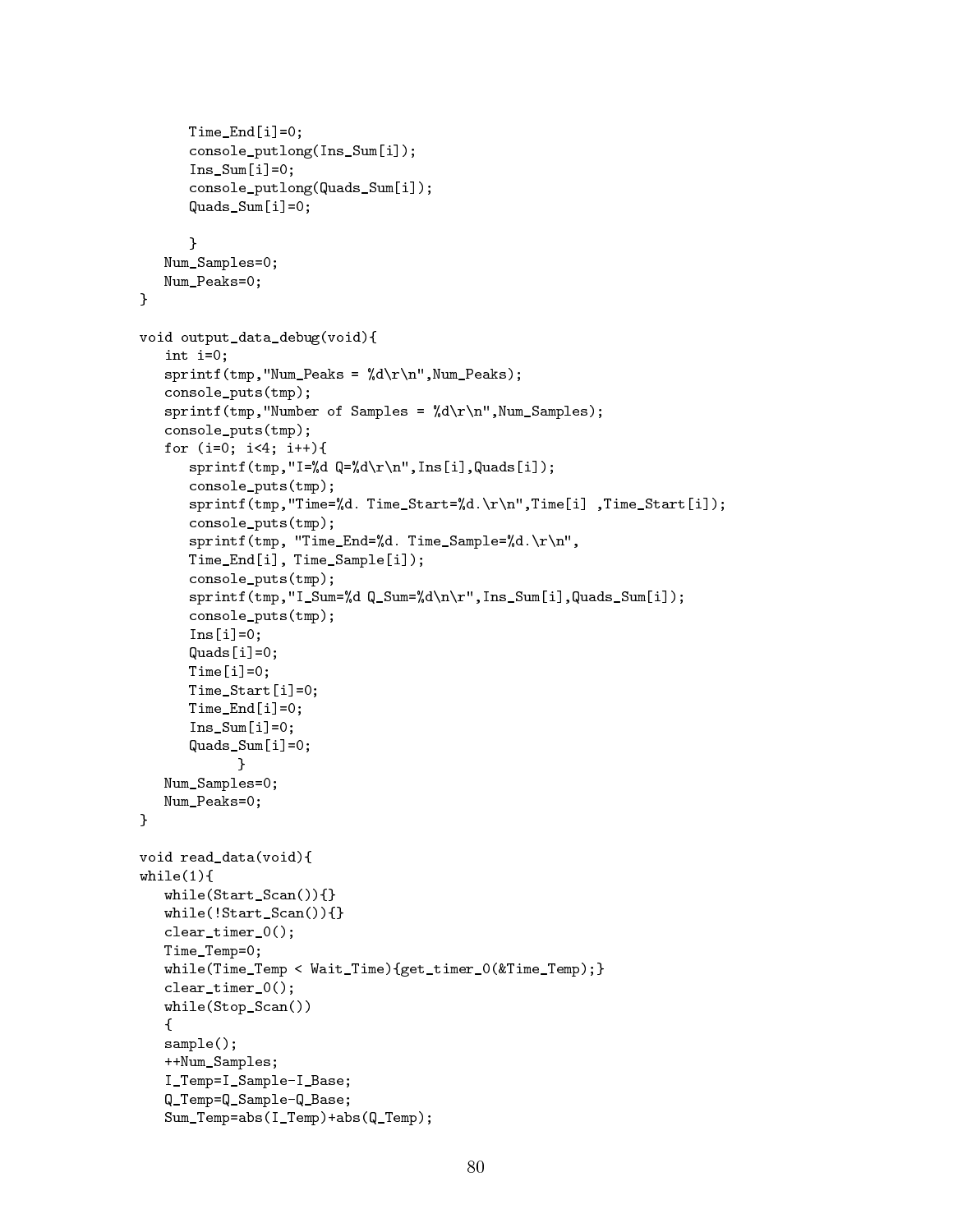```
      Time_End[i]=0;
      console_putlong(Ins_Sum[i]);
      Ins_Sum[i]=0;
      console_putlong(Quads_Sum[i]);
      Quads_Sum[i]=0;

      }
   Num_Samples=0;
   Num_Peaks=0;
}

void output_data_debug(void){
   int i=0;
   sprintf(tmp,"Num_Peaks = %d\r\n",Num_Peaks);
   console_puts(tmp);
   sprintf(tmp,"Number of Samples = %d\r\n",Num_Samples);
   console_puts(tmp);
   for (i=0; i<4; i++){
      sprintf(tmp,"I=%d Q=%d\r\n",Ins[i],Quads[i]);
      console_puts(tmp);
      sprintf(tmp,"Time=%d. Time_Start=%d.\r\n",Time[i] ,Time_Start[i]);
      console_puts(tmp);
      sprintf(tmp, "Time_End=%d. Time_Sample=%d.\r\n",
      Time_End[i], Time_Sample[i]);
      console_puts(tmp);
      sprintf(tmp,"I_Sum=%d Q_Sum=%d\n\r",Ins_Sum[i],Quads_Sum[i]);
      console_puts(tmp);
      Ins[i]=0;
      Quads[i]=0;
      Time[i]=0;
      Time_Start[i]=0;
      Time_End[i]=0;
      Ins_Sum[i]=0;
      Quads_Sum[i]=0;
            }
   Num_Samples=0;
   Num_Peaks=0;
}

void read_data(void){
while(1){
   while(Start_Scan()){}
   while(!Start_Scan()){}
   clear_timer_0();
   Time_Temp=0;
   while(Time_Temp < Wait_Time){get_timer_0(&Time_Temp);}
   clear_timer_0();
   while(Stop_Scan())
   {
   sample();
   ++Num_Samples;
   I_Temp=I_Sample-I_Base;
   Q_Temp=Q_Sample-Q_Base;
   Sum_Temp=abs(I_Temp)+abs(Q_Temp);
```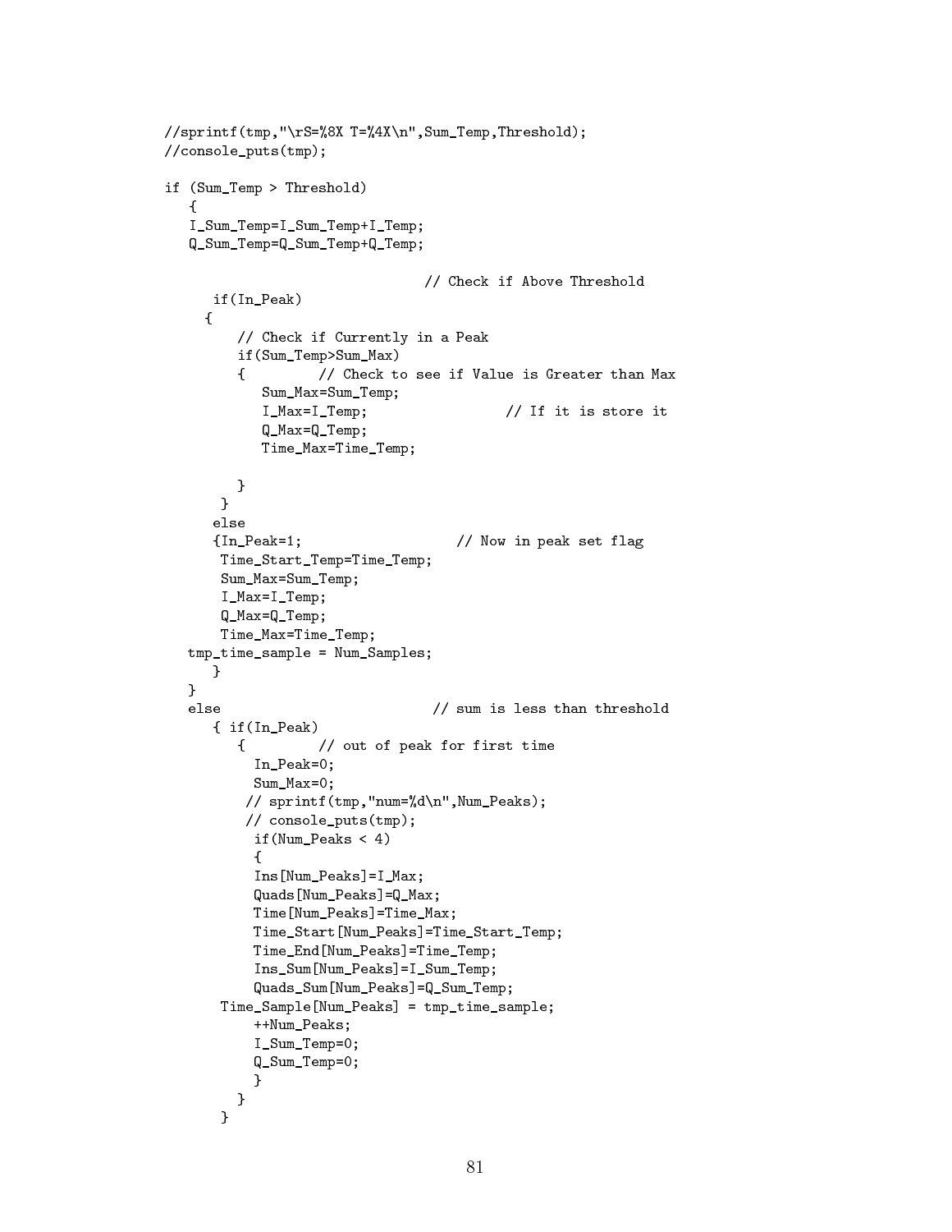```
//sprintf(tmp,"\rS=%8X T=%4X\n",Sum_Temp,Threshold);
//console_puts(tmp);

if (Sum_Temp > Threshold)
   {
   I_Sum_Temp=I_Sum_Temp+I_Temp;
   Q_Sum_Temp=Q_Sum_Temp+Q_Temp;

                               // Check if Above Threshold
      if(In_Peak)
     {
         // Check if Currently in a Peak
         if(Sum_Temp>Sum_Max)
         {         // Check to see if Value is Greater than Max
            Sum_Max=Sum_Temp;
            I_Max=I_Temp;                 // If it is store it
            Q_Max=Q_Temp;
            Time_Max=Time_Temp;

         }
       }
      else
      {In_Peak=1;                    // Now in peak set flag
       Time_Start_Temp=Time_Temp;
       Sum_Max=Sum_Temp;
       I_Max=I_Temp;
       Q_Max=Q_Temp;
       Time_Max=Time_Temp;
   tmp_time_sample = Num_Samples;
      }
   }
   else                          // sum is less than threshold
      { if(In_Peak)
         {         // out of peak for first time
           In_Peak=0;
           Sum_Max=0;
          // sprintf(tmp,"num=%d\n",Num_Peaks);
          // console_puts(tmp);
           if(Num_Peaks < 4)
           {
           Ins[Num_Peaks]=I_Max;
           Quads[Num_Peaks]=Q_Max;
           Time[Num_Peaks]=Time_Max;
           Time_Start[Num_Peaks]=Time_Start_Temp;
           Time_End[Num_Peaks]=Time_Temp;
           Ins_Sum[Num_Peaks]=I_Sum_Temp;
           Quads_Sum[Num_Peaks]=Q_Sum_Temp;
       Time_Sample[Num_Peaks] = tmp_time_sample;
           ++Num_Peaks;
           I_Sum_Temp=0;
           Q_Sum_Temp=0;
           }
         }
       }
```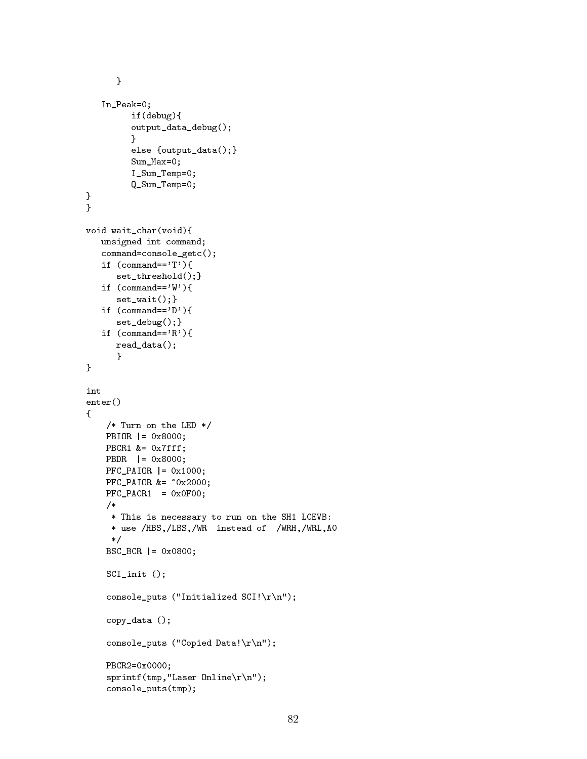```
      }

   In_Peak=0;
         if(debug){
         output_data_debug();
         }
         else {output_data();}
         Sum_Max=0;
         I_Sum_Temp=0;
         Q_Sum_Temp=0;
}
}

void wait_char(void){
   unsigned int command;
   command=console_getc();
   if (command=='T'){
      set_threshold();}
   if (command=='W'){
      set_wait();}
   if (command=='D'){
      set_debug();}
   if (command=='R'){
      read_data();
      }
}

int
enter()
{
    /* Turn on the LED */
    PBIOR |= 0x8000;
    PBCR1 &= 0x7fff;
    PBDR  |= 0x8000;
    PFC_PAIOR |= 0x1000;
    PFC_PAIOR &= ~0x2000;
    PFC_PACR1  = 0x0F00;
    /*
     * This is necessary to run on the SH1 LCEVB:
     * use /HBS,/LBS,/WR  instead of  /WRH,/WRL,A0
     */
    BSC_BCR |= 0x0800;

    SCI_init ();

    console_puts ("Initialized SCI!\r\n");

    copy_data ();

    console_puts ("Copied Data!\r\n");

    PBCR2=0x0000;
    sprintf(tmp,"Laser Online\r\n");
    console_puts(tmp);
```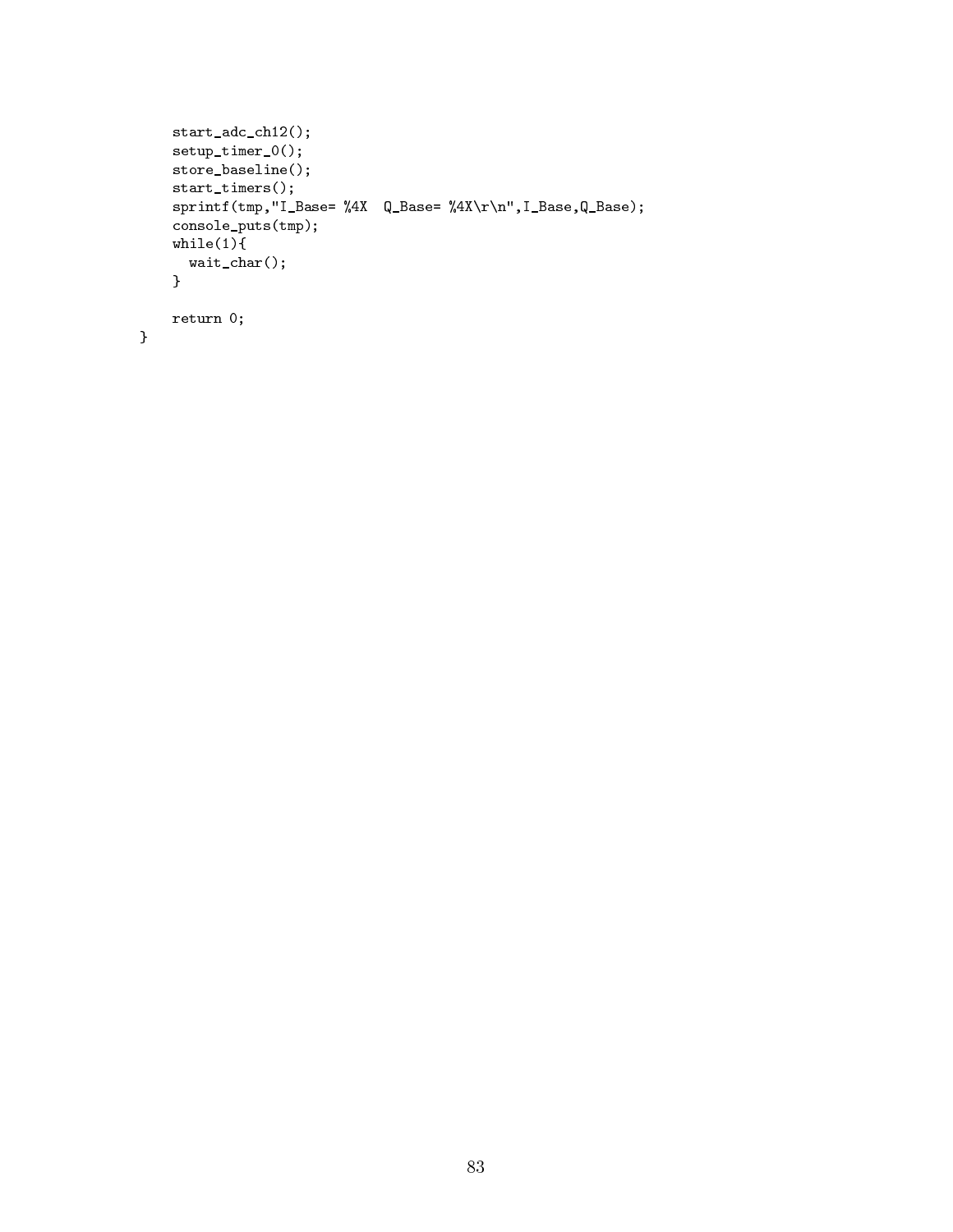```
    start_adc_ch12();
    setup_timer_0();
    store_baseline();
    start_timers();
    sprintf(tmp,"I_Base= %4X  Q_Base= %4X\r\n",I_Base,Q_Base);
    console_puts(tmp);
    while(1){
      wait_char();
    }

    return 0;
}
```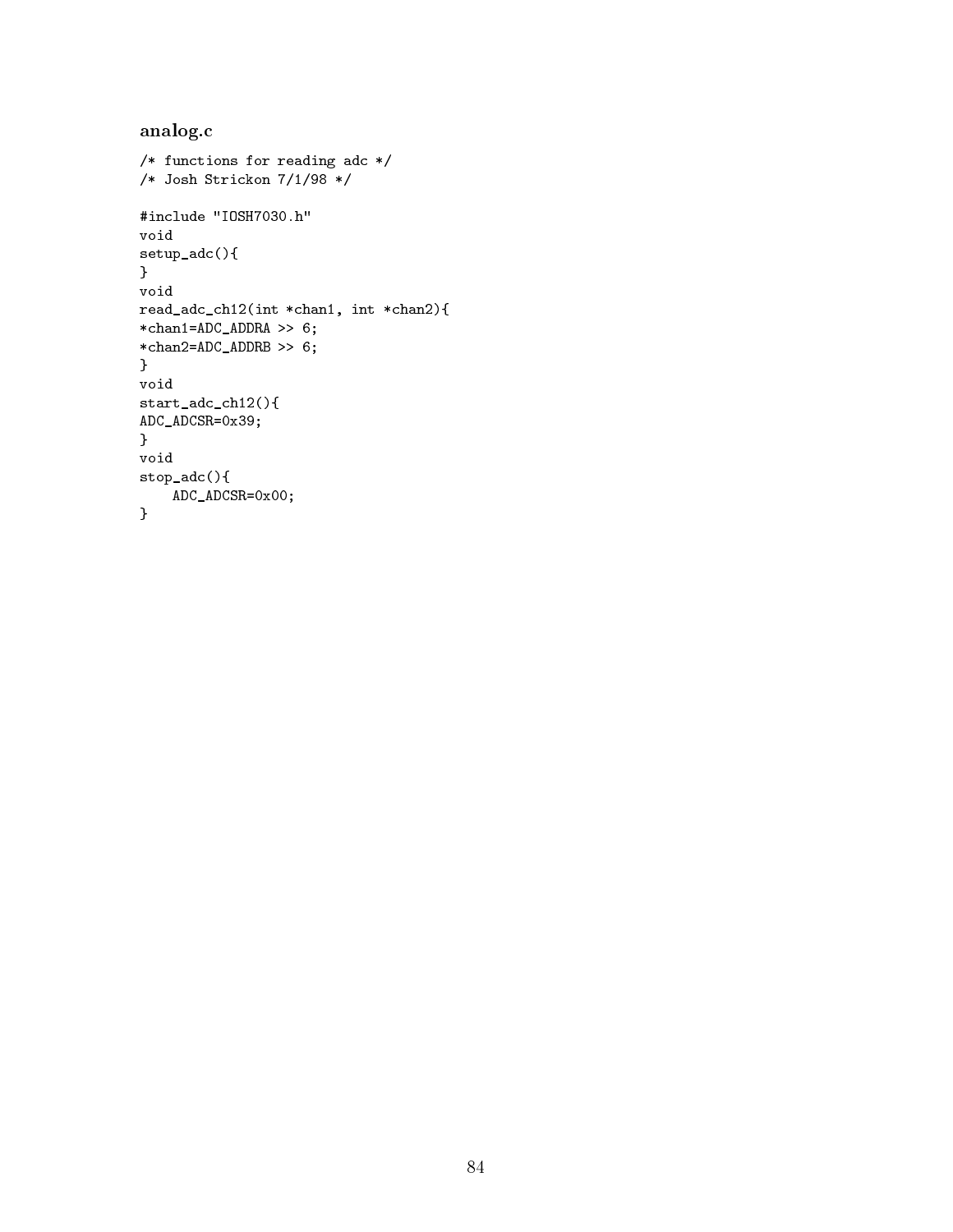### analog.c

```
/* functions for reading adc */
/* Josh Strickon 7/1/98 */

#include "IOSH7030.h"
void
setup_adc(){
}
void
read_adc_ch12(int *chan1, int *chan2){
*chan1=ADC_ADDRA >> 6;
*chan2=ADC_ADDRB >> 6;
}
void
start_adc_ch12(){
ADC_ADCSR=0x39;
}
void
stop_adc(){
    ADC_ADCSR=0x00;
}
```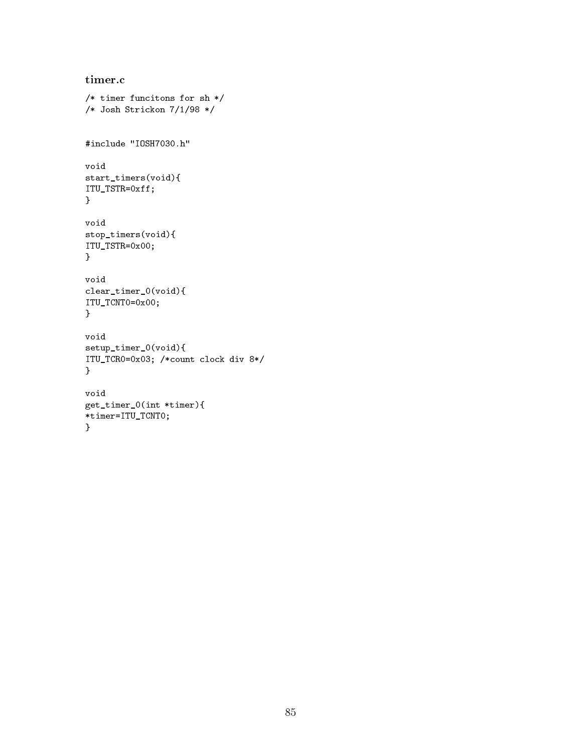### timer.c

```
/* timer funcitons for sh */
/* Josh Strickon 7/1/98 */


#include "IOSH7030.h"

void
start_timers(void){
ITU_TSTR=0xff;
}

void
stop_timers(void){
ITU_TSTR=0x00;
}

void
clear_timer_0(void){
ITU_TCNT0=0x00;
}

void
setup_timer_0(void){
ITU_TCR0=0x03; /*count clock div 8*/
}

void
get_timer_0(int *timer){
*timer=ITU_TCNT0;
}
```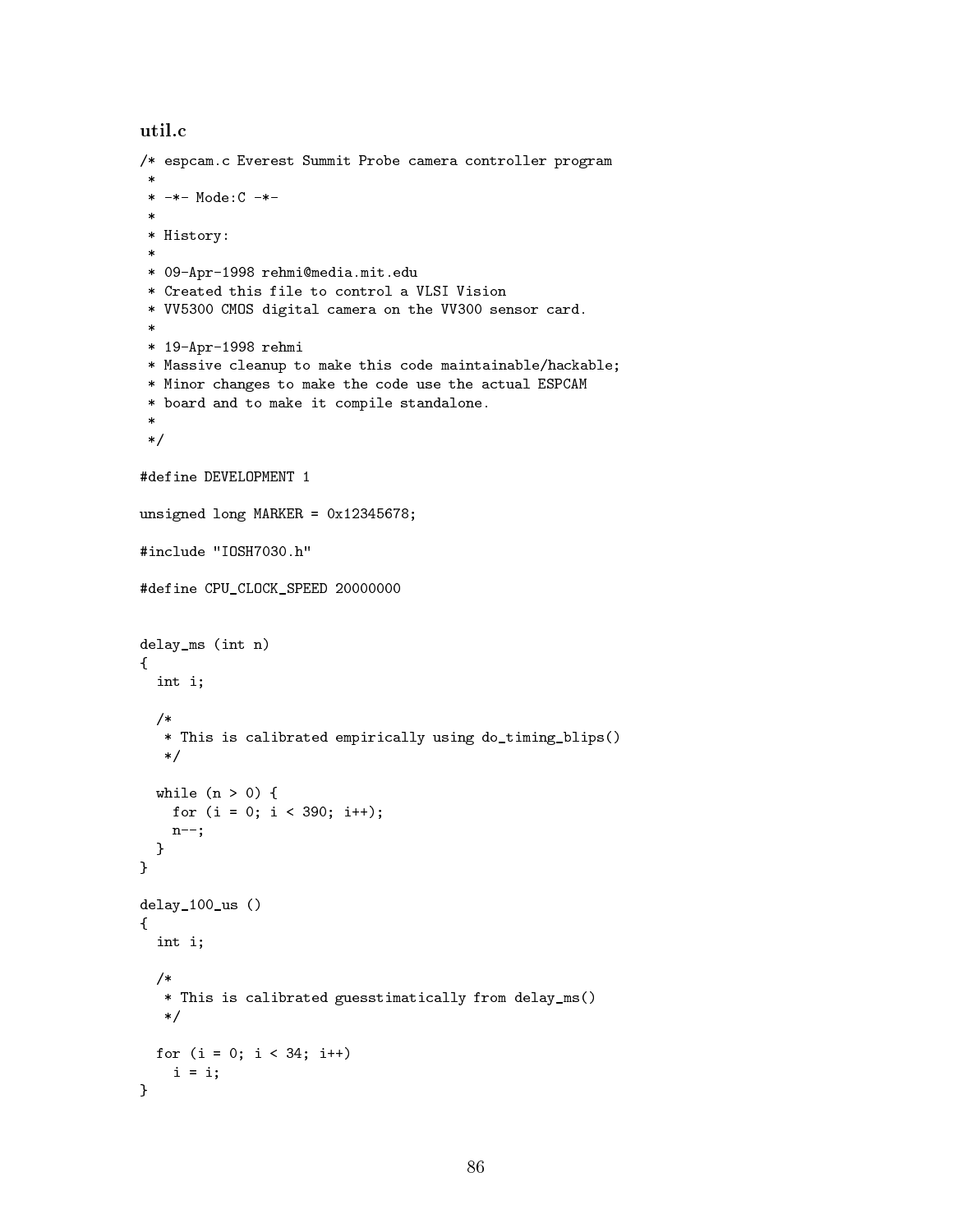### util.c

```
/* espcam.c Everest Summit Probe camera controller program
 *
 * -*- Mode:C -*-
 *
 * History:
 *
 * 09-Apr-1998 rehmi@media.mit.edu
 * Created this file to control a VLSI Vision
 * VV5300 CMOS digital camera on the VV300 sensor card.
 *
 * 19-Apr-1998 rehmi
 * Massive cleanup to make this code maintainable/hackable;
 * Minor changes to make the code use the actual ESPCAM
 * board and to make it compile standalone.
 *
 */

#define DEVELOPMENT 1

unsigned long MARKER = 0x12345678;

#include "IOSH7030.h"

#define CPU_CLOCK_SPEED 20000000


delay_ms (int n)
{
  int i;

  /*
   * This is calibrated empirically using do_timing_blips()
   */

  while (n > 0) {
    for (i = 0; i < 390; i++);
    n--;
  }
}

delay_100_us ()
{
  int i;

  /*
   * This is calibrated guesstimatically from delay_ms()
   */

  for (i = 0; i < 34; i++)
    i = i;
}
```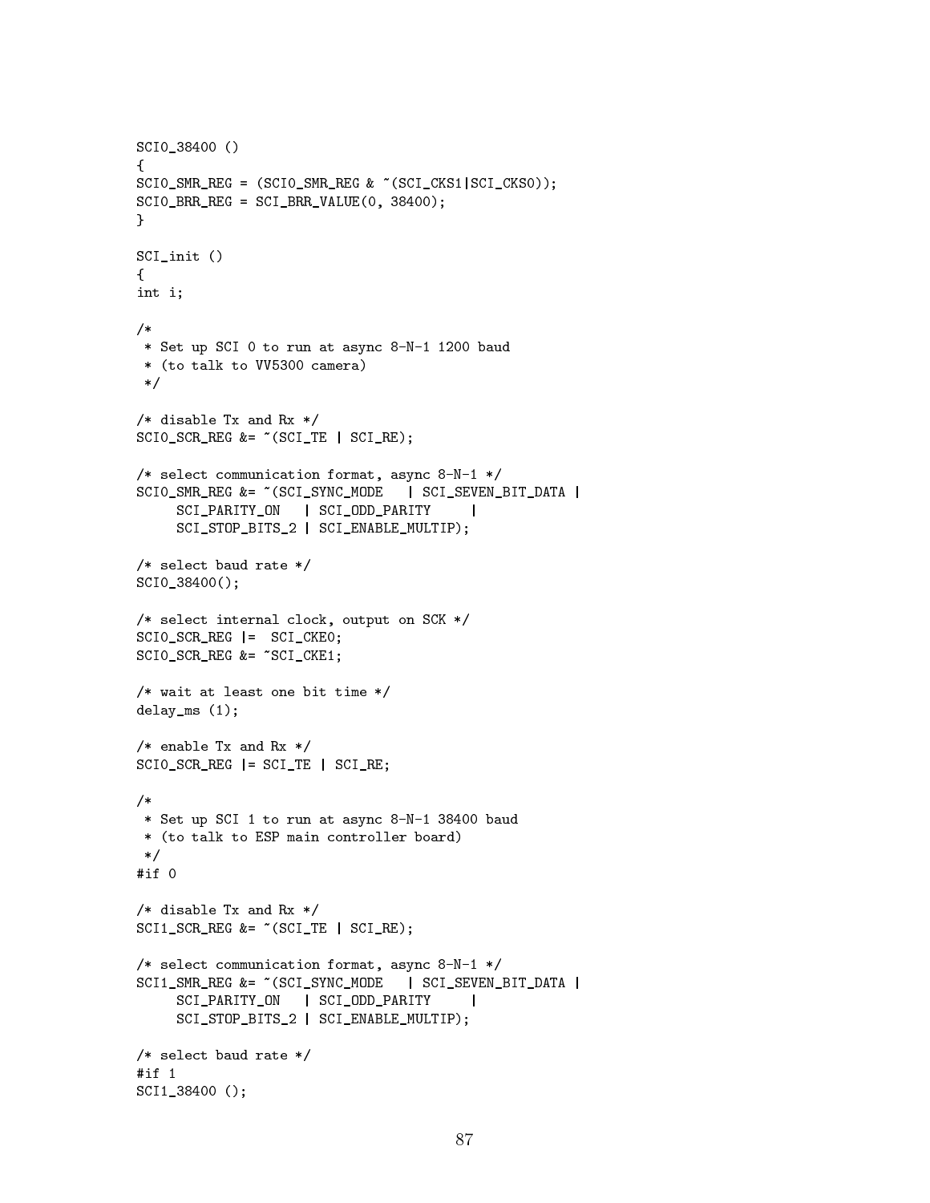```
SCI0_38400 ()
{
SCI0_SMR_REG = (SCI0_SMR_REG & ~(SCI_CKS1|SCI_CKS0));
SCI0_BRR_REG = SCI_BRR_VALUE(0, 38400);
}

SCI_init ()
{
int i;

/*
 * Set up SCI 0 to run at async 8-N-1 1200 baud
 * (to talk to VV5300 camera)
 */

/* disable Tx and Rx */
SCI0_SCR_REG &= ~(SCI_TE | SCI_RE);

/* select communication format, async 8-N-1 */
SCI0_SMR_REG &= ~(SCI_SYNC_MODE   | SCI_SEVEN_BIT_DATA |
     SCI_PARITY_ON   | SCI_ODD_PARITY     |
     SCI_STOP_BITS_2 | SCI_ENABLE_MULTIP);

/* select baud rate */
SCI0_38400();

/* select internal clock, output on SCK */
SCI0_SCR_REG |=  SCI_CKE0;
SCI0_SCR_REG &= ~SCI_CKE1;

/* wait at least one bit time */
delay_ms (1);

/* enable Tx and Rx */
SCI0_SCR_REG |= SCI_TE | SCI_RE;

/*
 * Set up SCI 1 to run at async 8-N-1 38400 baud
 * (to talk to ESP main controller board)
 */
#if 0

/* disable Tx and Rx */
SCI1_SCR_REG &= ~(SCI_TE | SCI_RE);

/* select communication format, async 8-N-1 */
SCI1_SMR_REG &= ~(SCI_SYNC_MODE   | SCI_SEVEN_BIT_DATA |
     SCI_PARITY_ON   | SCI_ODD_PARITY     |
     SCI_STOP_BITS_2 | SCI_ENABLE_MULTIP);

/* select baud rate */
#if 1
SCI1_38400 ();
```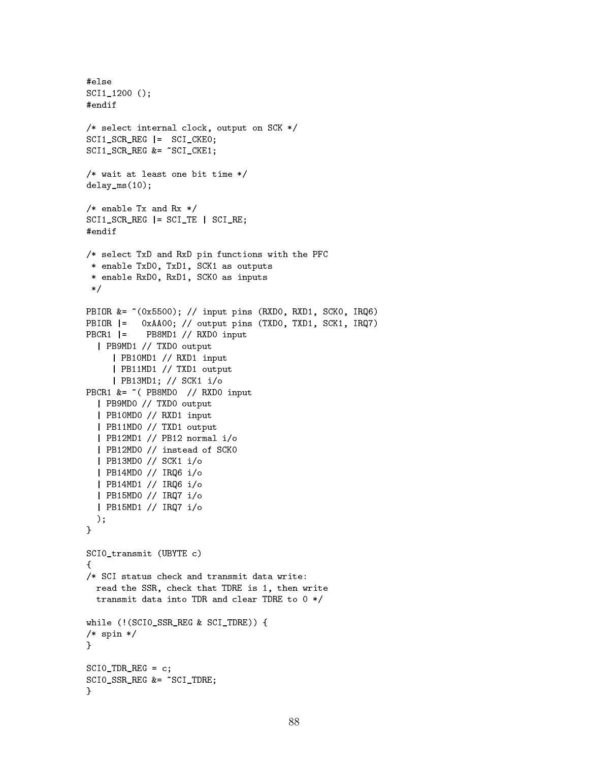```
#else
SCI1_1200 ();
#endif

/* select internal clock, output on SCK */
SCI1_SCR_REG |=  SCI_CKE0;
SCI1_SCR_REG &= ~SCI_CKE1;

/* wait at least one bit time */
delay_ms(10);

/* enable Tx and Rx */
SCI1_SCR_REG |= SCI_TE | SCI_RE;
#endif

/* select TxD and RxD pin functions with the PFC
 * enable TxD0, TxD1, SCK1 as outputs
 * enable RxD0, RxD1, SCK0 as inputs
 */

PBIOR &= ~(0x5500); // input pins (RXD0, RXD1, SCK0, IRQ6)
PBIOR |=   0xAA00; // output pins (TXD0, TXD1, SCK1, IRQ7)
PBCR1 |=    PB8MD1 // RXD0 input
  | PB9MD1 // TXD0 output
     | PB10MD1 // RXD1 input
     | PB11MD1 // TXD1 output
     | PB13MD1; // SCK1 i/o
PBCR1 &= ~( PB8MD0  // RXD0 input
  | PB9MD0 // TXD0 output
  | PB10MD0 // RXD1 input
  | PB11MD0 // TXD1 output
  | PB12MD1 // PB12 normal i/o
  | PB12MD0 // instead of SCK0
  | PB13MD0 // SCK1 i/o
  | PB14MD0 // IRQ6 i/o
  | PB14MD1 // IRQ6 i/o
  | PB15MD0 // IRQ7 i/o
  | PB15MD1 // IRQ7 i/o
  );
}

SCI0_transmit (UBYTE c)
{
/* SCI status check and transmit data write:
  read the SSR, check that TDRE is 1, then write
  transmit data into TDR and clear TDRE to 0 */

while (!(SCI0_SSR_REG & SCI_TDRE)) {
/* spin */
}

SCI0_TDR_REG = c;
SCI0_SSR_REG &= ~SCI_TDRE;
}
```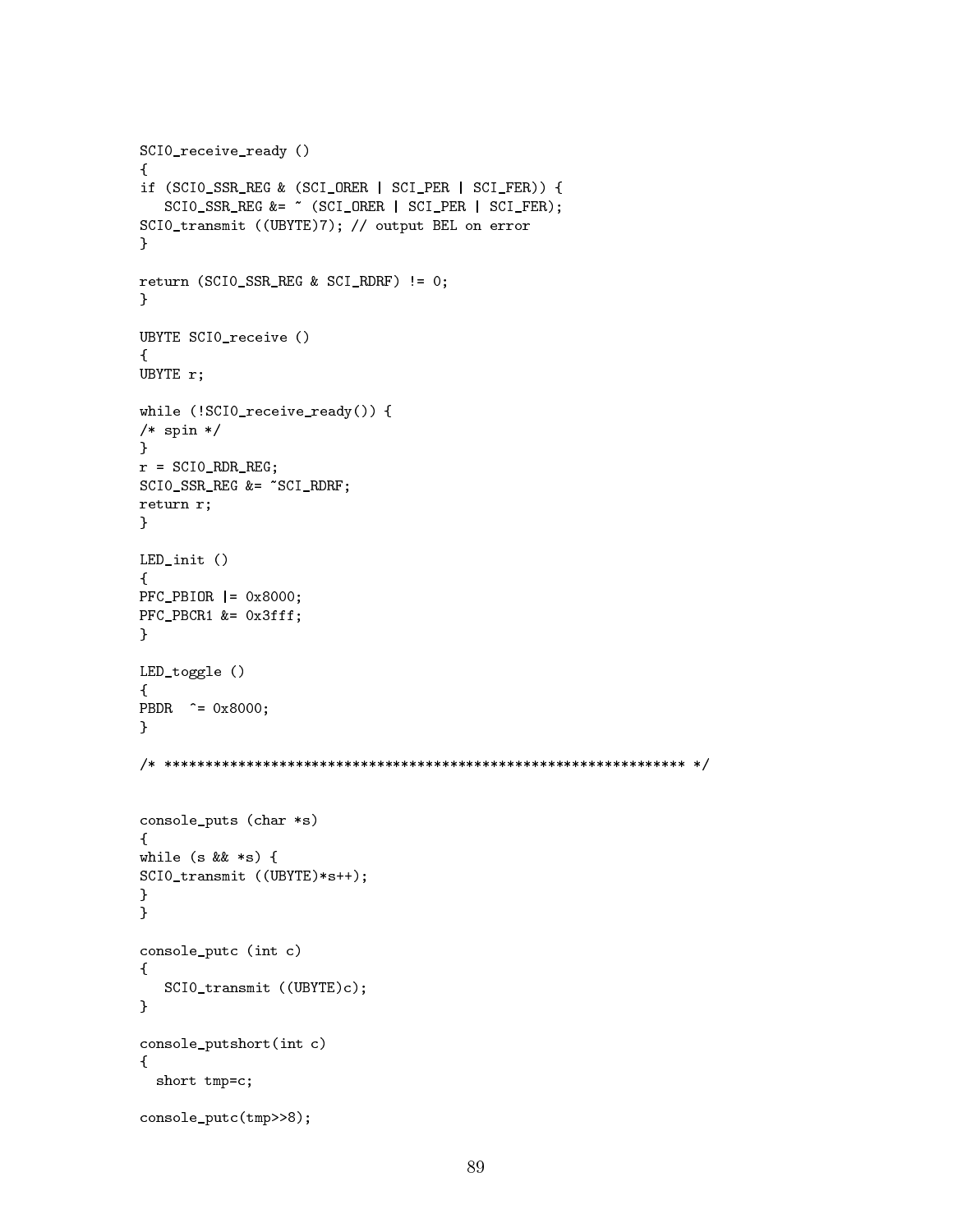```
SCI0_receive_ready ()
{
if (SCI0_SSR_REG & (SCI_ORER | SCI_PER | SCI_FER)) {
   SCI0_SSR_REG &= ~ (SCI_ORER | SCI_PER | SCI_FER);
SCI0_transmit ((UBYTE)7); // output BEL on error
}

return (SCI0_SSR_REG & SCI_RDRF) != 0;
}

UBYTE SCI0_receive ()
{
UBYTE r;

while (!SCI0_receive_ready()) {
/* spin */
}
r = SCI0_RDR_REG;
SCI0_SSR_REG &= ~SCI_RDRF;
return r;
}

LED_init ()
{
PFC_PBIOR |= 0x8000;
PFC_PBCR1 &= 0x3fff;
}

LED_toggle ()
{
PBDR  ^= 0x8000;
}

/* ****************************************************************** */


console_puts (char *s)
{
while (s && *s) {
SCI0_transmit ((UBYTE)*s++);
}
}

console_putc (int c)
{
   SCI0_transmit ((UBYTE)c);
}

console_putshort(int c)
{
  short tmp=c;

console_putc(tmp>>8);
```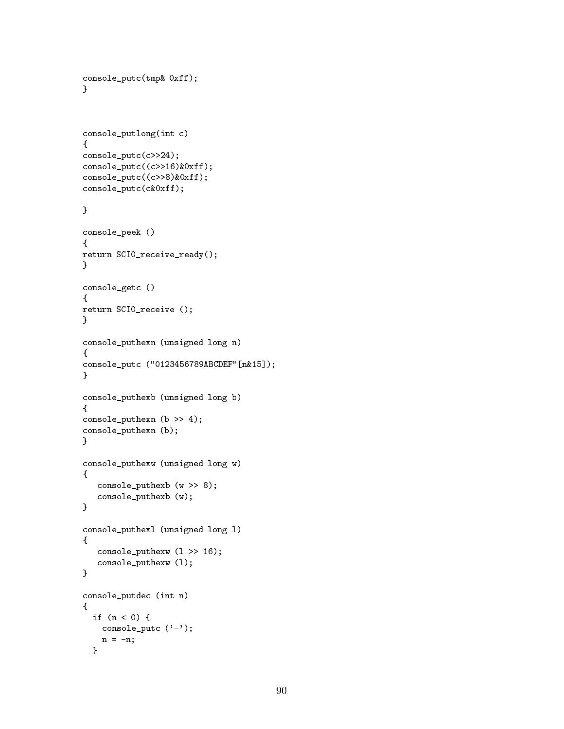```
console_putc(tmp& 0xff);
}



console_putlong(int c)
{
console_putc(c>>24);
console_putc((c>>16)&0xff);
console_putc((c>>8)&0xff);
console_putc(c&0xff);

}

console_peek ()
{
return SCI0_receive_ready();
}

console_getc ()
{
return SCI0_receive ();
}

console_puthexn (unsigned long n)
{
console_putc ("0123456789ABCDEF"[n&15]);
}

console_puthexb (unsigned long b)
{
console_puthexn (b >> 4);
console_puthexn (b);
}

console_puthexw (unsigned long w)
{
   console_puthexb (w >> 8);
   console_puthexb (w);
}

console_puthexl (unsigned long l)
{
   console_puthexw (l >> 16);
   console_puthexw (l);
}

console_putdec (int n)
{
  if (n < 0) {
    console_putc ('-');
    n = -n;
  }
```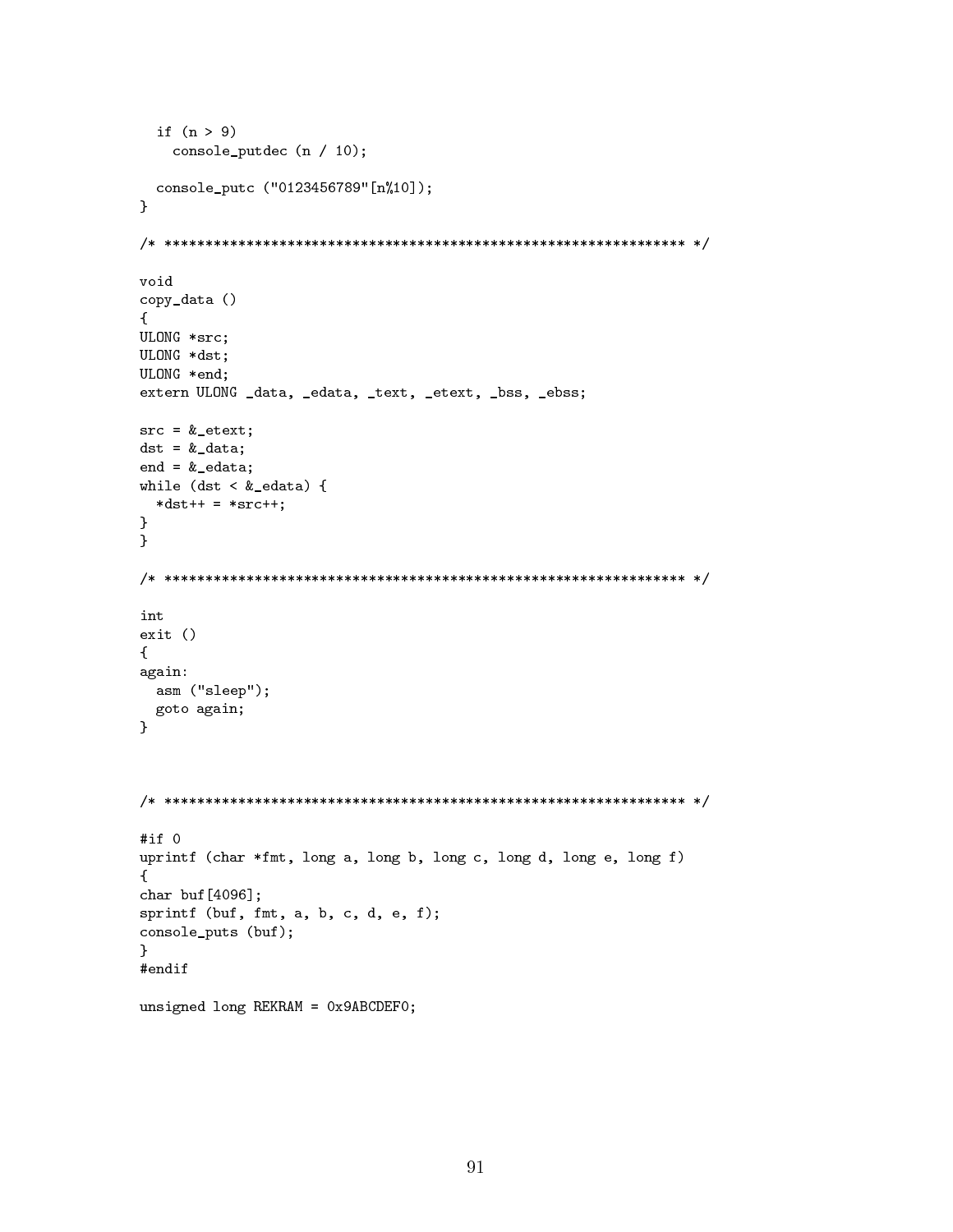```
  if (n > 9)
    console_putdec (n / 10);

  console_putc ("0123456789"[n%10]);
}

/* ****************************************************************** */

void
copy_data ()
{
ULONG *src;
ULONG *dst;
ULONG *end;
extern ULONG _data, _edata, _text, _etext, _bss, _ebss;

src = &_etext;
dst = &_data;
end = &_edata;
while (dst < &_edata) {
  *dst++ = *src++;
}
}

/* ****************************************************************** */

int
exit ()
{
again:
  asm ("sleep");
  goto again;
}



/* ****************************************************************** */

#if 0
uprintf (char *fmt, long a, long b, long c, long d, long e, long f)
{
char buf[4096];
sprintf (buf, fmt, a, b, c, d, e, f);
console_puts (buf);
}
#endif

unsigned long REKRAM = 0x9ABCDEF0;
```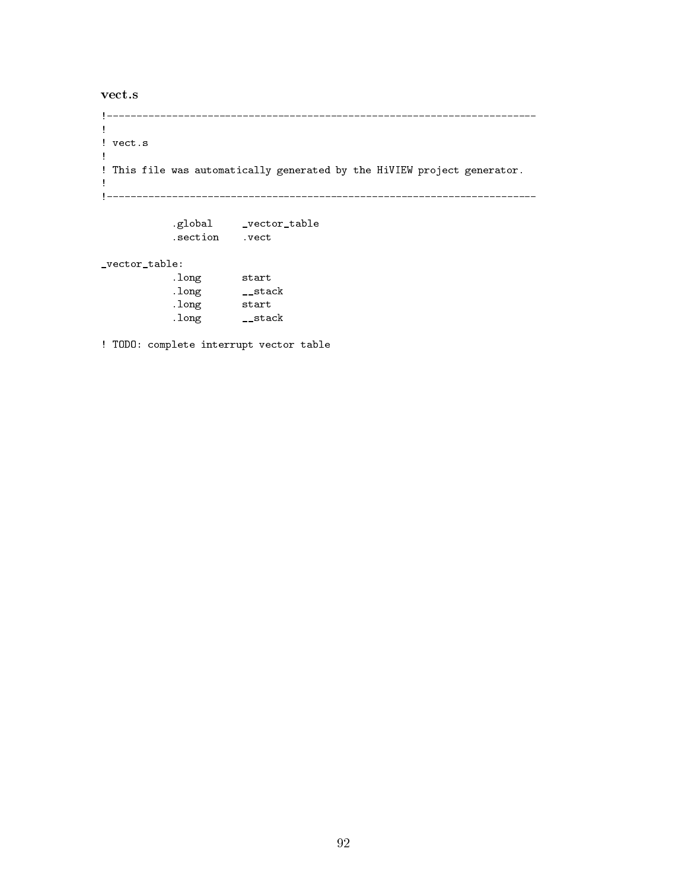### vect.s

```
!------------------------------------------------------------------------
!
! vect.s
!
! This file was automatically generated by the HiVIEW project generator.
!
!------------------------------------------------------------------------

            .global     _vector_table
            .section    .vect

_vector_table:
            .long       start
            .long       __stack
            .long       start
            .long       __stack

! TODO: complete interrupt vector table
```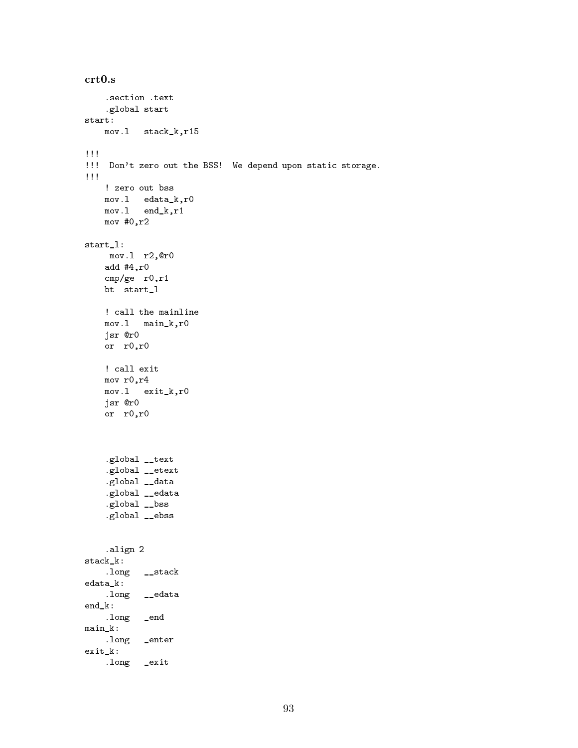### crt0.s

```
    .section .text
    .global start
start:
    mov.l   stack_k,r15

!!!
!!!  Don't zero out the BSS!  We depend upon static storage.
!!!
    ! zero out bss
    mov.l   edata_k,r0
    mov.l   end_k,r1
    mov #0,r2

start_l:
     mov.l  r2,@r0
    add #4,r0
    cmp/ge  r0,r1
    bt  start_l

    ! call the mainline
    mov.l   main_k,r0
    jsr @r0
    or  r0,r0

    ! call exit
    mov r0,r4
    mov.l   exit_k,r0
    jsr @r0
    or  r0,r0



    .global __text
    .global __etext
    .global __data
    .global __edata
    .global __bss
    .global __ebss


    .align 2
stack_k:
    .long   __stack
edata_k:
    .long   __edata
end_k:
    .long   _end
main_k:
    .long   _enter
exit_k:
    .long   _exit
```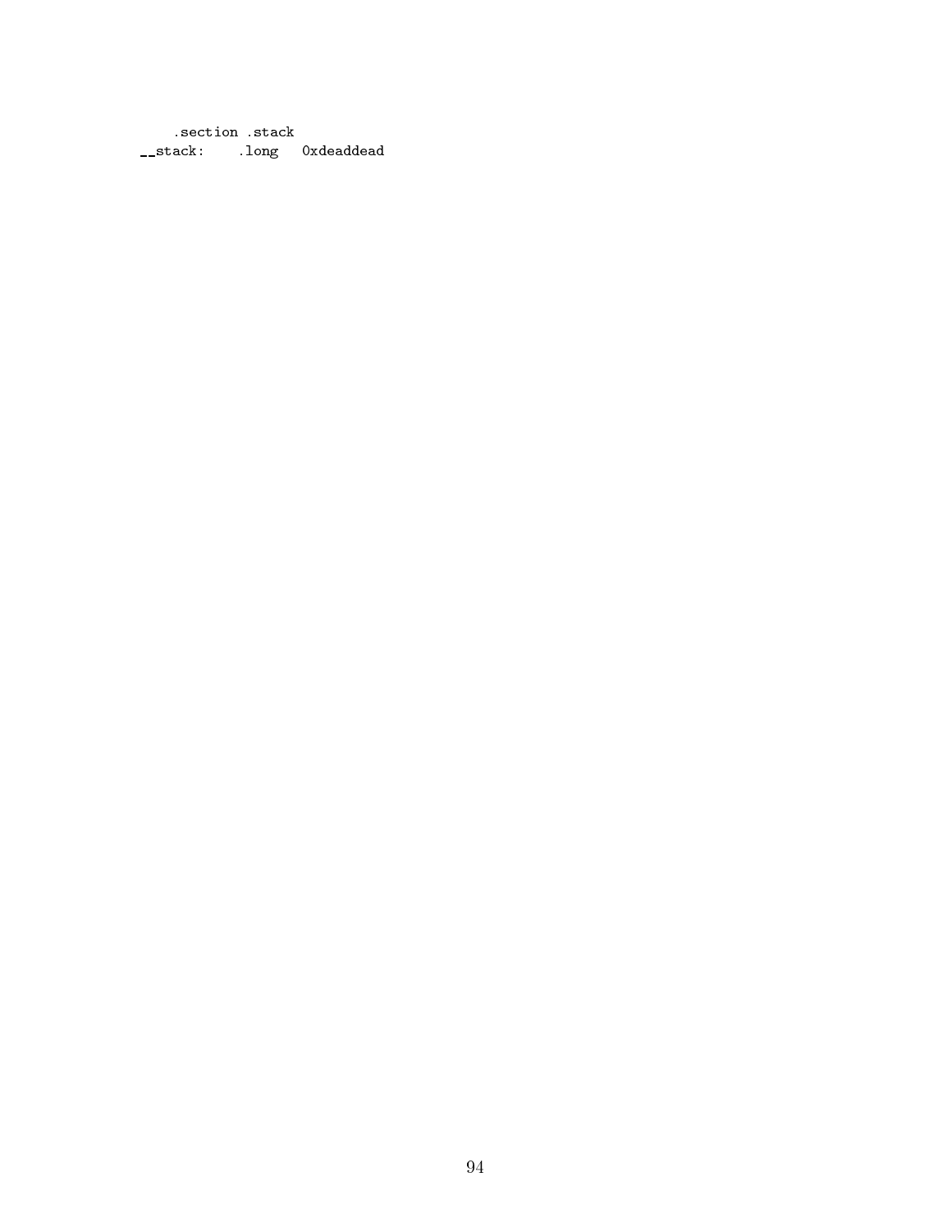```
        .section .stack
__stack:    .long   0xdeaddead
```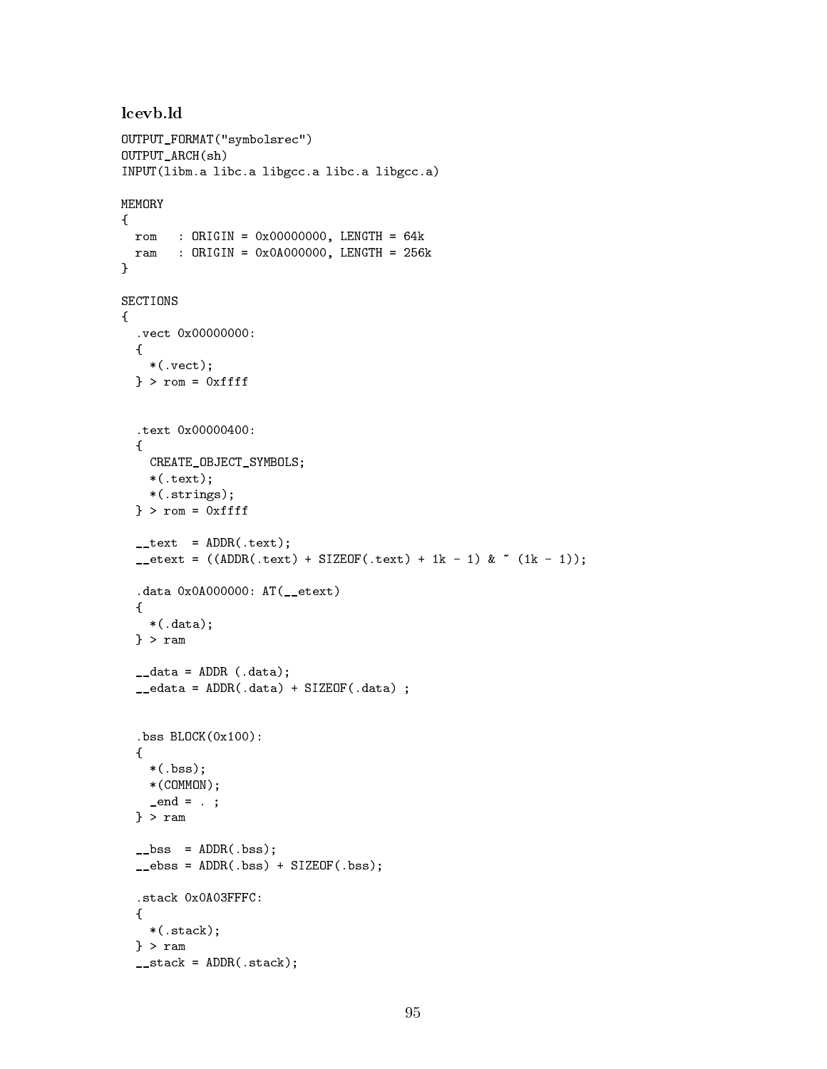### lcevb.ld

```
OUTPUT_FORMAT("symbolsrec")
OUTPUT_ARCH(sh)
INPUT(libm.a libc.a libgcc.a libc.a libgcc.a)

MEMORY
{
  rom   : ORIGIN = 0x00000000, LENGTH = 64k
  ram   : ORIGIN = 0x0A000000, LENGTH = 256k
}

SECTIONS
{
  .vect 0x00000000:
  {
    *(.vect);
  } > rom = 0xffff


  .text 0x00000400:
  {
    CREATE_OBJECT_SYMBOLS;
    *(.text);
    *(.strings);
  } > rom = 0xffff

  __text  = ADDR(.text);
  __etext = ((ADDR(.text) + SIZEOF(.text) + 1k - 1) & ~ (1k - 1));

  .data 0x0A000000: AT(__etext)
  {
    *(.data);
  } > ram

  __data = ADDR (.data);
  __edata = ADDR(.data) + SIZEOF(.data) ;


  .bss BLOCK(0x100):
  {
    *(.bss);
    *(COMMON);
    _end = . ;
  } > ram

  __bss  = ADDR(.bss);
  __ebss = ADDR(.bss) + SIZEOF(.bss);

  .stack 0x0A03FFFC:
  {
    *(.stack);
  } > ram
  __stack = ADDR(.stack);
```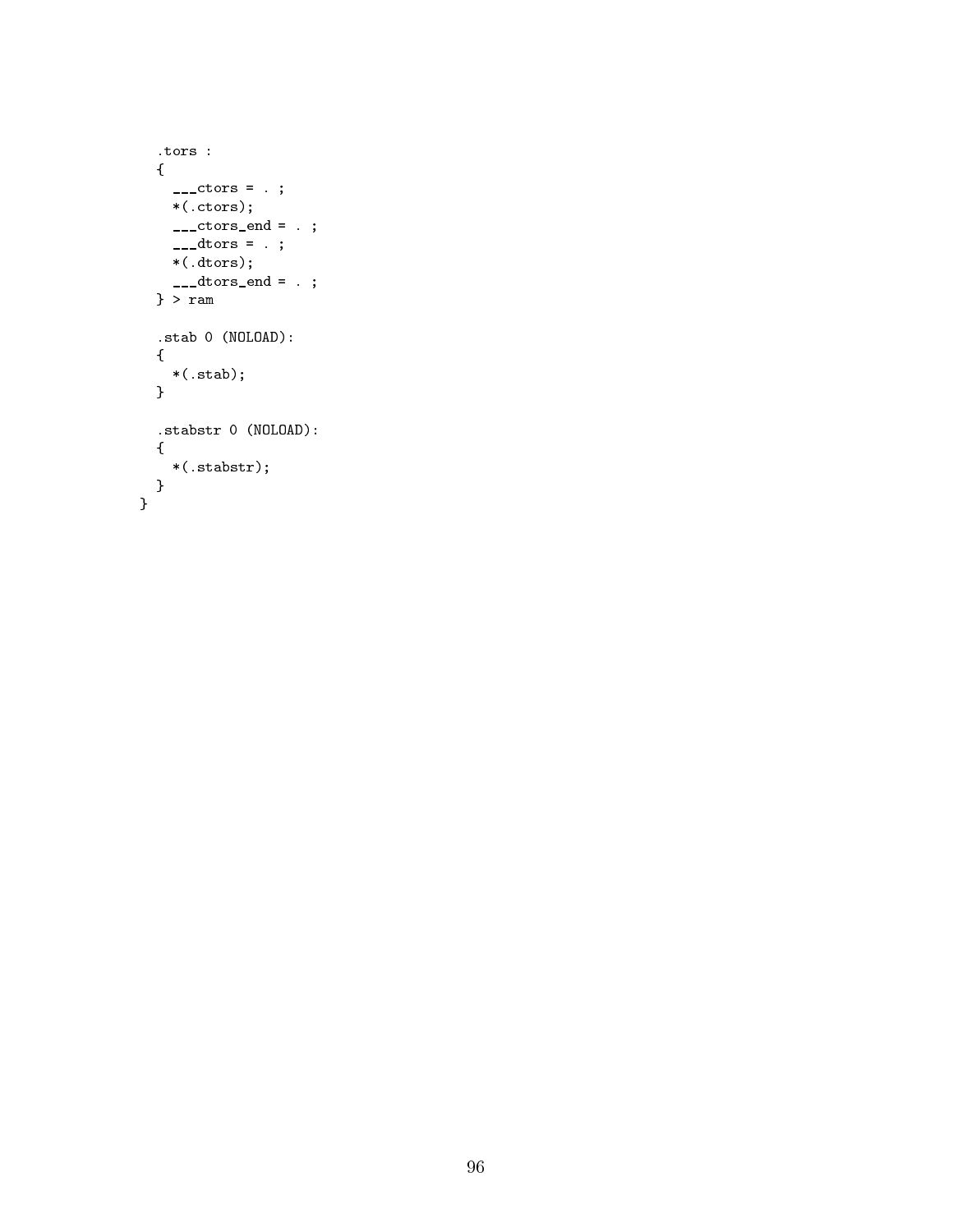```
  .tors :
  {
    ___ctors = . ;
    *(.ctors);
    ___ctors_end = . ;
    ___dtors = . ;
    *(.dtors);
    ___dtors_end = . ;
  } > ram

  .stab 0 (NOLOAD):
  {
    *(.stab);
  }

  .stabstr 0 (NOLOAD):
  {
    *(.stabstr);
  }
}
```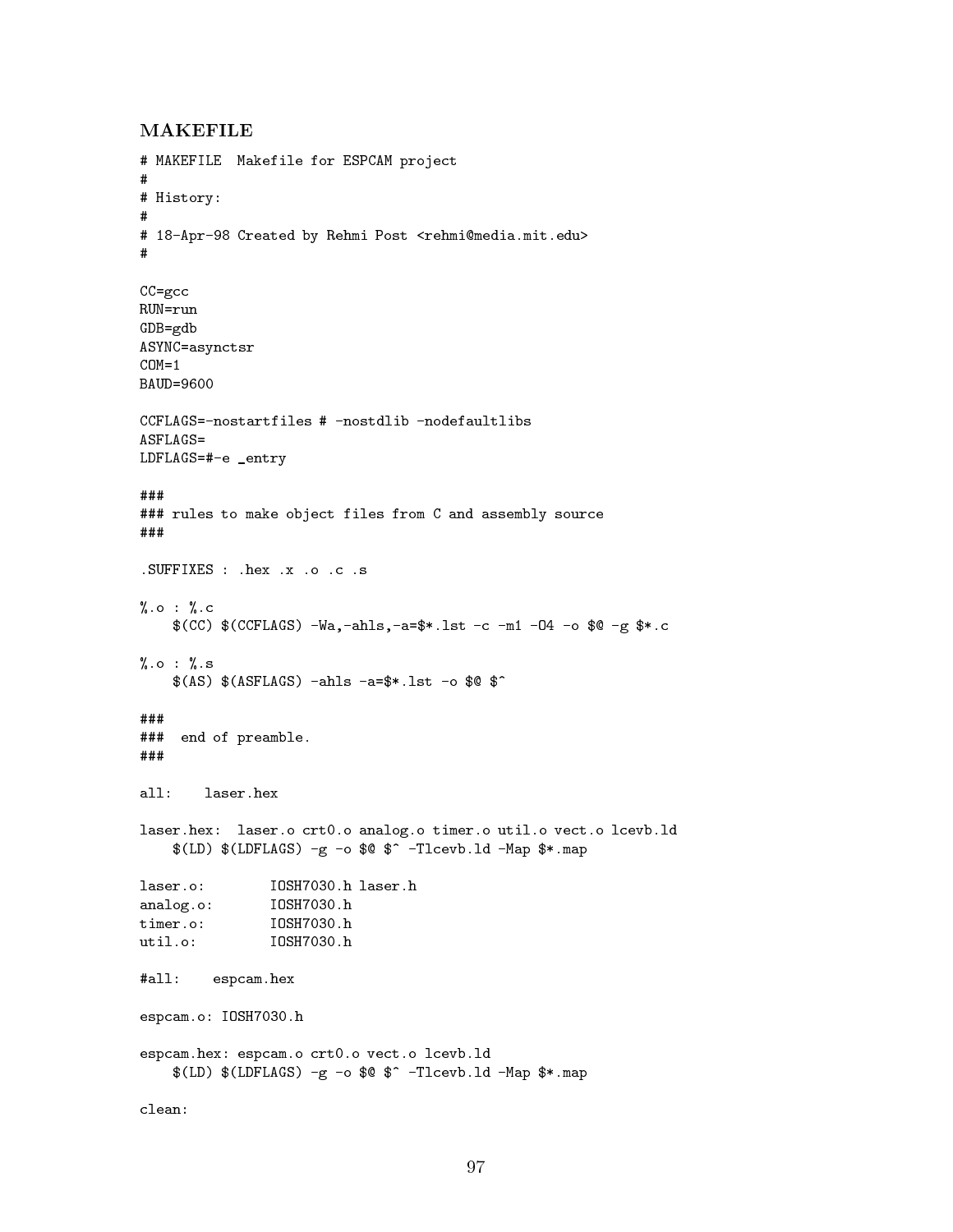## MAKEFILE

```
# MAKEFILE  Makefile for ESPCAM project
#
# History:
#
# 18-Apr-98 Created by Rehmi Post <rehmi@media.mit.edu>
#

CC=gcc
RUN=run
GDB=gdb
ASYNC=asynctsr
COM=1
BAUD=9600

CCFLAGS=-nostartfiles # -nostdlib -nodefaultlibs
ASFLAGS=
LDFLAGS=#-e _entry

###
### rules to make object files from C and assembly source
###

.SUFFIXES : .hex .x .o .c .s

%.o : %.c
	$(CC) $(CCFLAGS) -Wa,-ahls,-a=$*.lst -c -m1 -O4 -o $@ -g $*.c

%.o : %.s
	$(AS) $(ASFLAGS) -ahls -a=$*.lst -o $@ $^

###
###  end of preamble.
###

all:    laser.hex

laser.hex:  laser.o crt0.o analog.o timer.o util.o vect.o lcevb.ld
	$(LD) $(LDFLAGS) -g -o $@ $^ -Tlcevb.ld -Map $*.map

laser.o:        IOSH7030.h laser.h
analog.o:       IOSH7030.h
timer.o:        IOSH7030.h
util.o:         IOSH7030.h

#all:    espcam.hex

espcam.o: IOSH7030.h

espcam.hex: espcam.o crt0.o vect.o lcevb.ld
	$(LD) $(LDFLAGS) -g -o $@ $^ -Tlcevb.ld -Map $*.map

clean:
```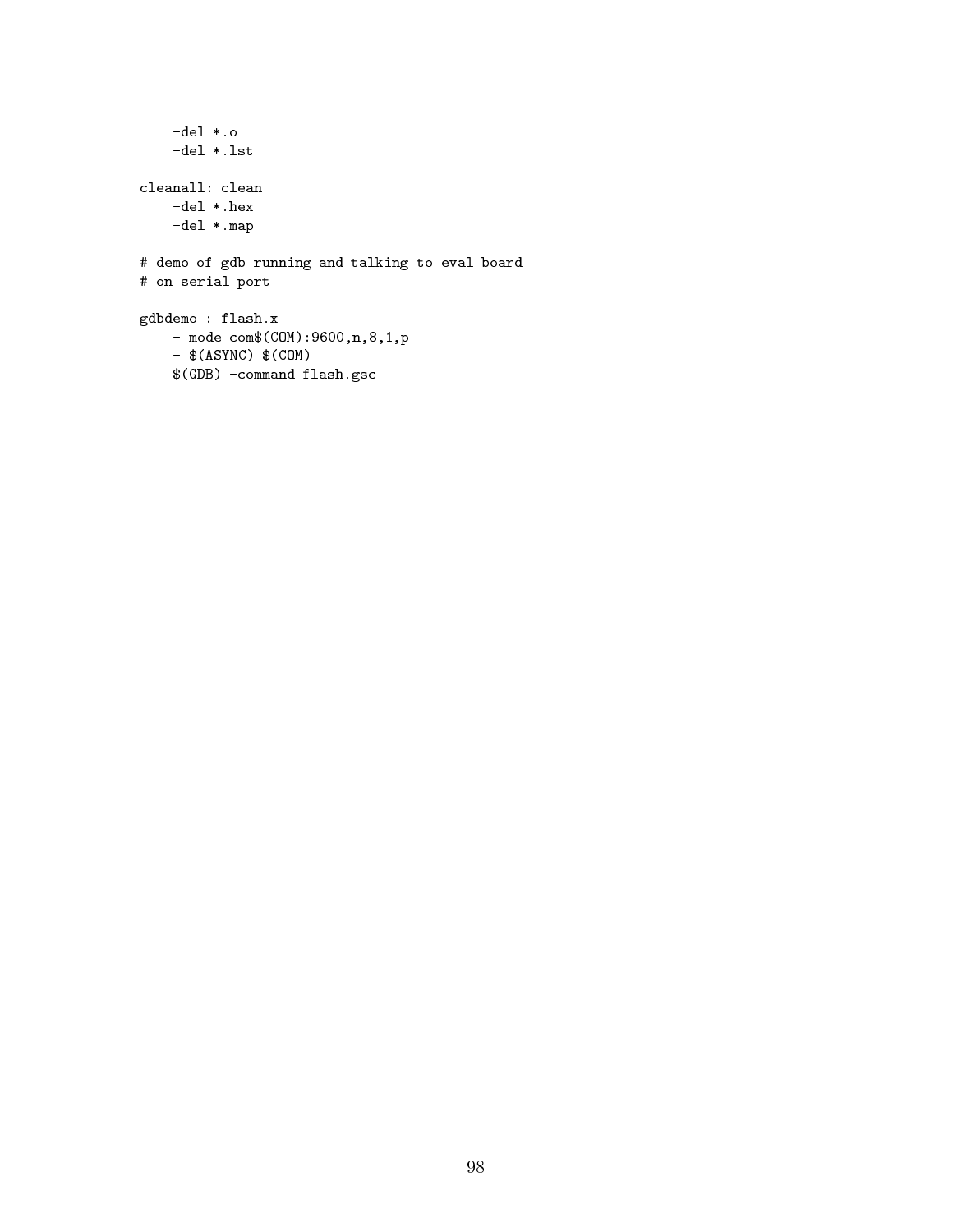```
    -del *.o
    -del *.lst

cleanall: clean
    -del *.hex
    -del *.map

# demo of gdb running and talking to eval board
# on serial port

gdbdemo : flash.x
    - mode com$(COM):9600,n,8,1,p
    - $(ASYNC) $(COM)
    $(GDB) -command flash.gsc
```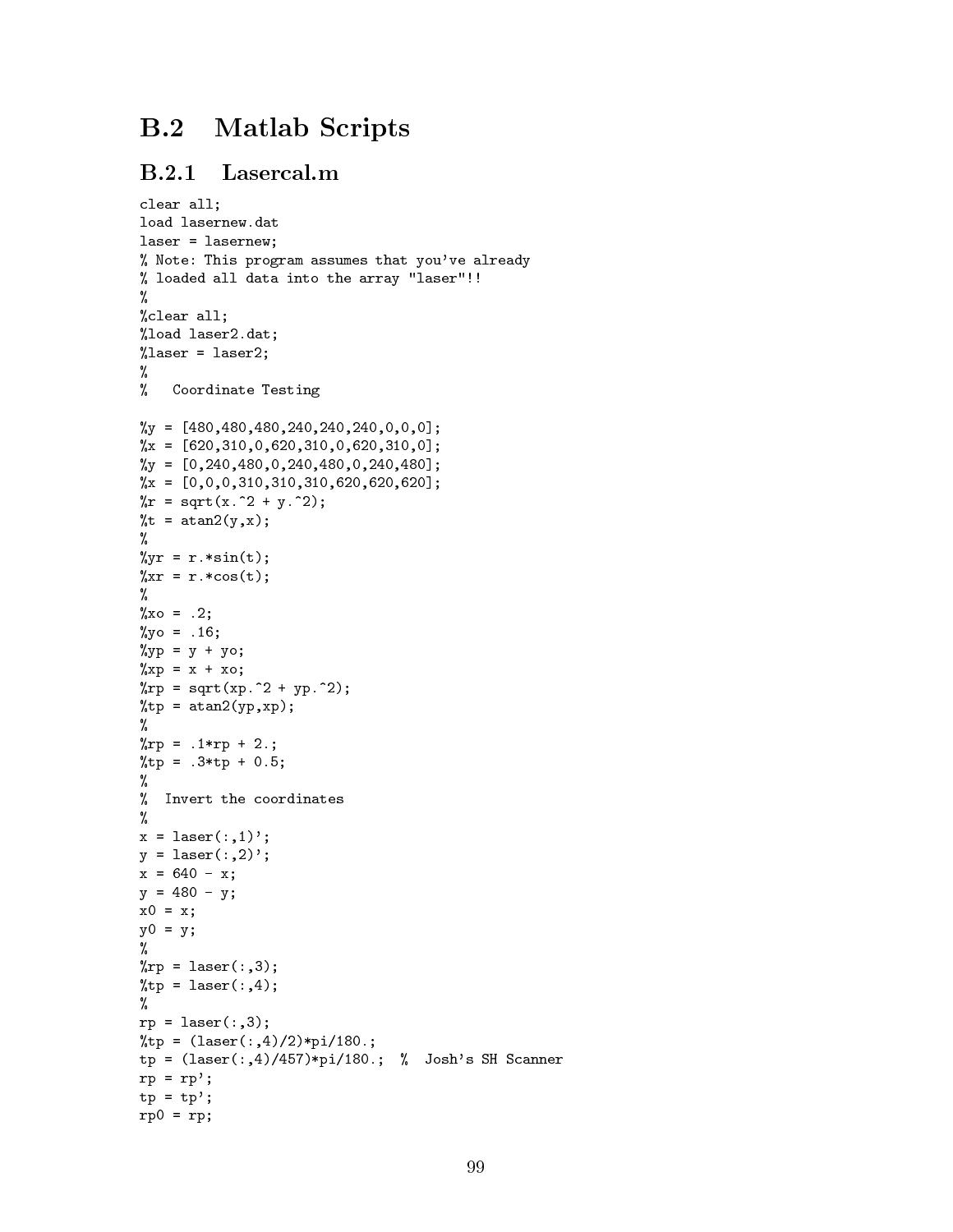## B.2 Matlab Scripts

### B.2.1 Lasercal.m

```
clear all;
load lasernew.dat
laser = lasernew;
% Note: This program assumes that you've already
% loaded all data into the array "laser"!!
%
%clear all;
%load laser2.dat;
%laser = laser2;
%
%   Coordinate Testing

%y = [480,480,480,240,240,240,0,0,0];
%x = [620,310,0,620,310,0,620,310,0];
%y = [0,240,480,0,240,480,0,240,480];
%x = [0,0,0,310,310,310,620,620,620];
%r = sqrt(x.^2 + y.^2);
%t = atan2(y,x);
%
%yr = r.*sin(t);
%xr = r.*cos(t);
%
%xo = .2;
%yo = .16;
%yp = y + yo;
%xp = x + xo;
%rp = sqrt(xp.^2 + yp.^2);
%tp = atan2(yp,xp);
%
%rp = .1*rp + 2.;
%tp = .3*tp + 0.5;
%
%  Invert the coordinates
%
x = laser(:,1)';
y = laser(:,2)';
x = 640 - x;
y = 480 - y;
x0 = x;
y0 = y;
%
%rp = laser(:,3);
%tp = laser(:,4);
%
rp = laser(:,3);
%tp = (laser(:,4)/2)*pi/180.;
tp = (laser(:,4)/457)*pi/180.;  %  Josh's SH Scanner
rp = rp';
tp = tp';
rp0 = rp;
```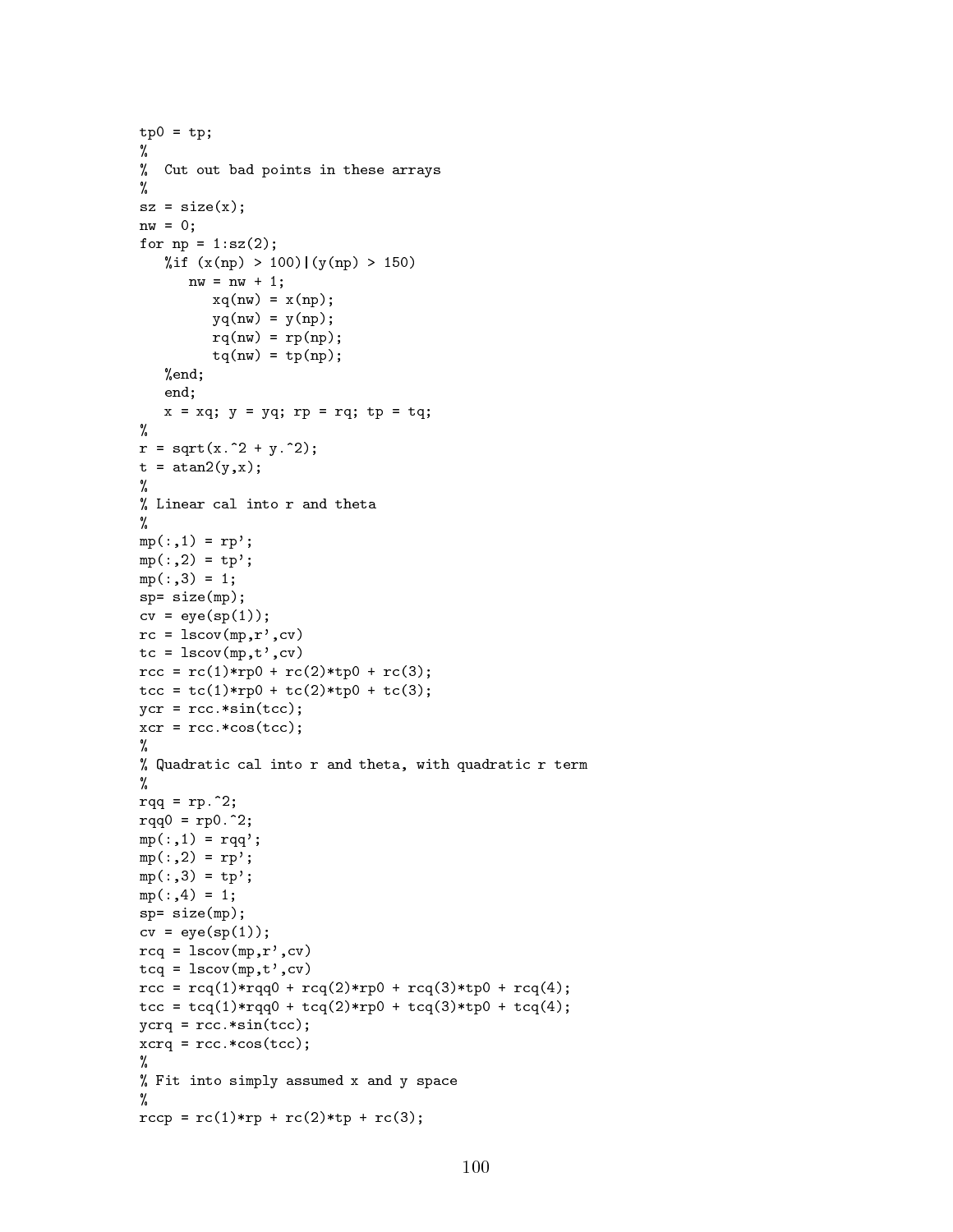```
tp0 = tp;
%
%  Cut out bad points in these arrays
%
sz = size(x);
nw = 0;
for np = 1:sz(2);
   %if (x(np) > 100)|(y(np) > 150)
       nw = nw + 1;
          xq(nw) = x(np);
          yq(nw) = y(np);
          rq(nw) = rp(np);
          tq(nw) = tp(np);
   %end;
   end;
   x = xq; y = yq; rp = rq; tp = tq;
%
r = sqrt(x.^2 + y.^2);
t = atan2(y,x);
%
% Linear cal into r and theta
%
mp(:,1) = rp';
mp(:,2) = tp';
mp(:,3) = 1;
sp= size(mp);
cv = eye(sp(1));
rc = lscov(mp,r',cv)
tc = lscov(mp,t',cv)
rcc = rc(1)*rp0 + rc(2)*tp0 + rc(3);
tcc = tc(1)*rp0 + tc(2)*tp0 + tc(3);
ycr = rcc.*sin(tcc);
xcr = rcc.*cos(tcc);
%
% Quadratic cal into r and theta, with quadratic r term
%
rqq = rp.^2;
rqq0 = rp0.^2;
mp(:,1) = rqq';
mp(:,2) = rp';
mp(:,3) = tp';
mp(:,4) = 1;
sp= size(mp);
cv = eye(sp(1));
rcq = lscov(mp,r',cv)
tcq = lscov(mp,t',cv)
rcc = rcq(1)*rqq0 + rcq(2)*rp0 + rcq(3)*tp0 + rcq(4);
tcc = tcq(1)*rqq0 + tcq(2)*rp0 + tcq(3)*tp0 + tcq(4);
ycrq = rcc.*sin(tcc);
xcrq = rcc.*cos(tcc);
%
% Fit into simply assumed x and y space
%
rccp = rc(1)*rp + rc(2)*tp + rc(3);
```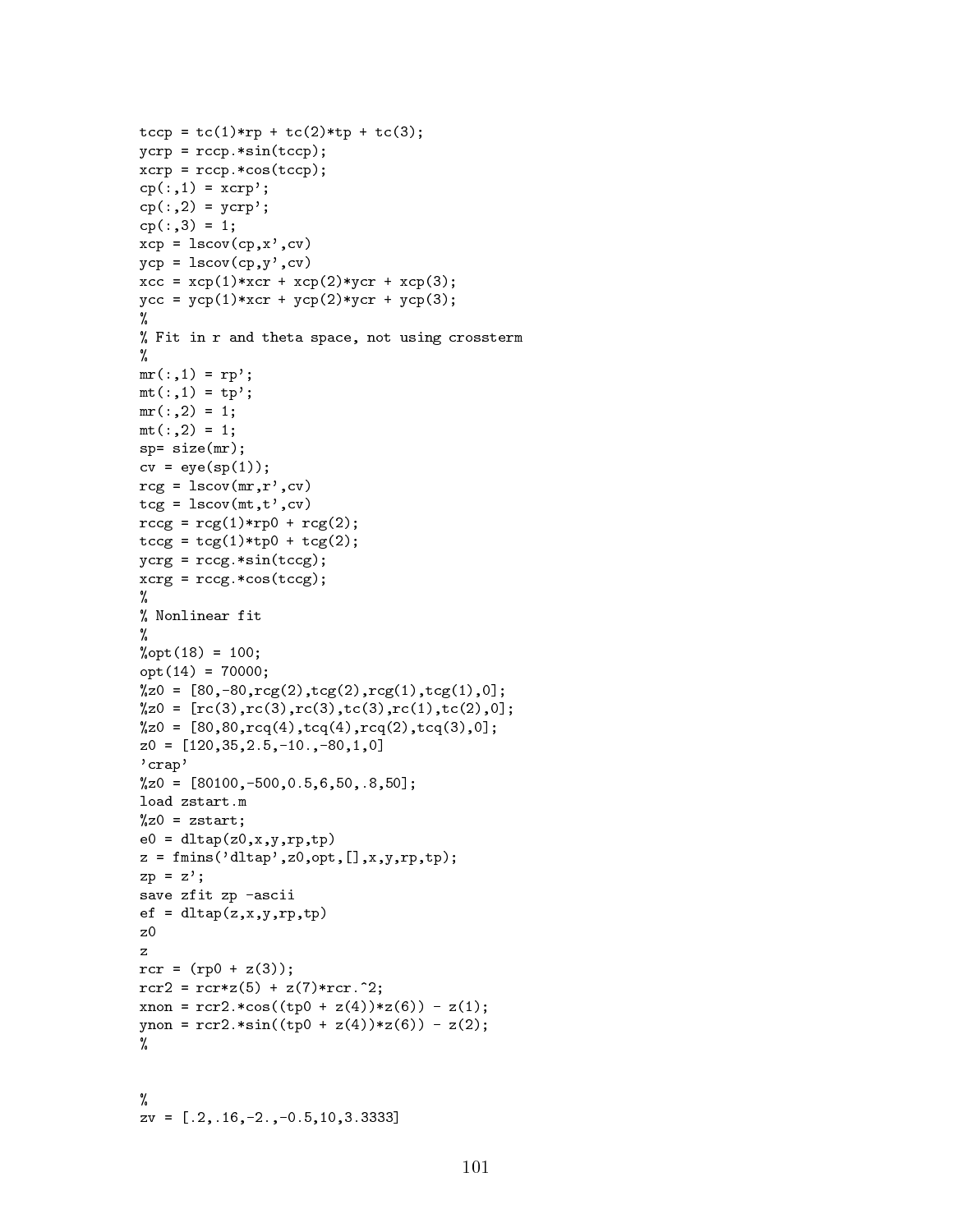```
tccp = tc(1)*rp + tc(2)*tp + tc(3);
ycrp = rccp.*sin(tccp);
xcrp = rccp.*cos(tccp);
cp(:,1) = xcrp';
cp(:,2) = ycrp';
cp(:,3) = 1;
xcp = lscov(cp,x',cv)
ycp = lscov(cp,y',cv)
xcc = xcp(1)*xcr + xcp(2)*ycr + xcp(3);
ycc = ycp(1)*xcr + ycp(2)*ycr + ycp(3);
%
% Fit in r and theta space, not using crossterm
%
mr(:,1) = rp';
mt(:,1) = tp';
mr(:,2) = 1;
mt(:,2) = 1;
sp= size(mr);
cv = eye(sp(1));
rcg = lscov(mr,r',cv)
tcg = lscov(mt,t',cv)
rccg = rcg(1)*rp0 + rcg(2);
tccg = tcg(1)*tp0 + tcg(2);
ycrg = rccg.*sin(tccg);
xcrg = rccg.*cos(tccg);
%
% Nonlinear fit
%
%opt(18) = 100;
opt(14) = 70000;
%z0 = [80,-80,rcg(2),tcg(2),rcg(1),tcg(1),0];
%z0 = [rc(3),rc(3),rc(3),tc(3),rc(1),tc(2),0];
%z0 = [80,80,rcq(4),tcq(4),rcq(2),tcq(3),0];
z0 = [120,35,2.5,-10.,-80,1,0]
'crap'
%z0 = [80100,-500,0.5,6,50,.8,50];
load zstart.m
%z0 = zstart;
e0 = dltap(z0,x,y,rp,tp)
z = fmins('dltap',z0,opt,[],x,y,rp,tp);
zp = z';
save zfit zp -ascii
ef = dltap(z,x,y,rp,tp)
z0
z
rcr = (rp0 + z(3));
rcr2 = rcr*z(5) + z(7)*rcr.^2;
xnon = rcr2.*cos((tp0 + z(4))*z(6)) - z(1);
ynon = rcr2.*sin((tp0 + z(4))*z(6)) - z(2);
%


%
zv = [.2,.16,-2.,-0.5,10,3.3333]
```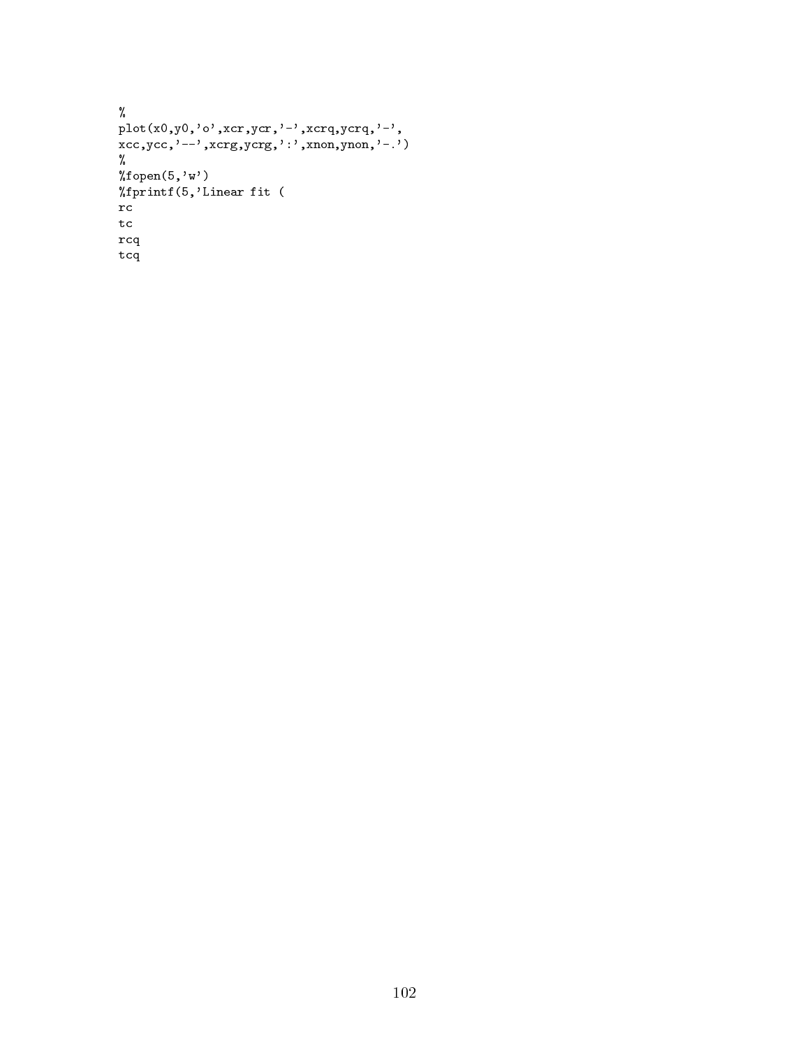```
%
plot(x0,y0,'o',xcr,ycr,'-',xcrq,ycrq,'-',
xcc,ycc,'--',xcrg,ycrg,':',xnon,ynon,'-.')
%
%fopen(5,'w')
%fprintf(5,'Linear fit (
rc
tc
rcq
tcq
```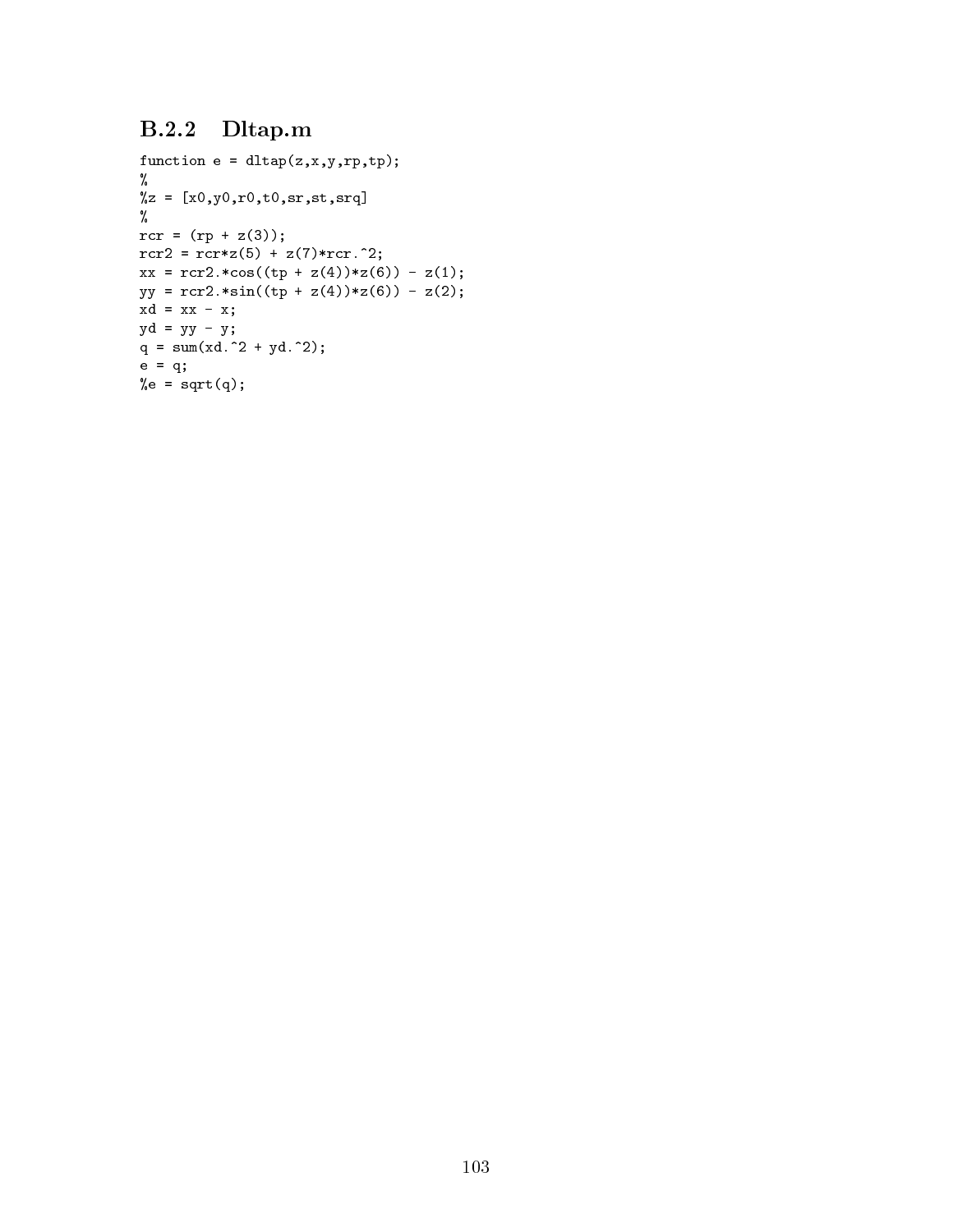### B.2.2 Dltap.m

```
function e = dltap(z,x,y,rp,tp);
%
%z = [x0,y0,r0,t0,sr,st,srq]
%
rcr = (rp + z(3));
rcr2 = rcr*z(5) + z(7)*rcr.^2;
xx = rcr2.*cos((tp + z(4))*z(6)) - z(1);
yy = rcr2.*sin((tp + z(4))*z(6)) - z(2);
xd = xx - x;
yd = yy - y;
q = sum(xd.^2 + yd.^2);
e = q;
%e = sqrt(q);
```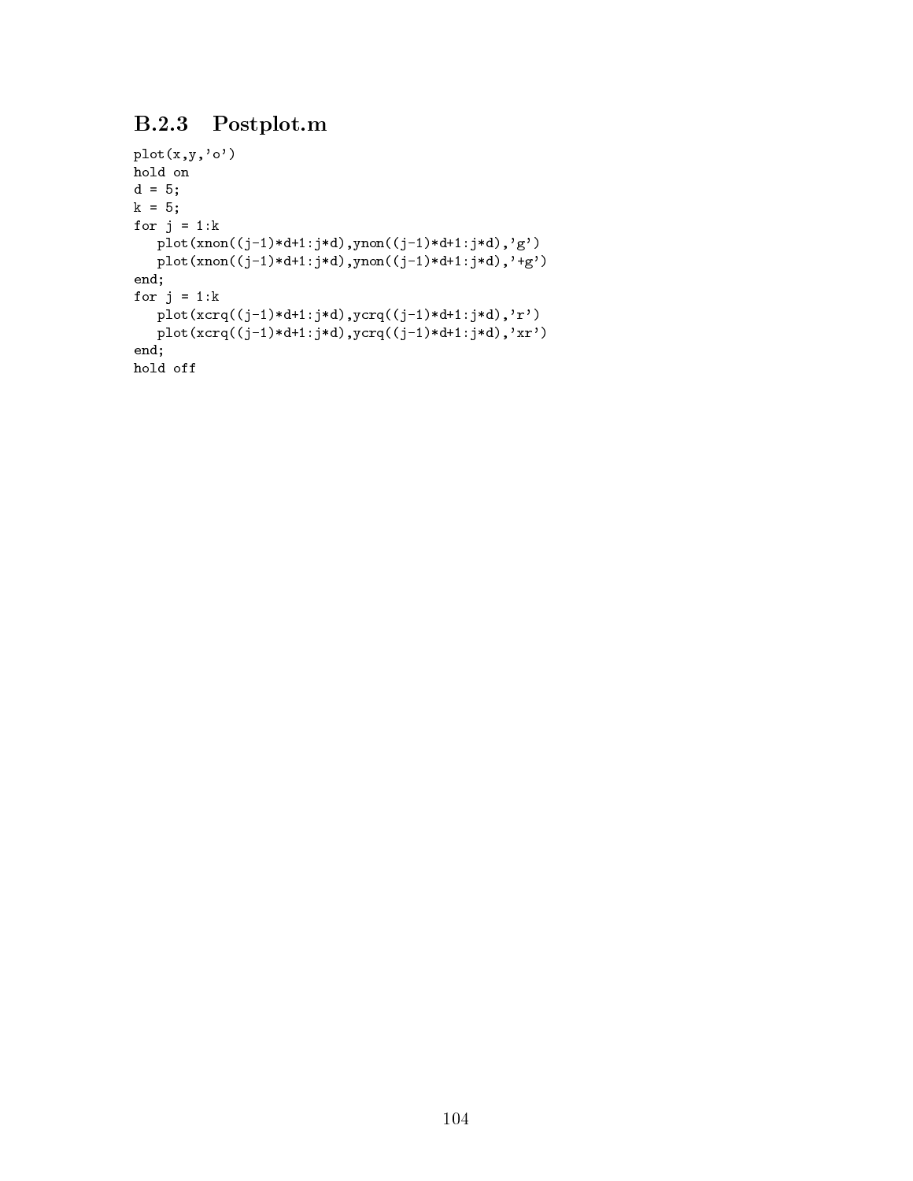### B.2.3 Postplot.m

```
plot(x,y,'o')
hold on
d = 5;
k = 5;
for j = 1:k
   plot(xnon((j-1)*d+1:j*d),ynon((j-1)*d+1:j*d),'g')
   plot(xnon((j-1)*d+1:j*d),ynon((j-1)*d+1:j*d),'+g')
end;
for j = 1:k
   plot(xcrq((j-1)*d+1:j*d),ycrq((j-1)*d+1:j*d),'r')
   plot(xcrq((j-1)*d+1:j*d),ycrq((j-1)*d+1:j*d),'xr')
end;
hold off
```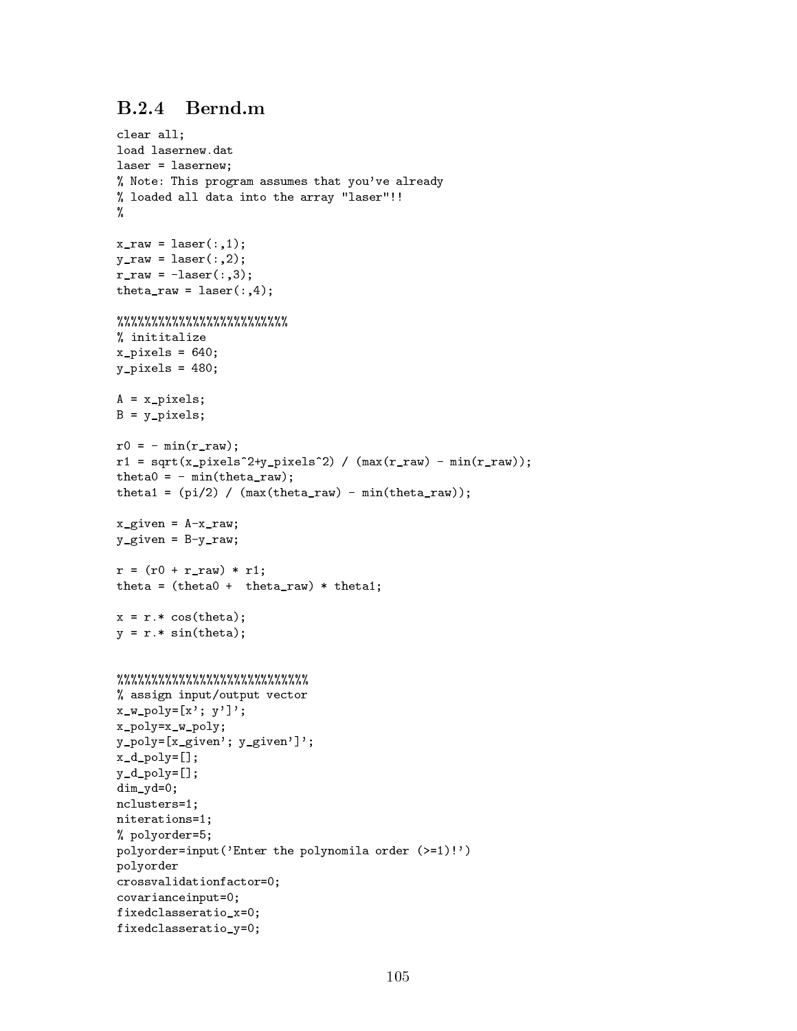### B.2.4 Bernd.m

```
clear all;
load lasernew.dat
laser = lasernew;
% Note: This program assumes that you've already
% loaded all data into the array "laser"!!
%

x_raw = laser(:,1);
y_raw = laser(:,2);
r_raw = -laser(:,3);
theta_raw = laser(:,4);

%%%%%%%%%%%%%%%%%%%%%%%%
% inititalize
x_pixels = 640;
y_pixels = 480;

A = x_pixels;
B = y_pixels;

r0 = - min(r_raw);
r1 = sqrt(x_pixels^2+y_pixels^2) / (max(r_raw) - min(r_raw));
theta0 = - min(theta_raw);
theta1 = (pi/2) / (max(theta_raw) - min(theta_raw));

x_given = A-x_raw;
y_given = B-y_raw;

r = (r0 + r_raw) * r1;
theta = (theta0 +  theta_raw) * theta1;

x = r.* cos(theta);
y = r.* sin(theta);


%%%%%%%%%%%%%%%%%%%%%%%%%%%
% assign input/output vector
x_w_poly=[x'; y']';
x_poly=x_w_poly;
y_poly=[x_given'; y_given']';
x_d_poly=[];
y_d_poly=[];
dim_yd=0;
nclusters=1;
niterations=1;
% polyorder=5;
polyorder=input('Enter the polynomila order (>=1)!')
polyorder
crossvalidationfactor=0;
covarianceinput=0;
fixedclasseratio_x=0;
fixedclasseratio_y=0;
```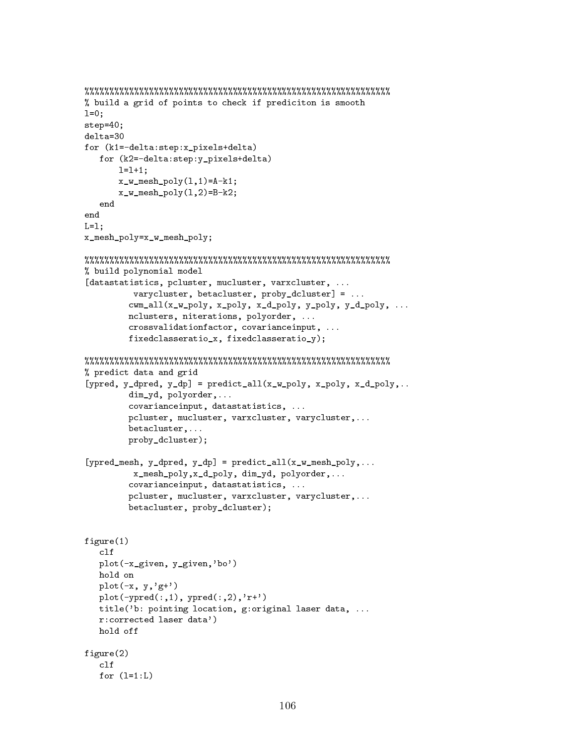```
%%%%%%%%%%%%%%%%%%%%%%%%%%%%%%%%%%%%%%%%%%%%%%%%%%%%%%%%%%%%%%%%%%
% build a grid of points to check if prediciton is smooth
l=0;
step=40;
delta=30
for (k1=-delta:step:x_pixels+delta)
   for (k2=-delta:step:y_pixels+delta)
       l=l+1;
       x_w_mesh_poly(l,1)=A-k1;
       x_w_mesh_poly(l,2)=B-k2;
   end
end
L=l;
x_mesh_poly=x_w_mesh_poly;

%%%%%%%%%%%%%%%%%%%%%%%%%%%%%%%%%%%%%%%%%%%%%%%%%%%%%%%%%%%%%%%%%%
% build polynomial model
[datastatistics, pcluster, mucluster, varxcluster, ...
          varycluster, betacluster, proby_dcluster] = ...
         cwm_all(x_w_poly, x_poly, x_d_poly, y_poly, y_d_poly, ...
         nclusters, niterations, polyorder, ...
         crossvalidationfactor, covarianceinput, ...
         fixedclasseratio_x, fixedclasseratio_y);

%%%%%%%%%%%%%%%%%%%%%%%%%%%%%%%%%%%%%%%%%%%%%%%%%%%%%%%%%%%%%%%%%%
% predict data and grid
[ypred, y_dpred, y_dp] = predict_all(x_w_poly, x_poly, x_d_poly,..
         dim_yd, polyorder,...
         covarianceinput, datastatistics, ...
         pcluster, mucluster, varxcluster, varycluster,...
         betacluster,...
         proby_dcluster);

[ypred_mesh, y_dpred, y_dp] = predict_all(x_w_mesh_poly,...
          x_mesh_poly,x_d_poly, dim_yd, polyorder,...
         covarianceinput, datastatistics, ...
         pcluster, mucluster, varxcluster, varycluster,...
         betacluster, proby_dcluster);


figure(1)
   clf
   plot(-x_given, y_given,'bo')
   hold on
   plot(-x, y,'g+')
   plot(-ypred(:,1), ypred(:,2),'r+')
   title('b: pointing location, g:original laser data, ...
   r:corrected laser data')
   hold off

figure(2)
   clf
   for (l=1:L)
```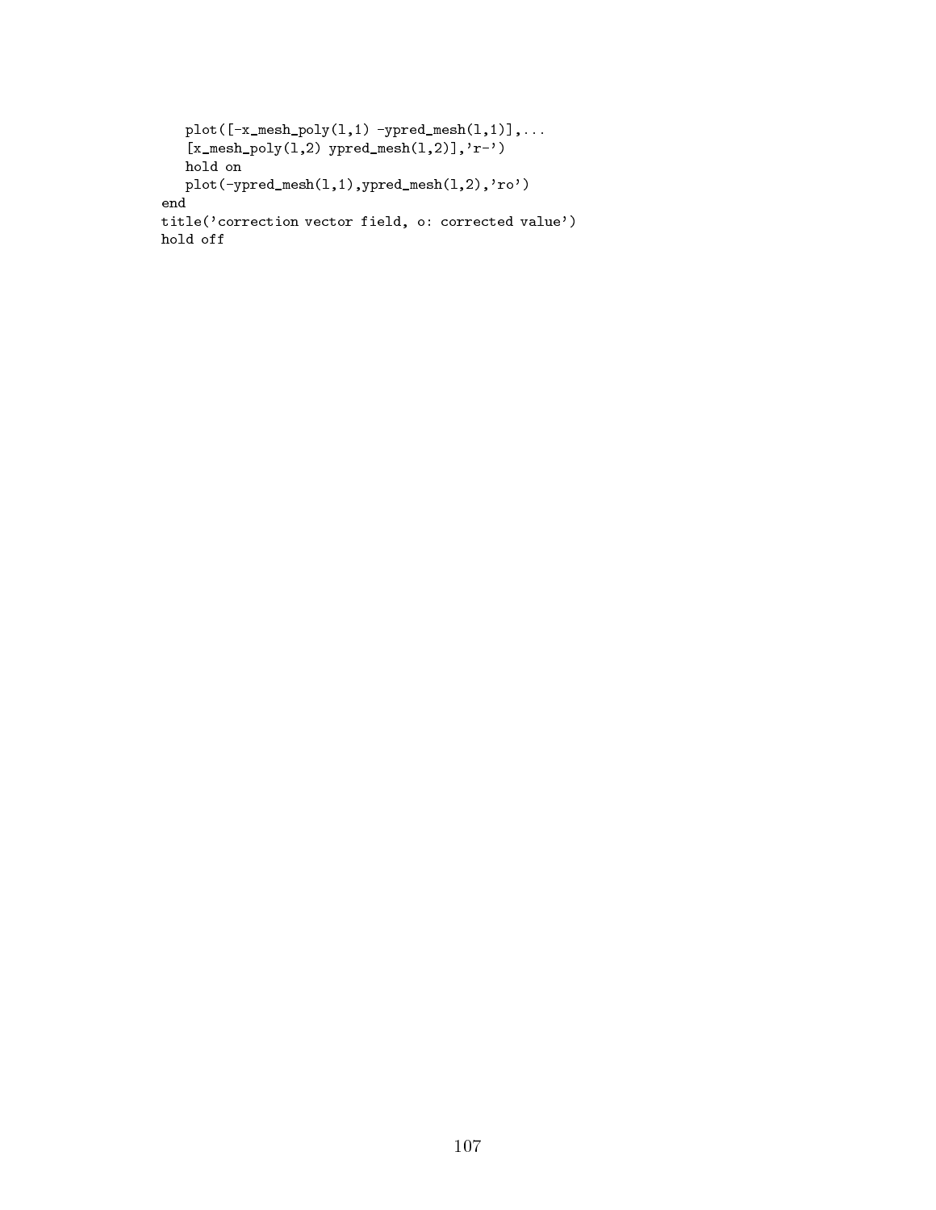```
   plot([-x_mesh_poly(l,1) -ypred_mesh(l,1)],...
   [x_mesh_poly(l,2) ypred_mesh(l,2)],'r-')
   hold on
   plot(-ypred_mesh(l,1),ypred_mesh(l,2),'ro')
end
title('correction vector field, o: corrected value')
hold off
```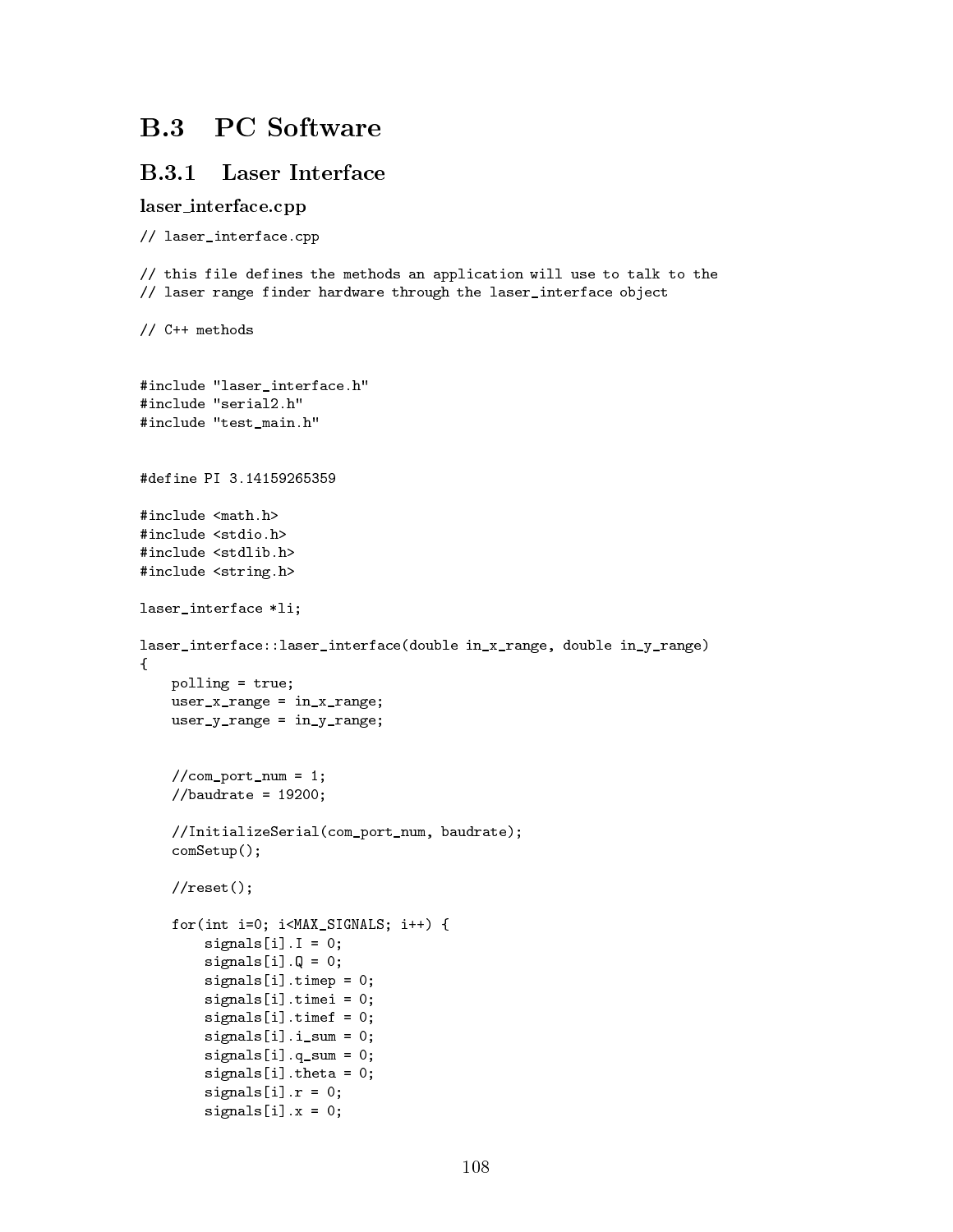## B.3 PC Software

### B.3.1 Laser Interface

#### laser_interface.cpp

```
// laser_interface.cpp

// this file defines the methods an application will use to talk to the
// laser range finder hardware through the laser_interface object

// C++ methods


#include "laser_interface.h"
#include "serial2.h"
#include "test_main.h"


#define PI 3.14159265359

#include <math.h>
#include <stdio.h>
#include <stdlib.h>
#include <string.h>

laser_interface *li;

laser_interface::laser_interface(double in_x_range, double in_y_range)
{
    polling = true;
    user_x_range = in_x_range;
    user_y_range = in_y_range;


    //com_port_num = 1;
    //baudrate = 19200;

    //InitializeSerial(com_port_num, baudrate);
    comSetup();

    //reset();

    for(int i=0; i<MAX_SIGNALS; i++) {
        signals[i].I = 0;
        signals[i].Q = 0;
        signals[i].timep = 0;
        signals[i].timei = 0;
        signals[i].timef = 0;
        signals[i].i_sum = 0;
        signals[i].q_sum = 0;
        signals[i].theta = 0;
        signals[i].r = 0;
        signals[i].x = 0;
```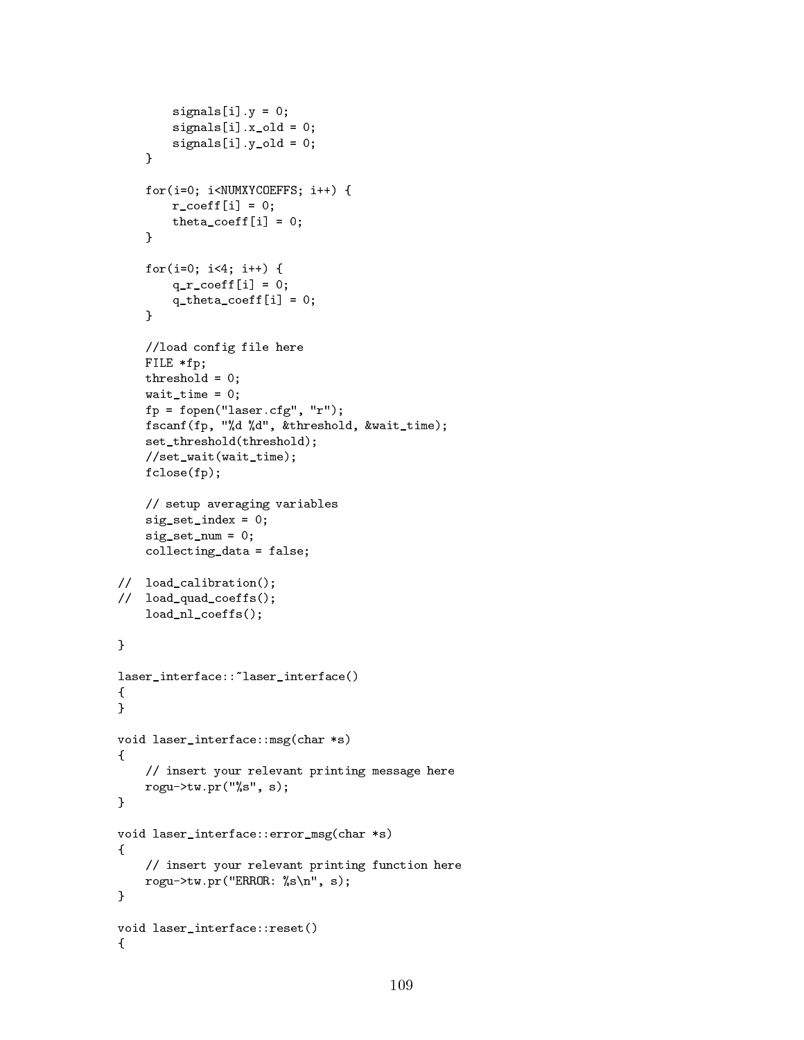```
        signals[i].y = 0;
        signals[i].x_old = 0;
        signals[i].y_old = 0;
    }

    for(i=0; i<NUMXYCOEFFS; i++) {
        r_coeff[i] = 0;
        theta_coeff[i] = 0;
    }

    for(i=0; i<4; i++) {
        q_r_coeff[i] = 0;
        q_theta_coeff[i] = 0;
    }

    //load config file here
    FILE *fp;
    threshold = 0;
    wait_time = 0;
    fp = fopen("laser.cfg", "r");
    fscanf(fp, "%d %d", &threshold, &wait_time);
    set_threshold(threshold);
    //set_wait(wait_time);
    fclose(fp);

    // setup averaging variables
    sig_set_index = 0;
    sig_set_num = 0;
    collecting_data = false;

//  load_calibration();
//  load_quad_coeffs();
    load_nl_coeffs();

}

laser_interface::~laser_interface()
{
}

void laser_interface::msg(char *s)
{
    // insert your relevant printing message here
    rogu->tw.pr("%s", s);
}

void laser_interface::error_msg(char *s)
{
    // insert your relevant printing function here
    rogu->tw.pr("ERROR: %s\n", s);
}

void laser_interface::reset()
{
```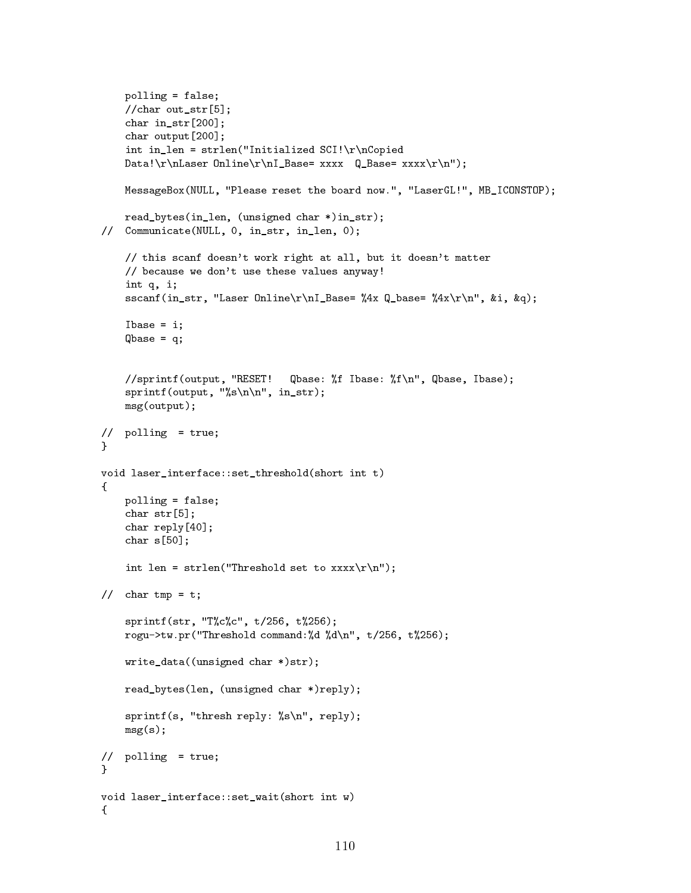```
    polling = false;
    //char out_str[5];
    char in_str[200];
    char output[200];
    int in_len = strlen("Initialized SCI!\r\nCopied
    Data!\r\nLaser Online\r\nI_Base= xxxx  Q_Base= xxxx\r\n");

    MessageBox(NULL, "Please reset the board now.", "LaserGL!", MB_ICONSTOP);

    read_bytes(in_len, (unsigned char *)in_str);
//  Communicate(NULL, 0, in_str, in_len, 0);

    // this scanf doesn't work right at all, but it doesn't matter
    // because we don't use these values anyway!
    int q, i;
    sscanf(in_str, "Laser Online\r\nI_Base= %4x Q_base= %4x\r\n", &i, &q);

    Ibase = i;
    Qbase = q;


    //sprintf(output, "RESET!   Qbase: %f Ibase: %f\n", Qbase, Ibase);
    sprintf(output, "%s\n\n", in_str);
    msg(output);

//  polling  = true;
}

void laser_interface::set_threshold(short int t)
{
    polling = false;
    char str[5];
    char reply[40];
    char s[50];

    int len = strlen("Threshold set to xxxx\r\n");

//  char tmp = t;

    sprintf(str, "T%c%c", t/256, t%256);
    rogu->tw.pr("Threshold command:%d %d\n", t/256, t%256);

    write_data((unsigned char *)str);

    read_bytes(len, (unsigned char *)reply);

    sprintf(s, "thresh reply: %s\n", reply);
    msg(s);

//  polling  = true;
}

void laser_interface::set_wait(short int w)
{
```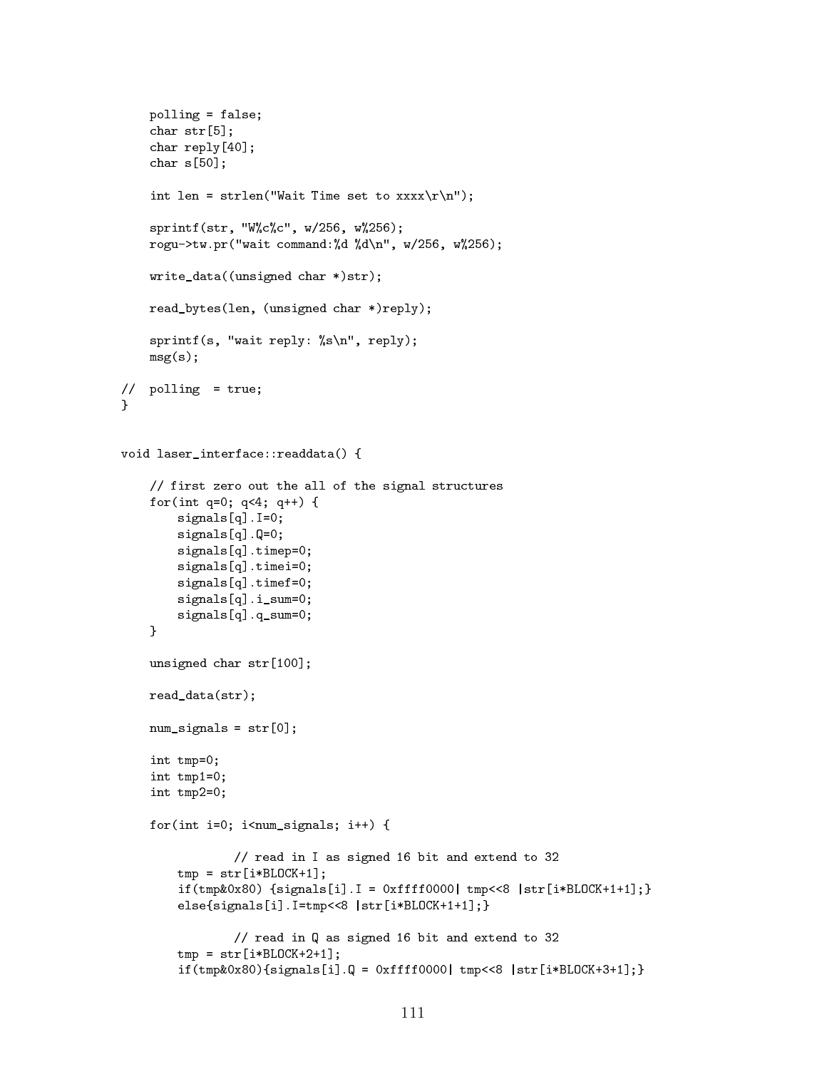```
    polling = false;
    char str[5];
    char reply[40];
    char s[50];

    int len = strlen("Wait Time set to xxxx\r\n");

    sprintf(str, "W%c%c", w/256, w%256);
    rogu->tw.pr("wait command:%d %d\n", w/256, w%256);

    write_data((unsigned char *)str);

    read_bytes(len, (unsigned char *)reply);

    sprintf(s, "wait reply: %s\n", reply);
    msg(s);

//  polling  = true;
}


void laser_interface::readdata() {

    // first zero out the all of the signal structures
    for(int q=0; q<4; q++) {
        signals[q].I=0;
        signals[q].Q=0;
        signals[q].timep=0;
        signals[q].timei=0;
        signals[q].timef=0;
        signals[q].i_sum=0;
        signals[q].q_sum=0;
    }

    unsigned char str[100];

    read_data(str);

    num_signals = str[0];

    int tmp=0;
    int tmp1=0;
    int tmp2=0;

    for(int i=0; i<num_signals; i++) {

                // read in I as signed 16 bit and extend to 32
        tmp = str[i*BLOCK+1];
        if(tmp&0x80) {signals[i].I = 0xffff0000| tmp<<8 |str[i*BLOCK+1+1];}
        else{signals[i].I=tmp<<8 |str[i*BLOCK+1+1];}

                // read in Q as signed 16 bit and extend to 32
        tmp = str[i*BLOCK+2+1];
        if(tmp&0x80){signals[i].Q = 0xffff0000| tmp<<8 |str[i*BLOCK+3+1];}
```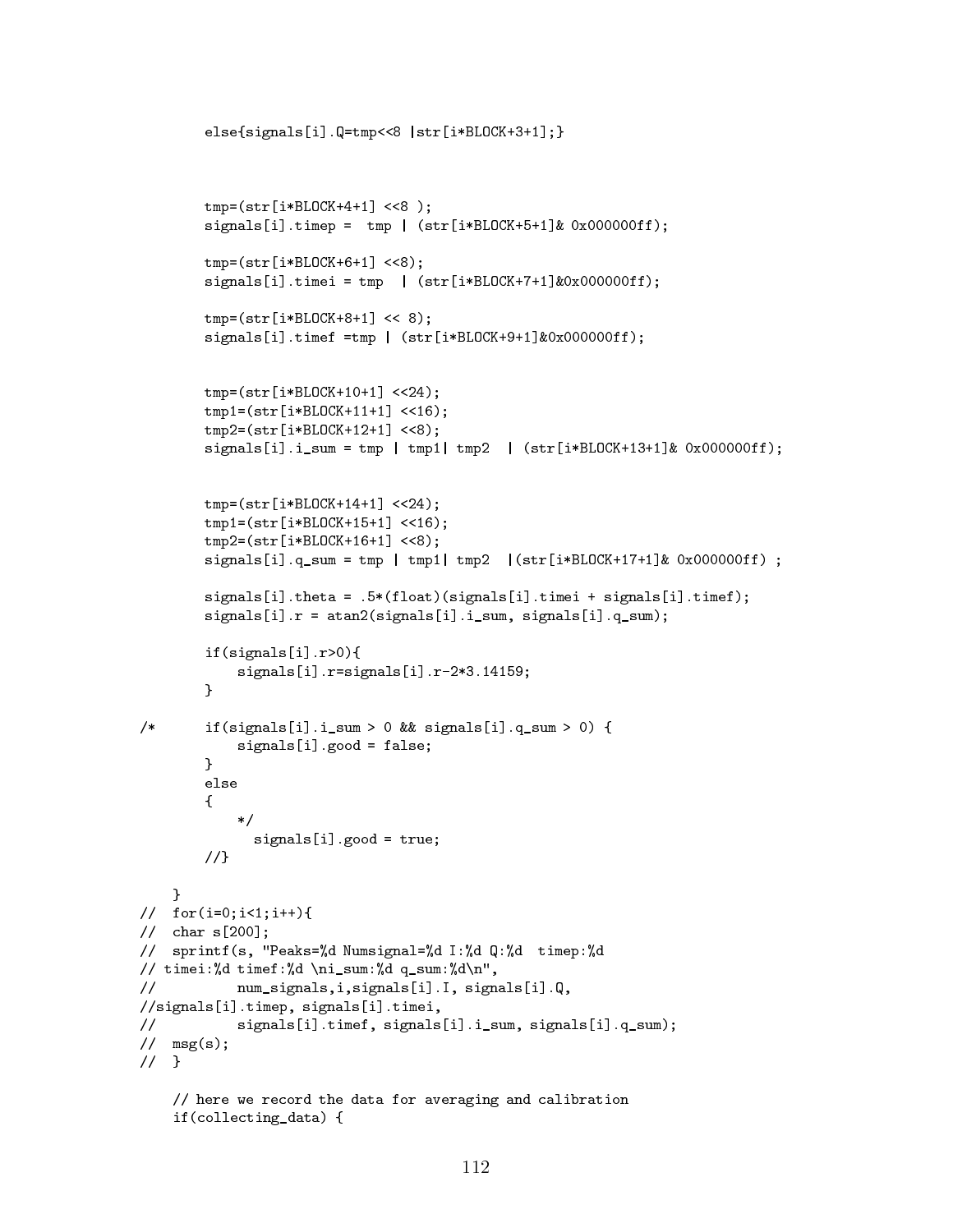```
        else{signals[i].Q=tmp<<8 |str[i*BLOCK+3+1];}



        tmp=(str[i*BLOCK+4+1] <<8 );
        signals[i].timep =  tmp | (str[i*BLOCK+5+1]& 0x000000ff);

        tmp=(str[i*BLOCK+6+1] <<8);
        signals[i].timei = tmp  | (str[i*BLOCK+7+1]&0x000000ff);

        tmp=(str[i*BLOCK+8+1] << 8);
        signals[i].timef =tmp | (str[i*BLOCK+9+1]&0x000000ff);


        tmp=(str[i*BLOCK+10+1] <<24);
        tmp1=(str[i*BLOCK+11+1] <<16);
        tmp2=(str[i*BLOCK+12+1] <<8);
        signals[i].i_sum = tmp | tmp1| tmp2  | (str[i*BLOCK+13+1]& 0x000000ff);


        tmp=(str[i*BLOCK+14+1] <<24);
        tmp1=(str[i*BLOCK+15+1] <<16);
        tmp2=(str[i*BLOCK+16+1] <<8);
        signals[i].q_sum = tmp | tmp1| tmp2  |(str[i*BLOCK+17+1]& 0x000000ff) ;

        signals[i].theta = .5*(float)(signals[i].timei + signals[i].timef);
        signals[i].r = atan2(signals[i].i_sum, signals[i].q_sum);

        if(signals[i].r>0){
            signals[i].r=signals[i].r-2*3.14159;
        }

/*      if(signals[i].i_sum > 0 && signals[i].q_sum > 0) {
            signals[i].good = false;
        }
        else
        {
            */
              signals[i].good = true;
        //}

    }
//  for(i=0;i<1;i++){
//  char s[200];
//  sprintf(s, "Peaks=%d Numsignal=%d I:%d Q:%d  timep:%d
// timei:%d timef:%d \ni_sum:%d q_sum:%d\n",
//          num_signals,i,signals[i].I, signals[i].Q,
//signals[i].timep, signals[i].timei,
//          signals[i].timef, signals[i].i_sum, signals[i].q_sum);
//  msg(s);
//  }

    // here we record the data for averaging and calibration
    if(collecting_data) {
```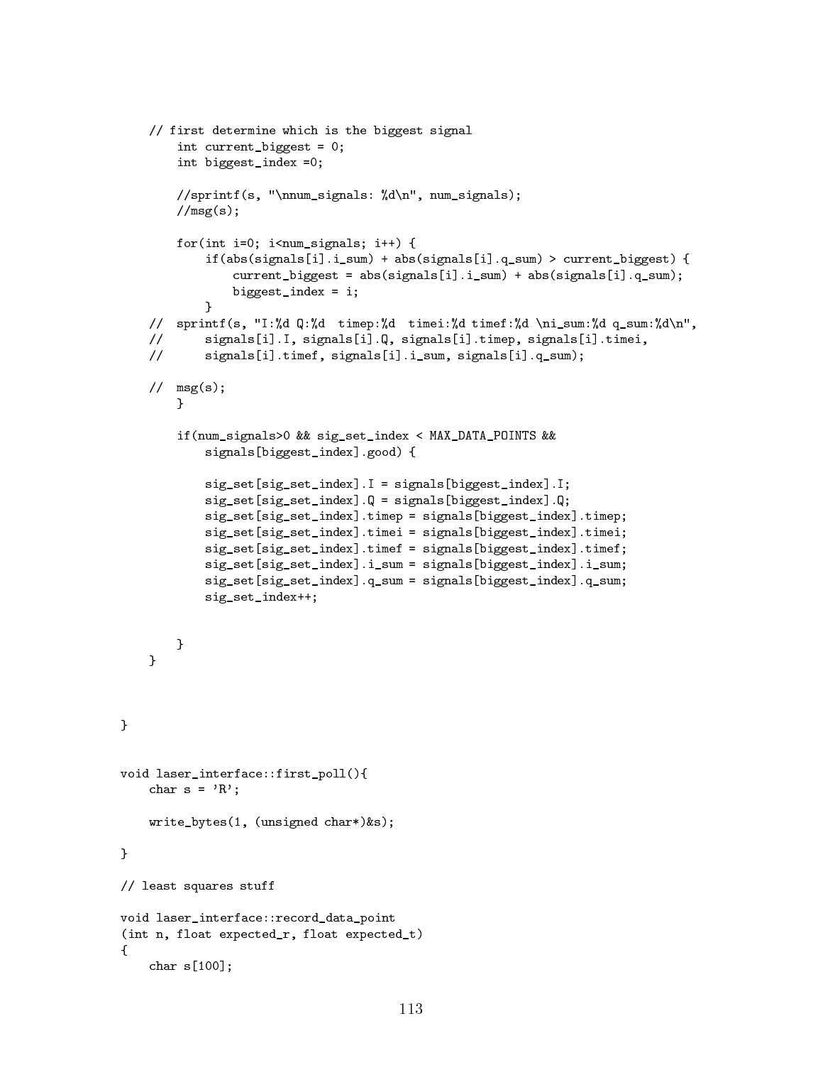```
    // first determine which is the biggest signal
        int current_biggest = 0;
        int biggest_index =0;

        //sprintf(s, "\nnum_signals: %d\n", num_signals);
        //msg(s);

        for(int i=0; i<num_signals; i++) {
            if(abs(signals[i].i_sum) + abs(signals[i].q_sum) > current_biggest) {
                current_biggest = abs(signals[i].i_sum) + abs(signals[i].q_sum);
                biggest_index = i;
            }
    //  sprintf(s, "I:%d Q:%d  timep:%d  timei:%d timef:%d \ni_sum:%d q_sum:%d\n",
    //      signals[i].I, signals[i].Q, signals[i].timep, signals[i].timei,
    //      signals[i].timef, signals[i].i_sum, signals[i].q_sum);

    //  msg(s);
        }

        if(num_signals>0 && sig_set_index < MAX_DATA_POINTS &&
            signals[biggest_index].good) {

            sig_set[sig_set_index].I = signals[biggest_index].I;
            sig_set[sig_set_index].Q = signals[biggest_index].Q;
            sig_set[sig_set_index].timep = signals[biggest_index].timep;
            sig_set[sig_set_index].timei = signals[biggest_index].timei;
            sig_set[sig_set_index].timef = signals[biggest_index].timef;
            sig_set[sig_set_index].i_sum = signals[biggest_index].i_sum;
            sig_set[sig_set_index].q_sum = signals[biggest_index].q_sum;
            sig_set_index++;


        }
    }



}


void laser_interface::first_poll(){
    char s = 'R';

    write_bytes(1, (unsigned char*)&s);

}

// least squares stuff

void laser_interface::record_data_point
(int n, float expected_r, float expected_t)
{
    char s[100];
```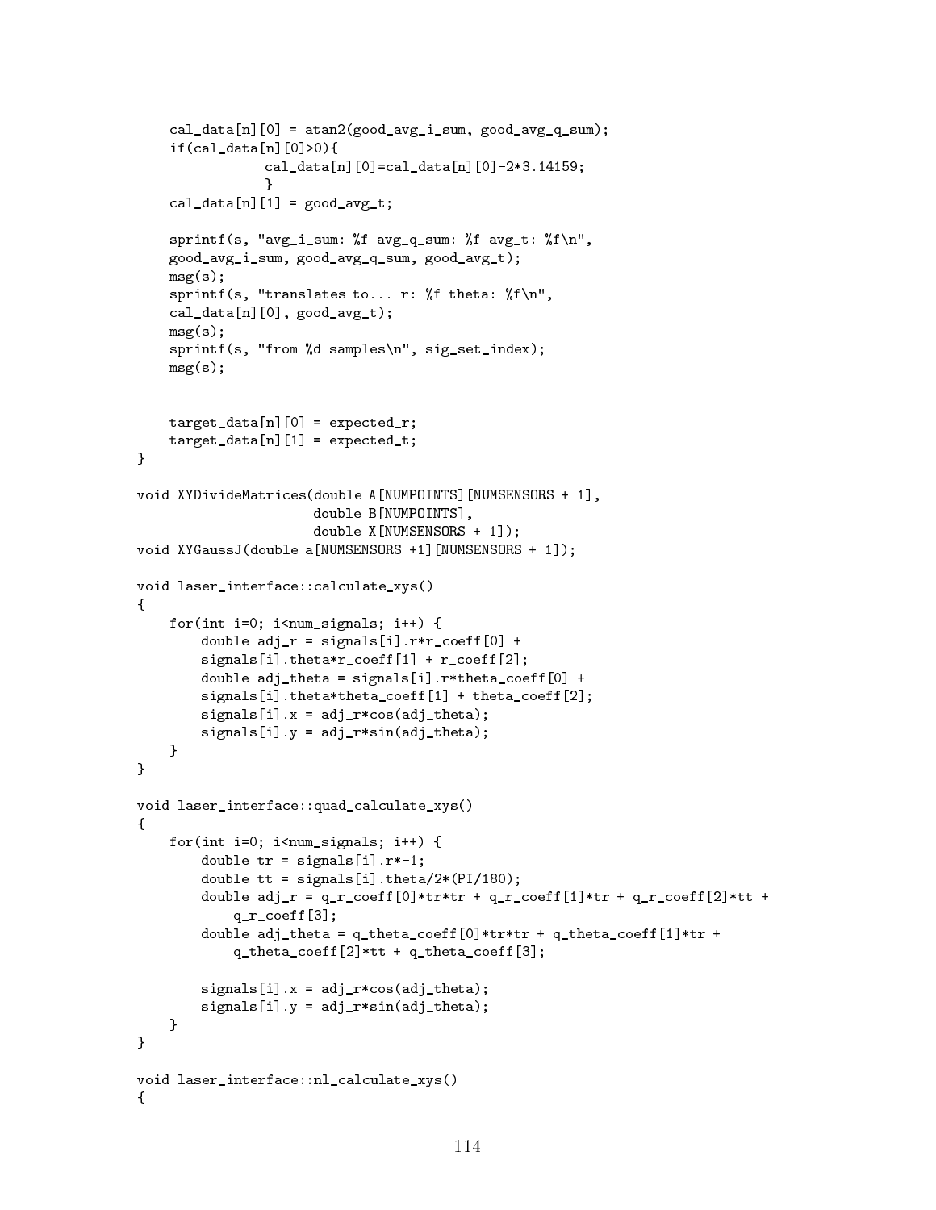```
    cal_data[n][0] = atan2(good_avg_i_sum, good_avg_q_sum);
    if(cal_data[n][0]>0){
                cal_data[n][0]=cal_data[n][0]-2*3.14159;
                }
    cal_data[n][1] = good_avg_t;

    sprintf(s, "avg_i_sum: %f avg_q_sum: %f avg_t: %f\n",
    good_avg_i_sum, good_avg_q_sum, good_avg_t);
    msg(s);
    sprintf(s, "translates to... r: %f theta: %f\n",
    cal_data[n][0], good_avg_t);
    msg(s);
    sprintf(s, "from %d samples\n", sig_set_index);
    msg(s);


    target_data[n][0] = expected_r;
    target_data[n][1] = expected_t;
}

void XYDivideMatrices(double A[NUMPOINTS][NUMSENSORS + 1],
                      double B[NUMPOINTS],
                      double X[NUMSENSORS + 1]);
void XYGaussJ(double a[NUMSENSORS +1][NUMSENSORS + 1]);

void laser_interface::calculate_xys()
{
    for(int i=0; i<num_signals; i++) {
        double adj_r = signals[i].r*r_coeff[0] +
        signals[i].theta*r_coeff[1] + r_coeff[2];
        double adj_theta = signals[i].r*theta_coeff[0] +
        signals[i].theta*theta_coeff[1] + theta_coeff[2];
        signals[i].x = adj_r*cos(adj_theta);
        signals[i].y = adj_r*sin(adj_theta);
    }
}

void laser_interface::quad_calculate_xys()
{
    for(int i=0; i<num_signals; i++) {
        double tr = signals[i].r*-1;
        double tt = signals[i].theta/2*(PI/180);
        double adj_r = q_r_coeff[0]*tr*tr + q_r_coeff[1]*tr + q_r_coeff[2]*tt +
            q_r_coeff[3];
        double adj_theta = q_theta_coeff[0]*tr*tr + q_theta_coeff[1]*tr +
            q_theta_coeff[2]*tt + q_theta_coeff[3];

        signals[i].x = adj_r*cos(adj_theta);
        signals[i].y = adj_r*sin(adj_theta);
    }
}

void laser_interface::nl_calculate_xys()
{
```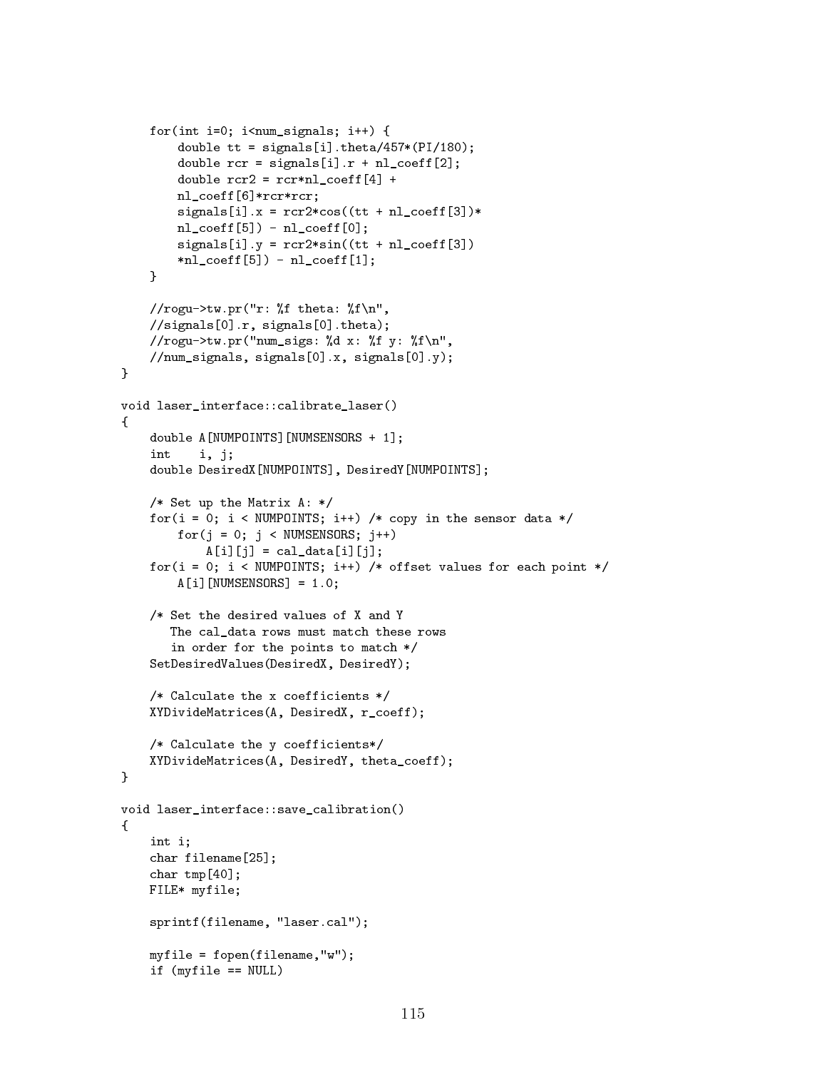```
    for(int i=0; i<num_signals; i++) {
        double tt = signals[i].theta/457*(PI/180);
        double rcr = signals[i].r + nl_coeff[2];
        double rcr2 = rcr*nl_coeff[4] +
        nl_coeff[6]*rcr*rcr;
        signals[i].x = rcr2*cos((tt + nl_coeff[3])*
        nl_coeff[5]) - nl_coeff[0];
        signals[i].y = rcr2*sin((tt + nl_coeff[3])
        *nl_coeff[5]) - nl_coeff[1];
    }

    //rogu->tw.pr("r: %f theta: %f\n",
    //signals[0].r, signals[0].theta);
    //rogu->tw.pr("num_sigs: %d x: %f y: %f\n",
    //num_signals, signals[0].x, signals[0].y);
}

void laser_interface::calibrate_laser()
{
    double A[NUMPOINTS][NUMSENSORS + 1];
    int    i, j;
    double DesiredX[NUMPOINTS], DesiredY[NUMPOINTS];

    /* Set up the Matrix A: */
    for(i = 0; i < NUMPOINTS; i++) /* copy in the sensor data */
        for(j = 0; j < NUMSENSORS; j++)
            A[i][j] = cal_data[i][j];
    for(i = 0; i < NUMPOINTS; i++) /* offset values for each point */
        A[i][NUMSENSORS] = 1.0;

    /* Set the desired values of X and Y
       The cal_data rows must match these rows
       in order for the points to match */
    SetDesiredValues(DesiredX, DesiredY);

    /* Calculate the x coefficients */
    XYDivideMatrices(A, DesiredX, r_coeff);

    /* Calculate the y coefficients*/
    XYDivideMatrices(A, DesiredY, theta_coeff);
}

void laser_interface::save_calibration()
{
    int i;
    char filename[25];
    char tmp[40];
    FILE* myfile;

    sprintf(filename, "laser.cal");

    myfile = fopen(filename,"w");
    if (myfile == NULL)
```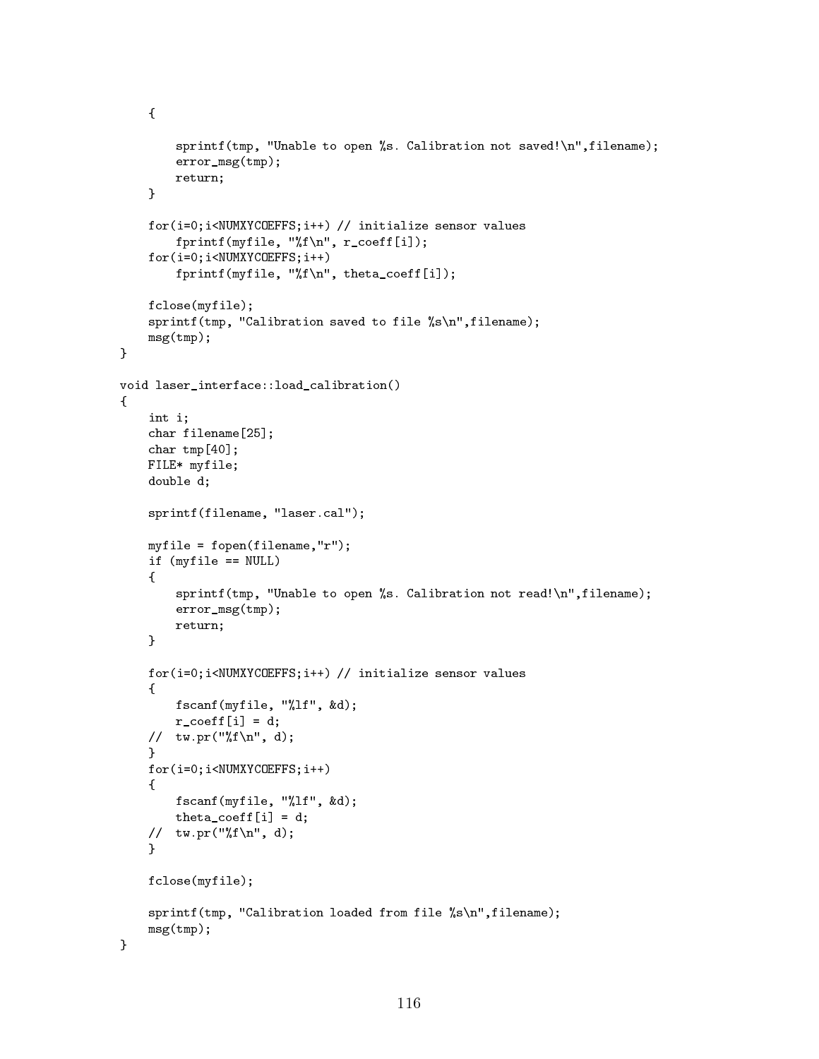```
    {
        sprintf(tmp, "Unable to open %s. Calibration not saved!\n",filename);
        error_msg(tmp);
        return;
    }

    for(i=0;i<NUMXYCOEFFS;i++) // initialize sensor values
        fprintf(myfile, "%f\n", r_coeff[i]);
    for(i=0;i<NUMXYCOEFFS;i++)
        fprintf(myfile, "%f\n", theta_coeff[i]);

    fclose(myfile);
    sprintf(tmp, "Calibration saved to file %s\n",filename);
    msg(tmp);
}

void laser_interface::load_calibration()
{
    int i;
    char filename[25];
    char tmp[40];
    FILE* myfile;
    double d;

    sprintf(filename, "laser.cal");

    myfile = fopen(filename,"r");
    if (myfile == NULL)
    {
        sprintf(tmp, "Unable to open %s. Calibration not read!\n",filename);
        error_msg(tmp);
        return;
    }

    for(i=0;i<NUMXYCOEFFS;i++) // initialize sensor values
    {
        fscanf(myfile, "%lf", &d);
        r_coeff[i] = d;
    //  tw.pr("%f\n", d);
    }
    for(i=0;i<NUMXYCOEFFS;i++)
    {
        fscanf(myfile, "%lf", &d);
        theta_coeff[i] = d;
    //  tw.pr("%f\n", d);
    }

    fclose(myfile);

    sprintf(tmp, "Calibration loaded from file %s\n",filename);
    msg(tmp);
}
```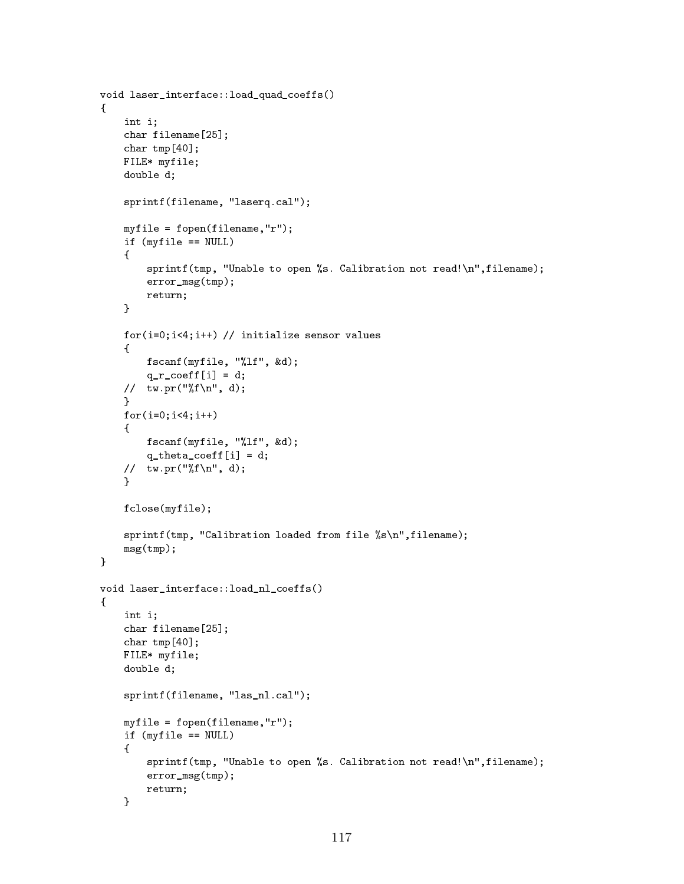```
void laser_interface::load_quad_coeffs()
{
    int i;
    char filename[25];
    char tmp[40];
    FILE* myfile;
    double d;

    sprintf(filename, "laserq.cal");

    myfile = fopen(filename,"r");
    if (myfile == NULL)
    {
        sprintf(tmp, "Unable to open %s. Calibration not read!\n",filename);
        error_msg(tmp);
        return;
    }

    for(i=0;i<4;i++) // initialize sensor values
    {
        fscanf(myfile, "%lf", &d);
        q_r_coeff[i] = d;
    //  tw.pr("%f\n", d);
    }
    for(i=0;i<4;i++)
    {
        fscanf(myfile, "%lf", &d);
        q_theta_coeff[i] = d;
    //  tw.pr("%f\n", d);
    }

    fclose(myfile);

    sprintf(tmp, "Calibration loaded from file %s\n",filename);
    msg(tmp);
}

void laser_interface::load_nl_coeffs()
{
    int i;
    char filename[25];
    char tmp[40];
    FILE* myfile;
    double d;

    sprintf(filename, "las_nl.cal");

    myfile = fopen(filename,"r");
    if (myfile == NULL)
    {
        sprintf(tmp, "Unable to open %s. Calibration not read!\n",filename);
        error_msg(tmp);
        return;
    }
```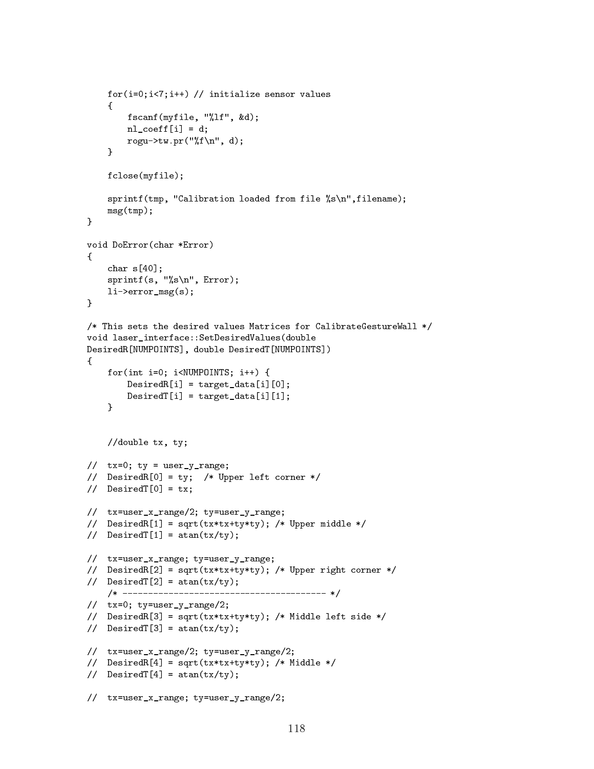```
    for(i=0;i<7;i++) // initialize sensor values
    {
        fscanf(myfile, "%lf", &d);
        nl_coeff[i] = d;
        rogu->tw.pr("%f\n", d);
    }

    fclose(myfile);

    sprintf(tmp, "Calibration loaded from file %s\n",filename);
    msg(tmp);
}

void DoError(char *Error)
{
    char s[40];
    sprintf(s, "%s\n", Error);
    li->error_msg(s);
}

/* This sets the desired values Matrices for CalibrateGestureWall */
void laser_interface::SetDesiredValues(double
DesiredR[NUMPOINTS], double DesiredT[NUMPOINTS])
{
    for(int i=0; i<NUMPOINTS; i++) {
        DesiredR[i] = target_data[i][0];
        DesiredT[i] = target_data[i][1];
    }


    //double tx, ty;

//  tx=0; ty = user_y_range;
//  DesiredR[0] = ty;  /* Upper left corner */
//  DesiredT[0] = tx;

//  tx=user_x_range/2; ty=user_y_range;
//  DesiredR[1] = sqrt(tx*tx+ty*ty); /* Upper middle */
//  DesiredT[1] = atan(tx/ty);

//  tx=user_x_range; ty=user_y_range;
//  DesiredR[2] = sqrt(tx*tx+ty*ty); /* Upper right corner */
//  DesiredT[2] = atan(tx/ty);
    /* --------------------------------------- */
//  tx=0; ty=user_y_range/2;
//  DesiredR[3] = sqrt(tx*tx+ty*ty); /* Middle left side */
//  DesiredT[3] = atan(tx/ty);

//  tx=user_x_range/2; ty=user_y_range/2;
//  DesiredR[4] = sqrt(tx*tx+ty*ty); /* Middle */
//  DesiredT[4] = atan(tx/ty);

//  tx=user_x_range; ty=user_y_range/2;
```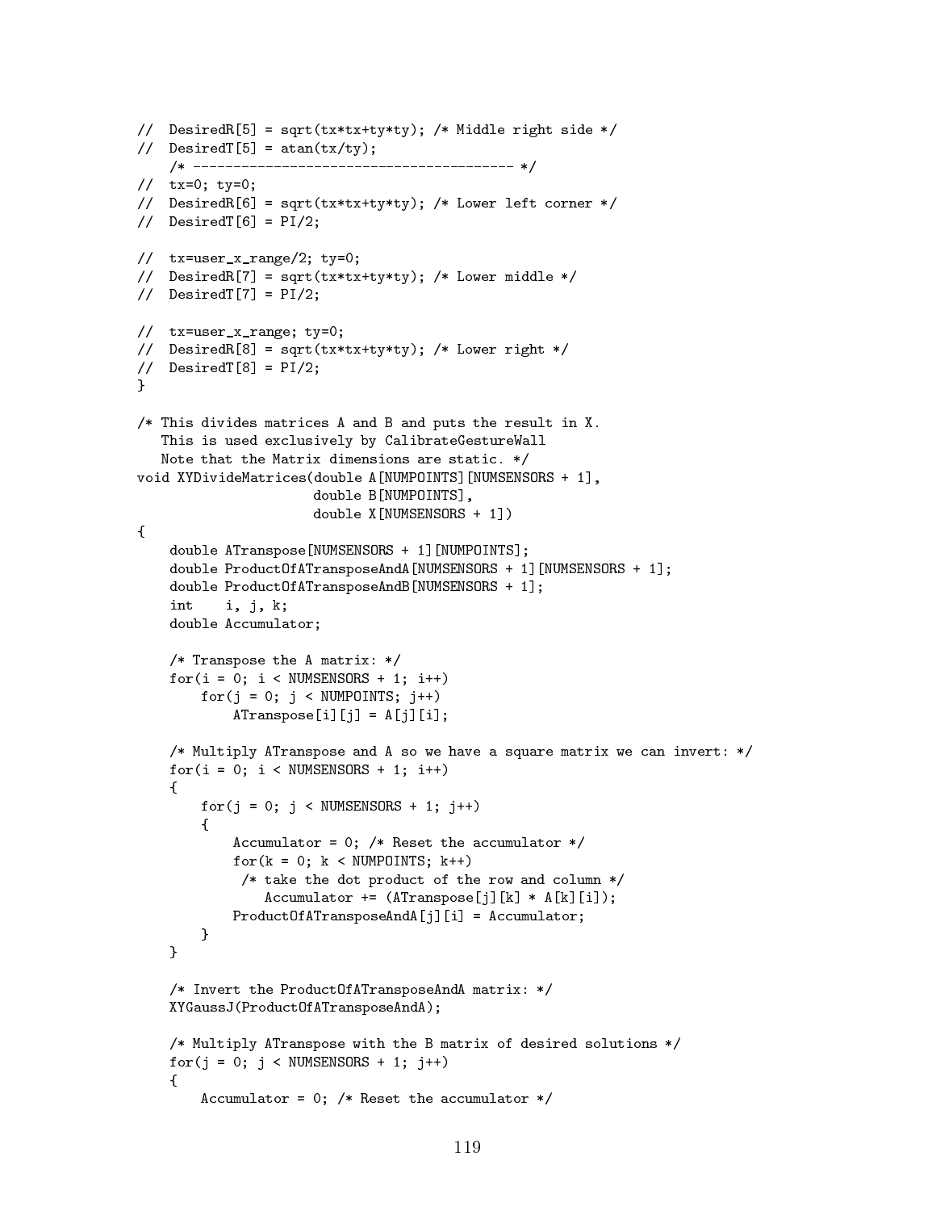```
//  DesiredR[5] = sqrt(tx*tx+ty*ty); /* Middle right side */
//  DesiredT[5] = atan(tx/ty);
    /* ---------------------------------------- */
//  tx=0; ty=0;
//  DesiredR[6] = sqrt(tx*tx+ty*ty); /* Lower left corner */
//  DesiredT[6] = PI/2;

//  tx=user_x_range/2; ty=0;
//  DesiredR[7] = sqrt(tx*tx+ty*ty); /* Lower middle */
//  DesiredT[7] = PI/2;

//  tx=user_x_range; ty=0;
//  DesiredR[8] = sqrt(tx*tx+ty*ty); /* Lower right */
//  DesiredT[8] = PI/2;
}

/* This divides matrices A and B and puts the result in X.
   This is used exclusively by CalibrateGestureWall
   Note that the Matrix dimensions are static. */
void XYDivideMatrices(double A[NUMPOINTS][NUMSENSORS + 1],
                      double B[NUMPOINTS],
                      double X[NUMSENSORS + 1])
{
    double ATranspose[NUMSENSORS + 1][NUMPOINTS];
    double ProductOfATransposeAndA[NUMSENSORS + 1][NUMSENSORS + 1];
    double ProductOfATransposeAndB[NUMSENSORS + 1];
    int    i, j, k;
    double Accumulator;

    /* Transpose the A matrix: */
    for(i = 0; i < NUMSENSORS + 1; i++)
        for(j = 0; j < NUMPOINTS; j++)
            ATranspose[i][j] = A[j][i];

    /* Multiply ATranspose and A so we have a square matrix we can invert: */
    for(i = 0; i < NUMSENSORS + 1; i++)
    {
        for(j = 0; j < NUMSENSORS + 1; j++)
        {
            Accumulator = 0; /* Reset the accumulator */
            for(k = 0; k < NUMPOINTS; k++)
             /* take the dot product of the row and column */
                Accumulator += (ATranspose[j][k] * A[k][i]);
            ProductOfATransposeAndA[j][i] = Accumulator;
        }
    }

    /* Invert the ProductOfATransposeAndA matrix: */
    XYGaussJ(ProductOfATransposeAndA);

    /* Multiply ATranspose with the B matrix of desired solutions */
    for(j = 0; j < NUMSENSORS + 1; j++)
    {
        Accumulator = 0; /* Reset the accumulator */
```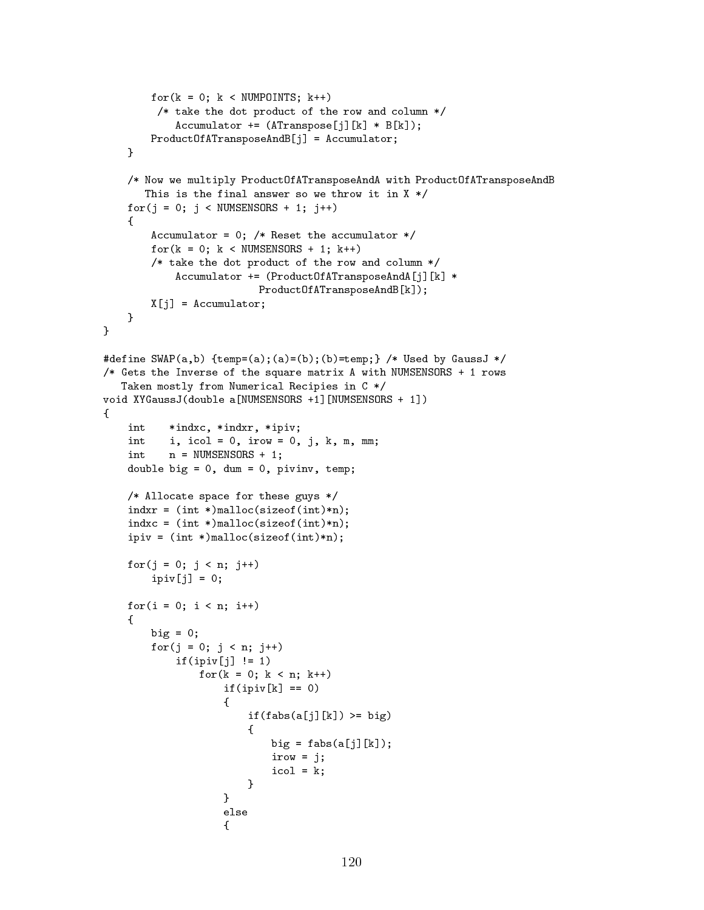```
        for(k = 0; k < NUMPOINTS; k++)
         /* take the dot product of the row and column */
            Accumulator += (ATranspose[j][k] * B[k]);
        ProductOfATransposeAndB[j] = Accumulator;
    }

    /* Now we multiply ProductOfATransposeAndA with ProductOfATransposeAndB
       This is the final answer so we throw it in X */
    for(j = 0; j < NUMSENSORS + 1; j++)
    {
        Accumulator = 0; /* Reset the accumulator */
        for(k = 0; k < NUMSENSORS + 1; k++)
        /* take the dot product of the row and column */
            Accumulator += (ProductOfATransposeAndA[j][k] *
                              ProductOfATransposeAndB[k]);
        X[j] = Accumulator;
    }
}

#define SWAP(a,b) {temp=(a);(a)=(b);(b)=temp;} /* Used by GaussJ */
/* Gets the Inverse of the square matrix A with NUMSENSORS + 1 rows
   Taken mostly from Numerical Recipies in C */
void XYGaussJ(double a[NUMSENSORS +1][NUMSENSORS + 1])
{
    int    *indxc, *indxr, *ipiv;
    int    i, icol = 0, irow = 0, j, k, m, mm;
    int    n = NUMSENSORS + 1;
    double big = 0, dum = 0, pivinv, temp;

    /* Allocate space for these guys */
    indxr = (int *)malloc(sizeof(int)*n);
    indxc = (int *)malloc(sizeof(int)*n);
    ipiv = (int *)malloc(sizeof(int)*n);

    for(j = 0; j < n; j++)
        ipiv[j] = 0;

    for(i = 0; i < n; i++)
    {
        big = 0;
        for(j = 0; j < n; j++)
            if(ipiv[j] != 1)
                for(k = 0; k < n; k++)
                    if(ipiv[k] == 0)
                    {
                        if(fabs(a[j][k]) >= big)
                        {
                            big = fabs(a[j][k]);
                            irow = j;
                            icol = k;
                        }
                    }
                    else
                    {
```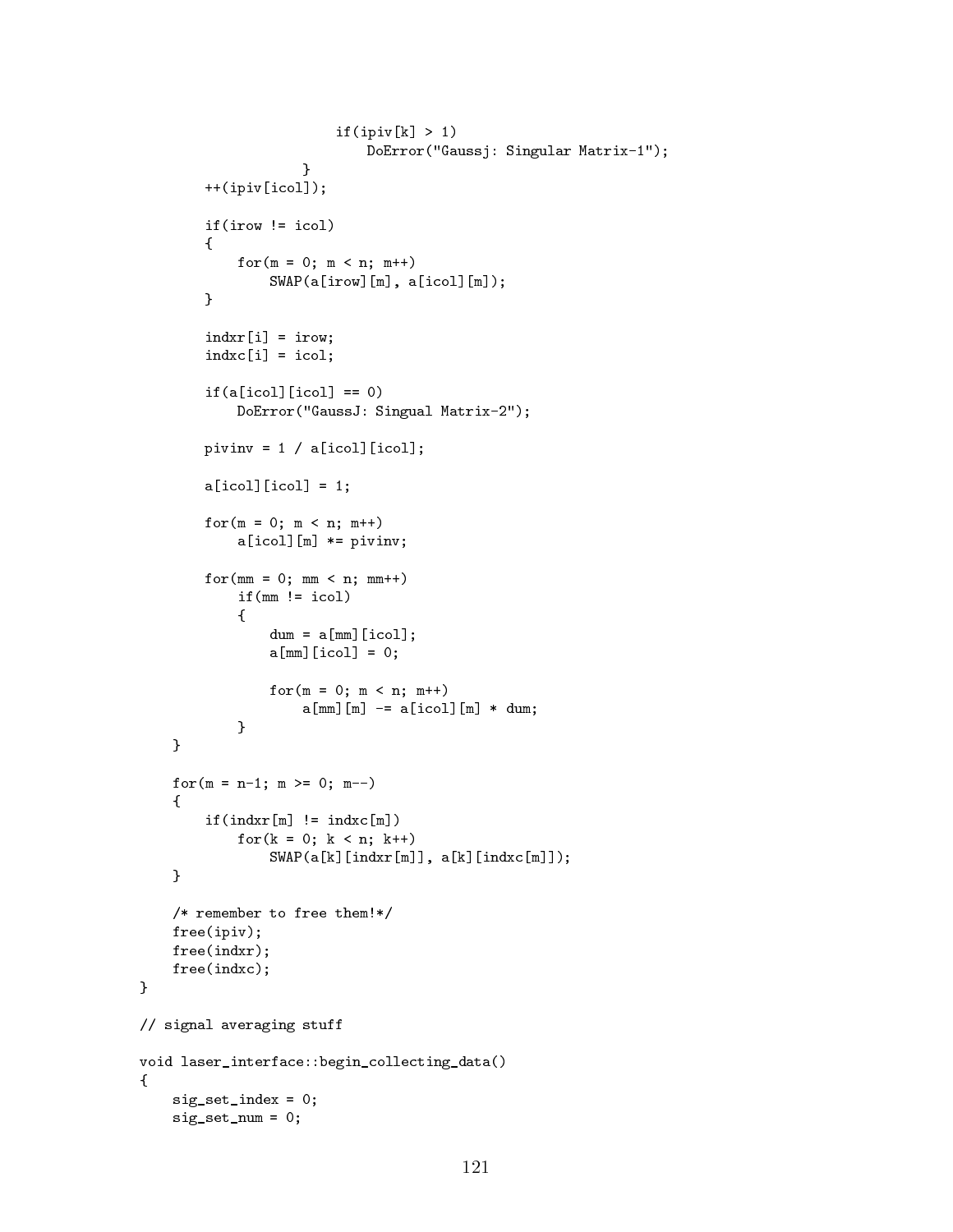```
                        if(ipiv[k] > 1)
                            DoError("Gaussj: Singular Matrix-1");
                    }
        ++(ipiv[icol]);

        if(irow != icol)
        {
            for(m = 0; m < n; m++)
                SWAP(a[irow][m], a[icol][m]);
        }

        indxr[i] = irow;
        indxc[i] = icol;

        if(a[icol][icol] == 0)
            DoError("GaussJ: Singual Matrix-2");

        pivinv = 1 / a[icol][icol];

        a[icol][icol] = 1;

        for(m = 0; m < n; m++)
            a[icol][m] *= pivinv;

        for(mm = 0; mm < n; mm++)
            if(mm != icol)
            {
                dum = a[mm][icol];
                a[mm][icol] = 0;

                for(m = 0; m < n; m++)
                    a[mm][m] -= a[icol][m] * dum;
            }
    }

    for(m = n-1; m >= 0; m--)
    {
        if(indxr[m] != indxc[m])
            for(k = 0; k < n; k++)
                SWAP(a[k][indxr[m]], a[k][indxc[m]]);
    }

    /* remember to free them!*/
    free(ipiv);
    free(indxr);
    free(indxc);
}

// signal averaging stuff

void laser_interface::begin_collecting_data()
{
    sig_set_index = 0;
    sig_set_num = 0;
```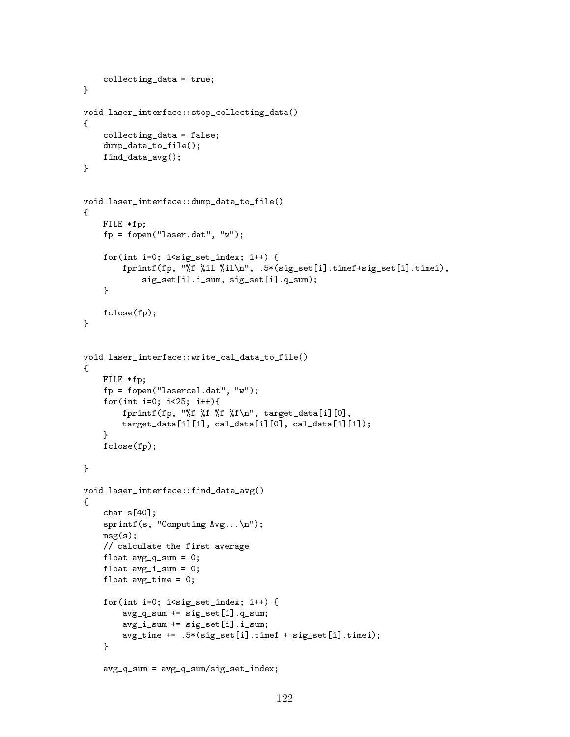```
    collecting_data = true;
}

void laser_interface::stop_collecting_data()
{
    collecting_data = false;
    dump_data_to_file();
    find_data_avg();
}


void laser_interface::dump_data_to_file()
{
    FILE *fp;
    fp = fopen("laser.dat", "w");

    for(int i=0; i<sig_set_index; i++) {
        fprintf(fp, "%f %il %il\n", .5*(sig_set[i].timef+sig_set[i].timei),
            sig_set[i].i_sum, sig_set[i].q_sum);
    }

    fclose(fp);
}


void laser_interface::write_cal_data_to_file()
{
    FILE *fp;
    fp = fopen("lasercal.dat", "w");
    for(int i=0; i<25; i++){
        fprintf(fp, "%f %f %f %f\n", target_data[i][0],
        target_data[i][1], cal_data[i][0], cal_data[i][1]);
    }
    fclose(fp);

}

void laser_interface::find_data_avg()
{
    char s[40];
    sprintf(s, "Computing Avg...\n");
    msg(s);
    // calculate the first average
    float avg_q_sum = 0;
    float avg_i_sum = 0;
    float avg_time = 0;

    for(int i=0; i<sig_set_index; i++) {
        avg_q_sum += sig_set[i].q_sum;
        avg_i_sum += sig_set[i].i_sum;
        avg_time += .5*(sig_set[i].timef + sig_set[i].timei);
    }

    avg_q_sum = avg_q_sum/sig_set_index;
```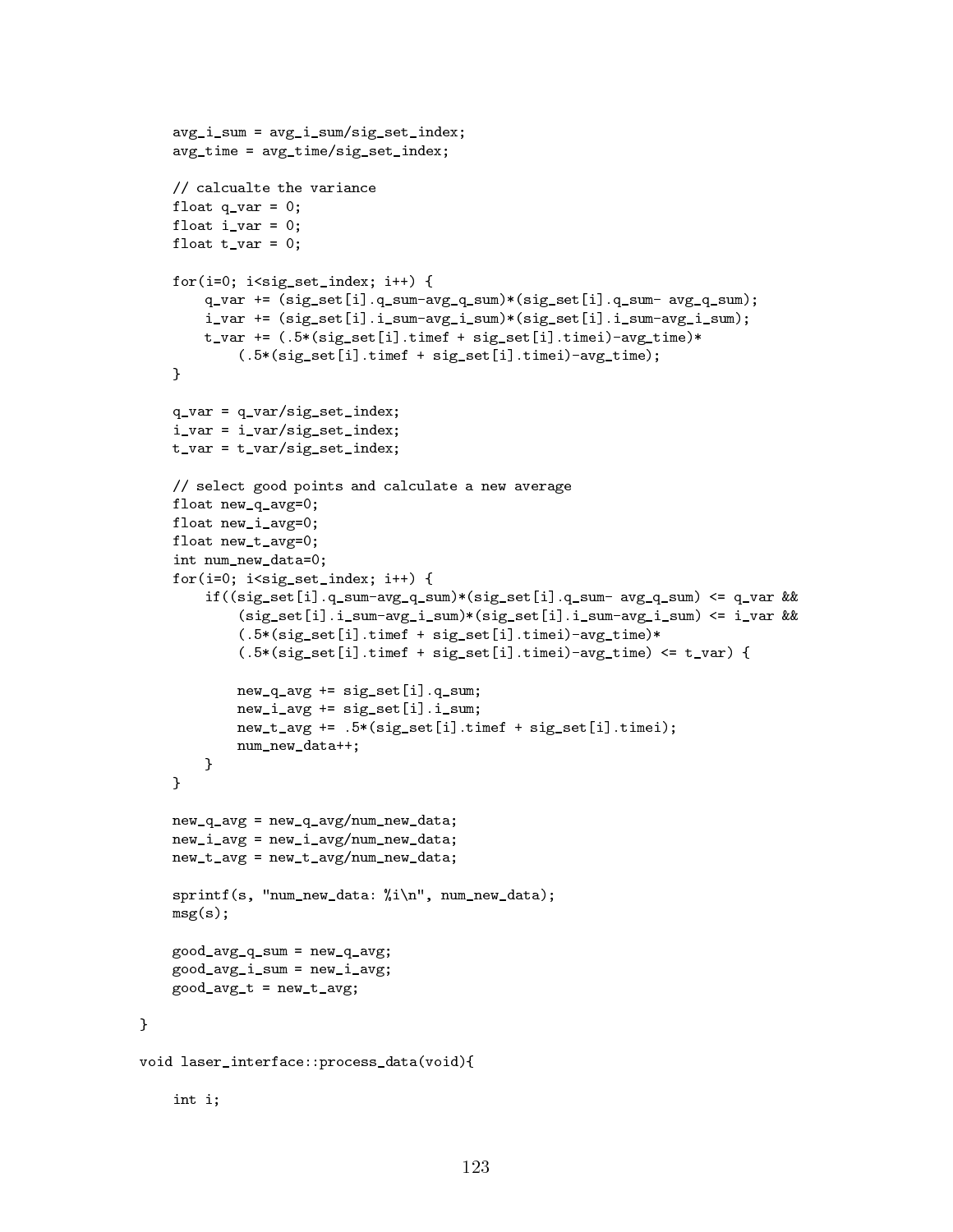```
    avg_i_sum = avg_i_sum/sig_set_index;
    avg_time = avg_time/sig_set_index;

    // calcualte the variance
    float q_var = 0;
    float i_var = 0;
    float t_var = 0;

    for(i=0; i<sig_set_index; i++) {
        q_var += (sig_set[i].q_sum-avg_q_sum)*(sig_set[i].q_sum- avg_q_sum);
        i_var += (sig_set[i].i_sum-avg_i_sum)*(sig_set[i].i_sum-avg_i_sum);
        t_var += (.5*(sig_set[i].timef + sig_set[i].timei)-avg_time)*
            (.5*(sig_set[i].timef + sig_set[i].timei)-avg_time);
    }

    q_var = q_var/sig_set_index;
    i_var = i_var/sig_set_index;
    t_var = t_var/sig_set_index;

    // select good points and calculate a new average
    float new_q_avg=0;
    float new_i_avg=0;
    float new_t_avg=0;
    int num_new_data=0;
    for(i=0; i<sig_set_index; i++) {
        if((sig_set[i].q_sum-avg_q_sum)*(sig_set[i].q_sum- avg_q_sum) <= q_var &&
            (sig_set[i].i_sum-avg_i_sum)*(sig_set[i].i_sum-avg_i_sum) <= i_var &&
            (.5*(sig_set[i].timef + sig_set[i].timei)-avg_time)*
            (.5*(sig_set[i].timef + sig_set[i].timei)-avg_time) <= t_var) {

            new_q_avg += sig_set[i].q_sum;
            new_i_avg += sig_set[i].i_sum;
            new_t_avg += .5*(sig_set[i].timef + sig_set[i].timei);
            num_new_data++;
        }
    }

    new_q_avg = new_q_avg/num_new_data;
    new_i_avg = new_i_avg/num_new_data;
    new_t_avg = new_t_avg/num_new_data;

    sprintf(s, "num_new_data: %i\n", num_new_data);
    msg(s);

    good_avg_q_sum = new_q_avg;
    good_avg_i_sum = new_i_avg;
    good_avg_t = new_t_avg;

}

void laser_interface::process_data(void){

    int i;
```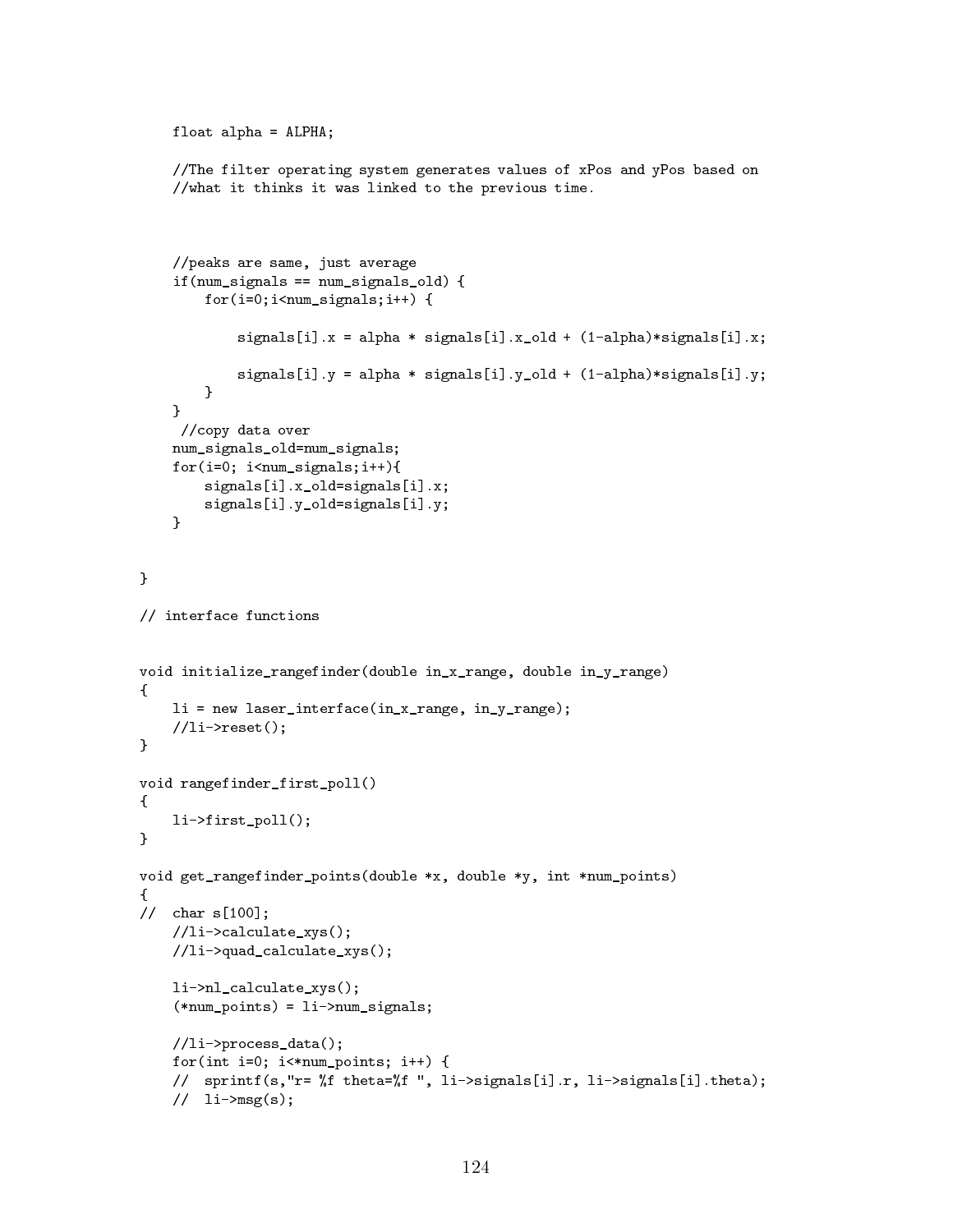```
    float alpha = ALPHA;

    //The filter operating system generates values of xPos and yPos based on
    //what it thinks it was linked to the previous time.



    //peaks are same, just average
    if(num_signals == num_signals_old) {
        for(i=0;i<num_signals;i++) {

            signals[i].x = alpha * signals[i].x_old + (1-alpha)*signals[i].x;

            signals[i].y = alpha * signals[i].y_old + (1-alpha)*signals[i].y;
        }
    }
     //copy data over
    num_signals_old=num_signals;
    for(i=0; i<num_signals;i++){
        signals[i].x_old=signals[i].x;
        signals[i].y_old=signals[i].y;
    }


}

// interface functions


void initialize_rangefinder(double in_x_range, double in_y_range)
{
    li = new laser_interface(in_x_range, in_y_range);
    //li->reset();
}

void rangefinder_first_poll()
{
    li->first_poll();
}

void get_rangefinder_points(double *x, double *y, int *num_points)
{
//  char s[100];
    //li->calculate_xys();
    //li->quad_calculate_xys();

    li->nl_calculate_xys();
    (*num_points) = li->num_signals;

    //li->process_data();
    for(int i=0; i<*num_points; i++) {
    //  sprintf(s,"r= %f theta=%f ", li->signals[i].r, li->signals[i].theta);
    //  li->msg(s);
```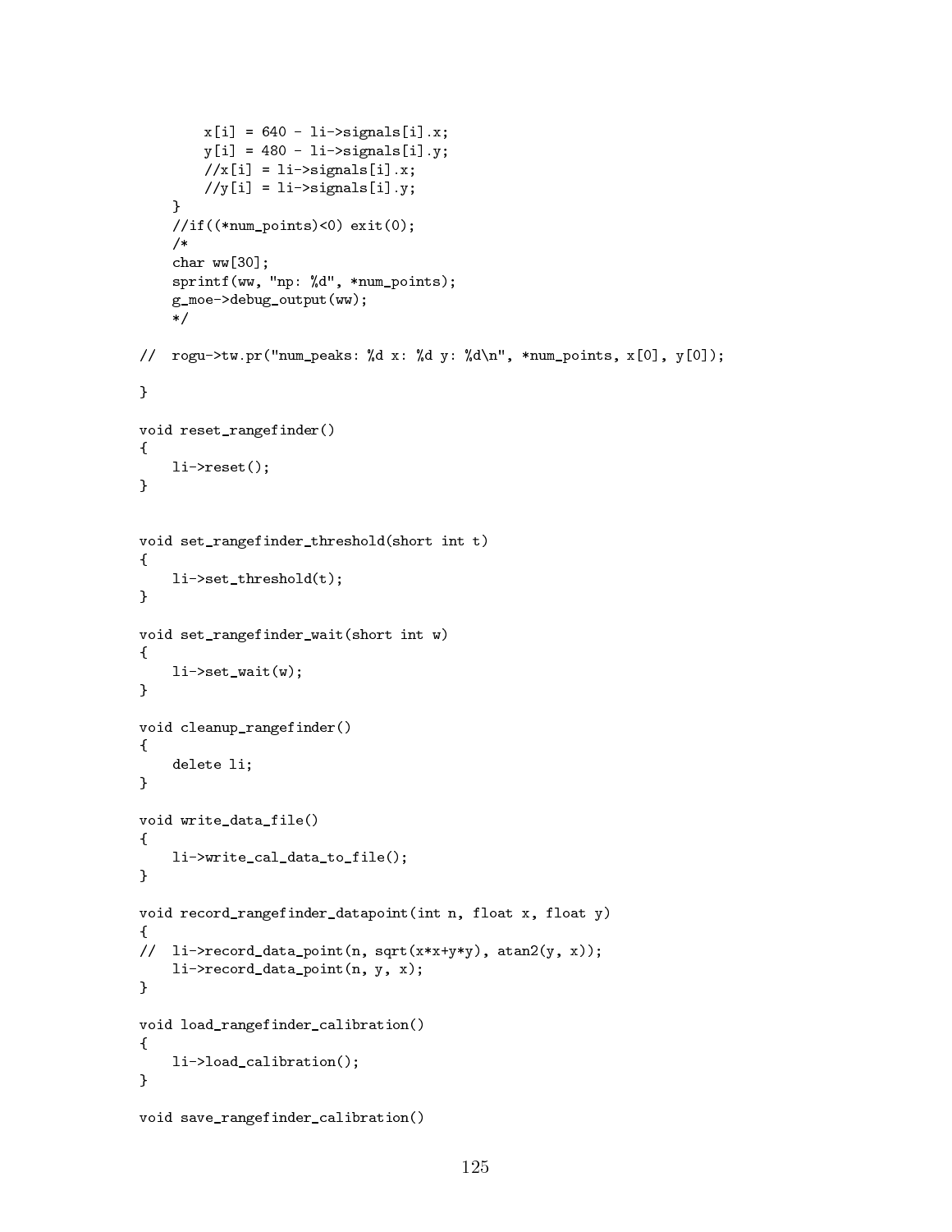```
        x[i] = 640 - li->signals[i].x;
        y[i] = 480 - li->signals[i].y;
        //x[i] = li->signals[i].x;
        //y[i] = li->signals[i].y;
    }
    //if((*num_points)<0) exit(0);
    /*
    char ww[30];
    sprintf(ww, "np: %d", *num_points);
    g_moe->debug_output(ww);
    */

//  rogu->tw.pr("num_peaks: %d x: %d y: %d\n", *num_points, x[0], y[0]);

}

void reset_rangefinder()
{
    li->reset();
}


void set_rangefinder_threshold(short int t)
{
    li->set_threshold(t);
}

void set_rangefinder_wait(short int w)
{
    li->set_wait(w);
}

void cleanup_rangefinder()
{
    delete li;
}

void write_data_file()
{
    li->write_cal_data_to_file();
}

void record_rangefinder_datapoint(int n, float x, float y)
{
//  li->record_data_point(n, sqrt(x*x+y*y), atan2(y, x));
    li->record_data_point(n, y, x);
}

void load_rangefinder_calibration()
{
    li->load_calibration();
}

void save_rangefinder_calibration()
```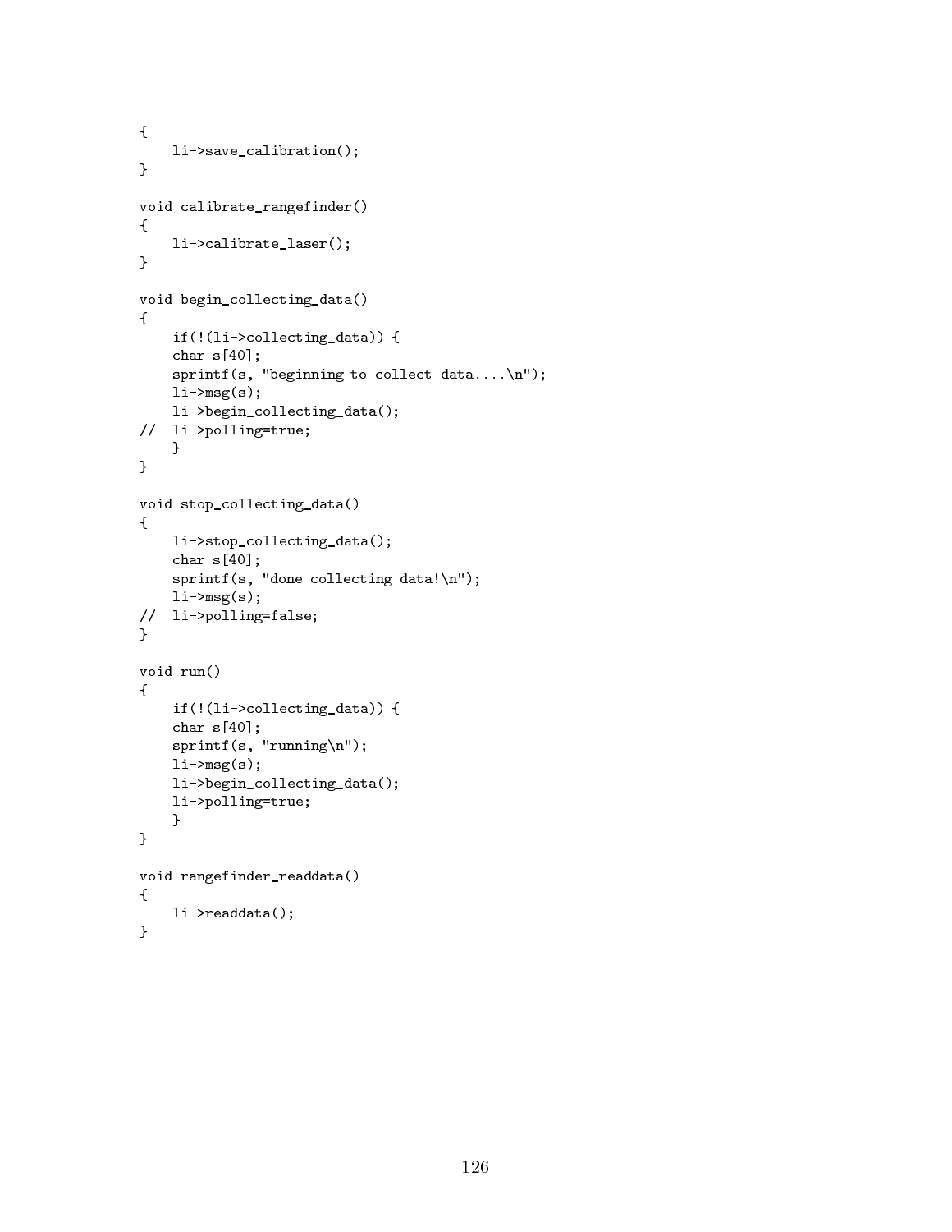```
{
    li->save_calibration();
}

void calibrate_rangefinder()
{
    li->calibrate_laser();
}

void begin_collecting_data()
{
    if(!(li->collecting_data)) {
    char s[40];
    sprintf(s, "beginning to collect data....\n");
    li->msg(s);
    li->begin_collecting_data();
//  li->polling=true;
    }
}

void stop_collecting_data()
{
    li->stop_collecting_data();
    char s[40];
    sprintf(s, "done collecting data!\n");
    li->msg(s);
//  li->polling=false;
}

void run()
{
    if(!(li->collecting_data)) {
    char s[40];
    sprintf(s, "running\n");
    li->msg(s);
    li->begin_collecting_data();
    li->polling=true;
    }
}

void rangefinder_readdata()
{
    li->readdata();
}
```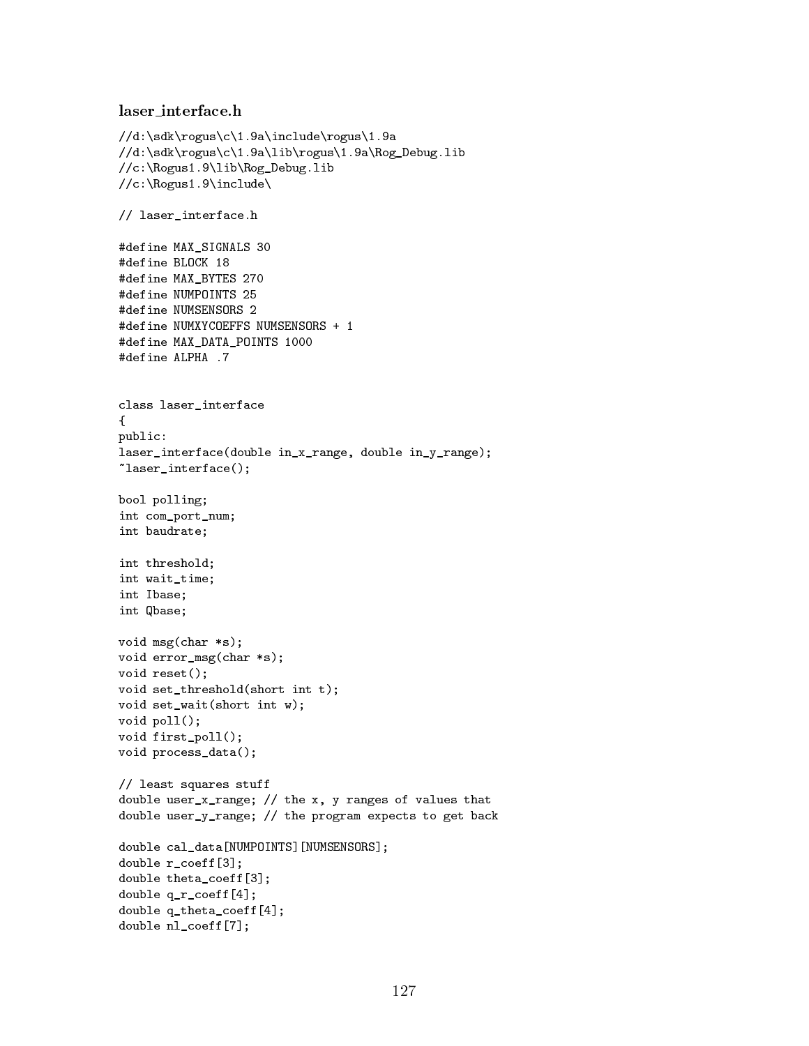### laser_interface.h

```
//d:\sdk\rogus\c\1.9a\include\rogus\1.9a
//d:\sdk\rogus\c\1.9a\lib\rogus\1.9a\Rog_Debug.lib
//c:\Rogus1.9\lib\Rog_Debug.lib
//c:\Rogus1.9\include\

// laser_interface.h

#define MAX_SIGNALS 30
#define BLOCK 18
#define MAX_BYTES 270
#define NUMPOINTS 25
#define NUMSENSORS 2
#define NUMXYCOEFFS NUMSENSORS + 1
#define MAX_DATA_POINTS 1000
#define ALPHA .7


class laser_interface
{
public:
laser_interface(double in_x_range, double in_y_range);
~laser_interface();

bool polling;
int com_port_num;
int baudrate;

int threshold;
int wait_time;
int Ibase;
int Qbase;

void msg(char *s);
void error_msg(char *s);
void reset();
void set_threshold(short int t);
void set_wait(short int w);
void poll();
void first_poll();
void process_data();

// least squares stuff
double user_x_range; // the x, y ranges of values that
double user_y_range; // the program expects to get back

double cal_data[NUMPOINTS][NUMSENSORS];
double r_coeff[3];
double theta_coeff[3];
double q_r_coeff[4];
double q_theta_coeff[4];
double nl_coeff[7];
```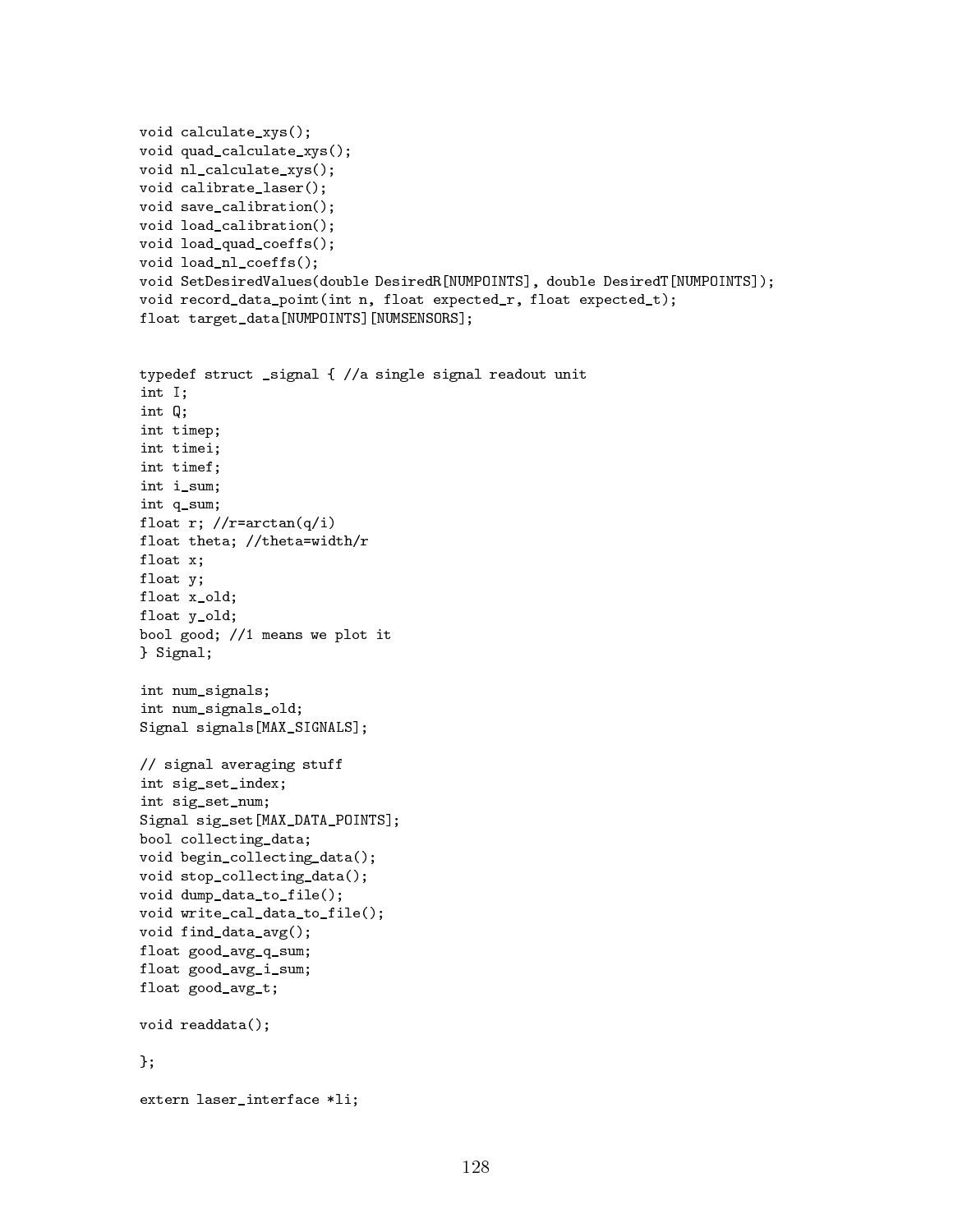```
void calculate_xys();
void quad_calculate_xys();
void nl_calculate_xys();
void calibrate_laser();
void save_calibration();
void load_calibration();
void load_quad_coeffs();
void load_nl_coeffs();
void SetDesiredValues(double DesiredR[NUMPOINTS], double DesiredT[NUMPOINTS]);
void record_data_point(int n, float expected_r, float expected_t);
float target_data[NUMPOINTS][NUMSENSORS];


typedef struct _signal { //a single signal readout unit
int I;
int Q;
int timep;
int timei;
int timef;
int i_sum;
int q_sum;
float r; //r=arctan(q/i)
float theta; //theta=width/r
float x;
float y;
float x_old;
float y_old;
bool good; //1 means we plot it
} Signal;

int num_signals;
int num_signals_old;
Signal signals[MAX_SIGNALS];

// signal averaging stuff
int sig_set_index;
int sig_set_num;
Signal sig_set[MAX_DATA_POINTS];
bool collecting_data;
void begin_collecting_data();
void stop_collecting_data();
void dump_data_to_file();
void write_cal_data_to_file();
void find_data_avg();
float good_avg_q_sum;
float good_avg_i_sum;
float good_avg_t;

void readdata();

};

extern laser_interface *li;
```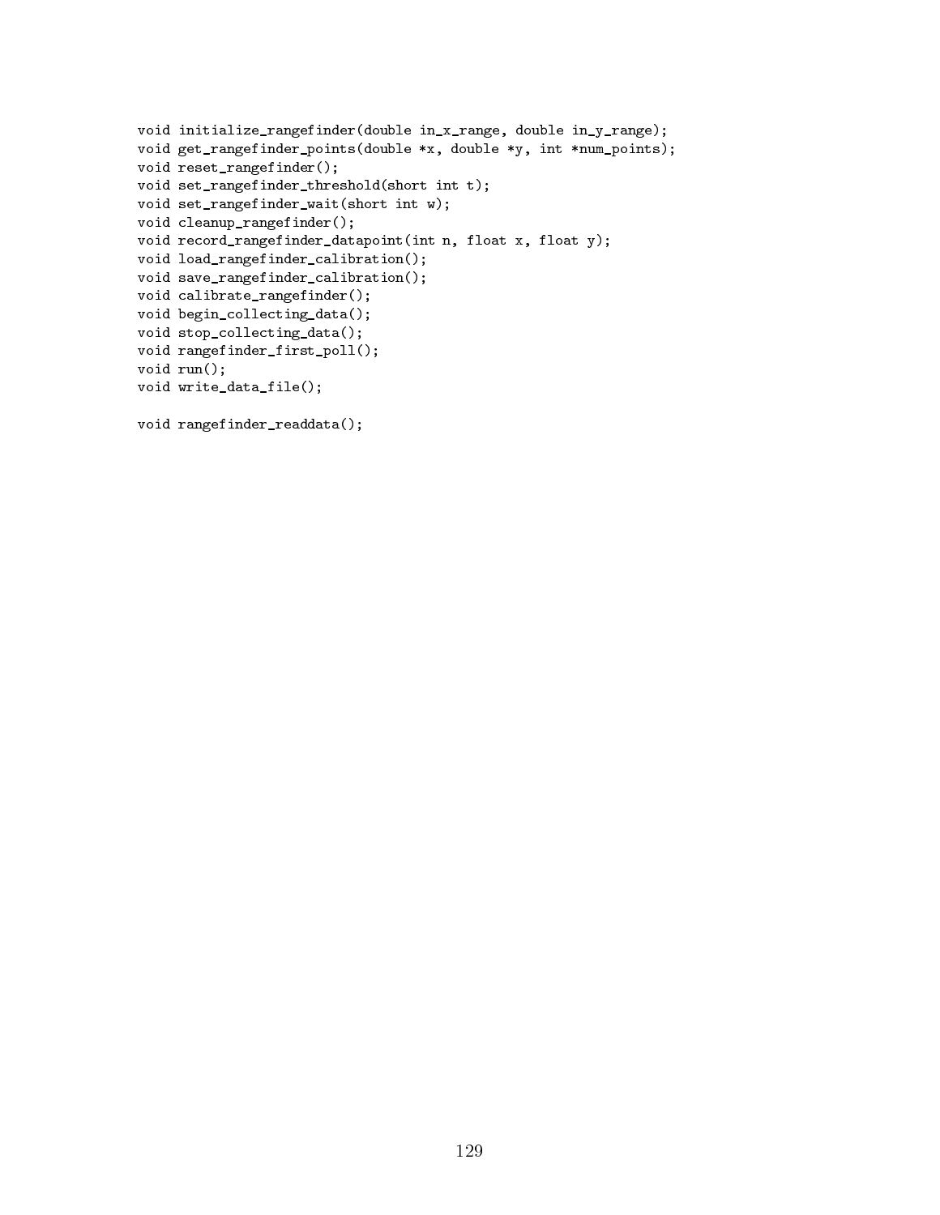```
void initialize_rangefinder(double in_x_range, double in_y_range);
void get_rangefinder_points(double *x, double *y, int *num_points);
void reset_rangefinder();
void set_rangefinder_threshold(short int t);
void set_rangefinder_wait(short int w);
void cleanup_rangefinder();
void record_rangefinder_datapoint(int n, float x, float y);
void load_rangefinder_calibration();
void save_rangefinder_calibration();
void calibrate_rangefinder();
void begin_collecting_data();
void stop_collecting_data();
void rangefinder_first_poll();
void run();
void write_data_file();

void rangefinder_readdata();
```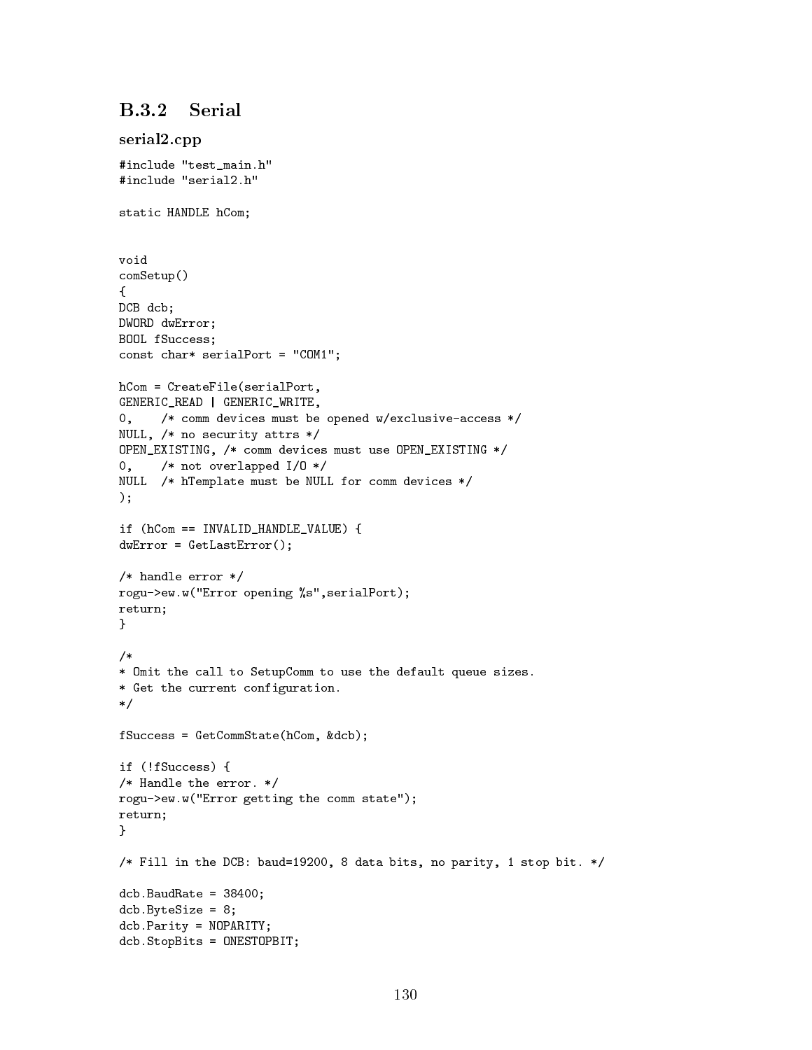### B.3.2 Serial

#### serial2.cpp

```
#include "test_main.h"
#include "serial2.h"

static HANDLE hCom;


void
comSetup()
{
DCB dcb;
DWORD dwError;
BOOL fSuccess;
const char* serialPort = "COM1";

hCom = CreateFile(serialPort,
GENERIC_READ | GENERIC_WRITE,
0,    /* comm devices must be opened w/exclusive-access */
NULL, /* no security attrs */
OPEN_EXISTING, /* comm devices must use OPEN_EXISTING */
0,    /* not overlapped I/O */
NULL  /* hTemplate must be NULL for comm devices */
);

if (hCom == INVALID_HANDLE_VALUE) {
dwError = GetLastError();

/* handle error */
rogu->ew.w("Error opening %s",serialPort);
return;
}

/*
* Omit the call to SetupComm to use the default queue sizes.
* Get the current configuration.
*/

fSuccess = GetCommState(hCom, &dcb);

if (!fSuccess) {
/* Handle the error. */
rogu->ew.w("Error getting the comm state");
return;
}

/* Fill in the DCB: baud=19200, 8 data bits, no parity, 1 stop bit. */

dcb.BaudRate = 38400;
dcb.ByteSize = 8;
dcb.Parity = NOPARITY;
dcb.StopBits = ONESTOPBIT;
```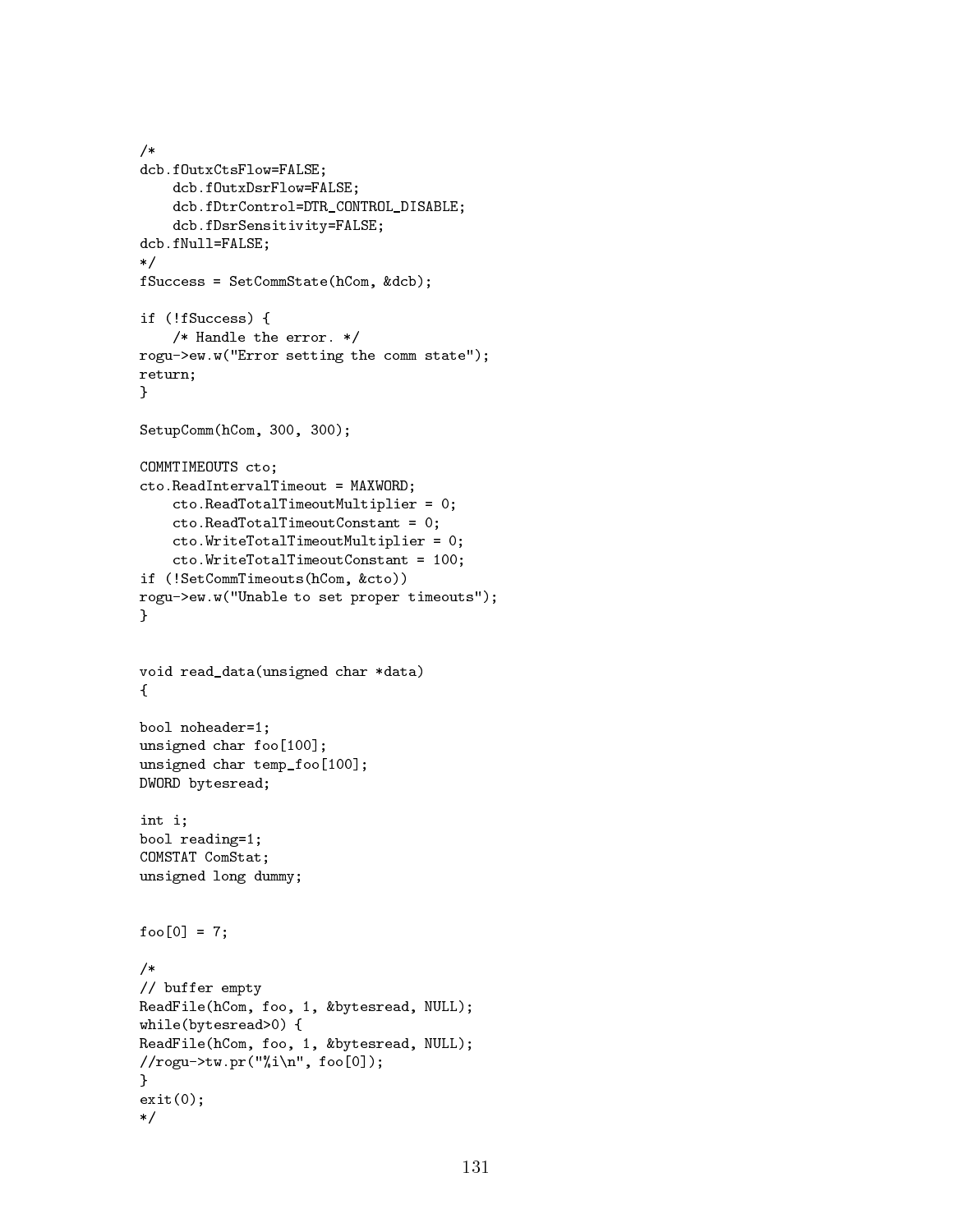```
/*
dcb.fOutxCtsFlow=FALSE;
    dcb.fOutxDsrFlow=FALSE;
    dcb.fDtrControl=DTR_CONTROL_DISABLE;
    dcb.fDsrSensitivity=FALSE;
dcb.fNull=FALSE;
*/
fSuccess = SetCommState(hCom, &dcb);

if (!fSuccess) {
    /* Handle the error. */
rogu->ew.w("Error setting the comm state");
return;
}

SetupComm(hCom, 300, 300);

COMMTIMEOUTS cto;
cto.ReadIntervalTimeout = MAXWORD;
    cto.ReadTotalTimeoutMultiplier = 0;
    cto.ReadTotalTimeoutConstant = 0;
    cto.WriteTotalTimeoutMultiplier = 0;
    cto.WriteTotalTimeoutConstant = 100;
if (!SetCommTimeouts(hCom, &cto))
rogu->ew.w("Unable to set proper timeouts");
}


void read_data(unsigned char *data)
{

bool noheader=1;
unsigned char foo[100];
unsigned char temp_foo[100];
DWORD bytesread;

int i;
bool reading=1;
COMSTAT ComStat;
unsigned long dummy;


foo[0] = 7;

/*
// buffer empty
ReadFile(hCom, foo, 1, &bytesread, NULL);
while(bytesread>0) {
ReadFile(hCom, foo, 1, &bytesread, NULL);
//rogu->tw.pr("%i\n", foo[0]);
}
exit(0);
*/
```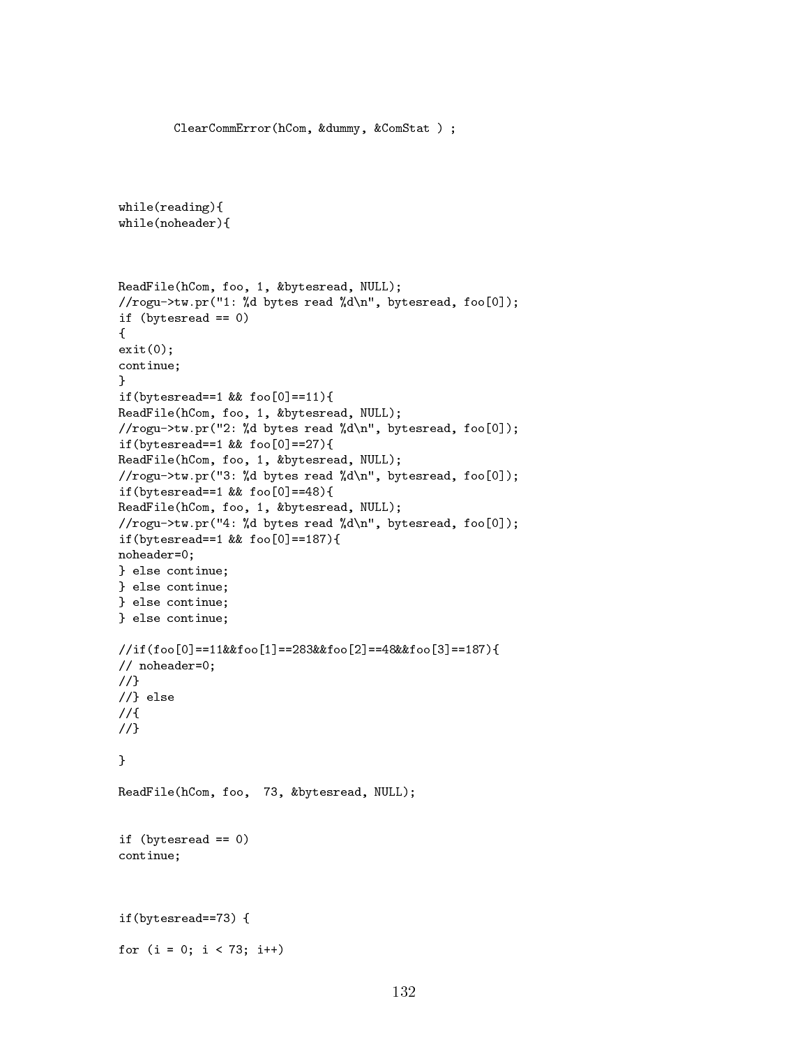```
        ClearCommError(hCom, &dummy, &ComStat ) ;




while(reading){
while(noheader){



ReadFile(hCom, foo, 1, &bytesread, NULL);
//rogu->tw.pr("1: %d bytes read %d\n", bytesread, foo[0]);
if (bytesread == 0)
{
exit(0);
continue;
}
if(bytesread==1 && foo[0]==11){
ReadFile(hCom, foo, 1, &bytesread, NULL);
//rogu->tw.pr("2: %d bytes read %d\n", bytesread, foo[0]);
if(bytesread==1 && foo[0]==27){
ReadFile(hCom, foo, 1, &bytesread, NULL);
//rogu->tw.pr("3: %d bytes read %d\n", bytesread, foo[0]);
if(bytesread==1 && foo[0]==48){
ReadFile(hCom, foo, 1, &bytesread, NULL);
//rogu->tw.pr("4: %d bytes read %d\n", bytesread, foo[0]);
if(bytesread==1 && foo[0]==187){
noheader=0;
} else continue;
} else continue;
} else continue;
} else continue;

//if(foo[0]==11&&foo[1]==283&&foo[2]==48&&foo[3]==187){
// noheader=0;
//}
//} else
//{
//}

}

ReadFile(hCom, foo,  73, &bytesread, NULL);


if (bytesread == 0)
continue;



if(bytesread==73) {

for (i = 0; i < 73; i++)
```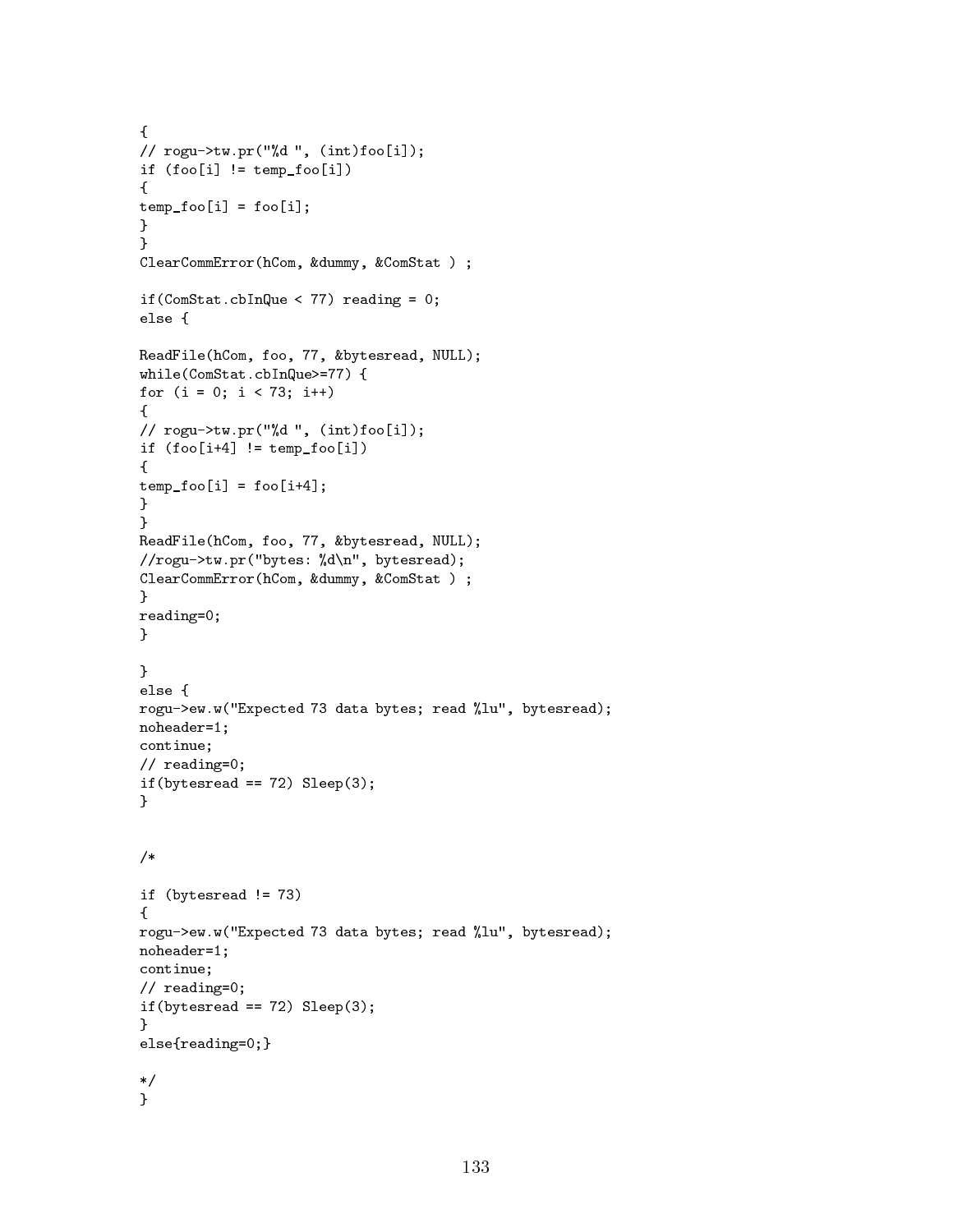```
{
// rogu->tw.pr("%d ", (int)foo[i]);
if (foo[i] != temp_foo[i])
{
temp_foo[i] = foo[i];
}
}
ClearCommError(hCom, &dummy, &ComStat ) ;

if(ComStat.cbInQue < 77) reading = 0;
else {

ReadFile(hCom, foo, 77, &bytesread, NULL);
while(ComStat.cbInQue>=77) {
for (i = 0; i < 73; i++)
{
// rogu->tw.pr("%d ", (int)foo[i]);
if (foo[i+4] != temp_foo[i])
{
temp_foo[i] = foo[i+4];
}
}
ReadFile(hCom, foo, 77, &bytesread, NULL);
//rogu->tw.pr("bytes: %d\n", bytesread);
ClearCommError(hCom, &dummy, &ComStat ) ;
}
reading=0;
}

}
else {
rogu->ew.w("Expected 73 data bytes; read %lu", bytesread);
noheader=1;
continue;
// reading=0;
if(bytesread == 72) Sleep(3);
}


/*

if (bytesread != 73)
{
rogu->ew.w("Expected 73 data bytes; read %lu", bytesread);
noheader=1;
continue;
// reading=0;
if(bytesread == 72) Sleep(3);
}
else{reading=0;}

*/
}
```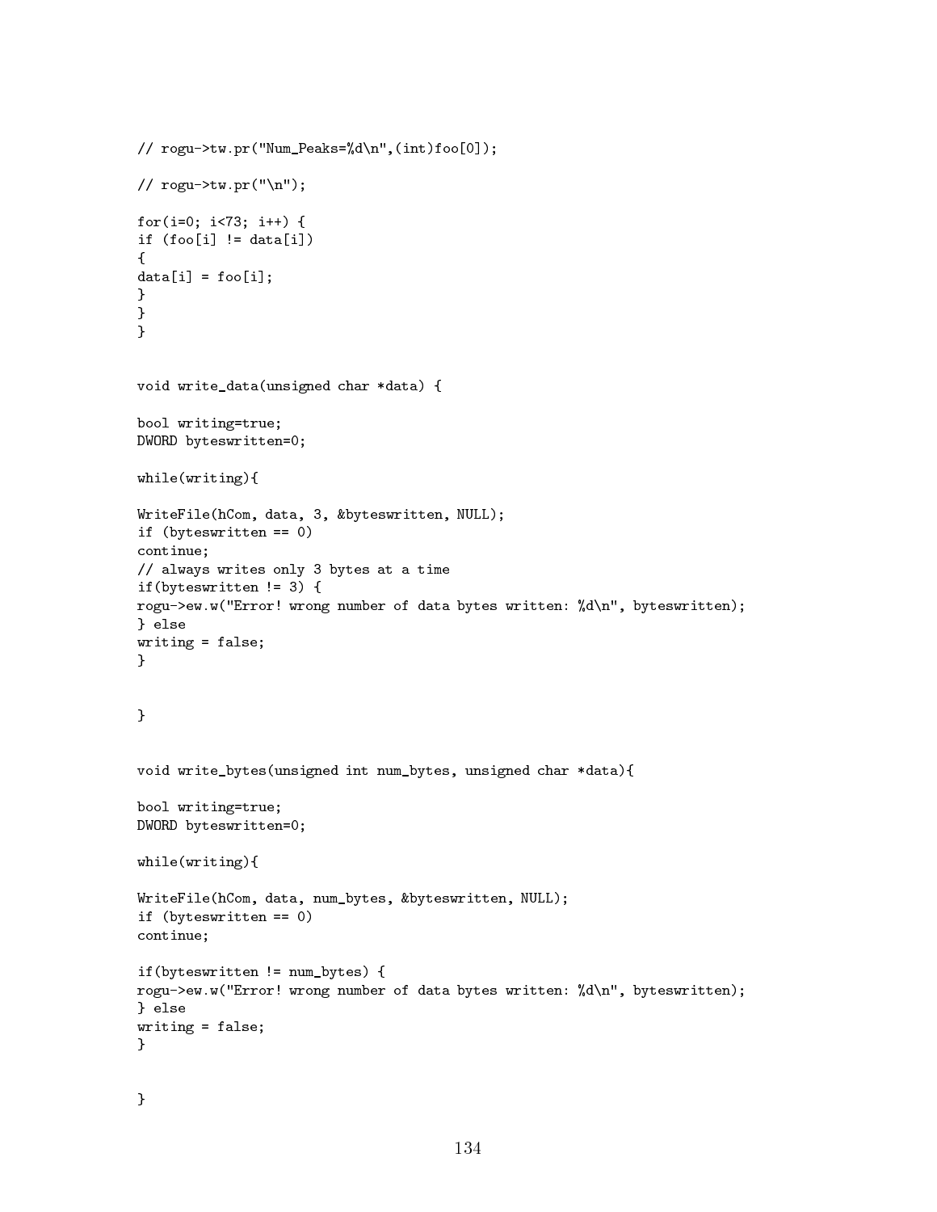```
// rogu->tw.pr("Num_Peaks=%d\n",(int)foo[0]);

// rogu->tw.pr("\n");

for(i=0; i<73; i++) {
if (foo[i] != data[i])
{
data[i] = foo[i];
}
}
}


void write_data(unsigned char *data) {

bool writing=true;
DWORD byteswritten=0;

while(writing){

WriteFile(hCom, data, 3, &byteswritten, NULL);
if (byteswritten == 0)
continue;
// always writes only 3 bytes at a time
if(byteswritten != 3) {
rogu->ew.w("Error! wrong number of data bytes written: %d\n", byteswritten);
} else
writing = false;
}


}


void write_bytes(unsigned int num_bytes, unsigned char *data){

bool writing=true;
DWORD byteswritten=0;

while(writing){

WriteFile(hCom, data, num_bytes, &byteswritten, NULL);
if (byteswritten == 0)
continue;

if(byteswritten != num_bytes) {
rogu->ew.w("Error! wrong number of data bytes written: %d\n", byteswritten);
} else
writing = false;
}


}
```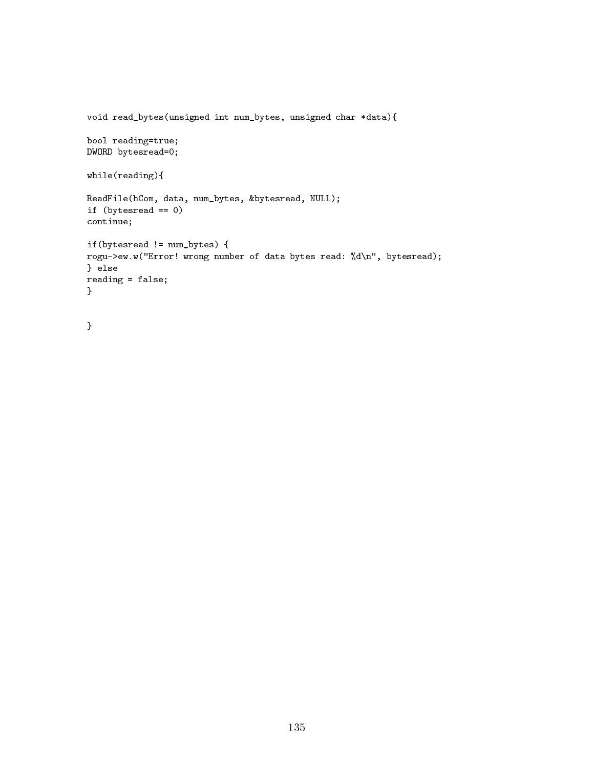```
void read_bytes(unsigned int num_bytes, unsigned char *data){

bool reading=true;
DWORD bytesread=0;

while(reading){

ReadFile(hCom, data, num_bytes, &bytesread, NULL);
if (bytesread == 0)
continue;

if(bytesread != num_bytes) {
rogu->ew.w("Error! wrong number of data bytes read: %d\n", bytesread);
} else
reading = false;
}


}
```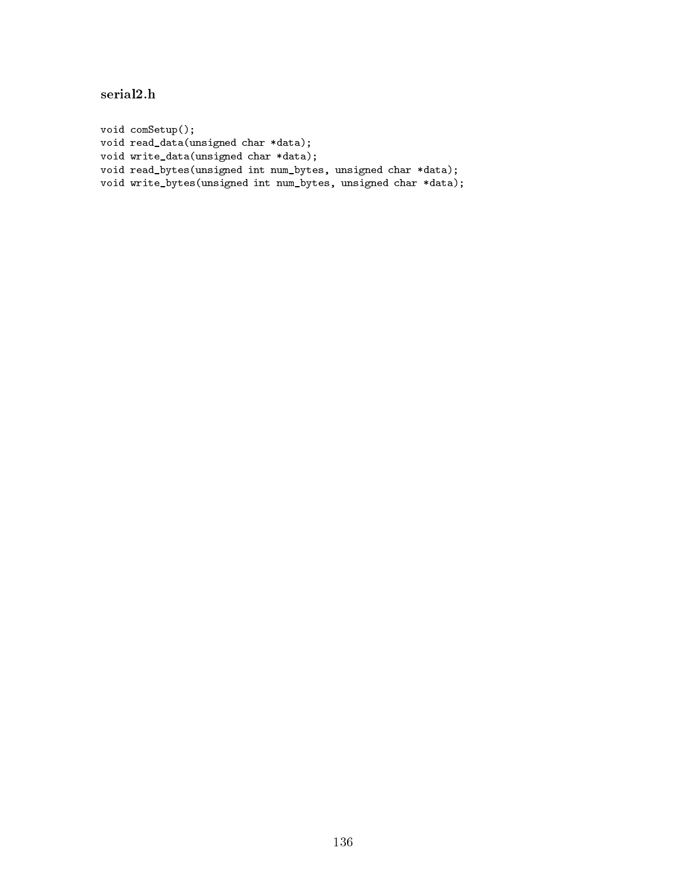### serial2.h

```
void comSetup();
void read_data(unsigned char *data);
void write_data(unsigned char *data);
void read_bytes(unsigned int num_bytes, unsigned char *data);
void write_bytes(unsigned int num_bytes, unsigned char *data);
```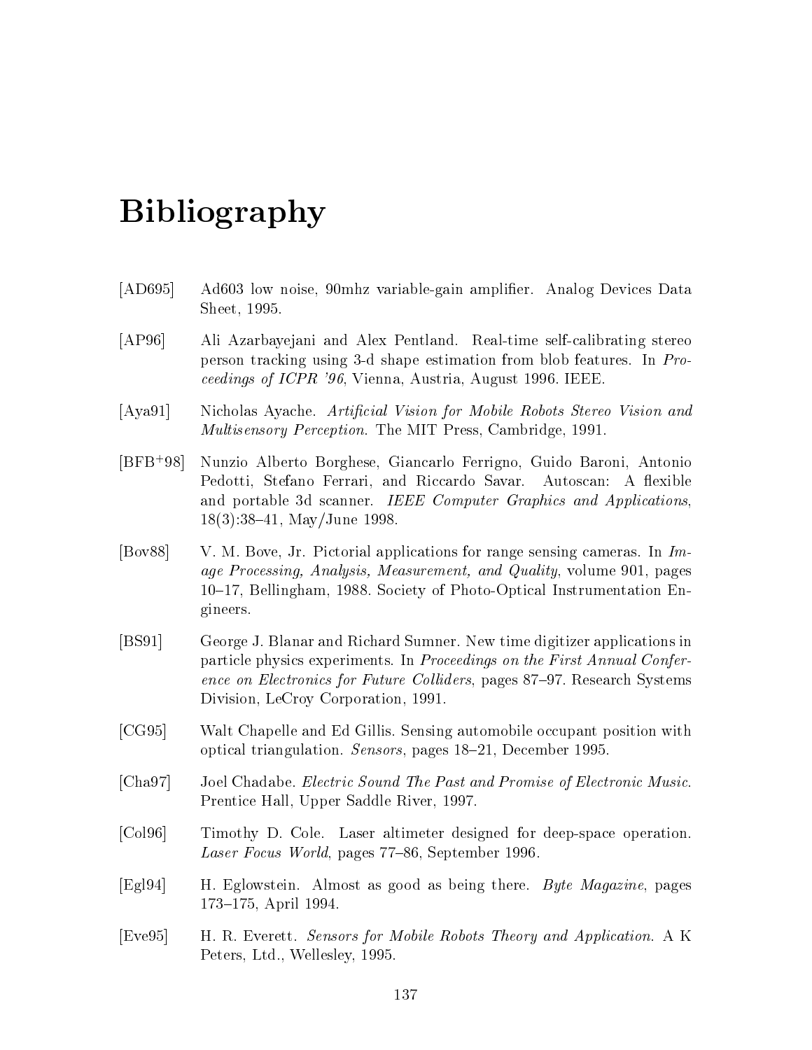# Bibliography

[AD695] Ad603 low noise, 90mhz variable-gain amplifier. Analog Devices Data Sheet, 1995.

[AP96] Ali Azarbayejani and Alex Pentland. Real-time self-calibrating stereo person tracking using 3-d shape estimation from blob features. In *Proceedings of ICPR '96*, Vienna, Austria, August 1996. IEEE.

[Aya91] Nicholas Ayache. *Artificial Vision for Mobile Robots Stereo Vision and Multisensory Perception*. The MIT Press, Cambridge, 1991.

[BFB+98] Nunzio Alberto Borghese, Giancarlo Ferrigno, Guido Baroni, Antonio Pedotti, Stefano Ferrari, and Riccardo Savar. Autoscan: A flexible and portable 3d scanner. *IEEE Computer Graphics and Applications*, 18(3):38–41, May/June 1998.

[Bov88] V. M. Bove, Jr. Pictorial applications for range sensing cameras. In *Image Processing, Analysis, Measurement, and Quality*, volume 901, pages 10–17, Bellingham, 1988. Society of Photo-Optical Instrumentation Engineers.

[BS91] George J. Blanar and Richard Sumner. New time digitizer applications in particle physics experiments. In *Proceedings on the First Annual Conference on Electronics for Future Colliders*, pages 87–97. Research Systems Division, LeCroy Corporation, 1991.

[CG95] Walt Chapelle and Ed Gillis. Sensing automobile occupant position with optical triangulation. *Sensors*, pages 18–21, December 1995.

[Cha97] Joel Chadabe. *Electric Sound The Past and Promise of Electronic Music*. Prentice Hall, Upper Saddle River, 1997.

[Col96] Timothy D. Cole. Laser altimeter designed for deep-space operation. *Laser Focus World*, pages 77–86, September 1996.

[Egl94] H. Eglowstein. Almost as good as being there. *Byte Magazine*, pages 173–175, April 1994.

[Eve95] H. R. Everett. *Sensors for Mobile Robots Theory and Application*. A K Peters, Ltd., Wellesley, 1995.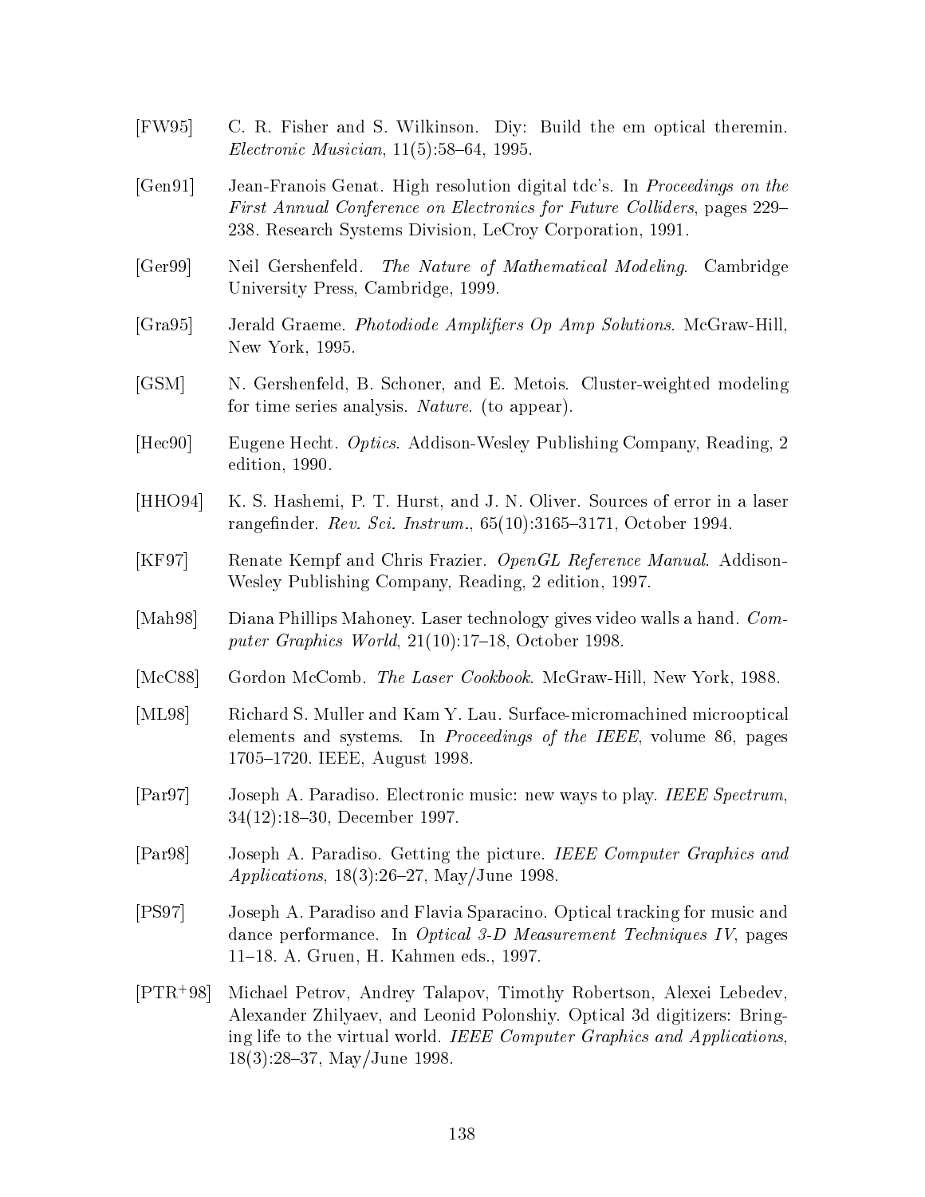[FW95] C. R. Fisher and S. Wilkinson. Diy: Build the em optical theremin. *Electronic Musician*, 11(5):58–64, 1995.

[Gen91] Jean-Franois Genat. High resolution digital tdc's. In *Proceedings on the First Annual Conference on Electronics for Future Colliders*, pages 229–238. Research Systems Division, LeCroy Corporation, 1991.

[Ger99] Neil Gershenfeld. *The Nature of Mathematical Modeling*. Cambridge University Press, Cambridge, 1999.

[Gra95] Jerald Graeme. *Photodiode Amplifiers Op Amp Solutions*. McGraw-Hill, New York, 1995.

[GSM] N. Gershenfeld, B. Schoner, and E. Metois. Cluster-weighted modeling for time series analysis. *Nature*. (to appear).

[Hec90] Eugene Hecht. *Optics*. Addison-Wesley Publishing Company, Reading, 2 edition, 1990.

[HHO94] K. S. Hashemi, P. T. Hurst, and J. N. Oliver. Sources of error in a laser rangefinder. *Rev. Sci. Instrum.*, 65(10):3165–3171, October 1994.

[KF97] Renate Kempf and Chris Frazier. *OpenGL Reference Manual*. Addison-Wesley Publishing Company, Reading, 2 edition, 1997.

[Mah98] Diana Phillips Mahoney. Laser technology gives video walls a hand. *Computer Graphics World*, 21(10):17–18, October 1998.

[McC88] Gordon McComb. *The Laser Cookbook*. McGraw-Hill, New York, 1988.

[ML98] Richard S. Muller and Kam Y. Lau. Surface-micromachined microoptical elements and systems. In *Proceedings of the IEEE*, volume 86, pages 1705–1720. IEEE, August 1998.

[Par97] Joseph A. Paradiso. Electronic music: new ways to play. *IEEE Spectrum*, 34(12):18–30, December 1997.

[Par98] Joseph A. Paradiso. Getting the picture. *IEEE Computer Graphics and Applications*, 18(3):26–27, May/June 1998.

[PS97] Joseph A. Paradiso and Flavia Sparacino. Optical tracking for music and dance performance. In *Optical 3-D Measurement Techniques IV*, pages 11–18. A. Gruen, H. Kahmen eds., 1997.

[PTR+98] Michael Petrov, Andrey Talapov, Timothy Robertson, Alexei Lebedev, Alexander Zhilyaev, and Leonid Polonshiy. Optical 3d digitizers: Bringing life to the virtual world. *IEEE Computer Graphics and Applications*, 18(3):28–37, May/June 1998.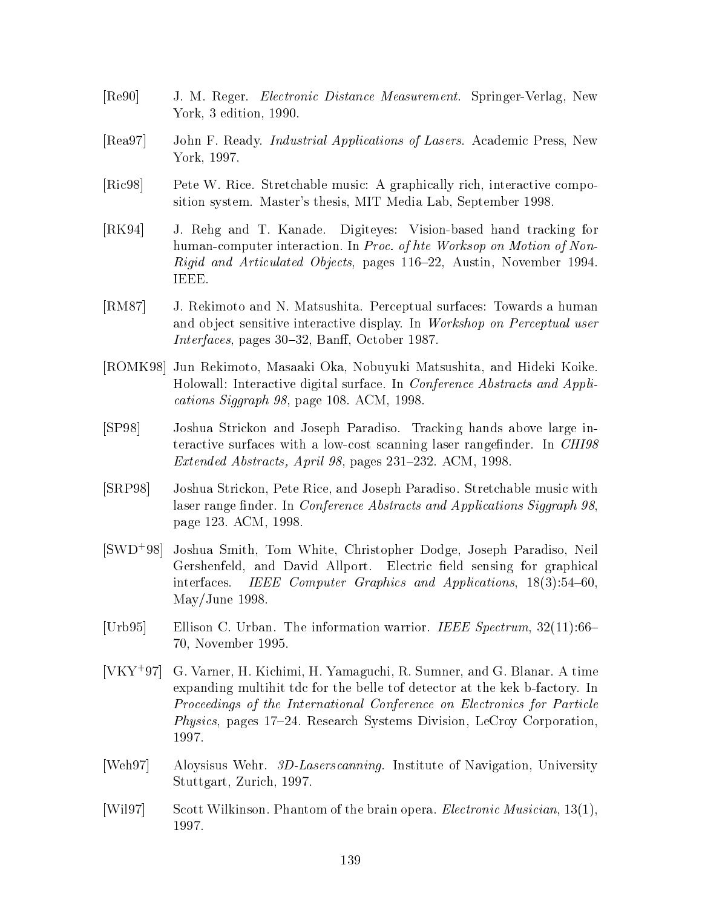[Re90] J. M. Reger. *Electronic Distance Measurement*. Springer-Verlag, New York, 3 edition, 1990.

[Rea97] John F. Ready. *Industrial Applications of Lasers*. Academic Press, New York, 1997.

[Ric98] Pete W. Rice. Stretchable music: A graphically rich, interactive composition system. Master's thesis, MIT Media Lab, September 1998.

[RK94] J. Rehg and T. Kanade. Digiteyes: Vision-based hand tracking for human-computer interaction. In *Proc. of hte Worksop on Motion of Non-Rigid and Articulated Objects*, pages 116–22, Austin, November 1994. IEEE.

[RM87] J. Rekimoto and N. Matsushita. Perceptual surfaces: Towards a human and object sensitive interactive display. In *Workshop on Perceptual user Interfaces*, pages 30–32, Banff, October 1987.

[ROMK98] Jun Rekimoto, Masaaki Oka, Nobuyuki Matsushita, and Hideki Koike. Holowall: Interactive digital surface. In *Conference Abstracts and Applications Siggraph 98*, page 108. ACM, 1998.

[SP98] Joshua Strickon and Joseph Paradiso. Tracking hands above large interactive surfaces with a low-cost scanning laser rangefinder. In *CHI98 Extended Abstracts, April 98*, pages 231–232. ACM, 1998.

[SRP98] Joshua Strickon, Pete Rice, and Joseph Paradiso. Stretchable music with laser range finder. In *Conference Abstracts and Applications Siggraph 98*, page 123. ACM, 1998.

[SWD+98] Joshua Smith, Tom White, Christopher Dodge, Joseph Paradiso, Neil Gershenfeld, and David Allport. Electric field sensing for graphical interfaces. *IEEE Computer Graphics and Applications*, 18(3):54–60, May/June 1998.

[Urb95] Ellison C. Urban. The information warrior. *IEEE Spectrum*, 32(11):66–70, November 1995.

[VKY+97] G. Varner, H. Kichimi, H. Yamaguchi, R. Sumner, and G. Blanar. A time expanding multihit tdc for the belle tof detector at the kek b-factory. In *Proceedings of the International Conference on Electronics for Particle Physics*, pages 17–24. Research Systems Division, LeCroy Corporation, 1997.

[Weh97] Aloysisus Wehr. *3D-Laserscanning*. Institute of Navigation, University Stuttgart, Zurich, 1997.

[Wil97] Scott Wilkinson. Phantom of the brain opera. *Electronic Musician*, 13(1), 1997.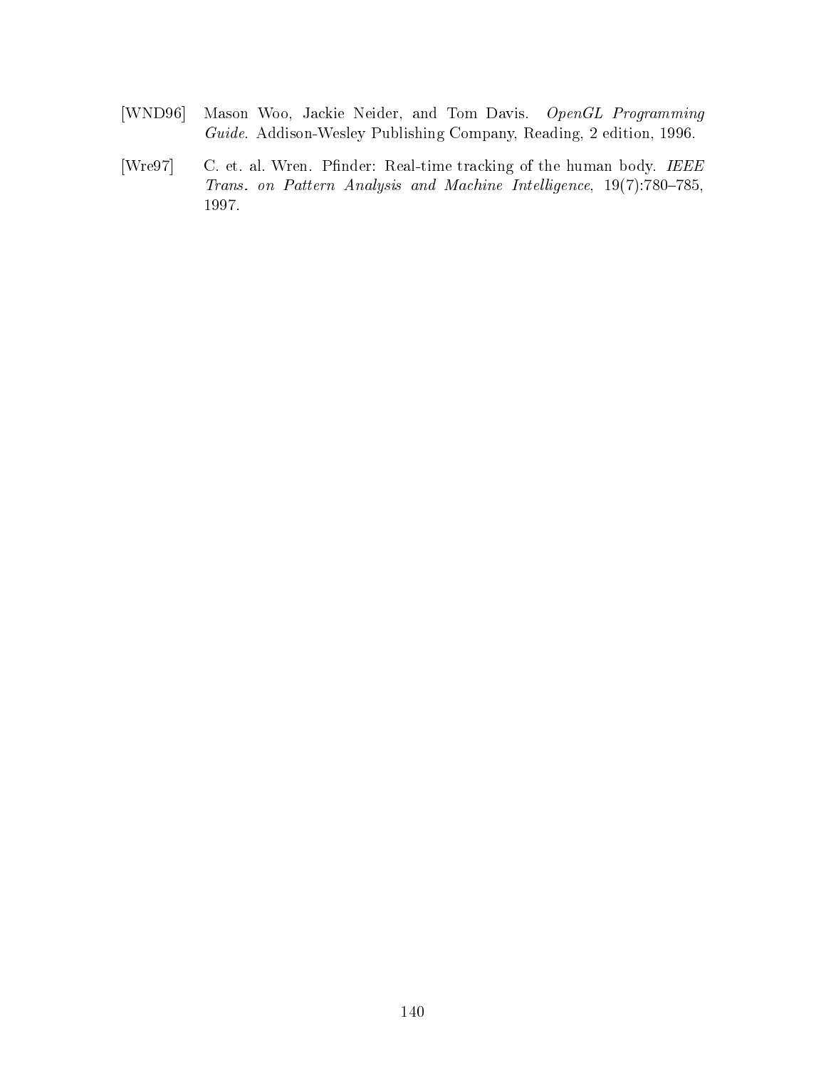[WND96] Mason Woo, Jackie Neider, and Tom Davis. *OpenGL Programming Guide*. Addison-Wesley Publishing Company, Reading, 2 edition, 1996.

[Wre97] C. et. al. Wren. Pfinder: Real-time tracking of the human body. *IEEE Trans. on Pattern Analysis and Machine Intelligence*, 19(7):780–785, 1997.